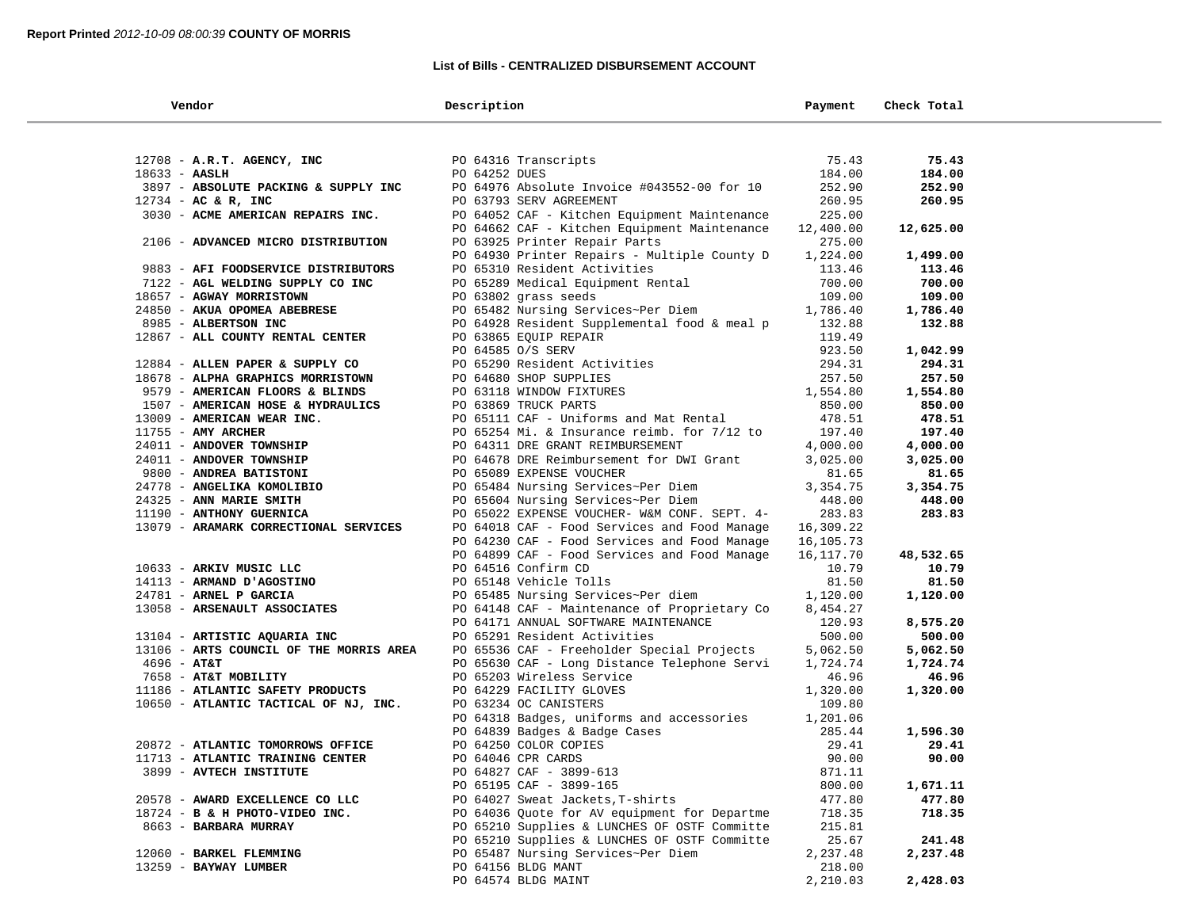Report Printed *2012-10-09 08:00:39* **COUNTY OF MORRIS**

## List of Bills - CENTRALIZED DISBURSEMENT ACCOUNT

| Vendor | Description | Payment | Check Total |
|---|---|---|---|
| 12708 - **A.R.T. AGENCY, INC** | PO 64316 Transcripts | 75.43 | **75.43** |
| 18633 - **AASLH** | PO 64252 DUES | 184.00 | **184.00** |
| 3897 - **ABSOLUTE PACKING & SUPPLY INC** | PO 64976 Absolute Invoice #043552-00 for 10 | 252.90 | **252.90** |
| 12734 - **AC & R, INC** | PO 63793 SERV AGREEMENT | 260.95 | **260.95** |
| 3030 - **ACME AMERICAN REPAIRS INC.** | PO 64052 CAF - Kitchen Equipment Maintenance | 225.00 | |
| | PO 64662 CAF - Kitchen Equipment Maintenance | 12,400.00 | **12,625.00** |
| 2106 - **ADVANCED MICRO DISTRIBUTION** | PO 63925 Printer Repair Parts | 275.00 | |
| | PO 64930 Printer Repairs - Multiple County D | 1,224.00 | **1,499.00** |
| 9883 - **AFI FOODSERVICE DISTRIBUTORS** | PO 65310 Resident Activities | 113.46 | **113.46** |
| 7122 - **AGL WELDING SUPPLY CO INC** | PO 65289 Medical Equipment Rental | 700.00 | **700.00** |
| 18657 - **AGWAY MORRISTOWN** | PO 63802 grass seeds | 109.00 | **109.00** |
| 24850 - **AKUA OPOMEA ABEBRESE** | PO 65482 Nursing Services~Per Diem | 1,786.40 | **1,786.40** |
| 8985 - **ALBERTSON INC** | PO 64928 Resident Supplemental food & meal p | 132.88 | **132.88** |
| 12867 - **ALL COUNTY RENTAL CENTER** | PO 63865 EQUIP REPAIR | 119.49 | |
| | PO 64585 O/S SERV | 923.50 | **1,042.99** |
| 12884 - **ALLEN PAPER & SUPPLY CO** | PO 65290 Resident Activities | 294.31 | **294.31** |
| 18678 - **ALPHA GRAPHICS MORRISTOWN** | PO 64680 SHOP SUPPLIES | 257.50 | **257.50** |
| 9579 - **AMERICAN FLOORS & BLINDS** | PO 63118 WINDOW FIXTURES | 1,554.80 | **1,554.80** |
| 1507 - **AMERICAN HOSE & HYDRAULICS** | PO 63869 TRUCK PARTS | 850.00 | **850.00** |
| 13009 - **AMERICAN WEAR INC.** | PO 65111 CAF - Uniforms and Mat Rental | 478.51 | **478.51** |
| 11755 - **AMY ARCHER** | PO 65254 Mi. & Insurance reimb. for 7/12 to | 197.40 | **197.40** |
| 24011 - **ANDOVER TOWNSHIP** | PO 64311 DRE GRANT REIMBURSEMENT | 4,000.00 | **4,000.00** |
| 24011 - **ANDOVER TOWNSHIP** | PO 64678 DRE Reimbursement for DWI Grant | 3,025.00 | **3,025.00** |
| 9800 - **ANDREA BATISTONI** | PO 65089 EXPENSE VOUCHER | 81.65 | **81.65** |
| 24778 - **ANGELIKA KOMOLIBIO** | PO 65484 Nursing Services~Per Diem | 3,354.75 | **3,354.75** |
| 24325 - **ANN MARIE SMITH** | PO 65604 Nursing Services~Per Diem | 448.00 | **448.00** |
| 11190 - **ANTHONY GUERNICA** | PO 65022 EXPENSE VOUCHER- W&M CONF. SEPT. 4- | 283.83 | **283.83** |
| 13079 - **ARAMARK CORRECTIONAL SERVICES** | PO 64018 CAF - Food Services and Food Manage | 16,309.22 | |
| | PO 64230 CAF - Food Services and Food Manage | 16,105.73 | |
| | PO 64899 CAF - Food Services and Food Manage | 16,117.70 | **48,532.65** |
| 10633 - **ARKIV MUSIC LLC** | PO 64516 Confirm CD | 10.79 | **10.79** |
| 14113 - **ARMAND D'AGOSTINO** | PO 65148 Vehicle Tolls | 81.50 | **81.50** |
| 24781 - **ARNEL P GARCIA** | PO 65485 Nursing Services~Per diem | 1,120.00 | **1,120.00** |
| 13058 - **ARSENAULT ASSOCIATES** | PO 64148 CAF - Maintenance of Proprietary Co | 8,454.27 | |
| | PO 64171 ANNUAL SOFTWARE MAINTENANCE | 120.93 | **8,575.20** |
| 13104 - **ARTISTIC AQUARIA INC** | PO 65291 Resident Activities | 500.00 | **500.00** |
| 13106 - **ARTS COUNCIL OF THE MORRIS AREA** | PO 65536 CAF - Freeholder Special Projects | 5,062.50 | **5,062.50** |
| 4696 - **AT&T** | PO 65630 CAF - Long Distance Telephone Servi | 1,724.74 | **1,724.74** |
| 7658 - **AT&T MOBILITY** | PO 65203 Wireless Service | 46.96 | **46.96** |
| 11186 - **ATLANTIC SAFETY PRODUCTS** | PO 64229 FACILITY GLOVES | 1,320.00 | **1,320.00** |
| 10650 - **ATLANTIC TACTICAL OF NJ, INC.** | PO 63234 OC CANISTERS | 109.80 | |
| | PO 64318 Badges, uniforms and accessories | 1,201.06 | |
| | PO 64839 Badges & Badge Cases | 285.44 | **1,596.30** |
| 20872 - **ATLANTIC TOMORROWS OFFICE** | PO 64250 COLOR COPIES | 29.41 | **29.41** |
| 11713 - **ATLANTIC TRAINING CENTER** | PO 64046 CPR CARDS | 90.00 | **90.00** |
| 3899 - **AVTECH INSTITUTE** | PO 64827 CAF - 3899-613 | 871.11 | |
| | PO 65195 CAF - 3899-165 | 800.00 | **1,671.11** |
| 20578 - **AWARD EXCELLENCE CO LLC** | PO 64027 Sweat Jackets,T-shirts | 477.80 | **477.80** |
| 18724 - **B & H PHOTO-VIDEO INC.** | PO 64036 Quote for AV equipment for Departme | 718.35 | **718.35** |
| 8663 - **BARBARA MURRAY** | PO 65210 Supplies & LUNCHES OF OSTF Committe | 215.81 | |
| | PO 65210 Supplies & LUNCHES OF OSTF Committe | 25.67 | **241.48** |
| 12060 - **BARKEL FLEMMING** | PO 65487 Nursing Services~Per Diem | 2,237.48 | **2,237.48** |
| 13259 - **BAYWAY LUMBER** | PO 64156 BLDG MANT | 218.00 | |
| | PO 64574 BLDG MAINT | 2,210.03 | **2,428.03** |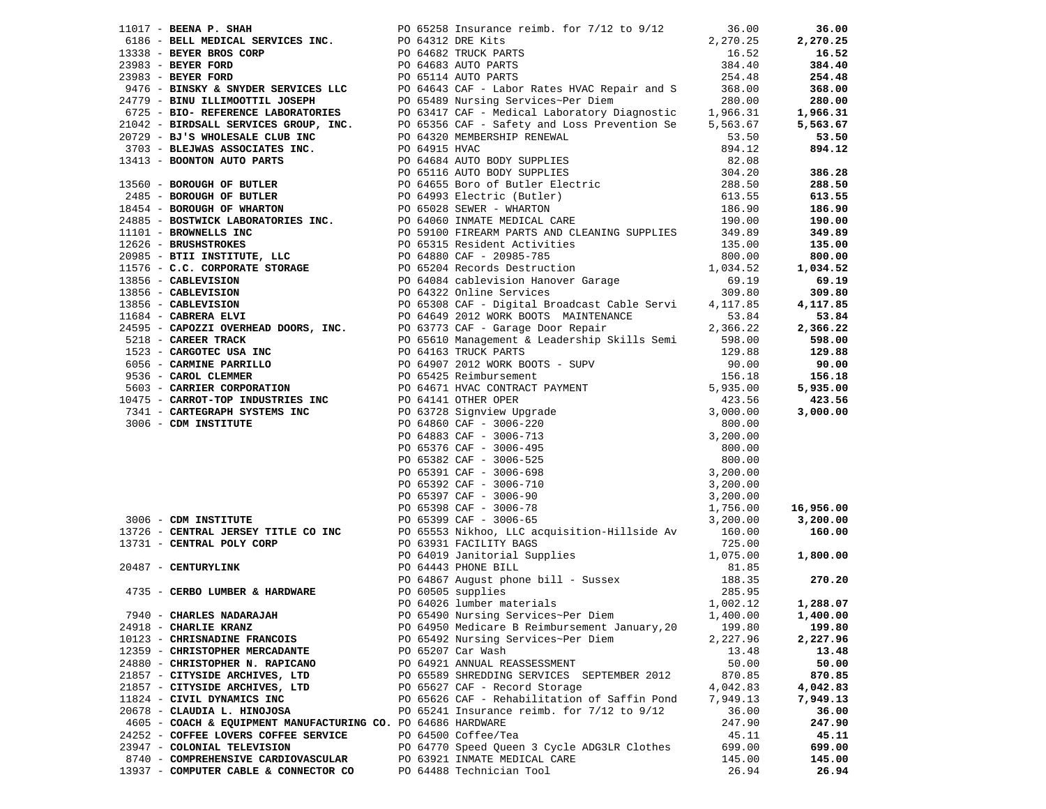| Vendor | PO / Description | Amount | Total |
|---|---|---|---|
| 11017 - **BEENA P. SHAH** | PO 65258 Insurance reimb. for 7/12 to 9/12 | 36.00 | **36.00** |
| 6186 - **BELL MEDICAL SERVICES INC.** | PO 64312 DRE Kits | 2,270.25 | **2,270.25** |
| 13338 - **BEYER BROS CORP** | PO 64682 TRUCK PARTS | 16.52 | **16.52** |
| 23983 - **BEYER FORD** | PO 64683 AUTO PARTS | 384.40 | **384.40** |
| 23983 - **BEYER FORD** | PO 65114 AUTO PARTS | 254.48 | **254.48** |
| 9476 - **BINSKY & SNYDER SERVICES LLC** | PO 64643 CAF - Labor Rates HVAC Repair and S | 368.00 | **368.00** |
| 24779 - **BINU ILLIMOOTTIL JOSEPH** | PO 65489 Nursing Services~Per Diem | 280.00 | **280.00** |
| 6725 - **BIO- REFERENCE LABORATORIES** | PO 63417 CAF - Medical Laboratory Diagnostic | 1,966.31 | **1,966.31** |
| 21042 - **BIRDSALL SERVICES GROUP, INC.** | PO 65356 CAF - Safety and Loss Prevention Se | 5,563.67 | **5,563.67** |
| 20729 - **BJ'S WHOLESALE CLUB INC** | PO 64320 MEMBERSHIP RENEWAL | 53.50 | **53.50** |
| 3703 - **BLEJWAS ASSOCIATES INC.** | PO 64915 HVAC | 894.12 | **894.12** |
| 13413 - **BOONTON AUTO PARTS** | PO 64684 AUTO BODY SUPPLIES | 82.08 | |
| | PO 65116 AUTO BODY SUPPLIES | 304.20 | **386.28** |
| 13560 - **BOROUGH OF BUTLER** | PO 64655 Boro of Butler Electric | 288.50 | **288.50** |
| 2485 - **BOROUGH OF BUTLER** | PO 64993 Electric (Butler) | 613.55 | **613.55** |
| 18454 - **BOROUGH OF WHARTON** | PO 65028 SEWER - WHARTON | 186.90 | **186.90** |
| 24885 - **BOSTWICK LABORATORIES INC.** | PO 64060 INMATE MEDICAL CARE | 190.00 | **190.00** |
| 11101 - **BROWNELLS INC** | PO 59100 FIREARM PARTS AND CLEANING SUPPLIES | 349.89 | **349.89** |
| 12626 - **BRUSHSTROKES** | PO 65315 Resident Activities | 135.00 | **135.00** |
| 20985 - **BTII INSTITUTE, LLC** | PO 64880 CAF - 20985-785 | 800.00 | **800.00** |
| 11576 - **C.C. CORPORATE STORAGE** | PO 65204 Records Destruction | 1,034.52 | **1,034.52** |
| 13856 - **CABLEVISION** | PO 64084 cablevision Hanover Garage | 69.19 | **69.19** |
| 13856 - **CABLEVISION** | PO 64322 Online Services | 309.80 | **309.80** |
| 13856 - **CABLEVISION** | PO 65308 CAF - Digital Broadcast Cable Servi | 4,117.85 | **4,117.85** |
| 11684 - **CABRERA ELVI** | PO 64649 2012 WORK BOOTS MAINTENANCE | 53.84 | **53.84** |
| 24595 - **CAPOZZI OVERHEAD DOORS, INC.** | PO 63773 CAF - Garage Door Repair | 2,366.22 | **2,366.22** |
| 5218 - **CAREER TRACK** | PO 65610 Management & Leadership Skills Semi | 598.00 | **598.00** |
| 1523 - **CARGOTEC USA INC** | PO 64163 TRUCK PARTS | 129.88 | **129.88** |
| 6056 - **CARMINE PARRILLO** | PO 64907 2012 WORK BOOTS - SUPV | 90.00 | **90.00** |
| 9536 - **CAROL CLEMMER** | PO 65425 Reimbursement | 156.18 | **156.18** |
| 5603 - **CARRIER CORPORATION** | PO 64671 HVAC CONTRACT PAYMENT | 5,935.00 | **5,935.00** |
| 10475 - **CARROT-TOP INDUSTRIES INC** | PO 64141 OTHER OPER | 423.56 | **423.56** |
| 7341 - **CARTEGRAPH SYSTEMS INC** | PO 63728 Signview Upgrade | 3,000.00 | **3,000.00** |
| 3006 - **CDM INSTITUTE** | PO 64860 CAF - 3006-220 | 800.00 | |
| | PO 64883 CAF - 3006-713 | 3,200.00 | |
| | PO 65376 CAF - 3006-495 | 800.00 | |
| | PO 65382 CAF - 3006-525 | 800.00 | |
| | PO 65391 CAF - 3006-698 | 3,200.00 | |
| | PO 65392 CAF - 3006-710 | 3,200.00 | |
| | PO 65397 CAF - 3006-90 | 3,200.00 | |
| | PO 65398 CAF - 3006-78 | 1,756.00 | **16,956.00** |
| 3006 - **CDM INSTITUTE** | PO 65399 CAF - 3006-65 | 3,200.00 | **3,200.00** |
| 13726 - **CENTRAL JERSEY TITLE CO INC** | PO 65553 Nikhoo, LLC acquisition-Hillside Av | 160.00 | **160.00** |
| 13731 - **CENTRAL POLY CORP** | PO 63931 FACILITY BAGS | 725.00 | |
| | PO 64019 Janitorial Supplies | 1,075.00 | **1,800.00** |
| 20487 - **CENTURYLINK** | PO 64443 PHONE BILL | 81.85 | |
| | PO 64867 August phone bill - Sussex | 188.35 | **270.20** |
| 4735 - **CERBO LUMBER & HARDWARE** | PO 60505 supplies | 285.95 | |
| | PO 64026 lumber materials | 1,002.12 | **1,288.07** |
| 7940 - **CHARLES NADARAJAH** | PO 65490 Nursing Services~Per Diem | 1,400.00 | **1,400.00** |
| 24918 - **CHARLIE KRANZ** | PO 64950 Medicare B Reimbursement January,20 | 199.80 | **199.80** |
| 10123 - **CHRISNADINE FRANCOIS** | PO 65492 Nursing Services~Per Diem | 2,227.96 | **2,227.96** |
| 12359 - **CHRISTOPHER MERCADANTE** | PO 65207 Car Wash | 13.48 | **13.48** |
| 24880 - **CHRISTOPHER N. RAPICANO** | PO 64921 ANNUAL REASSESSMENT | 50.00 | **50.00** |
| 21857 - **CITYSIDE ARCHIVES, LTD** | PO 65589 SHREDDING SERVICES SEPTEMBER 2012 | 870.85 | **870.85** |
| 21857 - **CITYSIDE ARCHIVES, LTD** | PO 65627 CAF - Record Storage | 4,042.83 | **4,042.83** |
| 11824 - **CIVIL DYNAMICS INC** | PO 65626 CAF - Rehabilitation of Saffin Pond | 7,949.13 | **7,949.13** |
| 20678 - **CLAUDIA L. HINOJOSA** | PO 65241 Insurance reimb. for 7/12 to 9/12 | 36.00 | **36.00** |
| 4605 - **COACH & EQUIPMENT MANUFACTURING CO.** | PO 64686 HARDWARE | 247.90 | **247.90** |
| 24252 - **COFFEE LOVERS COFFEE SERVICE** | PO 64500 Coffee/Tea | 45.11 | **45.11** |
| 23947 - **COLONIAL TELEVISION** | PO 64770 Speed Queen 3 Cycle ADG3LR Clothes | 699.00 | **699.00** |
| 8740 - **COMPREHENSIVE CARDIOVASCULAR** | PO 63921 INMATE MEDICAL CARE | 145.00 | **145.00** |
| 13937 - **COMPUTER CABLE & CONNECTOR CO** | PO 64488 Technician Tool | 26.94 | **26.94** |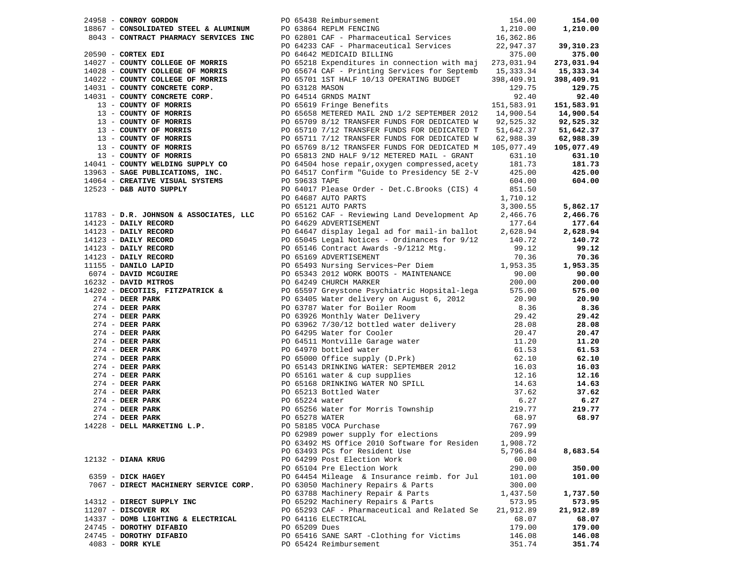| Vendor | PO | Description | Amount | Total |
|---|---|---|---|---|
| 24958 - **CONROY GORDON** | PO 65438 | Reimbursement | 154.00 | **154.00** |
| 18867 - **CONSOLIDATED STEEL & ALUMINUM** | PO 63864 | REPLM FENCING | 1,210.00 | **1,210.00** |
| 8043 - **CONTRACT PHARMACY SERVICES INC** | PO 62801 | CAF - Pharmaceutical Services | 16,362.86 | |
| | PO 64233 | CAF - Pharmaceutical Services | 22,947.37 | **39,310.23** |
| 20590 - **CORTEX EDI** | PO 64642 | MEDICAID BILLING | 375.00 | **375.00** |
| 14027 - **COUNTY COLLEGE OF MORRIS** | PO 65218 | Expenditures in connection with maj | 273,031.94 | **273,031.94** |
| 14028 - **COUNTY COLLEGE OF MORRIS** | PO 65674 | CAF - Printing Services for Septemb | 15,333.34 | **15,333.34** |
| 14022 - **COUNTY COLLEGE OF MORRIS** | PO 65701 | 1ST HALF 10/13 OPERATING BUDGET | 398,409.91 | **398,409.91** |
| 14031 - **COUNTY CONCRETE CORP.** | PO 63128 | MASON | 129.75 | **129.75** |
| 14031 - **COUNTY CONCRETE CORP.** | PO 64514 | GRNDS MAINT | 92.40 | **92.40** |
| 13 - **COUNTY OF MORRIS** | PO 65619 | Fringe Benefits | 151,583.91 | **151,583.91** |
| 13 - **COUNTY OF MORRIS** | PO 65658 | METERED MAIL 2ND 1/2 SEPTEMBER 2012 | 14,900.54 | **14,900.54** |
| 13 - **COUNTY OF MORRIS** | PO 65709 | 8/12 TRANSFER FUNDS FOR DEDICATED W | 92,525.32 | **92,525.32** |
| 13 - **COUNTY OF MORRIS** | PO 65710 | 7/12 TRANSFER FUNDS FOR DEDICATED T | 51,642.37 | **51,642.37** |
| 13 - **COUNTY OF MORRIS** | PO 65711 | 7/12 TRANSFER FUNDS FOR DEDICATED W | 62,988.39 | **62,988.39** |
| 13 - **COUNTY OF MORRIS** | PO 65769 | 8/12 TRANSFER FUNDS FOR DEDICATED M | 105,077.49 | **105,077.49** |
| 13 - **COUNTY OF MORRIS** | PO 65813 | 2ND HALF 9/12 METERED MAIL - GRANT | 631.10 | **631.10** |
| 14041 - **COUNTY WELDING SUPPLY CO** | PO 64504 | hose repair,oxygen compressed,acety | 181.73 | **181.73** |
| 13963 - **SAGE PUBLICATIONS, INC.** | PO 64517 | Confirm "Guide to Presidency 5E 2-V | 425.00 | **425.00** |
| 14064 - **CREATIVE VISUAL SYSTEMS** | PO 59633 | TAPE | 604.00 | **604.00** |
| 12523 - **D&B AUTO SUPPLY** | PO 64017 | Please Order - Det.C.Brooks (CIS) 4 | 851.50 | |
| | PO 64687 | AUTO PARTS | 1,710.12 | |
| | PO 65121 | AUTO PARTS | 3,300.55 | **5,862.17** |
| 11783 - **D.R. JOHNSON & ASSOCIATES, LLC** | PO 65162 | CAF - Reviewing Land Development Ap | 2,466.76 | **2,466.76** |
| 14123 - **DAILY RECORD** | PO 64629 | ADVERTISEMENT | 177.64 | **177.64** |
| 14123 - **DAILY RECORD** | PO 64647 | display legal ad for mail-in ballot | 2,628.94 | **2,628.94** |
| 14123 - **DAILY RECORD** | PO 65045 | Legal Notices - Ordinances for 9/12 | 140.72 | **140.72** |
| 14123 - **DAILY RECORD** | PO 65146 | Contract Awards -9/1212 Mtg. | 99.12 | **99.12** |
| 14123 - **DAILY RECORD** | PO 65169 | ADVERTISEMENT | 70.36 | **70.36** |
| 11155 - **DANILO LAPID** | PO 65493 | Nursing Services~Per Diem | 1,953.35 | **1,953.35** |
| 6074 - **DAVID MCGUIRE** | PO 65343 | 2012 WORK BOOTS - MAINTENANCE | 90.00 | **90.00** |
| 16232 - **DAVID MITROS** | PO 64249 | CHURCH MARKER | 200.00 | **200.00** |
| 14202 - **DECOTIIS, FITZPATRICK &** | PO 65597 | Greystone Psychiatric Hopsital-lega | 575.00 | **575.00** |
| 274 - **DEER PARK** | PO 63405 | Water delivery on August 6, 2012 | 20.90 | **20.90** |
| 274 - **DEER PARK** | PO 63787 | Water for Boiler Room | 8.36 | **8.36** |
| 274 - **DEER PARK** | PO 63926 | Monthly Water Delivery | 29.42 | **29.42** |
| 274 - **DEER PARK** | PO 63962 | 7/30/12 bottled water delivery | 28.08 | **28.08** |
| 274 - **DEER PARK** | PO 64295 | Water for Cooler | 20.47 | **20.47** |
| 274 - **DEER PARK** | PO 64511 | Montville Garage water | 11.20 | **11.20** |
| 274 - **DEER PARK** | PO 64970 | bottled water | 61.53 | **61.53** |
| 274 - **DEER PARK** | PO 65000 | Office supply (D.Prk) | 62.10 | **62.10** |
| 274 - **DEER PARK** | PO 65143 | DRINKING WATER: SEPTEMBER 2012 | 16.03 | **16.03** |
| 274 - **DEER PARK** | PO 65161 | water & cup supplies | 12.16 | **12.16** |
| 274 - **DEER PARK** | PO 65168 | DRINKING WATER NO SPILL | 14.63 | **14.63** |
| 274 - **DEER PARK** | PO 65213 | Bottled Water | 37.62 | **37.62** |
| 274 - **DEER PARK** | PO 65224 | water | 6.27 | **6.27** |
| 274 - **DEER PARK** | PO 65256 | Water for Morris Township | 219.77 | **219.77** |
| 274 - **DEER PARK** | PO 65278 | WATER | 68.97 | **68.97** |
| 14228 - **DELL MARKETING L.P.** | PO 58185 | VOCA Purchase | 767.99 | |
| | PO 62989 | power supply for elections | 209.99 | |
| | PO 63492 | MS Office 2010 Software for Residen | 1,908.72 | |
| | PO 63493 | PCs for Resident Use | 5,796.84 | **8,683.54** |
| 12132 - **DIANA KRUG** | PO 64299 | Post Election Work | 60.00 | |
| | PO 65104 | Pre Election Work | 290.00 | **350.00** |
| 6359 - **DICK HAGEY** | PO 64454 | Mileage & Insurance reimb. for Jul | 101.00 | **101.00** |
| 7067 - **DIRECT MACHINERY SERVICE CORP.** | PO 63050 | Machinery Repairs & Parts | 300.00 | |
| | PO 63788 | Machinery Repair & Parts | 1,437.50 | **1,737.50** |
| 14312 - **DIRECT SUPPLY INC** | PO 65292 | Machinery Repairs & Parts | 573.95 | **573.95** |
| 11207 - **DISCOVER RX** | PO 65293 | CAF - Pharmaceutical and Related Se | 21,912.89 | **21,912.89** |
| 14337 - **DOMB LIGHTING & ELECTRICAL** | PO 64116 | ELECTRICAL | 68.07 | **68.07** |
| 24745 - **DOROTHY DIFABIO** | PO 65209 | Dues | 179.00 | **179.00** |
| 24745 - **DOROTHY DIFABIO** | PO 65416 | SANE SART -Clothing for Victims | 146.08 | **146.08** |
| 4083 - **DORR KYLE** | PO 65424 | Reimbursement | 351.74 | **351.74** |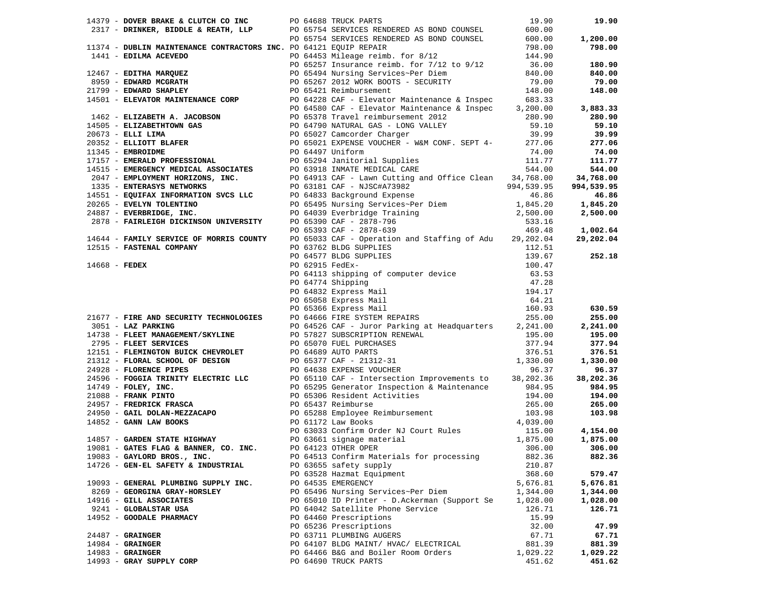| Vendor | PO / Description | Amount | Total |
|---|---|---|---|
| 14379 - **DOVER BRAKE & CLUTCH CO INC** | PO 64688 TRUCK PARTS | 19.90 | **19.90** |
| 2317 - **DRINKER, BIDDLE & REATH, LLP** | PO 65754 SERVICES RENDERED AS BOND COUNSEL | 600.00 | |
| | PO 65754 SERVICES RENDERED AS BOND COUNSEL | 600.00 | **1,200.00** |
| 11374 - **DUBLIN MAINTENANCE CONTRACTORS INC.** | PO 64121 EQUIP REPAIR | 798.00 | **798.00** |
| 1441 - **EDILMA ACEVEDO** | PO 64453 Mileage reimb. for 8/12 | 144.90 | |
| | PO 65257 Insurance reimb. for 7/12 to 9/12 | 36.00 | **180.90** |
| 12467 - **EDITHA MARQUEZ** | PO 65494 Nursing Services~Per Diem | 840.00 | **840.00** |
| 8959 - **EDWARD MCGRATH** | PO 65267 2012 WORK BOOTS - SECURITY | 79.00 | **79.00** |
| 21799 - **EDWARD SHAPLEY** | PO 65421 Reimbursement | 148.00 | **148.00** |
| 14501 - **ELEVATOR MAINTENANCE CORP** | PO 64228 CAF - Elevator Maintenance & Inspec | 683.33 | |
| | PO 64580 CAF - Elevator Maintenance & Inspec | 3,200.00 | **3,883.33** |
| 1462 - **ELIZABETH A. JACOBSON** | PO 65378 Travel reimbursement 2012 | 280.90 | **280.90** |
| 14505 - **ELIZABETHTOWN GAS** | PO 64790 NATURAL GAS - LONG VALLEY | 59.10 | **59.10** |
| 20673 - **ELLI LIMA** | PO 65027 Camcorder Charger | 39.99 | **39.99** |
| 20352 - **ELLIOTT BLAFER** | PO 65021 EXPENSE VOUCHER - W&M CONF. SEPT 4- | 277.06 | **277.06** |
| 11345 - **EMBROIDME** | PO 64497 Uniform | 74.00 | **74.00** |
| 17157 - **EMERALD PROFESSIONAL** | PO 65294 Janitorial Supplies | 111.77 | **111.77** |
| 14515 - **EMERGENCY MEDICAL ASSOCIATES** | PO 63918 INMATE MEDICAL CARE | 544.00 | **544.00** |
| 2047 - **EMPLOYMENT HORIZONS, INC.** | PO 64913 CAF - Lawn Cutting and Office Clean | 34,768.00 | **34,768.00** |
| 1335 - **ENTERASYS NETWORKS** | PO 63181 CAF - NJSC#A73982 | 994,539.95 | **994,539.95** |
| 14551 - **EQUIFAX INFORMATION SVCS LLC** | PO 64833 Background Expense | 46.86 | **46.86** |
| 20265 - **EVELYN TOLENTINO** | PO 65495 Nursing Services~Per Diem | 1,845.20 | **1,845.20** |
| 24887 - **EVERBRIDGE, INC.** | PO 64039 Everbridge Training | 2,500.00 | **2,500.00** |
| 2878 - **FAIRLEIGH DICKINSON UNIVERSITY** | PO 65390 CAF - 2878-796 | 533.16 | |
| | PO 65393 CAF - 2878-639 | 469.48 | **1,002.64** |
| 14644 - **FAMILY SERVICE OF MORRIS COUNTY** | PO 65033 CAF - Operation and Staffing of Adu | 29,202.04 | **29,202.04** |
| 12515 - **FASTENAL COMPANY** | PO 63762 BLDG SUPPLIES | 112.51 | |
| | PO 64577 BLDG SUPPLIES | 139.67 | **252.18** |
| 14668 - **FEDEX** | PO 62915 FedEx- | 100.47 | |
| | PO 64113 shipping of computer device | 63.53 | |
| | PO 64774 Shipping | 47.28 | |
| | PO 64832 Express Mail | 194.17 | |
| | PO 65058 Express Mail | 64.21 | |
| | PO 65366 Express Mail | 160.93 | **630.59** |
| 21677 - **FIRE AND SECURITY TECHNOLOGIES** | PO 64666 FIRE SYSTEM REPAIRS | 255.00 | **255.00** |
| 3051 - **LAZ PARKING** | PO 64526 CAF - Juror Parking at Headquarters | 2,241.00 | **2,241.00** |
| 14738 - **FLEET MANAGEMENT/SKYLINE** | PO 57827 SUBSCRIPTION RENEWAL | 195.00 | **195.00** |
| 2795 - **FLEET SERVICES** | PO 65070 FUEL PURCHASES | 377.94 | **377.94** |
| 12151 - **FLEMINGTON BUICK CHEVROLET** | PO 64689 AUTO PARTS | 376.51 | **376.51** |
| 21312 - **FLORAL SCHOOL OF DESIGN** | PO 65377 CAF - 21312-31 | 1,330.00 | **1,330.00** |
| 24928 - **FLORENCE PIPES** | PO 64638 EXPENSE VOUCHER | 96.37 | **96.37** |
| 24596 - **FOGGIA TRINITY ELECTRIC LLC** | PO 65110 CAF - Intersection Improvements to | 38,202.36 | **38,202.36** |
| 14749 - **FOLEY, INC.** | PO 65295 Generator Inspection & Maintenance | 984.95 | **984.95** |
| 21088 - **FRANK PINTO** | PO 65306 Resident Activities | 194.00 | **194.00** |
| 24957 - **FREDRICK FRASCA** | PO 65437 Reimburse | 265.00 | **265.00** |
| 24950 - **GAIL DOLAN-MEZZACAPO** | PO 65288 Employee Reimbursement | 103.98 | **103.98** |
| 14852 - **GANN LAW BOOKS** | PO 61172 Law Books | 4,039.00 | |
| | PO 63033 Confirm Order NJ Court Rules | 115.00 | **4,154.00** |
| 14857 - **GARDEN STATE HIGHWAY** | PO 63661 signage material | 1,875.00 | **1,875.00** |
| 19081 - **GATES FLAG & BANNER, CO. INC.** | PO 64123 OTHER OPER | 306.00 | **306.00** |
| 19083 - **GAYLORD BROS., INC.** | PO 64513 Confirm Materials for processing | 882.36 | **882.36** |
| 14726 - **GEN-EL SAFETY & INDUSTRIAL** | PO 63655 safety supply | 210.87 | |
| | PO 63528 Hazmat Equipment | 368.60 | **579.47** |
| 19093 - **GENERAL PLUMBING SUPPLY INC.** | PO 64535 EMERGENCY | 5,676.81 | **5,676.81** |
| 8269 - **GEORGINA GRAY-HORSLEY** | PO 65496 Nursing Services~Per Diem | 1,344.00 | **1,344.00** |
| 14916 - **GILL ASSOCIATES** | PO 65010 ID Printer - D.Ackerman (Support Se | 1,028.00 | **1,028.00** |
| 9241 - **GLOBALSTAR USA** | PO 64042 Satellite Phone Service | 126.71 | **126.71** |
| 14952 - **GOODALE PHARMACY** | PO 64460 Prescriptions | 15.99 | |
| | PO 65236 Prescriptions | 32.00 | **47.99** |
| 24487 - **GRAINGER** | PO 63711 PLUMBING AUGERS | 67.71 | **67.71** |
| 14984 - **GRAINGER** | PO 64107 BLDG MAINT/ HVAC/ ELECTRICAL | 881.39 | **881.39** |
| 14983 - **GRAINGER** | PO 64466 B&G and Boiler Room Orders | 1,029.22 | **1,029.22** |
| 14993 - **GRAY SUPPLY CORP** | PO 64690 TRUCK PARTS | 451.62 | **451.62** |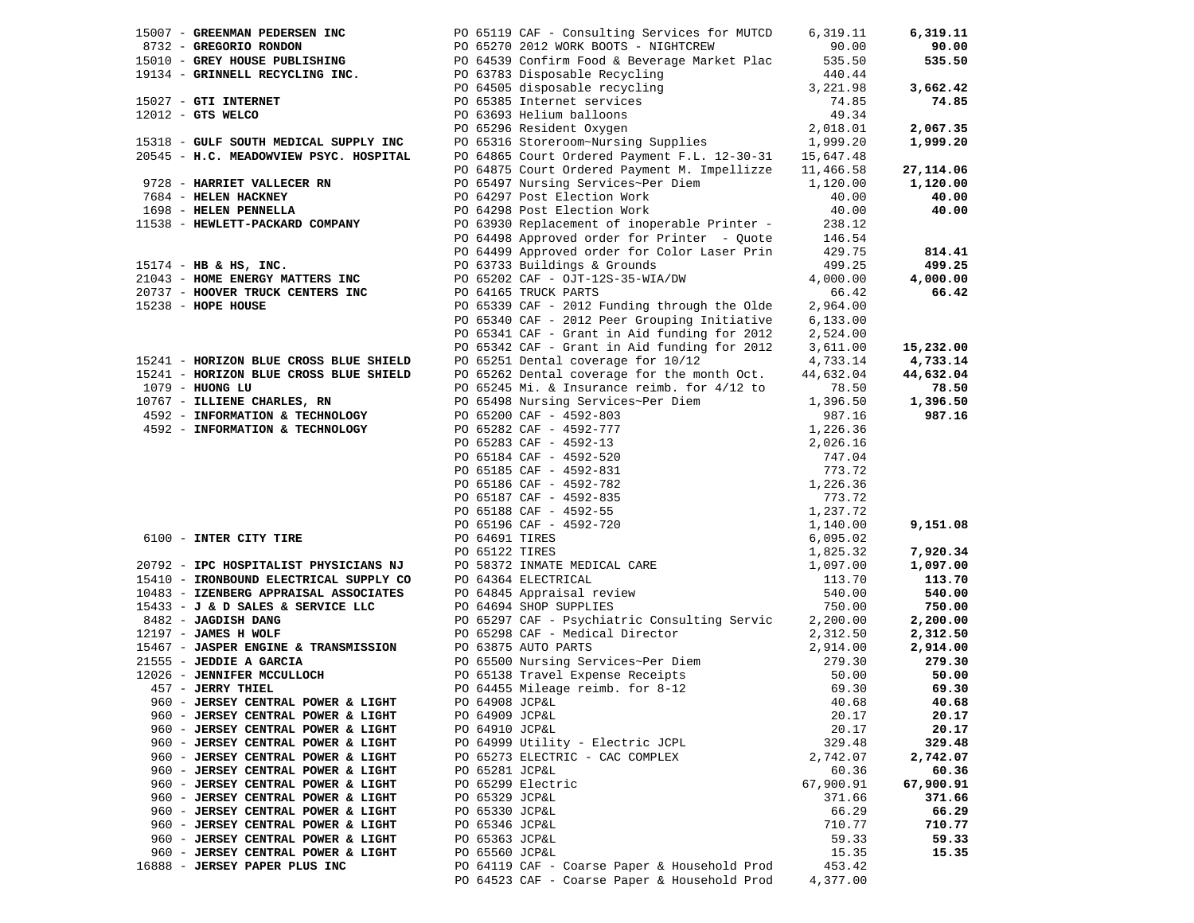| Vendor | PO / Description | Amount | Total |
|---|---|---|---|
| 15007 - **GREENMAN PEDERSEN INC** | PO 65119 CAF - Consulting Services for MUTCD | 6,319.11 | **6,319.11** |
| 8732 - **GREGORIO RONDON** | PO 65270 2012 WORK BOOTS - NIGHTCREW | 90.00 | **90.00** |
| 15010 - **GREY HOUSE PUBLISHING** | PO 64539 Confirm Food & Beverage Market Plac | 535.50 | **535.50** |
| 19134 - **GRINNELL RECYCLING INC.** | PO 63783 Disposable Recycling | 440.44 | |
| | PO 64505 disposable recycling | 3,221.98 | **3,662.42** |
| 15027 - **GTI INTERNET** | PO 65385 Internet services | 74.85 | **74.85** |
| 12012 - **GTS WELCO** | PO 63693 Helium balloons | 49.34 | |
| | PO 65296 Resident Oxygen | 2,018.01 | **2,067.35** |
| 15318 - **GULF SOUTH MEDICAL SUPPLY INC** | PO 65316 Storeroom~Nursing Supplies | 1,999.20 | **1,999.20** |
| 20545 - **H.C. MEADOWVIEW PSYC. HOSPITAL** | PO 64865 Court Ordered Payment F.L. 12-30-31 | 15,647.48 | |
| | PO 64875 Court Ordered Payment M. Impellizze | 11,466.58 | **27,114.06** |
| 9728 - **HARRIET VALLECER RN** | PO 65497 Nursing Services~Per Diem | 1,120.00 | **1,120.00** |
| 7684 - **HELEN HACKNEY** | PO 64297 Post Election Work | 40.00 | **40.00** |
| 1698 - **HELEN PENNELLA** | PO 64298 Post Election Work | 40.00 | **40.00** |
| 11538 - **HEWLETT-PACKARD COMPANY** | PO 63930 Replacement of inoperable Printer - | 238.12 | |
| | PO 64498 Approved order for Printer - Quote | 146.54 | |
| | PO 64499 Approved order for Color Laser Prin | 429.75 | **814.41** |
| 15174 - **HB & HS, INC.** | PO 63733 Buildings & Grounds | 499.25 | **499.25** |
| 21043 - **HOME ENERGY MATTERS INC** | PO 65202 CAF - OJT-12S-35-WIA/DW | 4,000.00 | **4,000.00** |
| 20737 - **HOOVER TRUCK CENTERS INC** | PO 64165 TRUCK PARTS | 66.42 | **66.42** |
| 15238 - **HOPE HOUSE** | PO 65339 CAF - 2012 Funding through the Olde | 2,964.00 | |
| | PO 65340 CAF - 2012 Peer Grouping Initiative | 6,133.00 | |
| | PO 65341 CAF - Grant in Aid funding for 2012 | 2,524.00 | |
| | PO 65342 CAF - Grant in Aid funding for 2012 | 3,611.00 | **15,232.00** |
| 15241 - **HORIZON BLUE CROSS BLUE SHIELD** | PO 65251 Dental coverage for 10/12 | 4,733.14 | **4,733.14** |
| 15241 - **HORIZON BLUE CROSS BLUE SHIELD** | PO 65262 Dental coverage for the month Oct. | 44,632.04 | **44,632.04** |
| 1079 - **HUONG LU** | PO 65245 Mi. & Insurance reimb. for 4/12 to | 78.50 | **78.50** |
| 10767 - **ILLIENE CHARLES, RN** | PO 65498 Nursing Services~Per Diem | 1,396.50 | **1,396.50** |
| 4592 - **INFORMATION & TECHNOLOGY** | PO 65200 CAF - 4592-803 | 987.16 | **987.16** |
| 4592 - **INFORMATION & TECHNOLOGY** | PO 65282 CAF - 4592-777 | 1,226.36 | |
| | PO 65283 CAF - 4592-13 | 2,026.16 | |
| | PO 65184 CAF - 4592-520 | 747.04 | |
| | PO 65185 CAF - 4592-831 | 773.72 | |
| | PO 65186 CAF - 4592-782 | 1,226.36 | |
| | PO 65187 CAF - 4592-835 | 773.72 | |
| | PO 65188 CAF - 4592-55 | 1,237.72 | |
| | PO 65196 CAF - 4592-720 | 1,140.00 | **9,151.08** |
| 6100 - **INTER CITY TIRE** | PO 64691 TIRES | 6,095.02 | |
| | PO 65122 TIRES | 1,825.32 | **7,920.34** |
| 20792 - **IPC HOSPITALIST PHYSICIANS NJ** | PO 58372 INMATE MEDICAL CARE | 1,097.00 | **1,097.00** |
| 15410 - **IRONBOUND ELECTRICAL SUPPLY CO** | PO 64364 ELECTRICAL | 113.70 | **113.70** |
| 10483 - **IZENBERG APPRAISAL ASSOCIATES** | PO 64845 Appraisal review | 540.00 | **540.00** |
| 15433 - **J & D SALES & SERVICE LLC** | PO 64694 SHOP SUPPLIES | 750.00 | **750.00** |
| 8482 - **JAGDISH DANG** | PO 65297 CAF - Psychiatric Consulting Servic | 2,200.00 | **2,200.00** |
| 12197 - **JAMES H WOLF** | PO 65298 CAF - Medical Director | 2,312.50 | **2,312.50** |
| 15467 - **JASPER ENGINE & TRANSMISSION** | PO 63875 AUTO PARTS | 2,914.00 | **2,914.00** |
| 21555 - **JEDDIE A GARCIA** | PO 65500 Nursing Services~Per Diem | 279.30 | **279.30** |
| 12026 - **JENNIFER MCCULLOCH** | PO 65138 Travel Expense Receipts | 50.00 | **50.00** |
| 457 - **JERRY THIEL** | PO 64455 Mileage reimb. for 8-12 | 69.30 | **69.30** |
| 960 - **JERSEY CENTRAL POWER & LIGHT** | PO 64908 JCP&L | 40.68 | **40.68** |
| 960 - **JERSEY CENTRAL POWER & LIGHT** | PO 64909 JCP&L | 20.17 | **20.17** |
| 960 - **JERSEY CENTRAL POWER & LIGHT** | PO 64910 JCP&L | 20.17 | **20.17** |
| 960 - **JERSEY CENTRAL POWER & LIGHT** | PO 64999 Utility - Electric JCPL | 329.48 | **329.48** |
| 960 - **JERSEY CENTRAL POWER & LIGHT** | PO 65273 ELECTRIC - CAC COMPLEX | 2,742.07 | **2,742.07** |
| 960 - **JERSEY CENTRAL POWER & LIGHT** | PO 65281 JCP&L | 60.36 | **60.36** |
| 960 - **JERSEY CENTRAL POWER & LIGHT** | PO 65299 Electric | 67,900.91 | **67,900.91** |
| 960 - **JERSEY CENTRAL POWER & LIGHT** | PO 65329 JCP&L | 371.66 | **371.66** |
| 960 - **JERSEY CENTRAL POWER & LIGHT** | PO 65330 JCP&L | 66.29 | **66.29** |
| 960 - **JERSEY CENTRAL POWER & LIGHT** | PO 65346 JCP&L | 710.77 | **710.77** |
| 960 - **JERSEY CENTRAL POWER & LIGHT** | PO 65363 JCP&L | 59.33 | **59.33** |
| 960 - **JERSEY CENTRAL POWER & LIGHT** | PO 65560 JCP&L | 15.35 | **15.35** |
| 16888 - **JERSEY PAPER PLUS INC** | PO 64119 CAF - Coarse Paper & Household Prod | 453.42 | |
| | PO 64523 CAF - Coarse Paper & Household Prod | 4,377.00 | |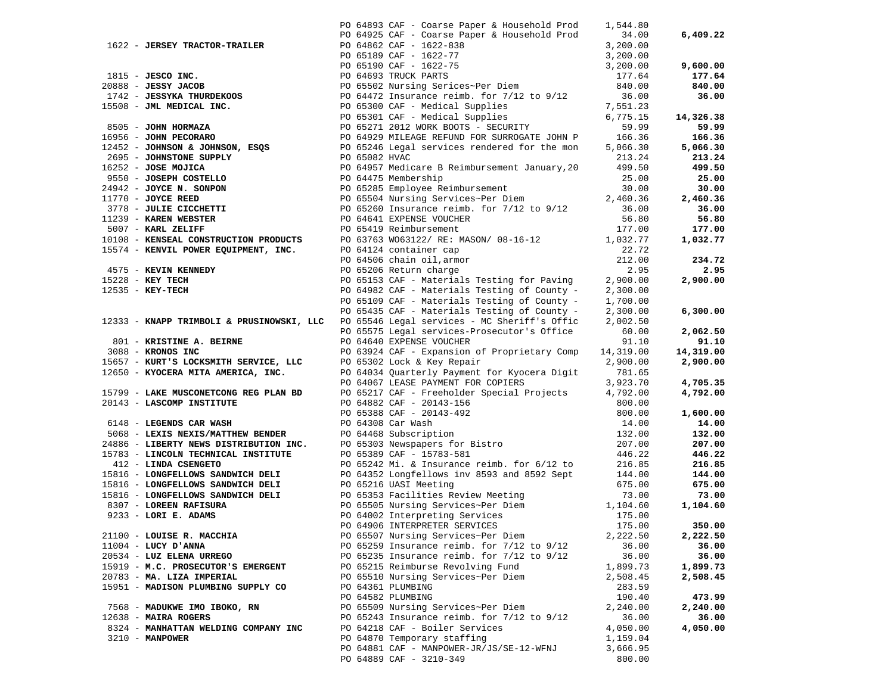| Vendor | PO / Description | Amount | Total |
|---|---|---|---|
| | PO 64893 CAF - Coarse Paper & Household Prod | 1,544.80 | |
| | PO 64925 CAF - Coarse Paper & Household Prod | 34.00 | **6,409.22** |
| 1622 - **JERSEY TRACTOR-TRAILER** | PO 64862 CAF - 1622-838 | 3,200.00 | |
| | PO 65189 CAF - 1622-77 | 3,200.00 | |
| | PO 65190 CAF - 1622-75 | 3,200.00 | **9,600.00** |
| 1815 - **JESCO INC.** | PO 64693 TRUCK PARTS | 177.64 | **177.64** |
| 20888 - **JESSY JACOB** | PO 65502 Nursing Serices~Per Diem | 840.00 | **840.00** |
| 1742 - **JESSYKA THURDEKOOS** | PO 64472 Insurance reimb. for 7/12 to 9/12 | 36.00 | **36.00** |
| 15508 - **JML MEDICAL INC.** | PO 65300 CAF - Medical Supplies | 7,551.23 | |
| | PO 65301 CAF - Medical Supplies | 6,775.15 | **14,326.38** |
| 8505 - **JOHN HORMAZA** | PO 65271 2012 WORK BOOTS - SECURITY | 59.99 | **59.99** |
| 16956 - **JOHN PECORARO** | PO 64929 MILEAGE REFUND FOR SURROGATE JOHN P | 166.36 | **166.36** |
| 12452 - **JOHNSON & JOHNSON, ESQS** | PO 65246 Legal services rendered for the mon | 5,066.30 | **5,066.30** |
| 2695 - **JOHNSTONE SUPPLY** | PO 65082 HVAC | 213.24 | **213.24** |
| 16252 - **JOSE MOJICA** | PO 64957 Medicare B Reimbursement January,20 | 499.50 | **499.50** |
| 9550 - **JOSEPH COSTELLO** | PO 64475 Membership | 25.00 | **25.00** |
| 24942 - **JOYCE N. SONPON** | PO 65285 Employee Reimbursement | 30.00 | **30.00** |
| 11770 - **JOYCE REED** | PO 65504 Nursing Services~Per Diem | 2,460.36 | **2,460.36** |
| 3778 - **JULIE CICCHETTI** | PO 65260 Insurance reimb. for 7/12 to 9/12 | 36.00 | **36.00** |
| 11239 - **KAREN WEBSTER** | PO 64641 EXPENSE VOUCHER | 56.80 | **56.80** |
| 5007 - **KARL ZELIFF** | PO 65419 Reimbursement | 177.00 | **177.00** |
| 10108 - **KENSEAL CONSTRUCTION PRODUCTS** | PO 63763 WO63122/ RE: MASON/ 08-16-12 | 1,032.77 | **1,032.77** |
| 15574 - **KENVIL POWER EQUIPMENT, INC.** | PO 64124 container cap | 22.72 | |
| | PO 64506 chain oil,armor | 212.00 | **234.72** |
| 4575 - **KEVIN KENNEDY** | PO 65206 Return charge | 2.95 | **2.95** |
| 15228 - **KEY TECH** | PO 65153 CAF - Materials Testing for Paving | 2,900.00 | **2,900.00** |
| 12535 - **KEY-TECH** | PO 64982 CAF - Materials Testing of County - | 2,300.00 | |
| | PO 65109 CAF - Materials Testing of County - | 1,700.00 | |
| | PO 65435 CAF - Materials Testing of County - | 2,300.00 | **6,300.00** |
| 12333 - **KNAPP TRIMBOLI & PRUSINOWSKI, LLC** | PO 65546 Legal services - MC Sheriff's Offic | 2,002.50 | |
| | PO 65575 Legal services-Prosecutor's Office | 60.00 | **2,062.50** |
| 801 - **KRISTINE A. BEIRNE** | PO 64640 EXPENSE VOUCHER | 91.10 | **91.10** |
| 3088 - **KRONOS INC** | PO 63924 CAF - Expansion of Proprietary Comp | 14,319.00 | **14,319.00** |
| 15657 - **KURT'S LOCKSMITH SERVICE, LLC** | PO 65302 Lock & Key Repair | 2,900.00 | **2,900.00** |
| 12650 - **KYOCERA MITA AMERICA, INC.** | PO 64034 Quarterly Payment for Kyocera Digit | 781.65 | |
| | PO 64067 LEASE PAYMENT FOR COPIERS | 3,923.70 | **4,705.35** |
| 15799 - **LAKE MUSCONETCONG REG PLAN BD** | PO 65217 CAF - Freeholder Special Projects | 4,792.00 | **4,792.00** |
| 20143 - **LASCOMP INSTITUTE** | PO 64882 CAF - 20143-156 | 800.00 | |
| | PO 65388 CAF - 20143-492 | 800.00 | **1,600.00** |
| 6148 - **LEGENDS CAR WASH** | PO 64308 Car Wash | 14.00 | **14.00** |
| 5068 - **LEXIS NEXIS/MATTHEW BENDER** | PO 64468 Subscription | 132.00 | **132.00** |
| 24886 - **LIBERTY NEWS DISTRIBUTION INC.** | PO 65303 Newspapers for Bistro | 207.00 | **207.00** |
| 15783 - **LINCOLN TECHNICAL INSTITUTE** | PO 65389 CAF - 15783-581 | 446.22 | **446.22** |
| 412 - **LINDA CSENGETO** | PO 65242 Mi. & Insurance reimb. for 6/12 to | 216.85 | **216.85** |
| 15816 - **LONGFELLOWS SANDWICH DELI** | PO 64352 Longfellows inv 8593 and 8592 Sept | 144.00 | **144.00** |
| 15816 - **LONGFELLOWS SANDWICH DELI** | PO 65216 UASI Meeting | 675.00 | **675.00** |
| 15816 - **LONGFELLOWS SANDWICH DELI** | PO 65353 Facilities Review Meeting | 73.00 | **73.00** |
| 8307 - **LOREEN RAFISURA** | PO 65505 Nursing Services~Per Diem | 1,104.60 | **1,104.60** |
| 9233 - **LORI E. ADAMS** | PO 64002 Interpreting Services | 175.00 | |
| | PO 64906 INTERPRETER SERVICES | 175.00 | **350.00** |
| 21100 - **LOUISE R. MACCHIA** | PO 65507 Nursing Services~Per Diem | 2,222.50 | **2,222.50** |
| 11004 - **LUCY D'ANNA** | PO 65259 Insurance reimb. for 7/12 to 9/12 | 36.00 | **36.00** |
| 20534 - **LUZ ELENA URREGO** | PO 65235 Insurance reimb. for 7/12 to 9/12 | 36.00 | **36.00** |
| 15919 - **M.C. PROSECUTOR'S EMERGENT** | PO 65215 Reimburse Revolving Fund | 1,899.73 | **1,899.73** |
| 20783 - **MA. LIZA IMPERIAL** | PO 65510 Nursing Services~Per Diem | 2,508.45 | **2,508.45** |
| 15951 - **MADISON PLUMBING SUPPLY CO** | PO 64361 PLUMBING | 283.59 | |
| | PO 64582 PLUMBING | 190.40 | **473.99** |
| 7568 - **MADUKWE IMO IBOKO, RN** | PO 65509 Nursing Services~Per Diem | 2,240.00 | **2,240.00** |
| 12638 - **MAIRA ROGERS** | PO 65243 Insurance reimb. for 7/12 to 9/12 | 36.00 | **36.00** |
| 8324 - **MANHATTAN WELDING COMPANY INC** | PO 64218 CAF - Boiler Services | 4,050.00 | **4,050.00** |
| 3210 - **MANPOWER** | PO 64870 Temporary staffing | 1,159.04 | |
| | PO 64881 CAF - MANPOWER-JR/JS/SE-12-WFNJ | 3,666.95 | |
| | PO 64889 CAF - 3210-349 | 800.00 | |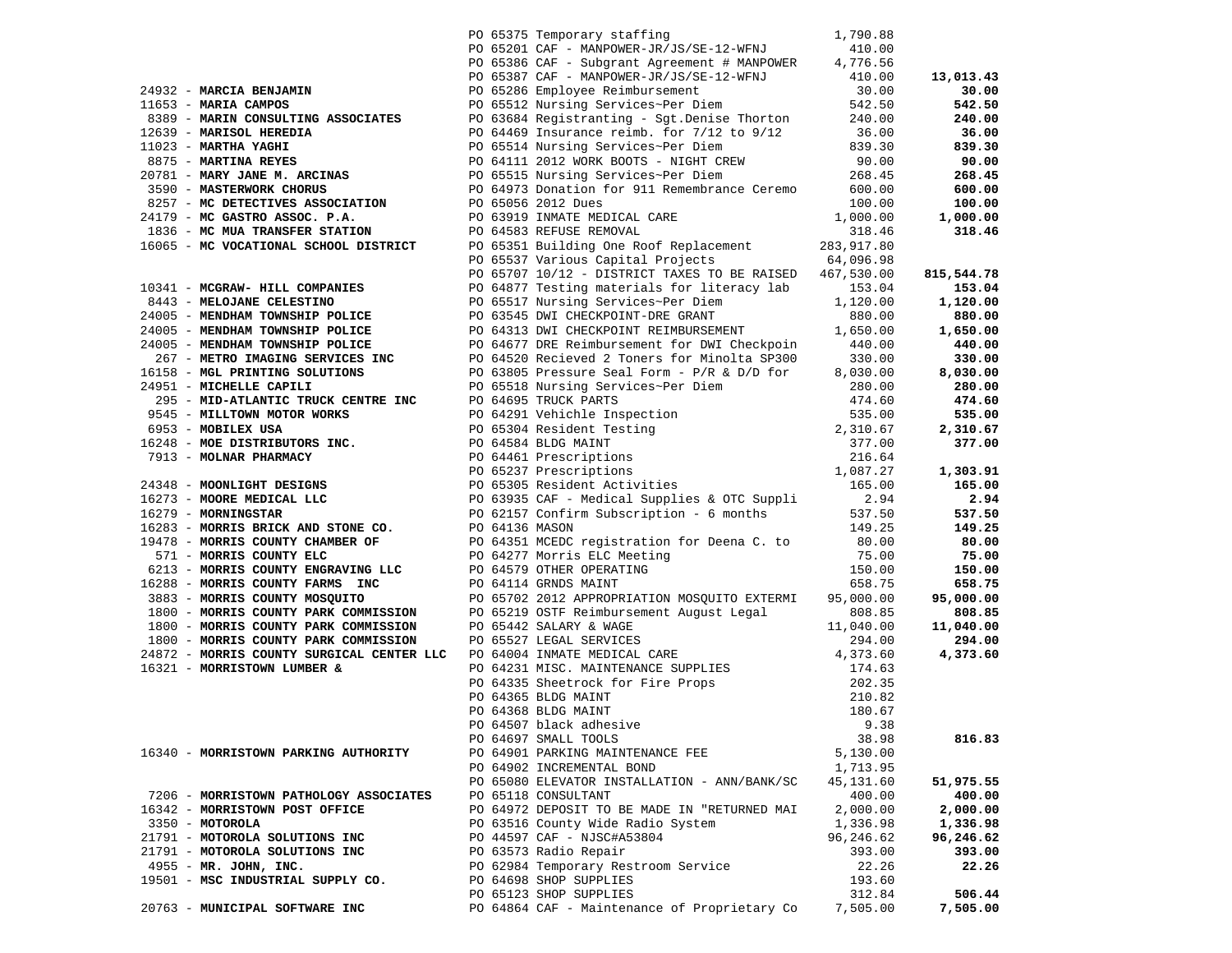| Vendor | PO / Description | Amount | Total |
|---|---|---|---|
| | PO 65375 Temporary staffing | 1,790.88 | |
| | PO 65201 CAF - MANPOWER-JR/JS/SE-12-WFNJ | 410.00 | |
| | PO 65386 CAF - Subgrant Agreement # MANPOWER | 4,776.56 | |
| | PO 65387 CAF - MANPOWER-JR/JS/SE-12-WFNJ | 410.00 | **13,013.43** |
| 24932 - **MARCIA BENJAMIN** | PO 65286 Employee Reimbursement | 30.00 | **30.00** |
| 11653 - **MARIA CAMPOS** | PO 65512 Nursing Services~Per Diem | 542.50 | **542.50** |
| 8389 - **MARIN CONSULTING ASSOCIATES** | PO 63684 Registranting - Sgt.Denise Thorton | 240.00 | **240.00** |
| 12639 - **MARISOL HEREDIA** | PO 64469 Insurance reimb. for 7/12 to 9/12 | 36.00 | **36.00** |
| 11023 - **MARTHA YAGHI** | PO 65514 Nursing Services~Per Diem | 839.30 | **839.30** |
| 8875 - **MARTINA REYES** | PO 64111 2012 WORK BOOTS - NIGHT CREW | 90.00 | **90.00** |
| 20781 - **MARY JANE M. ARCINAS** | PO 65515 Nursing Services~Per Diem | 268.45 | **268.45** |
| 3590 - **MASTERWORK CHORUS** | PO 64973 Donation for 911 Remembrance Ceremo | 600.00 | **600.00** |
| 8257 - **MC DETECTIVES ASSOCIATION** | PO 65056 2012 Dues | 100.00 | **100.00** |
| 24179 - **MC GASTRO ASSOC. P.A.** | PO 63919 INMATE MEDICAL CARE | 1,000.00 | **1,000.00** |
| 1836 - **MC MUA TRANSFER STATION** | PO 64583 REFUSE REMOVAL | 318.46 | **318.46** |
| 16065 - **MC VOCATIONAL SCHOOL DISTRICT** | PO 65351 Building One Roof Replacement | 283,917.80 | |
| | PO 65537 Various Capital Projects | 64,096.98 | |
| | PO 65707 10/12 - DISTRICT TAXES TO BE RAISED | 467,530.00 | **815,544.78** |
| 10341 - **MCGRAW- HILL COMPANIES** | PO 64877 Testing materials for literacy lab | 153.04 | **153.04** |
| 8443 - **MELOJANE CELESTINO** | PO 65517 Nursing Services~Per Diem | 1,120.00 | **1,120.00** |
| 24005 - **MENDHAM TOWNSHIP POLICE** | PO 63545 DWI CHECKPOINT-DRE GRANT | 880.00 | **880.00** |
| 24005 - **MENDHAM TOWNSHIP POLICE** | PO 64313 DWI CHECKPOINT REIMBURSEMENT | 1,650.00 | **1,650.00** |
| 24005 - **MENDHAM TOWNSHIP POLICE** | PO 64677 DRE Reimbursement for DWI Checkpoin | 440.00 | **440.00** |
| 267 - **METRO IMAGING SERVICES INC** | PO 64520 Recieved 2 Toners for Minolta SP300 | 330.00 | **330.00** |
| 16158 - **MGL PRINTING SOLUTIONS** | PO 63805 Pressure Seal Form - P/R & D/D for | 8,030.00 | **8,030.00** |
| 24951 - **MICHELLE CAPILI** | PO 65518 Nursing Services~Per Diem | 280.00 | **280.00** |
| 295 - **MID-ATLANTIC TRUCK CENTRE INC** | PO 64695 TRUCK PARTS | 474.60 | **474.60** |
| 9545 - **MILLTOWN MOTOR WORKS** | PO 64291 Vehichle Inspection | 535.00 | **535.00** |
| 6953 - **MOBILEX USA** | PO 65304 Resident Testing | 2,310.67 | **2,310.67** |
| 16248 - **MOE DISTRIBUTORS INC.** | PO 64584 BLDG MAINT | 377.00 | **377.00** |
| 7913 - **MOLNAR PHARMACY** | PO 64461 Prescriptions | 216.64 | |
| | PO 65237 Prescriptions | 1,087.27 | **1,303.91** |
| 24348 - **MOONLIGHT DESIGNS** | PO 65305 Resident Activities | 165.00 | **165.00** |
| 16273 - **MOORE MEDICAL LLC** | PO 63935 CAF - Medical Supplies & OTC Suppli | 2.94 | **2.94** |
| 16279 - **MORNINGSTAR** | PO 62157 Confirm Subscription - 6 months | 537.50 | **537.50** |
| 16283 - **MORRIS BRICK AND STONE CO.** | PO 64136 MASON | 149.25 | **149.25** |
| 19478 - **MORRIS COUNTY CHAMBER OF** | PO 64351 MCEDC registration for Deena C. to | 80.00 | **80.00** |
| 571 - **MORRIS COUNTY ELC** | PO 64277 Morris ELC Meeting | 75.00 | **75.00** |
| 6213 - **MORRIS COUNTY ENGRAVING LLC** | PO 64579 OTHER OPERATING | 150.00 | **150.00** |
| 16288 - **MORRIS COUNTY FARMS INC** | PO 64114 GRNDS MAINT | 658.75 | **658.75** |
| 3883 - **MORRIS COUNTY MOSQUITO** | PO 65702 2012 APPROPRIATION MOSQUITO EXTERMI | 95,000.00 | **95,000.00** |
| 1800 - **MORRIS COUNTY PARK COMMISSION** | PO 65219 OSTF Reimbursement August Legal | 808.85 | **808.85** |
| 1800 - **MORRIS COUNTY PARK COMMISSION** | PO 65442 SALARY & WAGE | 11,040.00 | **11,040.00** |
| 1800 - **MORRIS COUNTY PARK COMMISSION** | PO 65527 LEGAL SERVICES | 294.00 | **294.00** |
| 24872 - **MORRIS COUNTY SURGICAL CENTER LLC** | PO 64004 INMATE MEDICAL CARE | 4,373.60 | **4,373.60** |
| 16321 - **MORRISTOWN LUMBER &** | PO 64231 MISC. MAINTENANCE SUPPLIES | 174.63 | |
| | PO 64335 Sheetrock for Fire Props | 202.35 | |
| | PO 64365 BLDG MAINT | 210.82 | |
| | PO 64368 BLDG MAINT | 180.67 | |
| | PO 64507 black adhesive | 9.38 | |
| | PO 64697 SMALL TOOLS | 38.98 | **816.83** |
| 16340 - **MORRISTOWN PARKING AUTHORITY** | PO 64901 PARKING MAINTENANCE FEE | 5,130.00 | |
| | PO 64902 INCREMENTAL BOND | 1,713.95 | |
| | PO 65080 ELEVATOR INSTALLATION - ANN/BANK/SC | 45,131.60 | **51,975.55** |
| 7206 - **MORRISTOWN PATHOLOGY ASSOCIATES** | PO 65118 CONSULTANT | 400.00 | **400.00** |
| 16342 - **MORRISTOWN POST OFFICE** | PO 64972 DEPOSIT TO BE MADE IN "RETURNED MAI | 2,000.00 | **2,000.00** |
| 3350 - **MOTOROLA** | PO 63516 County Wide Radio System | 1,336.98 | **1,336.98** |
| 21791 - **MOTOROLA SOLUTIONS INC** | PO 44597 CAF - NJSC#A53804 | 96,246.62 | **96,246.62** |
| 21791 - **MOTOROLA SOLUTIONS INC** | PO 63573 Radio Repair | 393.00 | **393.00** |
| 4955 - **MR. JOHN, INC.** | PO 62984 Temporary Restroom Service | 22.26 | **22.26** |
| 19501 - **MSC INDUSTRIAL SUPPLY CO.** | PO 64698 SHOP SUPPLIES | 193.60 | |
| | PO 65123 SHOP SUPPLIES | 312.84 | **506.44** |
| 20763 - **MUNICIPAL SOFTWARE INC** | PO 64864 CAF - Maintenance of Proprietary Co | 7,505.00 | **7,505.00** |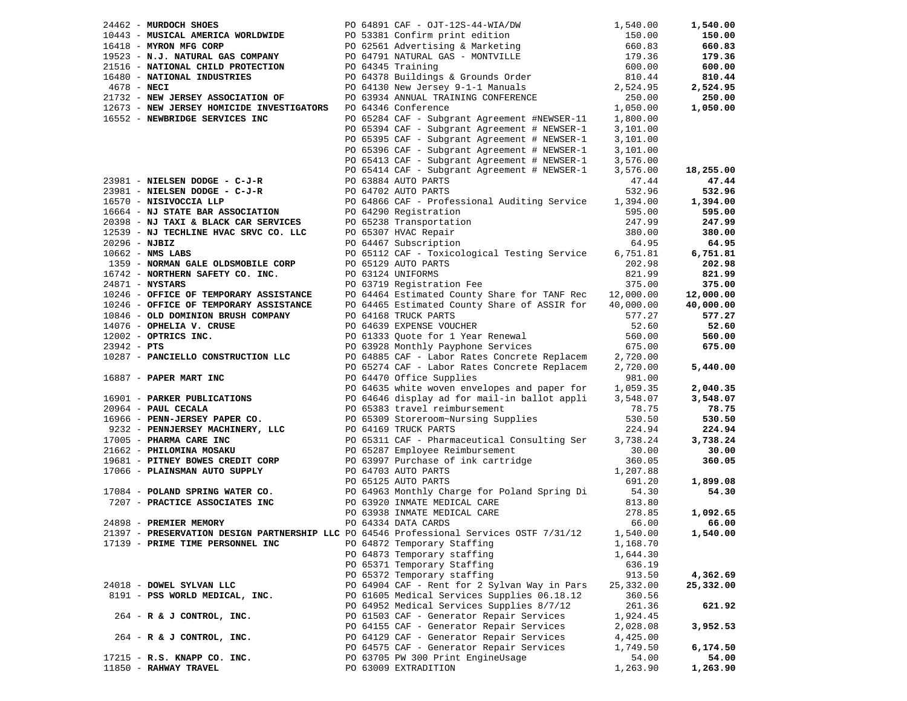| Vendor | PO / Description | Amount | Total |
|---|---|---|---|
| 24462 - **MURDOCH SHOES** | PO 64891 CAF - OJT-12S-44-WIA/DW | 1,540.00 | **1,540.00** |
| 10443 - **MUSICAL AMERICA WORLDWIDE** | PO 53381 Confirm print edition | 150.00 | **150.00** |
| 16418 - **MYRON MFG CORP** | PO 62561 Advertising & Marketing | 660.83 | **660.83** |
| 19523 - **N.J. NATURAL GAS COMPANY** | PO 64791 NATURAL GAS - MONTVILLE | 179.36 | **179.36** |
| 21516 - **NATIONAL CHILD PROTECTION** | PO 64345 Training | 600.00 | **600.00** |
| 16480 - **NATIONAL INDUSTRIES** | PO 64378 Buildings & Grounds Order | 810.44 | **810.44** |
| 4678 - **NECI** | PO 64130 New Jersey 9-1-1 Manuals | 2,524.95 | **2,524.95** |
| 21732 - **NEW JERSEY ASSOCIATION OF** | PO 63934 ANNUAL TRAINING CONFERENCE | 250.00 | **250.00** |
| 12673 - **NEW JERSEY HOMICIDE INVESTIGATORS** | PO 64346 Conference | 1,050.00 | **1,050.00** |
| 16552 - **NEWBRIDGE SERVICES INC** | PO 65284 CAF - Subgrant Agreement #NEWSER-11 | 1,800.00 | |
| | PO 65394 CAF - Subgrant Agreement # NEWSER-1 | 3,101.00 | |
| | PO 65395 CAF - Subgrant Agreement # NEWSER-1 | 3,101.00 | |
| | PO 65396 CAF - Subgrant Agreement # NEWSER-1 | 3,101.00 | |
| | PO 65413 CAF - Subgrant Agreement # NEWSER-1 | 3,576.00 | |
| | PO 65414 CAF - Subgrant Agreement # NEWSER-1 | 3,576.00 | **18,255.00** |
| 23981 - **NIELSEN DODGE - C-J-R** | PO 63884 AUTO PARTS | 47.44 | **47.44** |
| 23981 - **NIELSEN DODGE - C-J-R** | PO 64702 AUTO PARTS | 532.96 | **532.96** |
| 16570 - **NISIVOCCIA LLP** | PO 64866 CAF - Professional Auditing Service | 1,394.00 | **1,394.00** |
| 16664 - **NJ STATE BAR ASSOCIATION** | PO 64290 Registration | 595.00 | **595.00** |
| 20398 - **NJ TAXI & BLACK CAR SERVICES** | PO 65238 Transportation | 247.99 | **247.99** |
| 12539 - **NJ TECHLINE HVAC SRVC CO. LLC** | PO 65307 HVAC Repair | 380.00 | **380.00** |
| 20296 - **NJBIZ** | PO 64467 Subscription | 64.95 | **64.95** |
| 10662 - **NMS LABS** | PO 65112 CAF - Toxicological Testing Service | 6,751.81 | **6,751.81** |
| 1359 - **NORMAN GALE OLDSMOBILE CORP** | PO 65129 AUTO PARTS | 202.98 | **202.98** |
| 16742 - **NORTHERN SAFETY CO. INC.** | PO 63124 UNIFORMS | 821.99 | **821.99** |
| 24871 - **NYSTARS** | PO 63719 Registration Fee | 375.00 | **375.00** |
| 10246 - **OFFICE OF TEMPORARY ASSISTANCE** | PO 64464 Estimated County Share for TANF Rec | 12,000.00 | **12,000.00** |
| 10246 - **OFFICE OF TEMPORARY ASSISTANCE** | PO 64465 Estimated County Share of ASSIR for | 40,000.00 | **40,000.00** |
| 10846 - **OLD DOMINION BRUSH COMPANY** | PO 64168 TRUCK PARTS | 577.27 | **577.27** |
| 14076 - **OPHELIA V. CRUSE** | PO 64639 EXPENSE VOUCHER | 52.60 | **52.60** |
| 12002 - **OPTRICS INC.** | PO 61333 Quote for 1 Year Renewal | 560.00 | **560.00** |
| 23942 - **PTS** | PO 63928 Monthly Payphone Services | 675.00 | **675.00** |
| 10287 - **PANCIELLO CONSTRUCTION LLC** | PO 64885 CAF - Labor Rates Concrete Replacem | 2,720.00 | |
| | PO 65274 CAF - Labor Rates Concrete Replacem | 2,720.00 | **5,440.00** |
| 16887 - **PAPER MART INC** | PO 64470 Office Supplies | 981.00 | |
| | PO 64635 white woven envelopes and paper for | 1,059.35 | **2,040.35** |
| 16901 - **PARKER PUBLICATIONS** | PO 64646 display ad for mail-in ballot appli | 3,548.07 | **3,548.07** |
| 20964 - **PAUL CECALA** | PO 65383 travel reimbursement | 78.75 | **78.75** |
| 16966 - **PENN-JERSEY PAPER CO.** | PO 65309 Storeroom~Nursing Supplies | 530.50 | **530.50** |
| 9232 - **PENNJERSEY MACHINERY, LLC** | PO 64169 TRUCK PARTS | 224.94 | **224.94** |
| 17005 - **PHARMA CARE INC** | PO 65311 CAF - Pharmaceutical Consulting Ser | 3,738.24 | **3,738.24** |
| 21662 - **PHILOMINA MOSAKU** | PO 65287 Employee Reimbursement | 30.00 | **30.00** |
| 19681 - **PITNEY BOWES CREDIT CORP** | PO 63997 Purchase of ink cartridge | 360.05 | **360.05** |
| 17066 - **PLAINSMAN AUTO SUPPLY** | PO 64703 AUTO PARTS | 1,207.88 | |
| | PO 65125 AUTO PARTS | 691.20 | **1,899.08** |
| 17084 - **POLAND SPRING WATER CO.** | PO 64963 Monthly Charge for Poland Spring Di | 54.30 | **54.30** |
| 7207 - **PRACTICE ASSOCIATES INC** | PO 63920 INMATE MEDICAL CARE | 813.80 | |
| | PO 63938 INMATE MEDICAL CARE | 278.85 | **1,092.65** |
| 24898 - **PREMIER MEMORY** | PO 64334 DATA CARDS | 66.00 | **66.00** |
| 21397 - **PRESERVATION DESIGN PARTNERSHIP LLC** | PO 64546 Professional Services OSTF 7/31/12 | 1,540.00 | **1,540.00** |
| 17139 - **PRIME TIME PERSONNEL INC** | PO 64872 Temporary Staffing | 1,168.70 | |
| | PO 64873 Temporary staffing | 1,644.30 | |
| | PO 65371 Temporary Staffing | 636.19 | |
| | PO 65372 Temporary staffing | 913.50 | **4,362.69** |
| 24018 - **DOWEL SYLVAN LLC** | PO 64904 CAF - Rent for 2 Sylvan Way in Pars | 25,332.00 | **25,332.00** |
| 8191 - **PSS WORLD MEDICAL, INC.** | PO 61605 Medical Services Supplies 06.18.12 | 360.56 | |
| | PO 64952 Medical Services Supplies 8/7/12 | 261.36 | **621.92** |
| 264 - **R & J CONTROL, INC.** | PO 61503 CAF - Generator Repair Services | 1,924.45 | |
| | PO 64155 CAF - Generator Repair Services | 2,028.08 | **3,952.53** |
| 264 - **R & J CONTROL, INC.** | PO 64129 CAF - Generator Repair Services | 4,425.00 | |
| | PO 64575 CAF - Generator Repair Services | 1,749.50 | **6,174.50** |
| 17215 - **R.S. KNAPP CO. INC.** | PO 63705 PW 300 Print EngineUsage | 54.00 | **54.00** |
| 11850 - **RAHWAY TRAVEL** | PO 63009 EXTRADITION | 1,263.90 | **1,263.90** |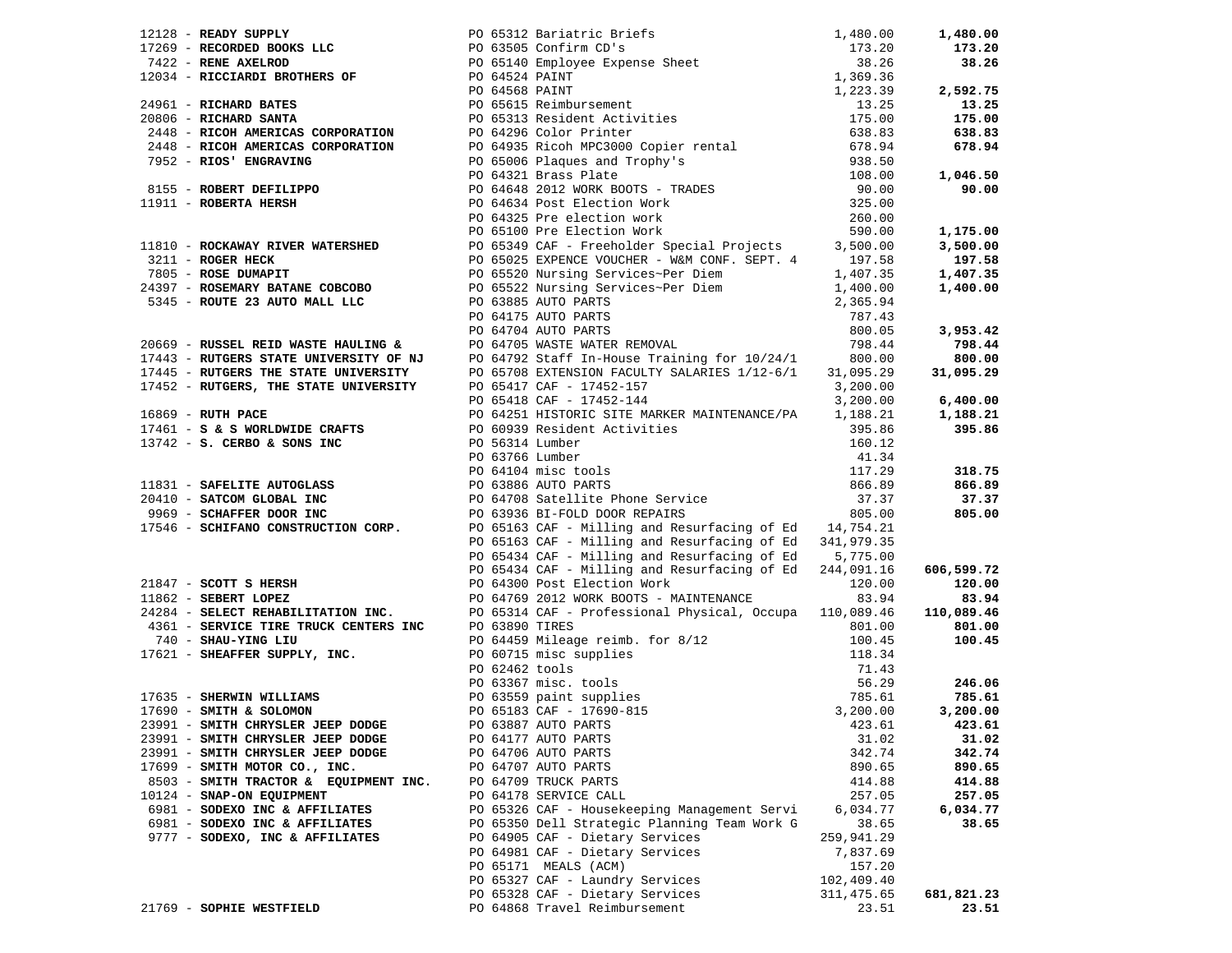| Vendor | PO / Description | Amount | Total |
|---|---|---|---|
| 12128 - **READY SUPPLY** | PO 65312 Bariatric Briefs | 1,480.00 | **1,480.00** |
| 17269 - **RECORDED BOOKS LLC** | PO 63505 Confirm CD's | 173.20 | **173.20** |
| 7422 - **RENE AXELROD** | PO 65140 Employee Expense Sheet | 38.26 | **38.26** |
| 12034 - **RICCIARDI BROTHERS OF** | PO 64524 PAINT | 1,369.36 | |
| | PO 64568 PAINT | 1,223.39 | **2,592.75** |
| 24961 - **RICHARD BATES** | PO 65615 Reimbursement | 13.25 | **13.25** |
| 20806 - **RICHARD SANTA** | PO 65313 Resident Activities | 175.00 | **175.00** |
| 2448 - **RICOH AMERICAS CORPORATION** | PO 64296 Color Printer | 638.83 | **638.83** |
| 2448 - **RICOH AMERICAS CORPORATION** | PO 64935 Ricoh MPC3000 Copier rental | 678.94 | **678.94** |
| 7952 - **RIOS' ENGRAVING** | PO 65006 Plaques and Trophy's | 938.50 | |
| | PO 64321 Brass Plate | 108.00 | **1,046.50** |
| 8155 - **ROBERT DEFILIPPO** | PO 64648 2012 WORK BOOTS - TRADES | 90.00 | **90.00** |
| 11911 - **ROBERTA HERSH** | PO 64634 Post Election Work | 325.00 | |
| | PO 64325 Pre election work | 260.00 | |
| | PO 65100 Pre Election Work | 590.00 | **1,175.00** |
| 11810 - **ROCKAWAY RIVER WATERSHED** | PO 65349 CAF - Freeholder Special Projects | 3,500.00 | **3,500.00** |
| 3211 - **ROGER HECK** | PO 65025 EXPENCE VOUCHER - W&M CONF. SEPT. 4 | 197.58 | **197.58** |
| 7805 - **ROSE DUMAPIT** | PO 65520 Nursing Services~Per Diem | 1,407.35 | **1,407.35** |
| 24397 - **ROSEMARY BATANE COBCOBO** | PO 65522 Nursing Services~Per Diem | 1,400.00 | **1,400.00** |
| 5345 - **ROUTE 23 AUTO MALL LLC** | PO 63885 AUTO PARTS | 2,365.94 | |
| | PO 64175 AUTO PARTS | 787.43 | |
| | PO 64704 AUTO PARTS | 800.05 | **3,953.42** |
| 20669 - **RUSSEL REID WASTE HAULING &** | PO 64705 WASTE WATER REMOVAL | 798.44 | **798.44** |
| 17443 - **RUTGERS STATE UNIVERSITY OF NJ** | PO 64792 Staff In-House Training for 10/24/1 | 800.00 | **800.00** |
| 17445 - **RUTGERS THE STATE UNIVERSITY** | PO 65708 EXTENSION FACULTY SALARIES 1/12-6/1 | 31,095.29 | **31,095.29** |
| 17452 - **RUTGERS, THE STATE UNIVERSITY** | PO 65417 CAF - 17452-157 | 3,200.00 | |
| | PO 65418 CAF - 17452-144 | 3,200.00 | **6,400.00** |
| 16869 - **RUTH PACE** | PO 64251 HISTORIC SITE MARKER MAINTENANCE/PA | 1,188.21 | **1,188.21** |
| 17461 - **S & S WORLDWIDE CRAFTS** | PO 60939 Resident Activities | 395.86 | **395.86** |
| 13742 - **S. CERBO & SONS INC** | PO 56314 Lumber | 160.12 | |
| | PO 63766 Lumber | 41.34 | |
| | PO 64104 misc tools | 117.29 | **318.75** |
| 11831 - **SAFELITE AUTOGLASS** | PO 63886 AUTO PARTS | 866.89 | **866.89** |
| 20410 - **SATCOM GLOBAL INC** | PO 64708 Satellite Phone Service | 37.37 | **37.37** |
| 9969 - **SCHAFFER DOOR INC** | PO 63936 BI-FOLD DOOR REPAIRS | 805.00 | **805.00** |
| 17546 - **SCHIFANO CONSTRUCTION CORP.** | PO 65163 CAF - Milling and Resurfacing of Ed | 14,754.21 | |
| | PO 65163 CAF - Milling and Resurfacing of Ed | 341,979.35 | |
| | PO 65434 CAF - Milling and Resurfacing of Ed | 5,775.00 | |
| | PO 65434 CAF - Milling and Resurfacing of Ed | 244,091.16 | **606,599.72** |
| 21847 - **SCOTT S HERSH** | PO 64300 Post Election Work | 120.00 | **120.00** |
| 11862 - **SEBERT LOPEZ** | PO 64769 2012 WORK BOOTS - MAINTENANCE | 83.94 | **83.94** |
| 24284 - **SELECT REHABILITATION INC.** | PO 65314 CAF - Professional Physical, Occupa | 110,089.46 | **110,089.46** |
| 4361 - **SERVICE TIRE TRUCK CENTERS INC** | PO 63890 TIRES | 801.00 | **801.00** |
| 740 - **SHAU-YING LIU** | PO 64459 Mileage reimb. for 8/12 | 100.45 | **100.45** |
| 17621 - **SHEAFFER SUPPLY, INC.** | PO 60715 misc supplies | 118.34 | |
| | PO 62462 tools | 71.43 | |
| | PO 63367 misc. tools | 56.29 | **246.06** |
| 17635 - **SHERWIN WILLIAMS** | PO 63559 paint supplies | 785.61 | **785.61** |
| 17690 - **SMITH & SOLOMON** | PO 65183 CAF - 17690-815 | 3,200.00 | **3,200.00** |
| 23991 - **SMITH CHRYSLER JEEP DODGE** | PO 63887 AUTO PARTS | 423.61 | **423.61** |
| 23991 - **SMITH CHRYSLER JEEP DODGE** | PO 64177 AUTO PARTS | 31.02 | **31.02** |
| 23991 - **SMITH CHRYSLER JEEP DODGE** | PO 64706 AUTO PARTS | 342.74 | **342.74** |
| 17699 - **SMITH MOTOR CO., INC.** | PO 64707 AUTO PARTS | 890.65 | **890.65** |
| 8503 - **SMITH TRACTOR & EQUIPMENT INC.** | PO 64709 TRUCK PARTS | 414.88 | **414.88** |
| 10124 - **SNAP-ON EQUIPMENT** | PO 64178 SERVICE CALL | 257.05 | **257.05** |
| 6981 - **SODEXO INC & AFFILIATES** | PO 65326 CAF - Housekeeping Management Servi | 6,034.77 | **6,034.77** |
| 6981 - **SODEXO INC & AFFILIATES** | PO 65350 Dell Strategic Planning Team Work G | 38.65 | **38.65** |
| 9777 - **SODEXO, INC & AFFILIATES** | PO 64905 CAF - Dietary Services | 259,941.29 | |
| | PO 64981 CAF - Dietary Services | 7,837.69 | |
| | PO 65171 MEALS (ACM) | 157.20 | |
| | PO 65327 CAF - Laundry Services | 102,409.40 | |
| | PO 65328 CAF - Dietary Services | 311,475.65 | **681,821.23** |
| 21769 - **SOPHIE WESTFIELD** | PO 64868 Travel Reimbursement | 23.51 | **23.51** |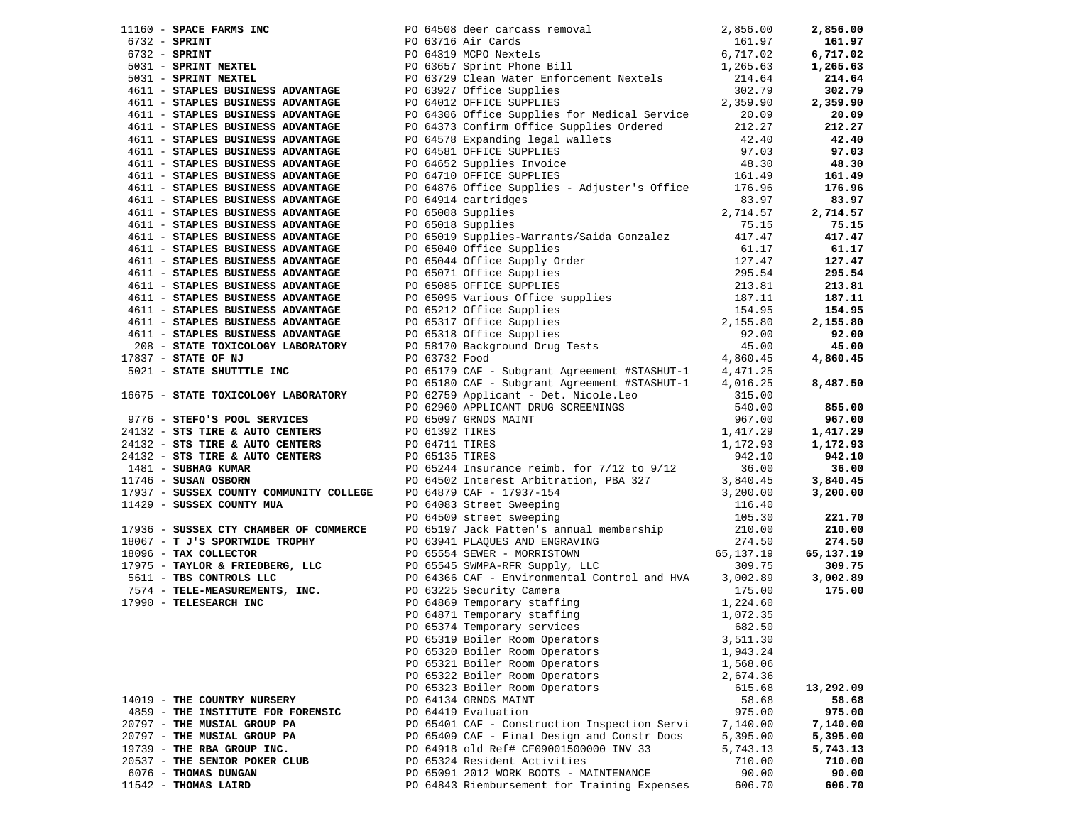| Vendor | PO / Description | Amount | Total |
|---|---|---|---|
| 11160 - **SPACE FARMS INC** | PO 64508 deer carcass removal | 2,856.00 | **2,856.00** |
| 6732 - **SPRINT** | PO 63716 Air Cards | 161.97 | **161.97** |
| 6732 - **SPRINT** | PO 64319 MCPO Nextels | 6,717.02 | **6,717.02** |
| 5031 - **SPRINT NEXTEL** | PO 63657 Sprint Phone Bill | 1,265.63 | **1,265.63** |
| 5031 - **SPRINT NEXTEL** | PO 63729 Clean Water Enforcement Nextels | 214.64 | **214.64** |
| 4611 - **STAPLES BUSINESS ADVANTAGE** | PO 63927 Office Supplies | 302.79 | **302.79** |
| 4611 - **STAPLES BUSINESS ADVANTAGE** | PO 64012 OFFICE SUPPLIES | 2,359.90 | **2,359.90** |
| 4611 - **STAPLES BUSINESS ADVANTAGE** | PO 64306 Office Supplies for Medical Service | 20.09 | **20.09** |
| 4611 - **STAPLES BUSINESS ADVANTAGE** | PO 64373 Confirm Office Supplies Ordered | 212.27 | **212.27** |
| 4611 - **STAPLES BUSINESS ADVANTAGE** | PO 64578 Expanding legal wallets | 42.40 | **42.40** |
| 4611 - **STAPLES BUSINESS ADVANTAGE** | PO 64581 OFFICE SUPPLIES | 97.03 | **97.03** |
| 4611 - **STAPLES BUSINESS ADVANTAGE** | PO 64652 Supplies Invoice | 48.30 | **48.30** |
| 4611 - **STAPLES BUSINESS ADVANTAGE** | PO 64710 OFFICE SUPPLIES | 161.49 | **161.49** |
| 4611 - **STAPLES BUSINESS ADVANTAGE** | PO 64876 Office Supplies - Adjuster's Office | 176.96 | **176.96** |
| 4611 - **STAPLES BUSINESS ADVANTAGE** | PO 64914 cartridges | 83.97 | **83.97** |
| 4611 - **STAPLES BUSINESS ADVANTAGE** | PO 65008 Supplies | 2,714.57 | **2,714.57** |
| 4611 - **STAPLES BUSINESS ADVANTAGE** | PO 65018 Supplies | 75.15 | **75.15** |
| 4611 - **STAPLES BUSINESS ADVANTAGE** | PO 65019 Supplies-Warrants/Saida Gonzalez | 417.47 | **417.47** |
| 4611 - **STAPLES BUSINESS ADVANTAGE** | PO 65040 Office Supplies | 61.17 | **61.17** |
| 4611 - **STAPLES BUSINESS ADVANTAGE** | PO 65044 Office Supply Order | 127.47 | **127.47** |
| 4611 - **STAPLES BUSINESS ADVANTAGE** | PO 65071 Office Supplies | 295.54 | **295.54** |
| 4611 - **STAPLES BUSINESS ADVANTAGE** | PO 65085 OFFICE SUPPLIES | 213.81 | **213.81** |
| 4611 - **STAPLES BUSINESS ADVANTAGE** | PO 65095 Various Office supplies | 187.11 | **187.11** |
| 4611 - **STAPLES BUSINESS ADVANTAGE** | PO 65212 Office Supplies | 154.95 | **154.95** |
| 4611 - **STAPLES BUSINESS ADVANTAGE** | PO 65317 Office Supplies | 2,155.80 | **2,155.80** |
| 4611 - **STAPLES BUSINESS ADVANTAGE** | PO 65318 Office Supplies | 92.00 | **92.00** |
| 208 - **STATE TOXICOLOGY LABORATORY** | PO 58170 Background Drug Tests | 45.00 | **45.00** |
| 17837 - **STATE OF NJ** | PO 63732 Food | 4,860.45 | **4,860.45** |
| 5021 - **STATE SHUTTTLE INC** | PO 65179 CAF - Subgrant Agreement #STASHUT-1 | 4,471.25 | |
| | PO 65180 CAF - Subgrant Agreement #STASHUT-1 | 4,016.25 | **8,487.50** |
| 16675 - **STATE TOXICOLOGY LABORATORY** | PO 62759 Applicant - Det. Nicole.Leo | 315.00 | |
| | PO 62960 APPLICANT DRUG SCREENINGS | 540.00 | **855.00** |
| 9776 - **STEFO'S POOL SERVICES** | PO 65097 GRNDS MAINT | 967.00 | **967.00** |
| 24132 - **STS TIRE & AUTO CENTERS** | PO 61392 TIRES | 1,417.29 | **1,417.29** |
| 24132 - **STS TIRE & AUTO CENTERS** | PO 64711 TIRES | 1,172.93 | **1,172.93** |
| 24132 - **STS TIRE & AUTO CENTERS** | PO 65135 TIRES | 942.10 | **942.10** |
| 1481 - **SUBHAG KUMAR** | PO 65244 Insurance reimb. for 7/12 to 9/12 | 36.00 | **36.00** |
| 11746 - **SUSAN OSBORN** | PO 64502 Interest Arbitration, PBA 327 | 3,840.45 | **3,840.45** |
| 17937 - **SUSSEX COUNTY COMMUNITY COLLEGE** | PO 64879 CAF - 17937-154 | 3,200.00 | **3,200.00** |
| 11429 - **SUSSEX COUNTY MUA** | PO 64083 Street Sweeping | 116.40 | |
| | PO 64509 street sweeping | 105.30 | **221.70** |
| 17936 - **SUSSEX CTY CHAMBER OF COMMERCE** | PO 65197 Jack Patten's annual membership | 210.00 | **210.00** |
| 18067 - **T J'S SPORTWIDE TROPHY** | PO 63941 PLAQUES AND ENGRAVING | 274.50 | **274.50** |
| 18096 - **TAX COLLECTOR** | PO 65554 SEWER - MORRISTOWN | 65,137.19 | **65,137.19** |
| 17975 - **TAYLOR & FRIEDBERG, LLC** | PO 65545 SWMPA-RFR Supply, LLC | 309.75 | **309.75** |
| 5611 - **TBS CONTROLS LLC** | PO 64366 CAF - Environmental Control and HVA | 3,002.89 | **3,002.89** |
| 7574 - **TELE-MEASUREMENTS, INC.** | PO 63225 Security Camera | 175.00 | **175.00** |
| 17990 - **TELESEARCH INC** | PO 64869 Temporary staffing | 1,224.60 | |
| | PO 64871 Temporary staffing | 1,072.35 | |
| | PO 65374 Temporary services | 682.50 | |
| | PO 65319 Boiler Room Operators | 3,511.30 | |
| | PO 65320 Boiler Room Operators | 1,943.24 | |
| | PO 65321 Boiler Room Operators | 1,568.06 | |
| | PO 65322 Boiler Room Operators | 2,674.36 | |
| | PO 65323 Boiler Room Operators | 615.68 | **13,292.09** |
| 14019 - **THE COUNTRY NURSERY** | PO 64134 GRNDS MAINT | 58.68 | **58.68** |
| 4859 - **THE INSTITUTE FOR FORENSIC** | PO 64419 Evaluation | 975.00 | **975.00** |
| 20797 - **THE MUSIAL GROUP PA** | PO 65401 CAF - Construction Inspection Servi | 7,140.00 | **7,140.00** |
| 20797 - **THE MUSIAL GROUP PA** | PO 65409 CAF - Final Design and Constr Docs | 5,395.00 | **5,395.00** |
| 19739 - **THE RBA GROUP INC.** | PO 64918 old Ref# CF09001500000 INV 33 | 5,743.13 | **5,743.13** |
| 20537 - **THE SENIOR POKER CLUB** | PO 65324 Resident Activities | 710.00 | **710.00** |
| 6076 - **THOMAS DUNGAN** | PO 65091 2012 WORK BOOTS - MAINTENANCE | 90.00 | **90.00** |
| 11542 - **THOMAS LAIRD** | PO 64843 Riembursement for Training Expenses | 606.70 | **606.70** |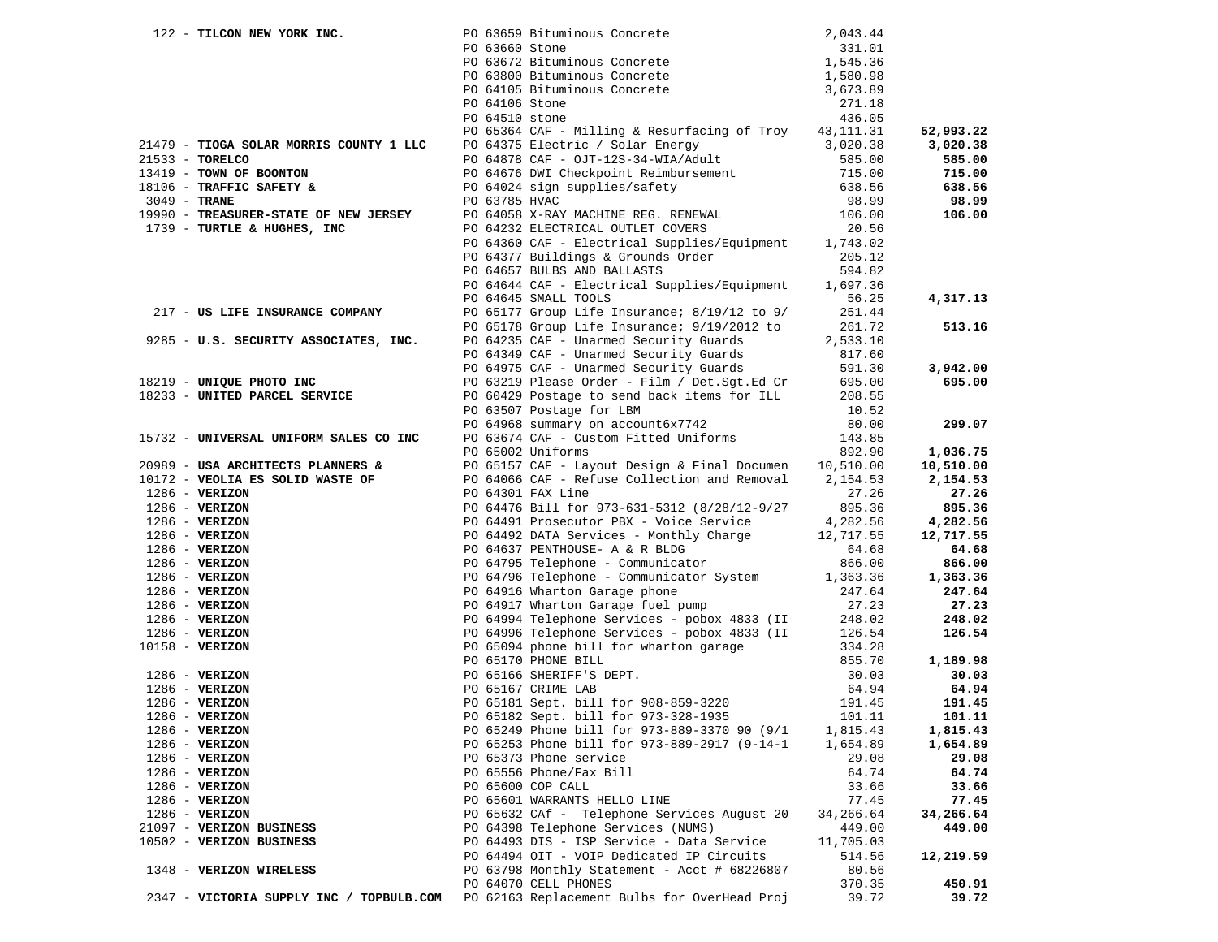| Vendor | PO / Description | Amount | Total |
|---|---|---|---|
| 122 - **TILCON NEW YORK INC.** | PO 63659 Bituminous Concrete | 2,043.44 | |
| | PO 63660 Stone | 331.01 | |
| | PO 63672 Bituminous Concrete | 1,545.36 | |
| | PO 63800 Bituminous Concrete | 1,580.98 | |
| | PO 64105 Bituminous Concrete | 3,673.89 | |
| | PO 64106 Stone | 271.18 | |
| | PO 64510 stone | 436.05 | |
| | PO 65364 CAF - Milling & Resurfacing of Troy | 43,111.31 | **52,993.22** |
| 21479 - **TIOGA SOLAR MORRIS COUNTY 1 LLC** | PO 64375 Electric / Solar Energy | 3,020.38 | **3,020.38** |
| 21533 - **TORELCO** | PO 64878 CAF - OJT-12S-34-WIA/Adult | 585.00 | **585.00** |
| 13419 - **TOWN OF BOONTON** | PO 64676 DWI Checkpoint Reimbursement | 715.00 | **715.00** |
| 18106 - **TRAFFIC SAFETY &** | PO 64024 sign supplies/safety | 638.56 | **638.56** |
| 3049 - **TRANE** | PO 63785 HVAC | 98.99 | **98.99** |
| 19990 - **TREASURER-STATE OF NEW JERSEY** | PO 64058 X-RAY MACHINE REG. RENEWAL | 106.00 | **106.00** |
| 1739 - **TURTLE & HUGHES, INC** | PO 64232 ELECTRICAL OUTLET COVERS | 20.56 | |
| | PO 64360 CAF - Electrical Supplies/Equipment | 1,743.02 | |
| | PO 64377 Buildings & Grounds Order | 205.12 | |
| | PO 64657 BULBS AND BALLASTS | 594.82 | |
| | PO 64644 CAF - Electrical Supplies/Equipment | 1,697.36 | |
| | PO 64645 SMALL TOOLS | 56.25 | **4,317.13** |
| 217 - **US LIFE INSURANCE COMPANY** | PO 65177 Group Life Insurance; 8/19/12 to 9/ | 251.44 | |
| | PO 65178 Group Life Insurance; 9/19/2012 to | 261.72 | **513.16** |
| 9285 - **U.S. SECURITY ASSOCIATES, INC.** | PO 64235 CAF - Unarmed Security Guards | 2,533.10 | |
| | PO 64349 CAF - Unarmed Security Guards | 817.60 | |
| | PO 64975 CAF - Unarmed Security Guards | 591.30 | **3,942.00** |
| 18219 - **UNIQUE PHOTO INC** | PO 63219 Please Order - Film / Det.Sgt.Ed Cr | 695.00 | **695.00** |
| 18233 - **UNITED PARCEL SERVICE** | PO 60429 Postage to send back items for ILL | 208.55 | |
| | PO 63507 Postage for LBM | 10.52 | |
| | PO 64968 summary on account6x7742 | 80.00 | **299.07** |
| 15732 - **UNIVERSAL UNIFORM SALES CO INC** | PO 63674 CAF - Custom Fitted Uniforms | 143.85 | |
| | PO 65002 Uniforms | 892.90 | **1,036.75** |
| 20989 - **USA ARCHITECTS PLANNERS &** | PO 65157 CAF - Layout Design & Final Documen | 10,510.00 | **10,510.00** |
| 10172 - **VEOLIA ES SOLID WASTE OF** | PO 64066 CAF - Refuse Collection and Removal | 2,154.53 | **2,154.53** |
| 1286 - **VERIZON** | PO 64301 FAX Line | 27.26 | **27.26** |
| 1286 - **VERIZON** | PO 64476 Bill for 973-631-5312 (8/28/12-9/27 | 895.36 | **895.36** |
| 1286 - **VERIZON** | PO 64491 Prosecutor PBX - Voice Service | 4,282.56 | **4,282.56** |
| 1286 - **VERIZON** | PO 64492 DATA Services - Monthly Charge | 12,717.55 | **12,717.55** |
| 1286 - **VERIZON** | PO 64637 PENTHOUSE- A & R BLDG | 64.68 | **64.68** |
| 1286 - **VERIZON** | PO 64795 Telephone - Communicator | 866.00 | **866.00** |
| 1286 - **VERIZON** | PO 64796 Telephone - Communicator System | 1,363.36 | **1,363.36** |
| 1286 - **VERIZON** | PO 64916 Wharton Garage phone | 247.64 | **247.64** |
| 1286 - **VERIZON** | PO 64917 Wharton Garage fuel pump | 27.23 | **27.23** |
| 1286 - **VERIZON** | PO 64994 Telephone Services - pobox 4833 (II | 248.02 | **248.02** |
| 1286 - **VERIZON** | PO 64996 Telephone Services - pobox 4833 (II | 126.54 | **126.54** |
| 10158 - **VERIZON** | PO 65094 phone bill for wharton garage | 334.28 | |
| | PO 65170 PHONE BILL | 855.70 | **1,189.98** |
| 1286 - **VERIZON** | PO 65166 SHERIFF'S DEPT. | 30.03 | **30.03** |
| 1286 - **VERIZON** | PO 65167 CRIME LAB | 64.94 | **64.94** |
| 1286 - **VERIZON** | PO 65181 Sept. bill for 908-859-3220 | 191.45 | **191.45** |
| 1286 - **VERIZON** | PO 65182 Sept. bill for 973-328-1935 | 101.11 | **101.11** |
| 1286 - **VERIZON** | PO 65249 Phone bill for 973-889-3370 90 (9/1 | 1,815.43 | **1,815.43** |
| 1286 - **VERIZON** | PO 65253 Phone bill for 973-889-2917 (9-14-1 | 1,654.89 | **1,654.89** |
| 1286 - **VERIZON** | PO 65373 Phone service | 29.08 | **29.08** |
| 1286 - **VERIZON** | PO 65556 Phone/Fax Bill | 64.74 | **64.74** |
| 1286 - **VERIZON** | PO 65600 COP CALL | 33.66 | **33.66** |
| 1286 - **VERIZON** | PO 65601 WARRANTS HELLO LINE | 77.45 | **77.45** |
| 1286 - **VERIZON** | PO 65632 CAf - Telephone Services August 20 | 34,266.64 | **34,266.64** |
| 21097 - **VERIZON BUSINESS** | PO 64398 Telephone Services (NUMS) | 449.00 | **449.00** |
| 10502 - **VERIZON BUSINESS** | PO 64493 DIS - ISP Service - Data Service | 11,705.03 | |
| | PO 64494 OIT - VOIP Dedicated IP Circuits | 514.56 | **12,219.59** |
| 1348 - **VERIZON WIRELESS** | PO 63798 Monthly Statement - Acct # 68226807 | 80.56 | |
| | PO 64070 CELL PHONES | 370.35 | **450.91** |
| 2347 - **VICTORIA SUPPLY INC / TOPBULB.COM** | PO 62163 Replacement Bulbs for OverHead Proj | 39.72 | **39.72** |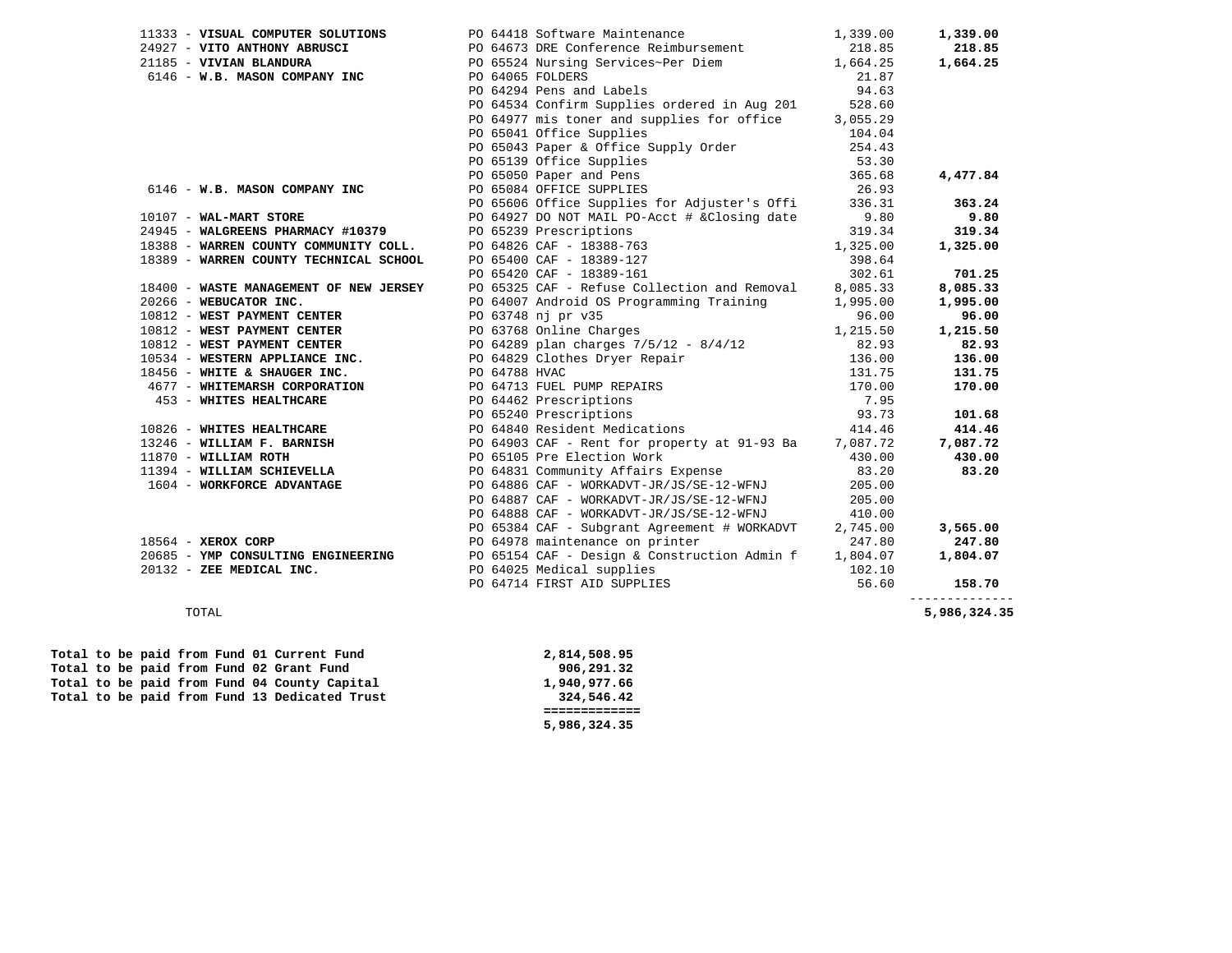| Vendor | Description | Amount | Total |
|---|---|---|---|
| 11333 - **VISUAL COMPUTER SOLUTIONS** | PO 64418 Software Maintenance | 1,339.00 | **1,339.00** |
| 24927 - **VITO ANTHONY ABRUSCI** | PO 64673 DRE Conference Reimbursement | 218.85 | **218.85** |
| 21185 - **VIVIAN BLANDURA** | PO 65524 Nursing Services~Per Diem | 1,664.25 | **1,664.25** |
| 6146 - **W.B. MASON COMPANY INC** | PO 64065 FOLDERS | 21.87 | |
| | PO 64294 Pens and Labels | 94.63 | |
| | PO 64534 Confirm Supplies ordered in Aug 201 | 528.60 | |
| | PO 64977 mis toner and supplies for office | 3,055.29 | |
| | PO 65041 Office Supplies | 104.04 | |
| | PO 65043 Paper & Office Supply Order | 254.43 | |
| | PO 65139 Office Supplies | 53.30 | |
| | PO 65050 Paper and Pens | 365.68 | **4,477.84** |
| 6146 - **W.B. MASON COMPANY INC** | PO 65084 OFFICE SUPPLIES | 26.93 | |
| | PO 65606 Office Supplies for Adjuster's Offi | 336.31 | **363.24** |
| 10107 - **WAL-MART STORE** | PO 64927 DO NOT MAIL PO-Acct # &Closing date | 9.80 | **9.80** |
| 24945 - **WALGREENS PHARMACY #10379** | PO 65239 Prescriptions | 319.34 | **319.34** |
| 18388 - **WARREN COUNTY COMMUNITY COLL.** | PO 64826 CAF - 18388-763 | 1,325.00 | **1,325.00** |
| 18389 - **WARREN COUNTY TECHNICAL SCHOOL** | PO 65400 CAF - 18389-127 | 398.64 | |
| | PO 65420 CAF - 18389-161 | 302.61 | **701.25** |
| 18400 - **WASTE MANAGEMENT OF NEW JERSEY** | PO 65325 CAF - Refuse Collection and Removal | 8,085.33 | **8,085.33** |
| 20266 - **WEBUCATOR INC.** | PO 64007 Android OS Programming Training | 1,995.00 | **1,995.00** |
| 10812 - **WEST PAYMENT CENTER** | PO 63748 nj pr v35 | 96.00 | **96.00** |
| 10812 - **WEST PAYMENT CENTER** | PO 63768 Online Charges | 1,215.50 | **1,215.50** |
| 10812 - **WEST PAYMENT CENTER** | PO 64289 plan charges 7/5/12 - 8/4/12 | 82.93 | **82.93** |
| 10534 - **WESTERN APPLIANCE INC.** | PO 64829 Clothes Dryer Repair | 136.00 | **136.00** |
| 18456 - **WHITE & SHAUGER INC.** | PO 64788 HVAC | 131.75 | **131.75** |
| 4677 - **WHITEMARSH CORPORATION** | PO 64713 FUEL PUMP REPAIRS | 170.00 | **170.00** |
| 453 - **WHITES HEALTHCARE** | PO 64462 Prescriptions | 7.95 | |
| | PO 65240 Prescriptions | 93.73 | **101.68** |
| 10826 - **WHITES HEALTHCARE** | PO 64840 Resident Medications | 414.46 | **414.46** |
| 13246 - **WILLIAM F. BARNISH** | PO 64903 CAF - Rent for property at 91-93 Ba | 7,087.72 | **7,087.72** |
| 11870 - **WILLIAM ROTH** | PO 65105 Pre Election Work | 430.00 | **430.00** |
| 11394 - **WILLIAM SCHIEVELLA** | PO 64831 Community Affairs Expense | 83.20 | **83.20** |
| 1604 - **WORKFORCE ADVANTAGE** | PO 64886 CAF - WORKADVT-JR/JS/SE-12-WFNJ | 205.00 | |
| | PO 64887 CAF - WORKADVT-JR/JS/SE-12-WFNJ | 205.00 | |
| | PO 64888 CAF - WORKADVT-JR/JS/SE-12-WFNJ | 410.00 | |
| | PO 65384 CAF - Subgrant Agreement # WORKADVT | 2,745.00 | **3,565.00** |
| 18564 - **XEROX CORP** | PO 64978 maintenance on printer | 247.80 | **247.80** |
| 20685 - **YMP CONSULTING ENGINEERING** | PO 65154 CAF - Design & Construction Admin f | 1,804.07 | **1,804.07** |
| 20132 - **ZEE MEDICAL INC.** | PO 64025 Medical supplies | 102.10 | |
| | PO 64714 FIRST AID SUPPLIES | 56.60 | **158.70** |
| TOTAL | | | **5,986,324.35** |

| | |
|---|---|
| **Total to be paid from Fund 01 Current Fund** | **2,814,508.95** |
| **Total to be paid from Fund 02 Grant Fund** | **906,291.32** |
| **Total to be paid from Fund 04 County Capital** | **1,940,977.66** |
| **Total to be paid from Fund 13 Dedicated Trust** | **324,546.42** |
| | **5,986,324.35** |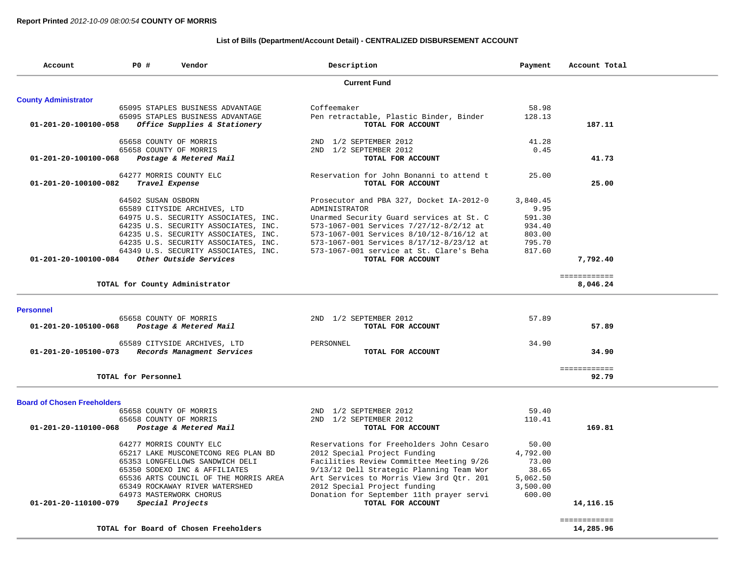**Report Printed** *2012-10-09 08:00:54* **COUNTY OF MORRIS**

### List of Bills (Department/Account Detail) - CENTRALIZED DISBURSEMENT ACCOUNT

| Account | PO # | Vendor | Description | Payment | Account Total |
|---|---|---|---|---|---|
| | | **Current Fund** | | | |
| **County Administrator** | | | | | |
| | 65095 | STAPLES BUSINESS ADVANTAGE | Coffeemaker | 58.98 | |
| | 65095 | STAPLES BUSINESS ADVANTAGE | Pen retractable, Plastic Binder, Binder | 128.13 | |
| **01-201-20-100100-058** | | ***Office Supplies & Stationery*** | **TOTAL FOR ACCOUNT** | | **187.11** |
| | 65658 | COUNTY OF MORRIS | 2ND 1/2 SEPTEMBER 2012 | 41.28 | |
| | 65658 | COUNTY OF MORRIS | 2ND 1/2 SEPTEMBER 2012 | 0.45 | |
| **01-201-20-100100-068** | | ***Postage & Metered Mail*** | **TOTAL FOR ACCOUNT** | | **41.73** |
| | 64277 | MORRIS COUNTY ELC | Reservation for John Bonanni to attend t | 25.00 | |
| **01-201-20-100100-082** | | ***Travel Expense*** | **TOTAL FOR ACCOUNT** | | **25.00** |
| | 64502 | SUSAN OSBORN | Prosecutor and PBA 327, Docket IA-2012-0 | 3,840.45 | |
| | 65589 | CITYSIDE ARCHIVES, LTD | ADMINISTRATOR | 9.95 | |
| | 64975 | U.S. SECURITY ASSOCIATES, INC. | Unarmed Security Guard services at St. C | 591.30 | |
| | 64235 | U.S. SECURITY ASSOCIATES, INC. | 573-1067-001 Services 7/27/12-8/2/12 at | 934.40 | |
| | 64235 | U.S. SECURITY ASSOCIATES, INC. | 573-1067-001 Services 8/10/12-8/16/12 at | 803.00 | |
| | 64235 | U.S. SECURITY ASSOCIATES, INC. | 573-1067-001 Services 8/17/12-8/23/12 at | 795.70 | |
| | 64349 | U.S. SECURITY ASSOCIATES, INC. | 573-1067-001 service at St. Clare's Beha | 817.60 | |
| **01-201-20-100100-084** | | ***Other Outside Services*** | **TOTAL FOR ACCOUNT** | | **7,792.40** |
| | | **TOTAL for County Administrator** | | | **8,046.24** |
| **Personnel** | | | | | |
| | 65658 | COUNTY OF MORRIS | 2ND 1/2 SEPTEMBER 2012 | 57.89 | |
| **01-201-20-105100-068** | | ***Postage & Metered Mail*** | **TOTAL FOR ACCOUNT** | | **57.89** |
| | 65589 | CITYSIDE ARCHIVES, LTD | PERSONNEL | 34.90 | |
| **01-201-20-105100-073** | | ***Records Managment Services*** | **TOTAL FOR ACCOUNT** | | **34.90** |
| | | **TOTAL for Personnel** | | | **92.79** |
| **Board of Chosen Freeholders** | | | | | |
| | 65658 | COUNTY OF MORRIS | 2ND 1/2 SEPTEMBER 2012 | 59.40 | |
| | 65658 | COUNTY OF MORRIS | 2ND 1/2 SEPTEMBER 2012 | 110.41 | |
| **01-201-20-110100-068** | | ***Postage & Metered Mail*** | **TOTAL FOR ACCOUNT** | | **169.81** |
| | 64277 | MORRIS COUNTY ELC | Reservations for Freeholders John Cesaro | 50.00 | |
| | 65217 | LAKE MUSCONETCONG REG PLAN BD | 2012 Special Project Funding | 4,792.00 | |
| | 65353 | LONGFELLOWS SANDWICH DELI | Facilities Review Committee Meeting 9/26 | 73.00 | |
| | 65350 | SODEXO INC & AFFILIATES | 9/13/12 Dell Strategic Planning Team Wor | 38.65 | |
| | 65536 | ARTS COUNCIL OF THE MORRIS AREA | Art Services to Morris View 3rd Qtr. 201 | 5,062.50 | |
| | 65349 | ROCKAWAY RIVER WATERSHED | 2012 Special Project funding | 3,500.00 | |
| | 64973 | MASTERWORK CHORUS | Donation for September 11th prayer servi | 600.00 | |
| **01-201-20-110100-079** | | ***Special Projects*** | **TOTAL FOR ACCOUNT** | | **14,116.15** |
| | | **TOTAL for Board of Chosen Freeholders** | | | **14,285.96** |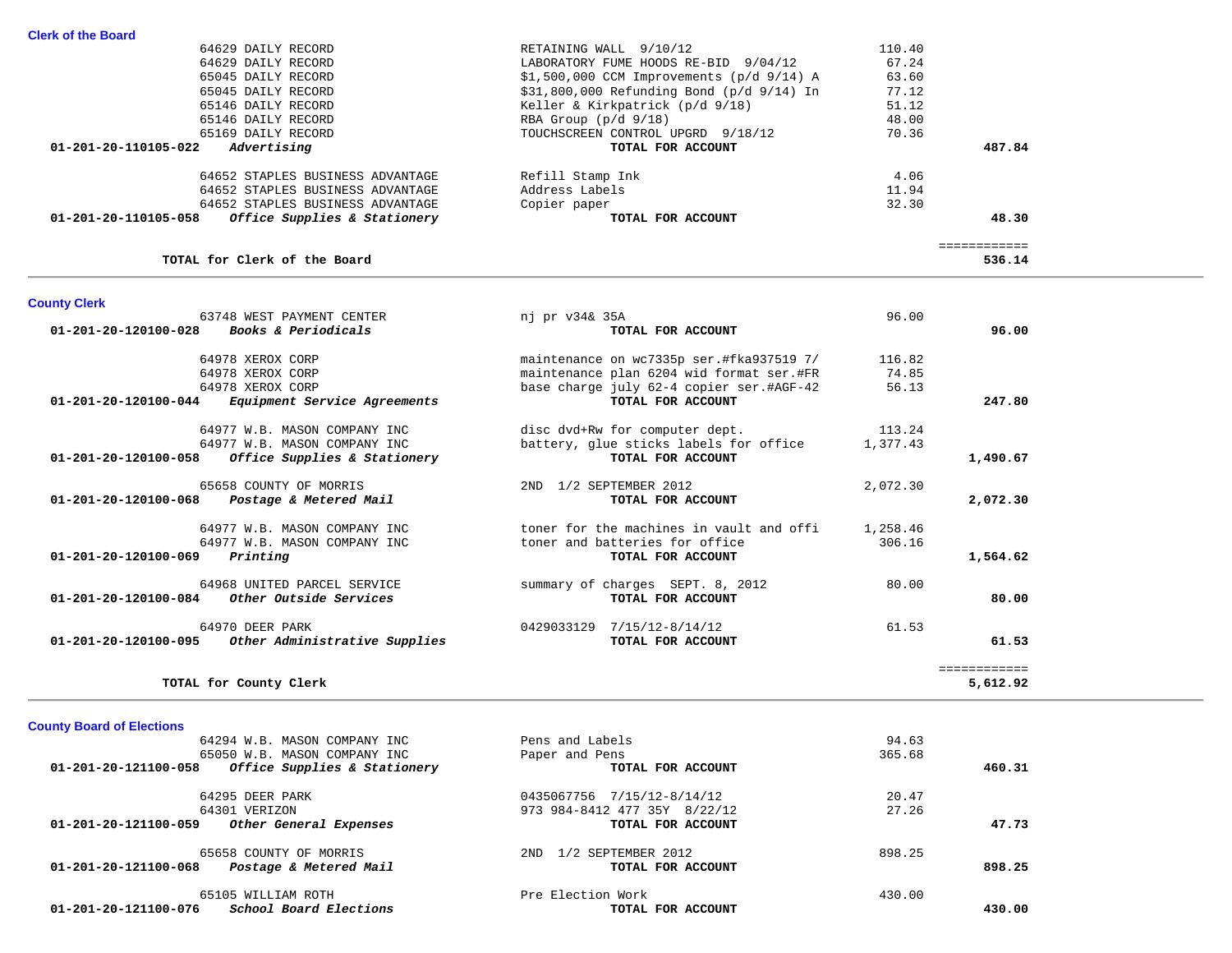### Clerk of the Board

| Account | Vendor / Description | Detail | Amount | Total |
|---|---|---|---|---|
| | 64629 DAILY RECORD | RETAINING WALL 9/10/12 | 110.40 | |
| | 64629 DAILY RECORD | LABORATORY FUME HOODS RE-BID 9/04/12 | 67.24 | |
| | 65045 DAILY RECORD | $1,500,000 CCM Improvements (p/d 9/14) A | 63.60 | |
| | 65045 DAILY RECORD | $31,800,000 Refunding Bond (p/d 9/14) In | 77.12 | |
| | 65146 DAILY RECORD | Keller & Kirkpatrick (p/d 9/18) | 51.12 | |
| | 65146 DAILY RECORD | RBA Group (p/d 9/18) | 48.00 | |
| | 65169 DAILY RECORD | TOUCHSCREEN CONTROL UPGRD 9/18/12 | 70.36 | |
| **01-201-20-110105-022** | ***Advertising*** | **TOTAL FOR ACCOUNT** | | **487.84** |
| | 64652 STAPLES BUSINESS ADVANTAGE | Refill Stamp Ink | 4.06 | |
| | 64652 STAPLES BUSINESS ADVANTAGE | Address Labels | 11.94 | |
| | 64652 STAPLES BUSINESS ADVANTAGE | Copier paper | 32.30 | |
| **01-201-20-110105-058** | ***Office Supplies & Stationery*** | **TOTAL FOR ACCOUNT** | | **48.30** |
| | **TOTAL for Clerk of the Board** | | | **536.14** |

### County Clerk

| Account | Vendor / Description | Detail | Amount | Total |
|---|---|---|---|---|
| | 63748 WEST PAYMENT CENTER | nj pr v34& 35A | 96.00 | |
| **01-201-20-120100-028** | ***Books & Periodicals*** | **TOTAL FOR ACCOUNT** | | **96.00** |
| | 64978 XEROX CORP | maintenance on wc7335p ser.#fka937519 7/ | 116.82 | |
| | 64978 XEROX CORP | maintenance plan 6204 wid format ser.#FR | 74.85 | |
| | 64978 XEROX CORP | base charge july 62-4 copier ser.#AGF-42 | 56.13 | |
| **01-201-20-120100-044** | ***Equipment Service Agreements*** | **TOTAL FOR ACCOUNT** | | **247.80** |
| | 64977 W.B. MASON COMPANY INC | disc dvd+Rw for computer dept. | 113.24 | |
| | 64977 W.B. MASON COMPANY INC | battery, glue sticks labels for office | 1,377.43 | |
| **01-201-20-120100-058** | ***Office Supplies & Stationery*** | **TOTAL FOR ACCOUNT** | | **1,490.67** |
| | 65658 COUNTY OF MORRIS | 2ND 1/2 SEPTEMBER 2012 | 2,072.30 | |
| **01-201-20-120100-068** | ***Postage & Metered Mail*** | **TOTAL FOR ACCOUNT** | | **2,072.30** |
| | 64977 W.B. MASON COMPANY INC | toner for the machines in vault and offi | 1,258.46 | |
| | 64977 W.B. MASON COMPANY INC | toner and batteries for office | 306.16 | |
| **01-201-20-120100-069** | ***Printing*** | **TOTAL FOR ACCOUNT** | | **1,564.62** |
| | 64968 UNITED PARCEL SERVICE | summary of charges SEPT. 8, 2012 | 80.00 | |
| **01-201-20-120100-084** | ***Other Outside Services*** | **TOTAL FOR ACCOUNT** | | **80.00** |
| | 64970 DEER PARK | 0429033129 7/15/12-8/14/12 | 61.53 | |
| **01-201-20-120100-095** | ***Other Administrative Supplies*** | **TOTAL FOR ACCOUNT** | | **61.53** |
| | **TOTAL for County Clerk** | | | **5,612.92** |

### County Board of Elections

| Account | Vendor / Description | Detail | Amount | Total |
|---|---|---|---|---|
| | 64294 W.B. MASON COMPANY INC | Pens and Labels | 94.63 | |
| | 65050 W.B. MASON COMPANY INC | Paper and Pens | 365.68 | |
| **01-201-20-121100-058** | ***Office Supplies & Stationery*** | **TOTAL FOR ACCOUNT** | | **460.31** |
| | 64295 DEER PARK | 0435067756 7/15/12-8/14/12 | 20.47 | |
| | 64301 VERIZON | 973 984-8412 477 35Y 8/22/12 | 27.26 | |
| **01-201-20-121100-059** | ***Other General Expenses*** | **TOTAL FOR ACCOUNT** | | **47.73** |
| | 65658 COUNTY OF MORRIS | 2ND 1/2 SEPTEMBER 2012 | 898.25 | |
| **01-201-20-121100-068** | ***Postage & Metered Mail*** | **TOTAL FOR ACCOUNT** | | **898.25** |
| | 65105 WILLIAM ROTH | Pre Election Work | 430.00 | |
| **01-201-20-121100-076** | ***School Board Elections*** | **TOTAL FOR ACCOUNT** | | **430.00** |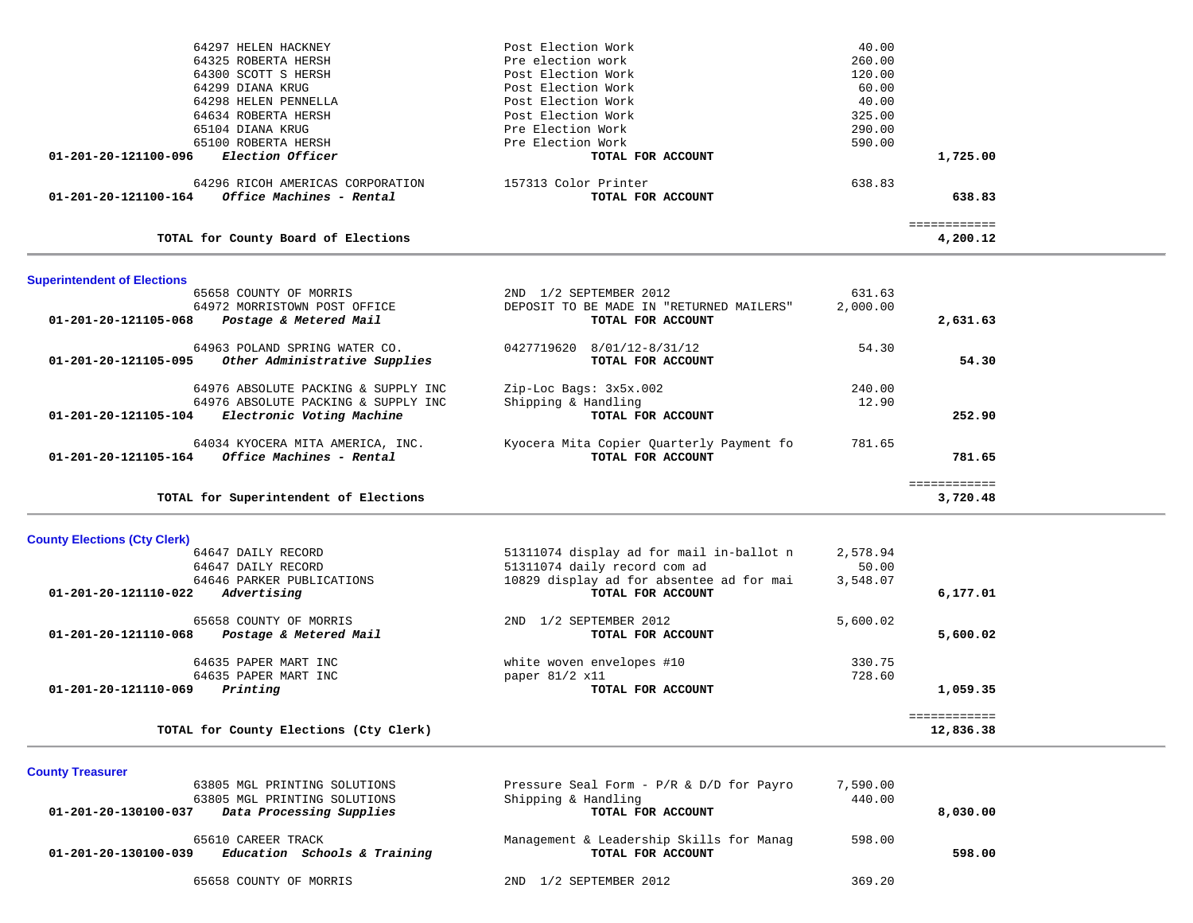| Account | Vendor / Description | Detail | Amount | Total |
|---|---|---|---|---|
| | 64297 HELEN HACKNEY | Post Election Work | 40.00 | |
| | 64325 ROBERTA HERSH | Pre election work | 260.00 | |
| | 64300 SCOTT S HERSH | Post Election Work | 120.00 | |
| | 64299 DIANA KRUG | Post Election Work | 60.00 | |
| | 64298 HELEN PENNELLA | Post Election Work | 40.00 | |
| | 64634 ROBERTA HERSH | Post Election Work | 325.00 | |
| | 65104 DIANA KRUG | Pre Election Work | 290.00 | |
| | 65100 ROBERTA HERSH | Pre Election Work | 590.00 | |
| **01-201-20-121100-096** | ***Election Officer*** | **TOTAL FOR ACCOUNT** | | **1,725.00** |
| | 64296 RICOH AMERICAS CORPORATION | 157313 Color Printer | 638.83 | |
| **01-201-20-121100-164** | ***Office Machines - Rental*** | **TOTAL FOR ACCOUNT** | | **638.83** |
| | **TOTAL for County Board of Elections** | | | **4,200.12** |

## Superintendent of Elections

| Account | Vendor / Description | Detail | Amount | Total |
|---|---|---|---|---|
| | 65658 COUNTY OF MORRIS | 2ND 1/2 SEPTEMBER 2012 | 631.63 | |
| | 64972 MORRISTOWN POST OFFICE | DEPOSIT TO BE MADE IN "RETURNED MAILERS" | 2,000.00 | |
| **01-201-20-121105-068** | ***Postage & Metered Mail*** | **TOTAL FOR ACCOUNT** | | **2,631.63** |
| | 64963 POLAND SPRING WATER CO. | 0427719620 8/01/12-8/31/12 | 54.30 | |
| **01-201-20-121105-095** | ***Other Administrative Supplies*** | **TOTAL FOR ACCOUNT** | | **54.30** |
| | 64976 ABSOLUTE PACKING & SUPPLY INC | Zip-Loc Bags: 3x5x.002 | 240.00 | |
| | 64976 ABSOLUTE PACKING & SUPPLY INC | Shipping & Handling | 12.90 | |
| **01-201-20-121105-104** | ***Electronic Voting Machine*** | **TOTAL FOR ACCOUNT** | | **252.90** |
| | 64034 KYOCERA MITA AMERICA, INC. | Kyocera Mita Copier Quarterly Payment fo | 781.65 | |
| **01-201-20-121105-164** | ***Office Machines - Rental*** | **TOTAL FOR ACCOUNT** | | **781.65** |
| | **TOTAL for Superintendent of Elections** | | | **3,720.48** |

## County Elections (Cty Clerk)

| Account | Vendor / Description | Detail | Amount | Total |
|---|---|---|---|---|
| | 64647 DAILY RECORD | 51311074 display ad for mail in-ballot n | 2,578.94 | |
| | 64647 DAILY RECORD | 51311074 daily record com ad | 50.00 | |
| | 64646 PARKER PUBLICATIONS | 10829 display ad for absentee ad for mai | 3,548.07 | |
| **01-201-20-121110-022** | ***Advertising*** | **TOTAL FOR ACCOUNT** | | **6,177.01** |
| | 65658 COUNTY OF MORRIS | 2ND 1/2 SEPTEMBER 2012 | 5,600.02 | |
| **01-201-20-121110-068** | ***Postage & Metered Mail*** | **TOTAL FOR ACCOUNT** | | **5,600.02** |
| | 64635 PAPER MART INC | white woven envelopes #10 | 330.75 | |
| | 64635 PAPER MART INC | paper 81/2 x11 | 728.60 | |
| **01-201-20-121110-069** | ***Printing*** | **TOTAL FOR ACCOUNT** | | **1,059.35** |
| | **TOTAL for County Elections (Cty Clerk)** | | | **12,836.38** |

## County Treasurer

| Account | Vendor / Description | Detail | Amount | Total |
|---|---|---|---|---|
| | 63805 MGL PRINTING SOLUTIONS | Pressure Seal Form - P/R & D/D for Payro | 7,590.00 | |
| | 63805 MGL PRINTING SOLUTIONS | Shipping & Handling | 440.00 | |
| **01-201-20-130100-037** | ***Data Processing Supplies*** | **TOTAL FOR ACCOUNT** | | **8,030.00** |
| | 65610 CAREER TRACK | Management & Leadership Skills for Manag | 598.00 | |
| **01-201-20-130100-039** | ***Education Schools & Training*** | **TOTAL FOR ACCOUNT** | | **598.00** |
| | 65658 COUNTY OF MORRIS | 2ND 1/2 SEPTEMBER 2012 | 369.20 | |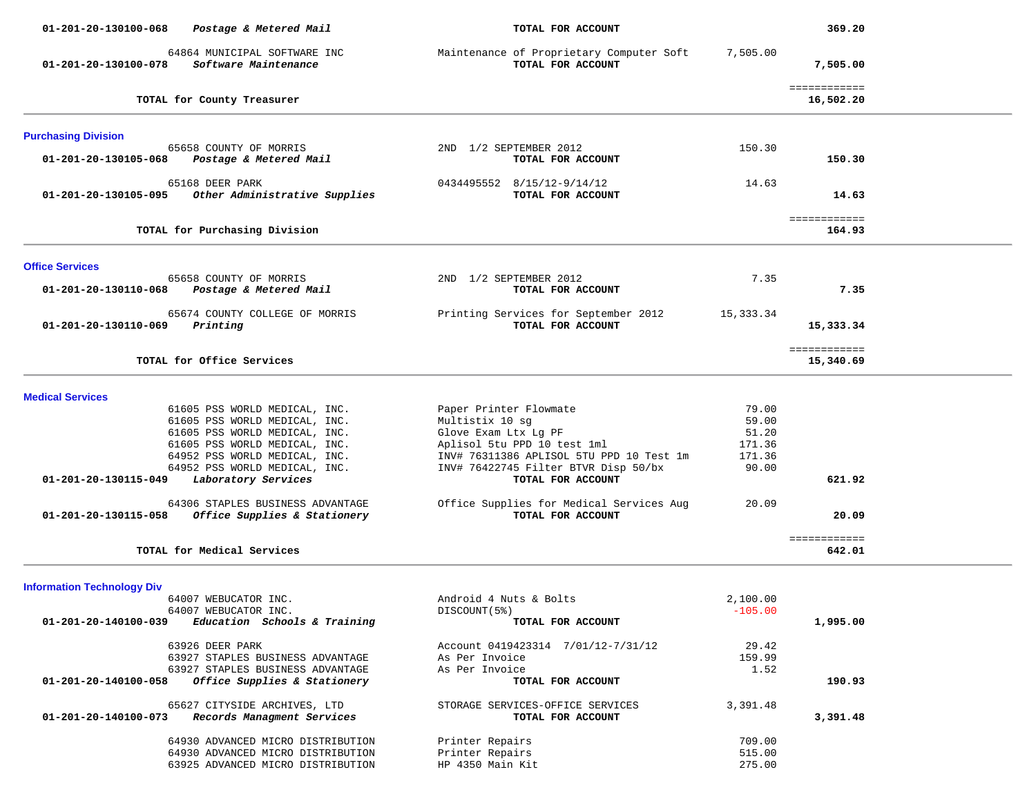| Account | Vendor / Description | Item Description | Amount | Total |
|---|---|---|---|---|
| 01-201-20-130100-068 | *Postage & Metered Mail* | **TOTAL FOR ACCOUNT** | | **369.20** |
| | 64864 MUNICIPAL SOFTWARE INC | Maintenance of Proprietary Computer Soft | 7,505.00 | |
| 01-201-20-130100-078 | *Software Maintenance* | **TOTAL FOR ACCOUNT** | | **7,505.00** |
| | **TOTAL for County Treasurer** | | | **16,502.20** |

### Purchasing Division

| Account | Vendor / Description | Item Description | Amount | Total |
|---|---|---|---|---|
| | 65658 COUNTY OF MORRIS | 2ND 1/2 SEPTEMBER 2012 | 150.30 | |
| 01-201-20-130105-068 | *Postage & Metered Mail* | **TOTAL FOR ACCOUNT** | | **150.30** |
| | 65168 DEER PARK | 0434495552 8/15/12-9/14/12 | 14.63 | |
| 01-201-20-130105-095 | *Other Administrative Supplies* | **TOTAL FOR ACCOUNT** | | **14.63** |
| | **TOTAL for Purchasing Division** | | | **164.93** |

### Office Services

| Account | Vendor / Description | Item Description | Amount | Total |
|---|---|---|---|---|
| | 65658 COUNTY OF MORRIS | 2ND 1/2 SEPTEMBER 2012 | 7.35 | |
| 01-201-20-130110-068 | *Postage & Metered Mail* | **TOTAL FOR ACCOUNT** | | **7.35** |
| | 65674 COUNTY COLLEGE OF MORRIS | Printing Services for September 2012 | 15,333.34 | |
| 01-201-20-130110-069 | *Printing* | **TOTAL FOR ACCOUNT** | | **15,333.34** |
| | **TOTAL for Office Services** | | | **15,340.69** |

### Medical Services

| Account | Vendor / Description | Item Description | Amount | Total |
|---|---|---|---|---|
| | 61605 PSS WORLD MEDICAL, INC. | Paper Printer Flowmate | 79.00 | |
| | 61605 PSS WORLD MEDICAL, INC. | Multistix 10 sg | 59.00 | |
| | 61605 PSS WORLD MEDICAL, INC. | Glove Exam Ltx Lg PF | 51.20 | |
| | 61605 PSS WORLD MEDICAL, INC. | Aplisol 5tu PPD 10 test 1ml | 171.36 | |
| | 64952 PSS WORLD MEDICAL, INC. | INV# 76311386 APLISOL 5TU PPD 10 Test 1m | 171.36 | |
| | 64952 PSS WORLD MEDICAL, INC. | INV# 76422745 Filter BTVR Disp 50/bx | 90.00 | |
| 01-201-20-130115-049 | *Laboratory Services* | **TOTAL FOR ACCOUNT** | | **621.92** |
| | 64306 STAPLES BUSINESS ADVANTAGE | Office Supplies for Medical Services Aug | 20.09 | |
| 01-201-20-130115-058 | *Office Supplies & Stationery* | **TOTAL FOR ACCOUNT** | | **20.09** |
| | **TOTAL for Medical Services** | | | **642.01** |

### Information Technology Div

| Account | Vendor / Description | Item Description | Amount | Total |
|---|---|---|---|---|
| | 64007 WEBUCATOR INC. | Android 4 Nuts & Bolts | 2,100.00 | |
| | 64007 WEBUCATOR INC. | DISCOUNT(5%) | -105.00 | |
| 01-201-20-140100-039 | *Education Schools & Training* | **TOTAL FOR ACCOUNT** | | **1,995.00** |
| | 63926 DEER PARK | Account 0419423314 7/01/12-7/31/12 | 29.42 | |
| | 63927 STAPLES BUSINESS ADVANTAGE | As Per Invoice | 159.99 | |
| | 63927 STAPLES BUSINESS ADVANTAGE | As Per Invoice | 1.52 | |
| 01-201-20-140100-058 | *Office Supplies & Stationery* | **TOTAL FOR ACCOUNT** | | **190.93** |
| | 65627 CITYSIDE ARCHIVES, LTD | STORAGE SERVICES-OFFICE SERVICES | 3,391.48 | |
| 01-201-20-140100-073 | *Records Managment Services* | **TOTAL FOR ACCOUNT** | | **3,391.48** |
| | 64930 ADVANCED MICRO DISTRIBUTION | Printer Repairs | 709.00 | |
| | 64930 ADVANCED MICRO DISTRIBUTION | Printer Repairs | 515.00 | |
| | 63925 ADVANCED MICRO DISTRIBUTION | HP 4350 Main Kit | 275.00 | |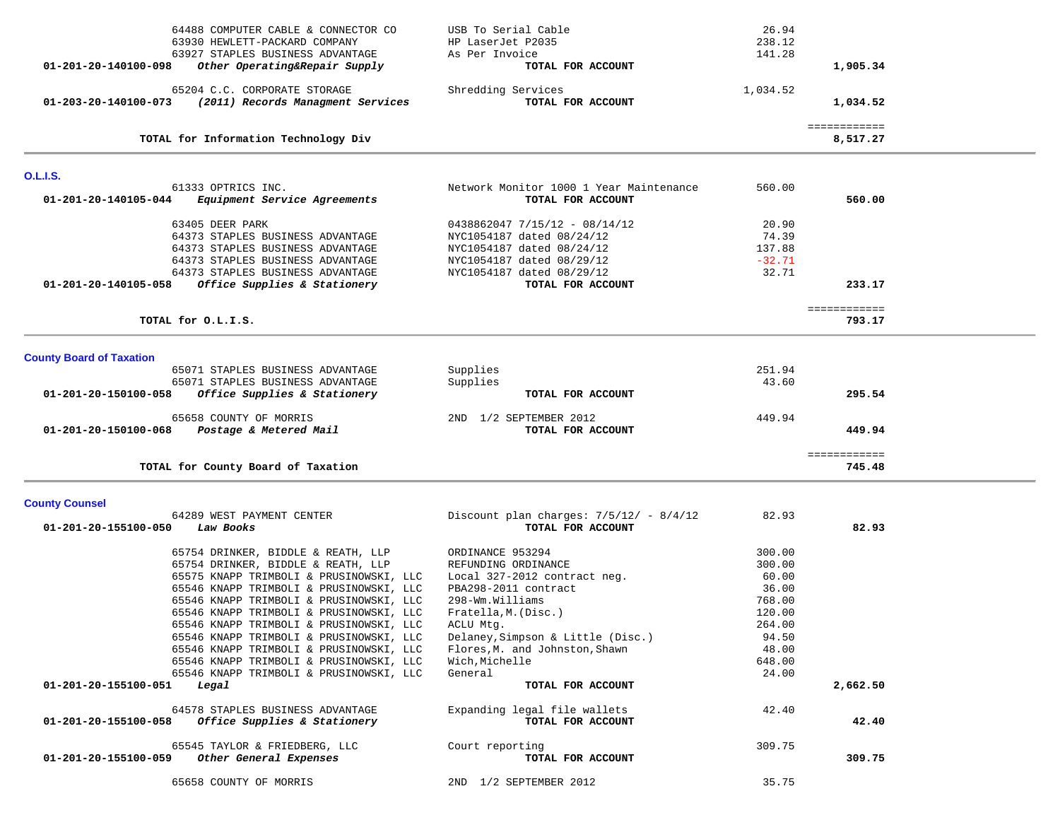| Account | Vendor / Description | Item Description | Amount | Total |
|---|---|---|---|---|
| | 64488 COMPUTER CABLE & CONNECTOR CO | USB To Serial Cable | 26.94 | |
| | 63930 HEWLETT-PACKARD COMPANY | HP LaserJet P2035 | 238.12 | |
| | 63927 STAPLES BUSINESS ADVANTAGE | As Per Invoice | 141.28 | |
| **01-201-20-140100-098** | ***Other Operating&Repair Supply*** | **TOTAL FOR ACCOUNT** | | **1,905.34** |
| | 65204 C.C. CORPORATE STORAGE | Shredding Services | 1,034.52 | |
| **01-203-20-140100-073** | ***(2011) Records Managment Services*** | **TOTAL FOR ACCOUNT** | | **1,034.52** |
| | **TOTAL for Information Technology Div** | | | **8,517.27** |

## O.L.I.S.

| Account | Vendor / Description | Item Description | Amount | Total |
|---|---|---|---|---|
| | 61333 OPTRICS INC. | Network Monitor 1000 1 Year Maintenance | 560.00 | |
| **01-201-20-140105-044** | ***Equipment Service Agreements*** | **TOTAL FOR ACCOUNT** | | **560.00** |
| | 63405 DEER PARK | 0438862047 7/15/12 - 08/14/12 | 20.90 | |
| | 64373 STAPLES BUSINESS ADVANTAGE | NYC1054187 dated 08/24/12 | 74.39 | |
| | 64373 STAPLES BUSINESS ADVANTAGE | NYC1054187 dated 08/24/12 | 137.88 | |
| | 64373 STAPLES BUSINESS ADVANTAGE | NYC1054187 dated 08/29/12 | -32.71 | |
| | 64373 STAPLES BUSINESS ADVANTAGE | NYC1054187 dated 08/29/12 | 32.71 | |
| **01-201-20-140105-058** | ***Office Supplies & Stationery*** | **TOTAL FOR ACCOUNT** | | **233.17** |
| | **TOTAL for O.L.I.S.** | | | **793.17** |

## County Board of Taxation

| Account | Vendor / Description | Item Description | Amount | Total |
|---|---|---|---|---|
| | 65071 STAPLES BUSINESS ADVANTAGE | Supplies | 251.94 | |
| | 65071 STAPLES BUSINESS ADVANTAGE | Supplies | 43.60 | |
| **01-201-20-150100-058** | ***Office Supplies & Stationery*** | **TOTAL FOR ACCOUNT** | | **295.54** |
| | 65658 COUNTY OF MORRIS | 2ND 1/2 SEPTEMBER 2012 | 449.94 | |
| **01-201-20-150100-068** | ***Postage & Metered Mail*** | **TOTAL FOR ACCOUNT** | | **449.94** |
| | **TOTAL for County Board of Taxation** | | | **745.48** |

## County Counsel

| Account | Vendor / Description | Item Description | Amount | Total |
|---|---|---|---|---|
| | 64289 WEST PAYMENT CENTER | Discount plan charges: 7/5/12/ - 8/4/12 | 82.93 | |
| **01-201-20-155100-050** | ***Law Books*** | **TOTAL FOR ACCOUNT** | | **82.93** |
| | 65754 DRINKER, BIDDLE & REATH, LLP | ORDINANCE 953294 | 300.00 | |
| | 65754 DRINKER, BIDDLE & REATH, LLP | REFUNDING ORDINANCE | 300.00 | |
| | 65575 KNAPP TRIMBOLI & PRUSINOWSKI, LLC | Local 327-2012 contract neg. | 60.00 | |
| | 65546 KNAPP TRIMBOLI & PRUSINOWSKI, LLC | PBA298-2011 contract | 36.00 | |
| | 65546 KNAPP TRIMBOLI & PRUSINOWSKI, LLC | 298-Wm.Williams | 768.00 | |
| | 65546 KNAPP TRIMBOLI & PRUSINOWSKI, LLC | Fratella,M.(Disc.) | 120.00 | |
| | 65546 KNAPP TRIMBOLI & PRUSINOWSKI, LLC | ACLU Mtg. | 264.00 | |
| | 65546 KNAPP TRIMBOLI & PRUSINOWSKI, LLC | Delaney,Simpson & Little (Disc.) | 94.50 | |
| | 65546 KNAPP TRIMBOLI & PRUSINOWSKI, LLC | Flores,M. and Johnston,Shawn | 48.00 | |
| | 65546 KNAPP TRIMBOLI & PRUSINOWSKI, LLC | Wich,Michelle | 648.00 | |
| | 65546 KNAPP TRIMBOLI & PRUSINOWSKI, LLC | General | 24.00 | |
| **01-201-20-155100-051** | ***Legal*** | **TOTAL FOR ACCOUNT** | | **2,662.50** |
| | 64578 STAPLES BUSINESS ADVANTAGE | Expanding legal file wallets | 42.40 | |
| **01-201-20-155100-058** | ***Office Supplies & Stationery*** | **TOTAL FOR ACCOUNT** | | **42.40** |
| | 65545 TAYLOR & FRIEDBERG, LLC | Court reporting | 309.75 | |
| **01-201-20-155100-059** | ***Other General Expenses*** | **TOTAL FOR ACCOUNT** | | **309.75** |
| | 65658 COUNTY OF MORRIS | 2ND 1/2 SEPTEMBER 2012 | 35.75 | |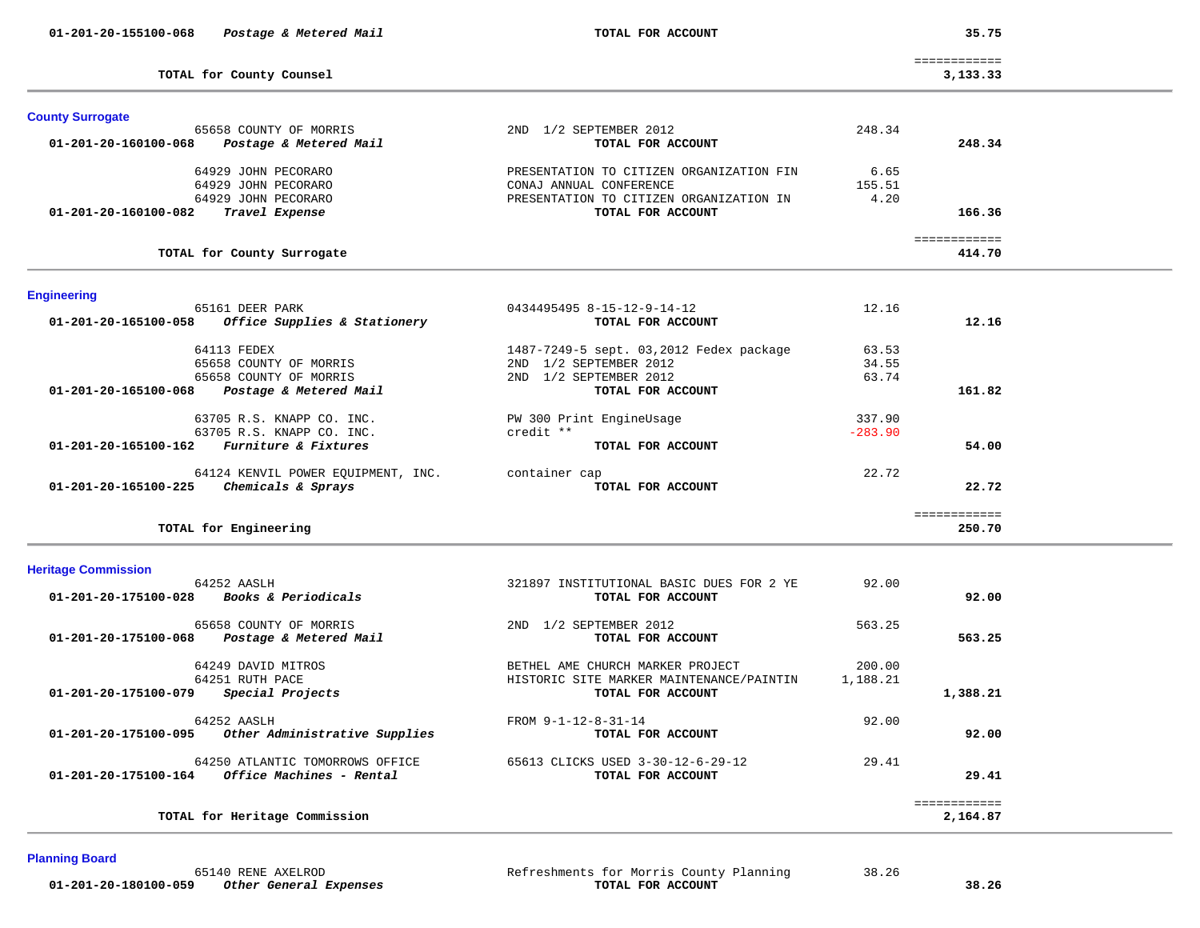| | | | |
|---|---|---|---|
| **01-201-20-155100-068** ***Postage & Metered Mail*** | **TOTAL FOR ACCOUNT** | | **35.75** |
| **TOTAL for County Counsel** | | | ============ **3,133.33** |

## County Surrogate

| | | | |
|---|---|---|---|
| 65658 COUNTY OF MORRIS | 2ND 1/2 SEPTEMBER 2012 | 248.34 | |
| **01-201-20-160100-068** ***Postage & Metered Mail*** | **TOTAL FOR ACCOUNT** | | **248.34** |
| 64929 JOHN PECORARO | PRESENTATION TO CITIZEN ORGANIZATION FIN | 6.65 | |
| 64929 JOHN PECORARO | CONAJ ANNUAL CONFERENCE | 155.51 | |
| 64929 JOHN PECORARO | PRESENTATION TO CITIZEN ORGANIZATION IN | 4.20 | |
| **01-201-20-160100-082** ***Travel Expense*** | **TOTAL FOR ACCOUNT** | | **166.36** |
| **TOTAL for County Surrogate** | | | ============ **414.70** |

## Engineering

| | | | |
|---|---|---|---|
| 65161 DEER PARK | 0434495495 8-15-12-9-14-12 | 12.16 | |
| **01-201-20-165100-058** ***Office Supplies & Stationery*** | **TOTAL FOR ACCOUNT** | | **12.16** |
| 64113 FEDEX | 1487-7249-5 sept. 03,2012 Fedex package | 63.53 | |
| 65658 COUNTY OF MORRIS | 2ND 1/2 SEPTEMBER 2012 | 34.55 | |
| 65658 COUNTY OF MORRIS | 2ND 1/2 SEPTEMBER 2012 | 63.74 | |
| **01-201-20-165100-068** ***Postage & Metered Mail*** | **TOTAL FOR ACCOUNT** | | **161.82** |
| 63705 R.S. KNAPP CO. INC. | PW 300 Print EngineUsage | 337.90 | |
| 63705 R.S. KNAPP CO. INC. | credit ** | -283.90 | |
| **01-201-20-165100-162** ***Furniture & Fixtures*** | **TOTAL FOR ACCOUNT** | | **54.00** |
| 64124 KENVIL POWER EQUIPMENT, INC. | container cap | 22.72 | |
| **01-201-20-165100-225** ***Chemicals & Sprays*** | **TOTAL FOR ACCOUNT** | | **22.72** |
| **TOTAL for Engineering** | | | ============ **250.70** |

## Heritage Commission

| | | | |
|---|---|---|---|
| 64252 AASLH | 321897 INSTITUTIONAL BASIC DUES FOR 2 YE | 92.00 | |
| **01-201-20-175100-028** ***Books & Periodicals*** | **TOTAL FOR ACCOUNT** | | **92.00** |
| 65658 COUNTY OF MORRIS | 2ND 1/2 SEPTEMBER 2012 | 563.25 | |
| **01-201-20-175100-068** ***Postage & Metered Mail*** | **TOTAL FOR ACCOUNT** | | **563.25** |
| 64249 DAVID MITROS | BETHEL AME CHURCH MARKER PROJECT | 200.00 | |
| 64251 RUTH PACE | HISTORIC SITE MARKER MAINTENANCE/PAINTIN | 1,188.21 | |
| **01-201-20-175100-079** ***Special Projects*** | **TOTAL FOR ACCOUNT** | | **1,388.21** |
| 64252 AASLH | FROM 9-1-12-8-31-14 | 92.00 | |
| **01-201-20-175100-095** ***Other Administrative Supplies*** | **TOTAL FOR ACCOUNT** | | **92.00** |
| 64250 ATLANTIC TOMORROWS OFFICE | 65613 CLICKS USED 3-30-12-6-29-12 | 29.41 | |
| **01-201-20-175100-164** ***Office Machines - Rental*** | **TOTAL FOR ACCOUNT** | | **29.41** |
| **TOTAL for Heritage Commission** | | | ============ **2,164.87** |

## Planning Board

| | | | |
|---|---|---|---|
| 65140 RENE AXELROD | Refreshments for Morris County Planning | 38.26 | |
| **01-201-20-180100-059** ***Other General Expenses*** | **TOTAL FOR ACCOUNT** | | **38.26** |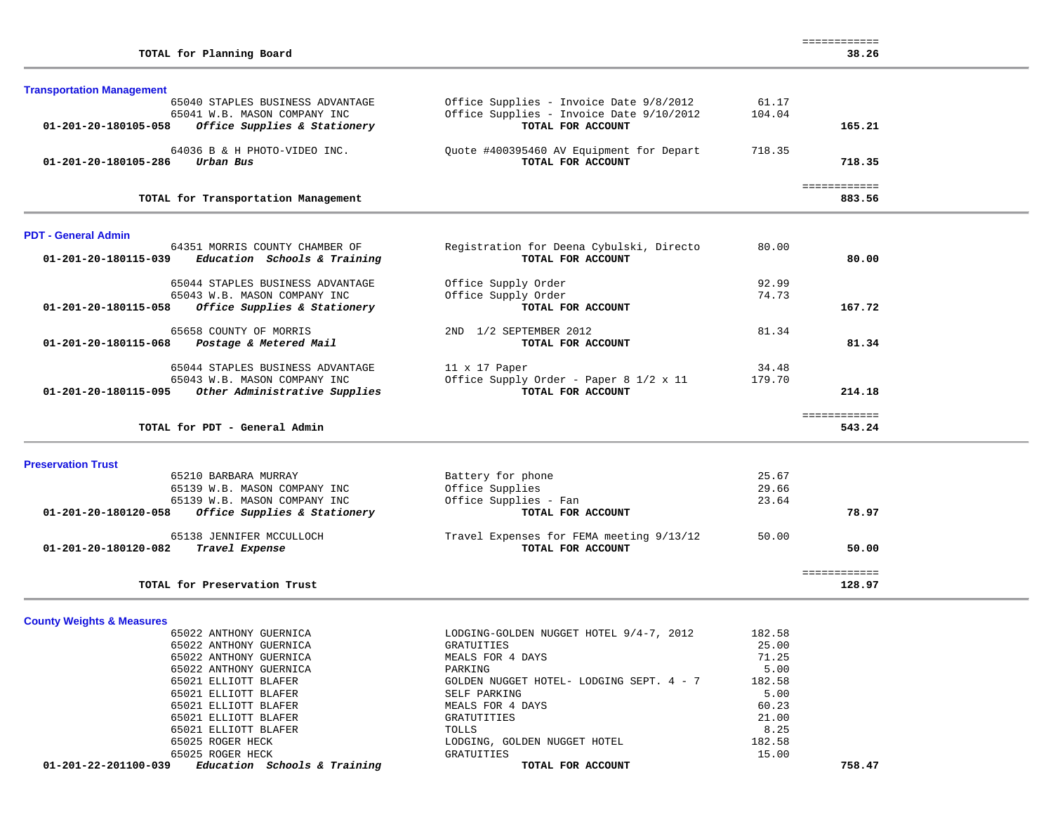| | | | | |
|---|---|---|---|---|
| | | | | ============ |
| | **TOTAL for Planning Board** | | | **38.26** |

**Transportation Management**

| Account | Vendor | Description | Amount | Total |
|---|---|---|---|---|
| | 65040 STAPLES BUSINESS ADVANTAGE | Office Supplies - Invoice Date 9/8/2012 | 61.17 | |
| | 65041 W.B. MASON COMPANY INC | Office Supplies - Invoice Date 9/10/2012 | 104.04 | |
| **01-201-20-180105-058** | ***Office Supplies & Stationery*** | **TOTAL FOR ACCOUNT** | | **165.21** |
| | 64036 B & H PHOTO-VIDEO INC. | Quote #400395460 AV Equipment for Depart | 718.35 | |
| **01-201-20-180105-286** | ***Urban Bus*** | **TOTAL FOR ACCOUNT** | | **718.35** |
| | | | | ============ |
| | **TOTAL for Transportation Management** | | | **883.56** |

**PDT - General Admin**

| Account | Vendor | Description | Amount | Total |
|---|---|---|---|---|
| | 64351 MORRIS COUNTY CHAMBER OF | Registration for Deena Cybulski, Directo | 80.00 | |
| **01-201-20-180115-039** | ***Education Schools & Training*** | **TOTAL FOR ACCOUNT** | | **80.00** |
| | 65044 STAPLES BUSINESS ADVANTAGE | Office Supply Order | 92.99 | |
| | 65043 W.B. MASON COMPANY INC | Office Supply Order | 74.73 | |
| **01-201-20-180115-058** | ***Office Supplies & Stationery*** | **TOTAL FOR ACCOUNT** | | **167.72** |
| | 65658 COUNTY OF MORRIS | 2ND 1/2 SEPTEMBER 2012 | 81.34 | |
| **01-201-20-180115-068** | ***Postage & Metered Mail*** | **TOTAL FOR ACCOUNT** | | **81.34** |
| | 65044 STAPLES BUSINESS ADVANTAGE | 11 x 17 Paper | 34.48 | |
| | 65043 W.B. MASON COMPANY INC | Office Supply Order - Paper 8 1/2 x 11 | 179.70 | |
| **01-201-20-180115-095** | ***Other Administrative Supplies*** | **TOTAL FOR ACCOUNT** | | **214.18** |
| | | | | ============ |
| | **TOTAL for PDT - General Admin** | | | **543.24** |

**Preservation Trust**

| Account | Vendor | Description | Amount | Total |
|---|---|---|---|---|
| | 65210 BARBARA MURRAY | Battery for phone | 25.67 | |
| | 65139 W.B. MASON COMPANY INC | Office Supplies | 29.66 | |
| | 65139 W.B. MASON COMPANY INC | Office Supplies - Fan | 23.64 | |
| **01-201-20-180120-058** | ***Office Supplies & Stationery*** | **TOTAL FOR ACCOUNT** | | **78.97** |
| | 65138 JENNIFER MCCULLOCH | Travel Expenses for FEMA meeting 9/13/12 | 50.00 | |
| **01-201-20-180120-082** | ***Travel Expense*** | **TOTAL FOR ACCOUNT** | | **50.00** |
| | | | | ============ |
| | **TOTAL for Preservation Trust** | | | **128.97** |

**County Weights & Measures**

| Account | Vendor | Description | Amount | Total |
|---|---|---|---|---|
| | 65022 ANTHONY GUERNICA | LODGING-GOLDEN NUGGET HOTEL 9/4-7, 2012 | 182.58 | |
| | 65022 ANTHONY GUERNICA | GRATUITIES | 25.00 | |
| | 65022 ANTHONY GUERNICA | MEALS FOR 4 DAYS | 71.25 | |
| | 65022 ANTHONY GUERNICA | PARKING | 5.00 | |
| | 65021 ELLIOTT BLAFER | GOLDEN NUGGET HOTEL- LODGING SEPT. 4 - 7 | 182.58 | |
| | 65021 ELLIOTT BLAFER | SELF PARKING | 5.00 | |
| | 65021 ELLIOTT BLAFER | MEALS FOR 4 DAYS | 60.23 | |
| | 65021 ELLIOTT BLAFER | GRATUTITIES | 21.00 | |
| | 65021 ELLIOTT BLAFER | TOLLS | 8.25 | |
| | 65025 ROGER HECK | LODGING, GOLDEN NUGGET HOTEL | 182.58 | |
| | 65025 ROGER HECK | GRATUITIES | 15.00 | |
| **01-201-22-201100-039** | ***Education Schools & Training*** | **TOTAL FOR ACCOUNT** | | **758.47** |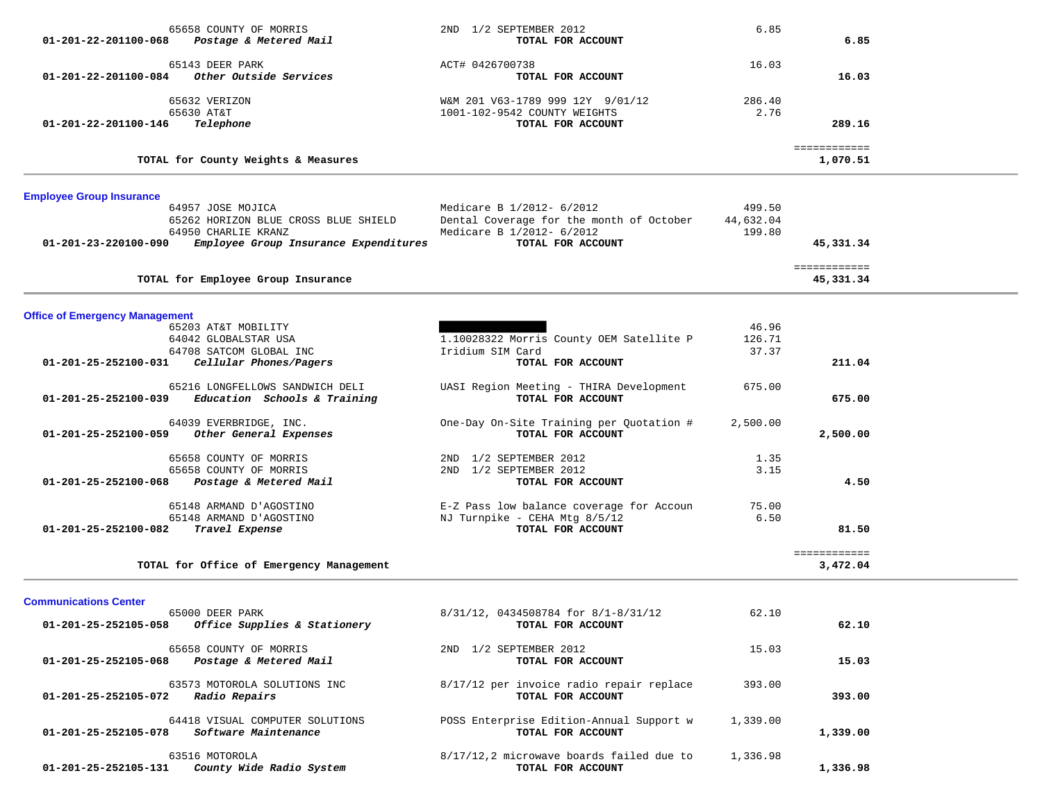| Account | Vendor / Account Name | Description | Amount | Total |
|---|---|---|---|---|
| | 65658 COUNTY OF MORRIS | 2ND 1/2 SEPTEMBER 2012 | 6.85 | |
| 01-201-22-201100-068 | *Postage & Metered Mail* | **TOTAL FOR ACCOUNT** | | **6.85** |
| | 65143 DEER PARK | ACT# 0426700738 | 16.03 | |
| 01-201-22-201100-084 | *Other Outside Services* | **TOTAL FOR ACCOUNT** | | **16.03** |
| | 65632 VERIZON | W&M 201 V63-1789 999 12Y 9/01/12 | 286.40 | |
| | 65630 AT&T | 1001-102-9542 COUNTY WEIGHTS | 2.76 | |
| 01-201-22-201100-146 | *Telephone* | **TOTAL FOR ACCOUNT** | | **289.16** |
| | **TOTAL for County Weights & Measures** | | | **1,070.51** |

## Employee Group Insurance

| Account | Vendor / Account Name | Description | Amount | Total |
|---|---|---|---|---|
| | 64957 JOSE MOJICA | Medicare B 1/2012- 6/2012 | 499.50 | |
| | 65262 HORIZON BLUE CROSS BLUE SHIELD | Dental Coverage for the month of October | 44,632.04 | |
| | 64950 CHARLIE KRANZ | Medicare B 1/2012- 6/2012 | 199.80 | |
| 01-201-23-220100-090 | *Employee Group Insurance Expenditures* | **TOTAL FOR ACCOUNT** | | **45,331.34** |
| | **TOTAL for Employee Group Insurance** | | | **45,331.34** |

## Office of Emergency Management

| Account | Vendor / Account Name | Description | Amount | Total |
|---|---|---|---|---|
| | 65203 AT&T MOBILITY | [REDACTED] | 46.96 | |
| | 64042 GLOBALSTAR USA | 1.10028322 Morris County OEM Satellite P | 126.71 | |
| | 64708 SATCOM GLOBAL INC | Iridium SIM Card | 37.37 | |
| 01-201-25-252100-031 | *Cellular Phones/Pagers* | **TOTAL FOR ACCOUNT** | | **211.04** |
| | 65216 LONGFELLOWS SANDWICH DELI | UASI Region Meeting - THIRA Development | 675.00 | |
| 01-201-25-252100-039 | *Education Schools & Training* | **TOTAL FOR ACCOUNT** | | **675.00** |
| | 64039 EVERBRIDGE, INC. | One-Day On-Site Training per Quotation # | 2,500.00 | |
| 01-201-25-252100-059 | *Other General Expenses* | **TOTAL FOR ACCOUNT** | | **2,500.00** |
| | 65658 COUNTY OF MORRIS | 2ND 1/2 SEPTEMBER 2012 | 1.35 | |
| | 65658 COUNTY OF MORRIS | 2ND 1/2 SEPTEMBER 2012 | 3.15 | |
| 01-201-25-252100-068 | *Postage & Metered Mail* | **TOTAL FOR ACCOUNT** | | **4.50** |
| | 65148 ARMAND D'AGOSTINO | E-Z Pass low balance coverage for Accoun | 75.00 | |
| | 65148 ARMAND D'AGOSTINO | NJ Turnpike - CEHA Mtg 8/5/12 | 6.50 | |
| 01-201-25-252100-082 | *Travel Expense* | **TOTAL FOR ACCOUNT** | | **81.50** |
| | **TOTAL for Office of Emergency Management** | | | **3,472.04** |

## Communications Center

| Account | Vendor / Account Name | Description | Amount | Total |
|---|---|---|---|---|
| | 65000 DEER PARK | 8/31/12, 0434508784 for 8/1-8/31/12 | 62.10 | |
| 01-201-25-252105-058 | *Office Supplies & Stationery* | **TOTAL FOR ACCOUNT** | | **62.10** |
| | 65658 COUNTY OF MORRIS | 2ND 1/2 SEPTEMBER 2012 | 15.03 | |
| 01-201-25-252105-068 | *Postage & Metered Mail* | **TOTAL FOR ACCOUNT** | | **15.03** |
| | 63573 MOTOROLA SOLUTIONS INC | 8/17/12 per invoice radio repair replace | 393.00 | |
| 01-201-25-252105-072 | *Radio Repairs* | **TOTAL FOR ACCOUNT** | | **393.00** |
| | 64418 VISUAL COMPUTER SOLUTIONS | POSS Enterprise Edition-Annual Support w | 1,339.00 | |
| 01-201-25-252105-078 | *Software Maintenance* | **TOTAL FOR ACCOUNT** | | **1,339.00** |
| | 63516 MOTOROLA | 8/17/12,2 microwave boards failed due to | 1,336.98 | |
| 01-201-25-252105-131 | *County Wide Radio System* | **TOTAL FOR ACCOUNT** | | **1,336.98** |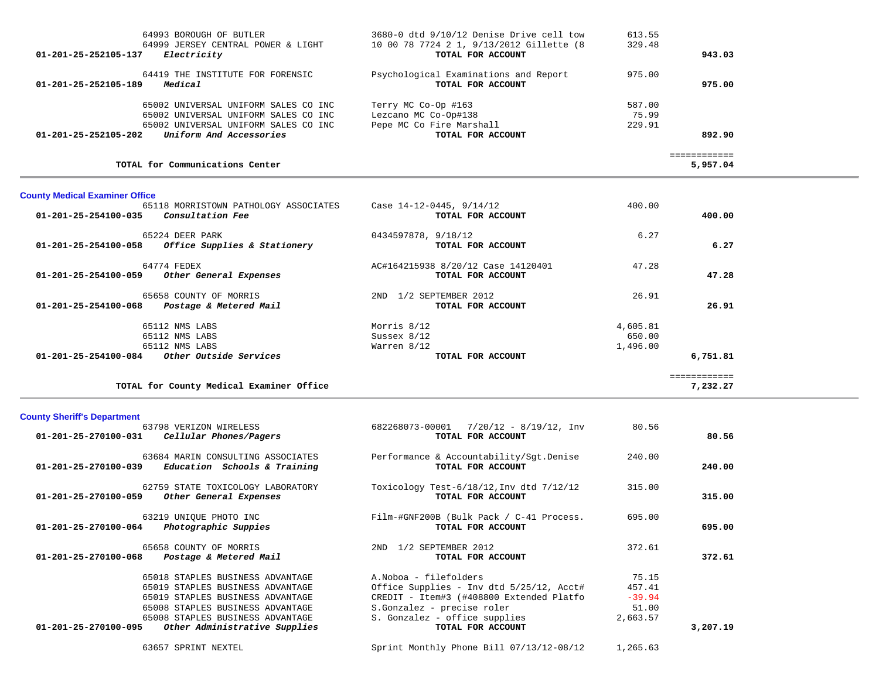| Account | Vendor / Description | Detail | Amount | Total |
|---|---|---|---|---|
| | 64993 BOROUGH OF BUTLER | 3680-0 dtd 9/10/12 Denise Drive cell tow | 613.55 | |
| | 64999 JERSEY CENTRAL POWER & LIGHT | 10 00 78 7724 2 1, 9/13/2012 Gillette (8 | 329.48 | |
| 01-201-25-252105-137 | *Electricity* | **TOTAL FOR ACCOUNT** | | **943.03** |
| | 64419 THE INSTITUTE FOR FORENSIC | Psychological Examinations and Report | 975.00 | |
| 01-201-25-252105-189 | *Medical* | **TOTAL FOR ACCOUNT** | | **975.00** |
| | 65002 UNIVERSAL UNIFORM SALES CO INC | Terry MC Co-Op #163 | 587.00 | |
| | 65002 UNIVERSAL UNIFORM SALES CO INC | Lezcano MC Co-Op#138 | 75.99 | |
| | 65002 UNIVERSAL UNIFORM SALES CO INC | Pepe MC Co Fire Marshall | 229.91 | |
| 01-201-25-252105-202 | *Uniform And Accessories* | **TOTAL FOR ACCOUNT** | | **892.90** |
| | **TOTAL for Communications Center** | | | **5,957.04** |

**County Medical Examiner Office**

| Account | Vendor / Description | Detail | Amount | Total |
|---|---|---|---|---|
| | 65118 MORRISTOWN PATHOLOGY ASSOCIATES | Case 14-12-0445, 9/14/12 | 400.00 | |
| 01-201-25-254100-035 | *Consultation Fee* | **TOTAL FOR ACCOUNT** | | **400.00** |
| | 65224 DEER PARK | 0434597878, 9/18/12 | 6.27 | |
| 01-201-25-254100-058 | *Office Supplies & Stationery* | **TOTAL FOR ACCOUNT** | | **6.27** |
| | 64774 FEDEX | AC#164215938 8/20/12 Case 14120401 | 47.28 | |
| 01-201-25-254100-059 | *Other General Expenses* | **TOTAL FOR ACCOUNT** | | **47.28** |
| | 65658 COUNTY OF MORRIS | 2ND 1/2 SEPTEMBER 2012 | 26.91 | |
| 01-201-25-254100-068 | *Postage & Metered Mail* | **TOTAL FOR ACCOUNT** | | **26.91** |
| | 65112 NMS LABS | Morris 8/12 | 4,605.81 | |
| | 65112 NMS LABS | Sussex 8/12 | 650.00 | |
| | 65112 NMS LABS | Warren 8/12 | 1,496.00 | |
| 01-201-25-254100-084 | *Other Outside Services* | **TOTAL FOR ACCOUNT** | | **6,751.81** |
| | **TOTAL for County Medical Examiner Office** | | | **7,232.27** |

**County Sheriff's Department**

| Account | Vendor / Description | Detail | Amount | Total |
|---|---|---|---|---|
| | 63798 VERIZON WIRELESS | 682268073-00001 7/20/12 - 8/19/12, Inv | 80.56 | |
| 01-201-25-270100-031 | *Cellular Phones/Pagers* | **TOTAL FOR ACCOUNT** | | **80.56** |
| | 63684 MARIN CONSULTING ASSOCIATES | Performance & Accountability/Sgt.Denise | 240.00 | |
| 01-201-25-270100-039 | *Education Schools & Training* | **TOTAL FOR ACCOUNT** | | **240.00** |
| | 62759 STATE TOXICOLOGY LABORATORY | Toxicology Test-6/18/12,Inv dtd 7/12/12 | 315.00 | |
| 01-201-25-270100-059 | *Other General Expenses* | **TOTAL FOR ACCOUNT** | | **315.00** |
| | 63219 UNIQUE PHOTO INC | Film-#GNF200B (Bulk Pack / C-41 Process. | 695.00 | |
| 01-201-25-270100-064 | *Photographic Suppies* | **TOTAL FOR ACCOUNT** | | **695.00** |
| | 65658 COUNTY OF MORRIS | 2ND 1/2 SEPTEMBER 2012 | 372.61 | |
| 01-201-25-270100-068 | *Postage & Metered Mail* | **TOTAL FOR ACCOUNT** | | **372.61** |
| | 65018 STAPLES BUSINESS ADVANTAGE | A.Noboa - filefolders | 75.15 | |
| | 65019 STAPLES BUSINESS ADVANTAGE | Office Supplies - Inv dtd 5/25/12, Acct# | 457.41 | |
| | 65019 STAPLES BUSINESS ADVANTAGE | CREDIT - Item#3 (#408800 Extended Platfo | -39.94 | |
| | 65008 STAPLES BUSINESS ADVANTAGE | S.Gonzalez - precise roler | 51.00 | |
| | 65008 STAPLES BUSINESS ADVANTAGE | S. Gonzalez - office supplies | 2,663.57 | |
| 01-201-25-270100-095 | *Other Administrative Supplies* | **TOTAL FOR ACCOUNT** | | **3,207.19** |
| | 63657 SPRINT NEXTEL | Sprint Monthly Phone Bill 07/13/12-08/12 | 1,265.63 | |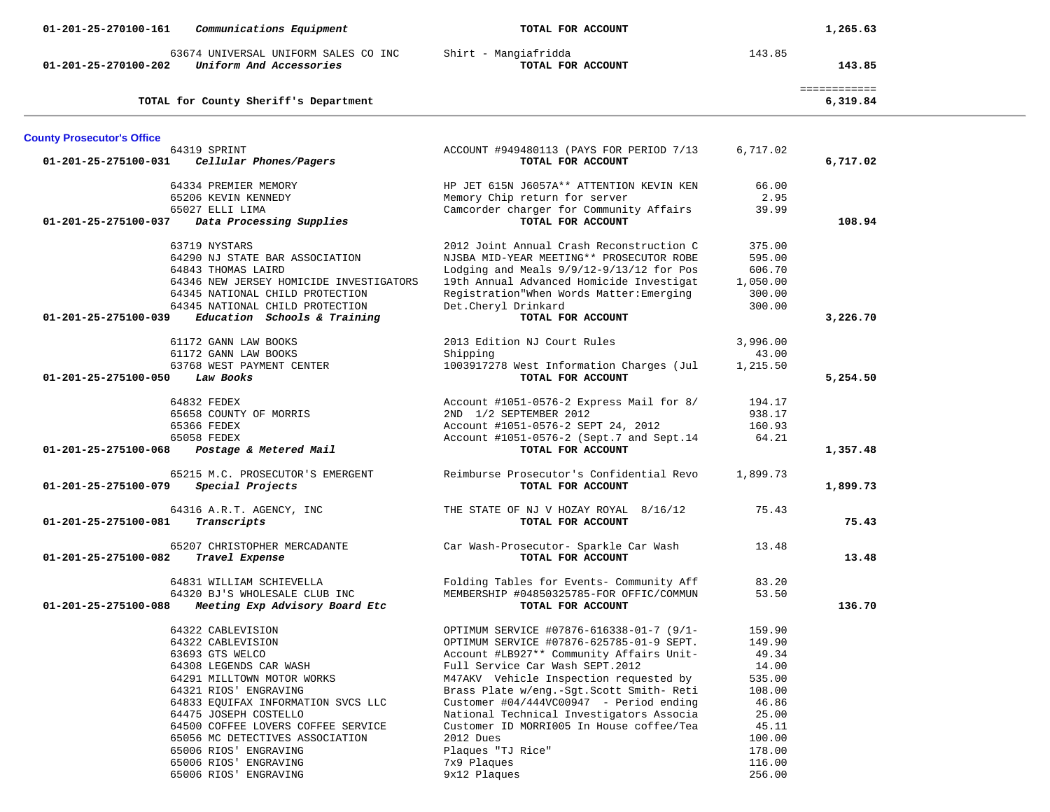| Account | Description | Vendor / Detail | Amount | Total |
|---|---|---|---|---|
| **01-201-25-270100-161** | ***Communications Equipment*** | **TOTAL FOR ACCOUNT** | | **1,265.63** |
| | 63674 UNIVERSAL UNIFORM SALES CO INC | Shirt - Mangiafridda | 143.85 | |
| **01-201-25-270100-202** | ***Uniform And Accessories*** | **TOTAL FOR ACCOUNT** | | **143.85** |
| | | | | ============ |
| | **TOTAL for County Sheriff's Department** | | | **6,319.84** |

## County Prosecutor's Office

| Account | Description | Vendor / Detail | Amount | Total |
|---|---|---|---|---|
| | 64319 SPRINT | ACCOUNT #949480113 (PAYS FOR PERIOD 7/13 | 6,717.02 | |
| **01-201-25-275100-031** | ***Cellular Phones/Pagers*** | **TOTAL FOR ACCOUNT** | | **6,717.02** |
| | 64334 PREMIER MEMORY | HP JET 615N J6057A** ATTENTION KEVIN KEN | 66.00 | |
| | 65206 KEVIN KENNEDY | Memory Chip return for server | 2.95 | |
| | 65027 ELLI LIMA | Camcorder charger for Community Affairs | 39.99 | |
| **01-201-25-275100-037** | ***Data Processing Supplies*** | **TOTAL FOR ACCOUNT** | | **108.94** |
| | 63719 NYSTARS | 2012 Joint Annual Crash Reconstruction C | 375.00 | |
| | 64290 NJ STATE BAR ASSOCIATION | NJSBA MID-YEAR MEETING** PROSECUTOR ROBE | 595.00 | |
| | 64843 THOMAS LAIRD | Lodging and Meals 9/9/12-9/13/12 for Pos | 606.70 | |
| | 64346 NEW JERSEY HOMICIDE INVESTIGATORS | 19th Annual Advanced Homicide Investigat | 1,050.00 | |
| | 64345 NATIONAL CHILD PROTECTION | Registration"When Words Matter:Emerging | 300.00 | |
| | 64345 NATIONAL CHILD PROTECTION | Det.Cheryl Drinkard | 300.00 | |
| **01-201-25-275100-039** | ***Education Schools & Training*** | **TOTAL FOR ACCOUNT** | | **3,226.70** |
| | 61172 GANN LAW BOOKS | 2013 Edition NJ Court Rules | 3,996.00 | |
| | 61172 GANN LAW BOOKS | Shipping | 43.00 | |
| | 63768 WEST PAYMENT CENTER | 1003917278 West Information Charges (Jul | 1,215.50 | |
| **01-201-25-275100-050** | ***Law Books*** | **TOTAL FOR ACCOUNT** | | **5,254.50** |
| | 64832 FEDEX | Account #1051-0576-2 Express Mail for 8/ | 194.17 | |
| | 65658 COUNTY OF MORRIS | 2ND 1/2 SEPTEMBER 2012 | 938.17 | |
| | 65366 FEDEX | Account #1051-0576-2 SEPT 24, 2012 | 160.93 | |
| | 65058 FEDEX | Account #1051-0576-2 (Sept.7 and Sept.14 | 64.21 | |
| **01-201-25-275100-068** | ***Postage & Metered Mail*** | **TOTAL FOR ACCOUNT** | | **1,357.48** |
| | 65215 M.C. PROSECUTOR'S EMERGENT | Reimburse Prosecutor's Confidential Revo | 1,899.73 | |
| **01-201-25-275100-079** | ***Special Projects*** | **TOTAL FOR ACCOUNT** | | **1,899.73** |
| | 64316 A.R.T. AGENCY, INC | THE STATE OF NJ V HOZAY ROYAL 8/16/12 | 75.43 | |
| **01-201-25-275100-081** | ***Transcripts*** | **TOTAL FOR ACCOUNT** | | **75.43** |
| | 65207 CHRISTOPHER MERCADANTE | Car Wash-Prosecutor- Sparkle Car Wash | 13.48 | |
| **01-201-25-275100-082** | ***Travel Expense*** | **TOTAL FOR ACCOUNT** | | **13.48** |
| | 64831 WILLIAM SCHIEVELLA | Folding Tables for Events- Community Aff | 83.20 | |
| | 64320 BJ'S WHOLESALE CLUB INC | MEMBERSHIP #04850325785-FOR OFFIC/COMMUN | 53.50 | |
| **01-201-25-275100-088** | ***Meeting Exp Advisory Board Etc*** | **TOTAL FOR ACCOUNT** | | **136.70** |
| | 64322 CABLEVISION | OPTIMUM SERVICE #07876-616338-01-7 (9/1- | 159.90 | |
| | 64322 CABLEVISION | OPTIMUM SERVICE #07876-625785-01-9 SEPT. | 149.90 | |
| | 63693 GTS WELCO | Account #LB927** Community Affairs Unit- | 49.34 | |
| | 64308 LEGENDS CAR WASH | Full Service Car Wash SEPT.2012 | 14.00 | |
| | 64291 MILLTOWN MOTOR WORKS | M47AKV Vehicle Inspection requested by | 535.00 | |
| | 64321 RIOS' ENGRAVING | Brass Plate w/eng.-Sgt.Scott Smith- Reti | 108.00 | |
| | 64833 EQUIFAX INFORMATION SVCS LLC | Customer #04/444VC00947 - Period ending | 46.86 | |
| | 64475 JOSEPH COSTELLO | National Technical Investigators Associa | 25.00 | |
| | 64500 COFFEE LOVERS COFFEE SERVICE | Customer ID MORRI005 In House coffee/Tea | 45.11 | |
| | 65056 MC DETECTIVES ASSOCIATION | 2012 Dues | 100.00 | |
| | 65006 RIOS' ENGRAVING | Plaques "TJ Rice" | 178.00 | |
| | 65006 RIOS' ENGRAVING | 7x9 Plaques | 116.00 | |
| | 65006 RIOS' ENGRAVING | 9x12 Plaques | 256.00 | |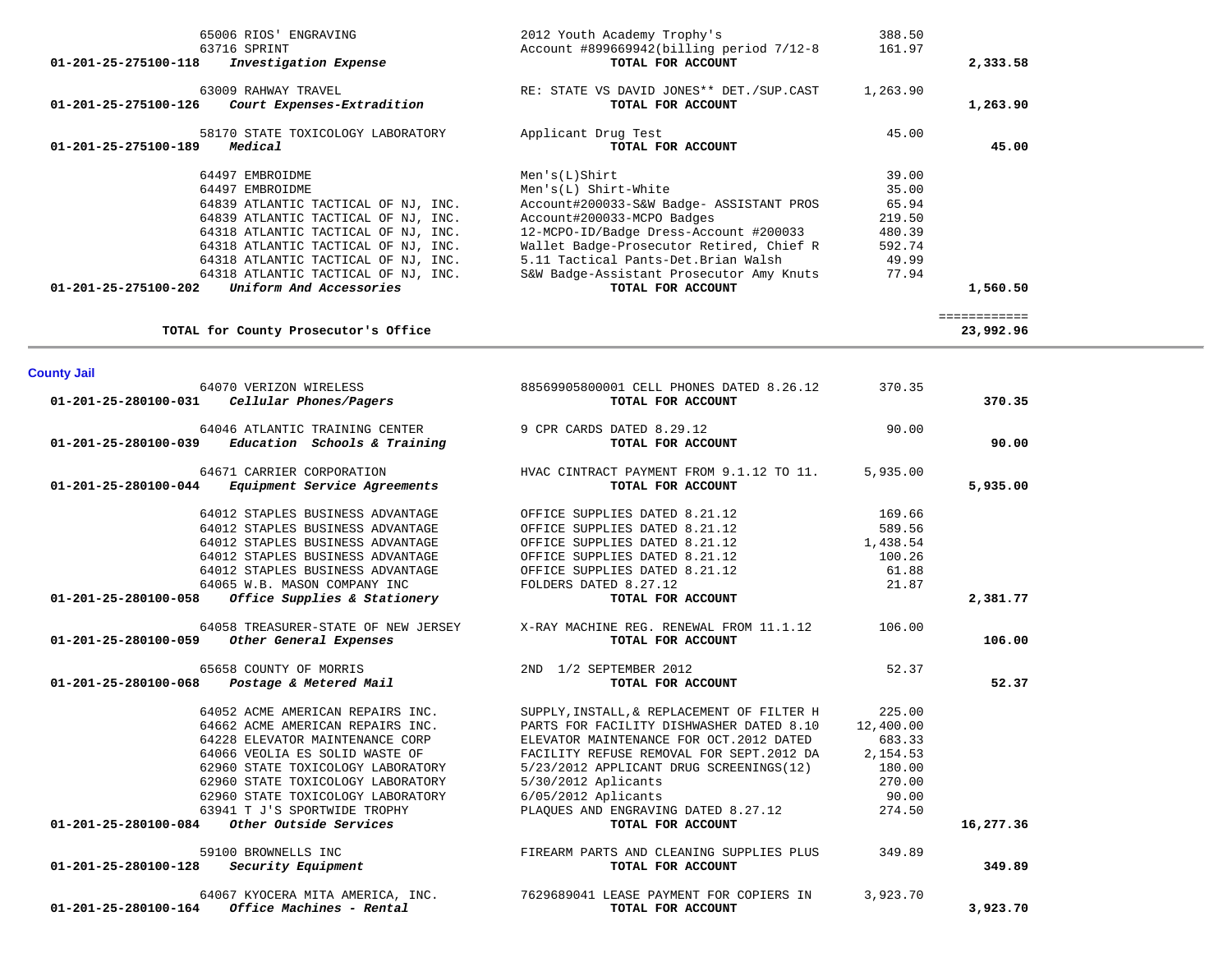| Account | Vendor / Account Name | Description | Amount | Total |
|---|---|---|---|---|
| | 65006 RIOS' ENGRAVING | 2012 Youth Academy Trophy's | 388.50 | |
| | 63716 SPRINT | Account #899669942(billing period 7/12-8 | 161.97 | |
| 01-201-25-275100-118 | *Investigation Expense* | **TOTAL FOR ACCOUNT** | | **2,333.58** |
| | 63009 RAHWAY TRAVEL | RE: STATE VS DAVID JONES** DET./SUP.CAST | 1,263.90 | |
| 01-201-25-275100-126 | *Court Expenses-Extradition* | **TOTAL FOR ACCOUNT** | | **1,263.90** |
| | 58170 STATE TOXICOLOGY LABORATORY | Applicant Drug Test | 45.00 | |
| 01-201-25-275100-189 | *Medical* | **TOTAL FOR ACCOUNT** | | **45.00** |
| | 64497 EMBROIDME | Men's(L)Shirt | 39.00 | |
| | 64497 EMBROIDME | Men's(L) Shirt-White | 35.00 | |
| | 64839 ATLANTIC TACTICAL OF NJ, INC. | Account#200033-S&W Badge- ASSISTANT PROS | 65.94 | |
| | 64839 ATLANTIC TACTICAL OF NJ, INC. | Account#200033-MCPO Badges | 219.50 | |
| | 64318 ATLANTIC TACTICAL OF NJ, INC. | 12-MCPO-ID/Badge Dress-Account #200033 | 480.39 | |
| | 64318 ATLANTIC TACTICAL OF NJ, INC. | Wallet Badge-Prosecutor Retired, Chief R | 592.74 | |
| | 64318 ATLANTIC TACTICAL OF NJ, INC. | 5.11 Tactical Pants-Det.Brian Walsh | 49.99 | |
| | 64318 ATLANTIC TACTICAL OF NJ, INC. | S&W Badge-Assistant Prosecutor Amy Knuts | 77.94 | |
| 01-201-25-275100-202 | *Uniform And Accessories* | **TOTAL FOR ACCOUNT** | | **1,560.50** |
| | | | | ============ |
| | **TOTAL for County Prosecutor's Office** | | | **23,992.96** |

## County Jail

| Account | Vendor / Account Name | Description | Amount | Total |
|---|---|---|---|---|
| | 64070 VERIZON WIRELESS | 88569905800001 CELL PHONES DATED 8.26.12 | 370.35 | |
| 01-201-25-280100-031 | *Cellular Phones/Pagers* | **TOTAL FOR ACCOUNT** | | **370.35** |
| | 64046 ATLANTIC TRAINING CENTER | 9 CPR CARDS DATED 8.29.12 | 90.00 | |
| 01-201-25-280100-039 | *Education Schools & Training* | **TOTAL FOR ACCOUNT** | | **90.00** |
| | 64671 CARRIER CORPORATION | HVAC CINTRACT PAYMENT FROM 9.1.12 TO 11. | 5,935.00 | |
| 01-201-25-280100-044 | *Equipment Service Agreements* | **TOTAL FOR ACCOUNT** | | **5,935.00** |
| | 64012 STAPLES BUSINESS ADVANTAGE | OFFICE SUPPLIES DATED 8.21.12 | 169.66 | |
| | 64012 STAPLES BUSINESS ADVANTAGE | OFFICE SUPPLIES DATED 8.21.12 | 589.56 | |
| | 64012 STAPLES BUSINESS ADVANTAGE | OFFICE SUPPLIES DATED 8.21.12 | 1,438.54 | |
| | 64012 STAPLES BUSINESS ADVANTAGE | OFFICE SUPPLIES DATED 8.21.12 | 100.26 | |
| | 64012 STAPLES BUSINESS ADVANTAGE | OFFICE SUPPLIES DATED 8.21.12 | 61.88 | |
| | 64065 W.B. MASON COMPANY INC | FOLDERS DATED 8.27.12 | 21.87 | |
| 01-201-25-280100-058 | *Office Supplies & Stationery* | **TOTAL FOR ACCOUNT** | | **2,381.77** |
| | 64058 TREASURER-STATE OF NEW JERSEY | X-RAY MACHINE REG. RENEWAL FROM 11.1.12 | 106.00 | |
| 01-201-25-280100-059 | *Other General Expenses* | **TOTAL FOR ACCOUNT** | | **106.00** |
| | 65658 COUNTY OF MORRIS | 2ND 1/2 SEPTEMBER 2012 | 52.37 | |
| 01-201-25-280100-068 | *Postage & Metered Mail* | **TOTAL FOR ACCOUNT** | | **52.37** |
| | 64052 ACME AMERICAN REPAIRS INC. | SUPPLY,INSTALL,& REPLACEMENT OF FILTER H | 225.00 | |
| | 64662 ACME AMERICAN REPAIRS INC. | PARTS FOR FACILITY DISHWASHER DATED 8.10 | 12,400.00 | |
| | 64228 ELEVATOR MAINTENANCE CORP | ELEVATOR MAINTENANCE FOR OCT.2012 DATED | 683.33 | |
| | 64066 VEOLIA ES SOLID WASTE OF | FACILITY REFUSE REMOVAL FOR SEPT.2012 DA | 2,154.53 | |
| | 62960 STATE TOXICOLOGY LABORATORY | 5/23/2012 APPLICANT DRUG SCREENINGS(12) | 180.00 | |
| | 62960 STATE TOXICOLOGY LABORATORY | 5/30/2012 Aplicants | 270.00 | |
| | 62960 STATE TOXICOLOGY LABORATORY | 6/05/2012 Aplicants | 90.00 | |
| | 63941 T J'S SPORTWIDE TROPHY | PLAQUES AND ENGRAVING DATED 8.27.12 | 274.50 | |
| 01-201-25-280100-084 | *Other Outside Services* | **TOTAL FOR ACCOUNT** | | **16,277.36** |
| | 59100 BROWNELLS INC | FIREARM PARTS AND CLEANING SUPPLIES PLUS | 349.89 | |
| 01-201-25-280100-128 | *Security Equipment* | **TOTAL FOR ACCOUNT** | | **349.89** |
| | 64067 KYOCERA MITA AMERICA, INC. | 7629689041 LEASE PAYMENT FOR COPIERS IN | 3,923.70 | |
| 01-201-25-280100-164 | *Office Machines - Rental* | **TOTAL FOR ACCOUNT** | | **3,923.70** |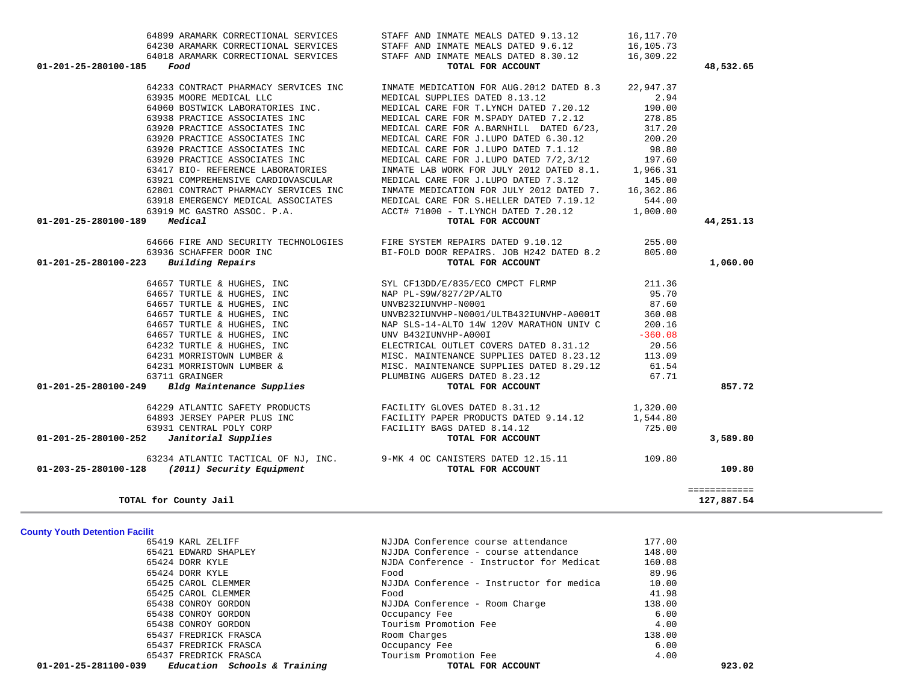| Account | Vendor | Description | Amount | Total |
|---|---|---|---|---|
| | 64899 ARAMARK CORRECTIONAL SERVICES | STAFF AND INMATE MEALS DATED 9.13.12 | 16,117.70 | |
| | 64230 ARAMARK CORRECTIONAL SERVICES | STAFF AND INMATE MEALS DATED 9.6.12 | 16,105.73 | |
| | 64018 ARAMARK CORRECTIONAL SERVICES | STAFF AND INMATE MEALS DATED 8.30.12 | 16,309.22 | |
| **01-201-25-280100-185** *Food* | | **TOTAL FOR ACCOUNT** | | **48,532.65** |
| | 64233 CONTRACT PHARMACY SERVICES INC | INMATE MEDICATION FOR AUG.2012 DATED 8.3 | 22,947.37 | |
| | 63935 MOORE MEDICAL LLC | MEDICAL SUPPLIES DATED 8.13.12 | 2.94 | |
| | 64060 BOSTWICK LABORATORIES INC. | MEDICAL CARE FOR T.LYNCH DATED 7.20.12 | 190.00 | |
| | 63938 PRACTICE ASSOCIATES INC | MEDICAL CARE FOR M.SPADY DATED 7.2.12 | 278.85 | |
| | 63920 PRACTICE ASSOCIATES INC | MEDICAL CARE FOR A.BARNHILL DATED 6/23, | 317.20 | |
| | 63920 PRACTICE ASSOCIATES INC | MEDICAL CARE FOR J.LUPO DATED 6.30.12 | 200.20 | |
| | 63920 PRACTICE ASSOCIATES INC | MEDICAL CARE FOR J.LUPO DATED 7.1.12 | 98.80 | |
| | 63920 PRACTICE ASSOCIATES INC | MEDICAL CARE FOR J.LUPO DATED 7/2,3/12 | 197.60 | |
| | 63417 BIO- REFERENCE LABORATORIES | INMATE LAB WORK FOR JULY 2012 DATED 8.1. | 1,966.31 | |
| | 63921 COMPREHENSIVE CARDIOVASCULAR | MEDICAL CARE FOR J.LUPO DATED 7.3.12 | 145.00 | |
| | 62801 CONTRACT PHARMACY SERVICES INC | INMATE MEDICATION FOR JULY 2012 DATED 7. | 16,362.86 | |
| | 63918 EMERGENCY MEDICAL ASSOCIATES | MEDICAL CARE FOR S.HELLER DATED 7.19.12 | 544.00 | |
| | 63919 MC GASTRO ASSOC. P.A. | ACCT# 71000 - T.LYNCH DATED 7.20.12 | 1,000.00 | |
| **01-201-25-280100-189** *Medical* | | **TOTAL FOR ACCOUNT** | | **44,251.13** |
| | 64666 FIRE AND SECURITY TECHNOLOGIES | FIRE SYSTEM REPAIRS DATED 9.10.12 | 255.00 | |
| | 63936 SCHAFFER DOOR INC | BI-FOLD DOOR REPAIRS. JOB H242 DATED 8.2 | 805.00 | |
| **01-201-25-280100-223** *Building Repairs* | | **TOTAL FOR ACCOUNT** | | **1,060.00** |
| | 64657 TURTLE & HUGHES, INC | SYL CF13DD/E/835/ECO CMPCT FLRMP | 211.36 | |
| | 64657 TURTLE & HUGHES, INC | NAP PL-S9W/827/2P/ALTO | 95.70 | |
| | 64657 TURTLE & HUGHES, INC | UNVB232IUNVHP-N0001 | 87.60 | |
| | 64657 TURTLE & HUGHES, INC | UNVB232IUNVHP-N0001/ULTB432IUNVHP-A0001T | 360.08 | |
| | 64657 TURTLE & HUGHES, INC | NAP SLS-14-ALTO 14W 120V MARATHON UNIV C | 200.16 | |
| | 64657 TURTLE & HUGHES, INC | UNV B432IUNVHP-A000I | -360.08 | |
| | 64232 TURTLE & HUGHES, INC | ELECTRICAL OUTLET COVERS DATED 8.31.12 | 20.56 | |
| | 64231 MORRISTOWN LUMBER & | MISC. MAINTENANCE SUPPLIES DATED 8.23.12 | 113.09 | |
| | 64231 MORRISTOWN LUMBER & | MISC. MAINTENANCE SUPPLIES DATED 8.29.12 | 61.54 | |
| | 63711 GRAINGER | PLUMBING AUGERS DATED 8.23.12 | 67.71 | |
| **01-201-25-280100-249** *Bldg Maintenance Supplies* | | **TOTAL FOR ACCOUNT** | | **857.72** |
| | 64229 ATLANTIC SAFETY PRODUCTS | FACILITY GLOVES DATED 8.31.12 | 1,320.00 | |
| | 64893 JERSEY PAPER PLUS INC | FACILITY PAPER PRODUCTS DATED 9.14.12 | 1,544.80 | |
| | 63931 CENTRAL POLY CORP | FACILITY BAGS DATED 8.14.12 | 725.00 | |
| **01-201-25-280100-252** *Janitorial Supplies* | | **TOTAL FOR ACCOUNT** | | **3,589.80** |
| | 63234 ATLANTIC TACTICAL OF NJ, INC. | 9-MK 4 OC CANISTERS DATED 12.15.11 | 109.80 | |
| **01-203-25-280100-128** *(2011) Security Equipment* | | **TOTAL FOR ACCOUNT** | | **109.80** |
| | | | | ============ |
| **TOTAL for County Jail** | | | | **127,887.54** |

**County Youth Detention Facilit**

| Account | Vendor | Description | Amount | Total |
|---|---|---|---|---|
| | 65419 KARL ZELIFF | NJJDA Conference course attendance | 177.00 | |
| | 65421 EDWARD SHAPLEY | NJJDA Conference - course attendance | 148.00 | |
| | 65424 DORR KYLE | NJDA Conference - Instructor for Medicat | 160.08 | |
| | 65424 DORR KYLE | Food | 89.96 | |
| | 65425 CAROL CLEMMER | NJJDA Conference - Instructor for medica | 10.00 | |
| | 65425 CAROL CLEMMER | Food | 41.98 | |
| | 65438 CONROY GORDON | NJJDA Conference - Room Charge | 138.00 | |
| | 65438 CONROY GORDON | Occupancy Fee | 6.00 | |
| | 65438 CONROY GORDON | Tourism Promotion Fee | 4.00 | |
| | 65437 FREDRICK FRASCA | Room Charges | 138.00 | |
| | 65437 FREDRICK FRASCA | Occupancy Fee | 6.00 | |
| | 65437 FREDRICK FRASCA | Tourism Promotion Fee | 4.00 | |
| **01-201-25-281100-039** *Education Schools & Training* | | **TOTAL FOR ACCOUNT** | | **923.02** |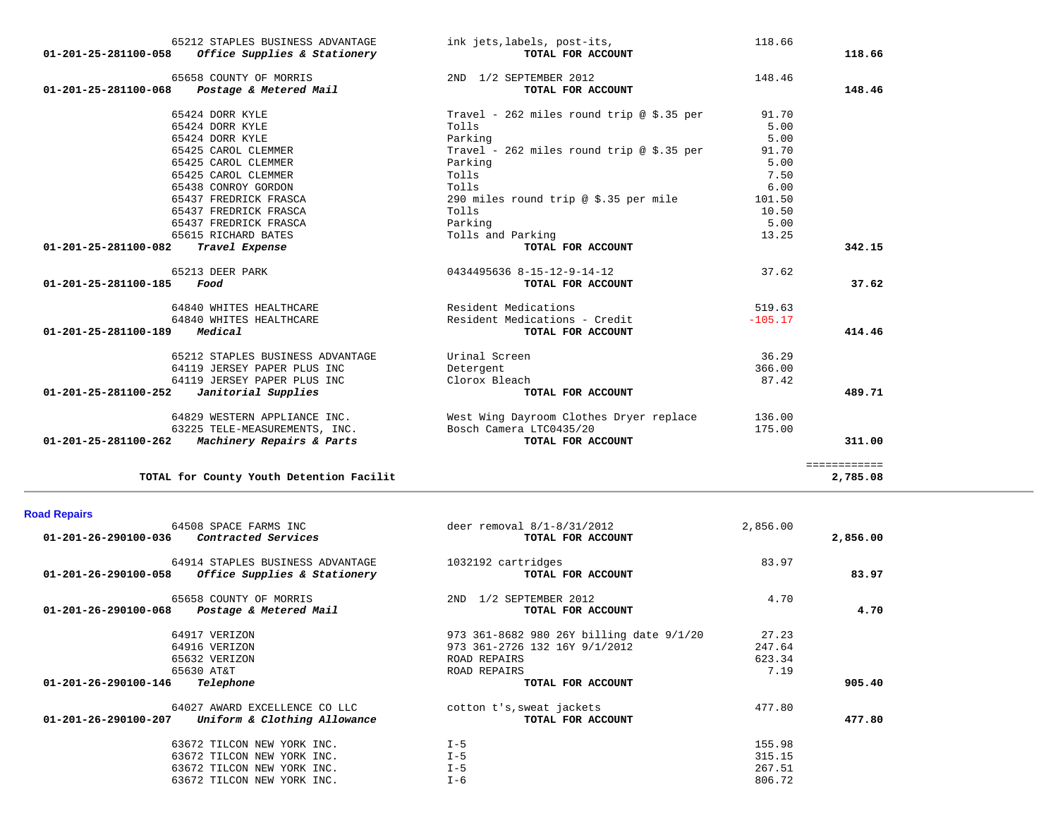| Account | Vendor / Description | Item | Amount | Total |
|---|---|---|---|---|
| | 65212 STAPLES BUSINESS ADVANTAGE | ink jets,labels, post-its, | 118.66 | |
| 01-201-25-281100-058 | *Office Supplies & Stationery* | **TOTAL FOR ACCOUNT** | | **118.66** |
| | 65658 COUNTY OF MORRIS | 2ND 1/2 SEPTEMBER 2012 | 148.46 | |
| 01-201-25-281100-068 | *Postage & Metered Mail* | **TOTAL FOR ACCOUNT** | | **148.46** |
| | 65424 DORR KYLE | Travel - 262 miles round trip @ $.35 per | 91.70 | |
| | 65424 DORR KYLE | Tolls | 5.00 | |
| | 65424 DORR KYLE | Parking | 5.00 | |
| | 65425 CAROL CLEMMER | Travel - 262 miles round trip @ $.35 per | 91.70 | |
| | 65425 CAROL CLEMMER | Parking | 5.00 | |
| | 65425 CAROL CLEMMER | Tolls | 7.50 | |
| | 65438 CONROY GORDON | Tolls | 6.00 | |
| | 65437 FREDRICK FRASCA | 290 miles round trip @ $.35 per mile | 101.50 | |
| | 65437 FREDRICK FRASCA | Tolls | 10.50 | |
| | 65437 FREDRICK FRASCA | Parking | 5.00 | |
| | 65615 RICHARD BATES | Tolls and Parking | 13.25 | |
| 01-201-25-281100-082 | *Travel Expense* | **TOTAL FOR ACCOUNT** | | **342.15** |
| | 65213 DEER PARK | 0434495636 8-15-12-9-14-12 | 37.62 | |
| 01-201-25-281100-185 | *Food* | **TOTAL FOR ACCOUNT** | | **37.62** |
| | 64840 WHITES HEALTHCARE | Resident Medications | 519.63 | |
| | 64840 WHITES HEALTHCARE | Resident Medications - Credit | -105.17 | |
| 01-201-25-281100-189 | *Medical* | **TOTAL FOR ACCOUNT** | | **414.46** |
| | 65212 STAPLES BUSINESS ADVANTAGE | Urinal Screen | 36.29 | |
| | 64119 JERSEY PAPER PLUS INC | Detergent | 366.00 | |
| | 64119 JERSEY PAPER PLUS INC | Clorox Bleach | 87.42 | |
| 01-201-25-281100-252 | *Janitorial Supplies* | **TOTAL FOR ACCOUNT** | | **489.71** |
| | 64829 WESTERN APPLIANCE INC. | West Wing Dayroom Clothes Dryer replace | 136.00 | |
| | 63225 TELE-MEASUREMENTS, INC. | Bosch Camera LTC0435/20 | 175.00 | |
| 01-201-25-281100-262 | *Machinery Repairs & Parts* | **TOTAL FOR ACCOUNT** | | **311.00** |
| | | | | ============ |
| | **TOTAL for County Youth Detention Facilit** | | | **2,785.08** |

## Road Repairs

| Account | Vendor / Description | Item | Amount | Total |
|---|---|---|---|---|
| | 64508 SPACE FARMS INC | deer removal 8/1-8/31/2012 | 2,856.00 | |
| 01-201-26-290100-036 | *Contracted Services* | **TOTAL FOR ACCOUNT** | | **2,856.00** |
| | 64914 STAPLES BUSINESS ADVANTAGE | 1032192 cartridges | 83.97 | |
| 01-201-26-290100-058 | *Office Supplies & Stationery* | **TOTAL FOR ACCOUNT** | | **83.97** |
| | 65658 COUNTY OF MORRIS | 2ND 1/2 SEPTEMBER 2012 | 4.70 | |
| 01-201-26-290100-068 | *Postage & Metered Mail* | **TOTAL FOR ACCOUNT** | | **4.70** |
| | 64917 VERIZON | 973 361-8682 980 26Y billing date 9/1/20 | 27.23 | |
| | 64916 VERIZON | 973 361-2726 132 16Y 9/1/2012 | 247.64 | |
| | 65632 VERIZON | ROAD REPAIRS | 623.34 | |
| | 65630 AT&T | ROAD REPAIRS | 7.19 | |
| 01-201-26-290100-146 | *Telephone* | **TOTAL FOR ACCOUNT** | | **905.40** |
| | 64027 AWARD EXCELLENCE CO LLC | cotton t's,sweat jackets | 477.80 | |
| 01-201-26-290100-207 | *Uniform & Clothing Allowance* | **TOTAL FOR ACCOUNT** | | **477.80** |
| | 63672 TILCON NEW YORK INC. | I-5 | 155.98 | |
| | 63672 TILCON NEW YORK INC. | I-5 | 315.15 | |
| | 63672 TILCON NEW YORK INC. | I-5 | 267.51 | |
| | 63672 TILCON NEW YORK INC. | I-6 | 806.72 | |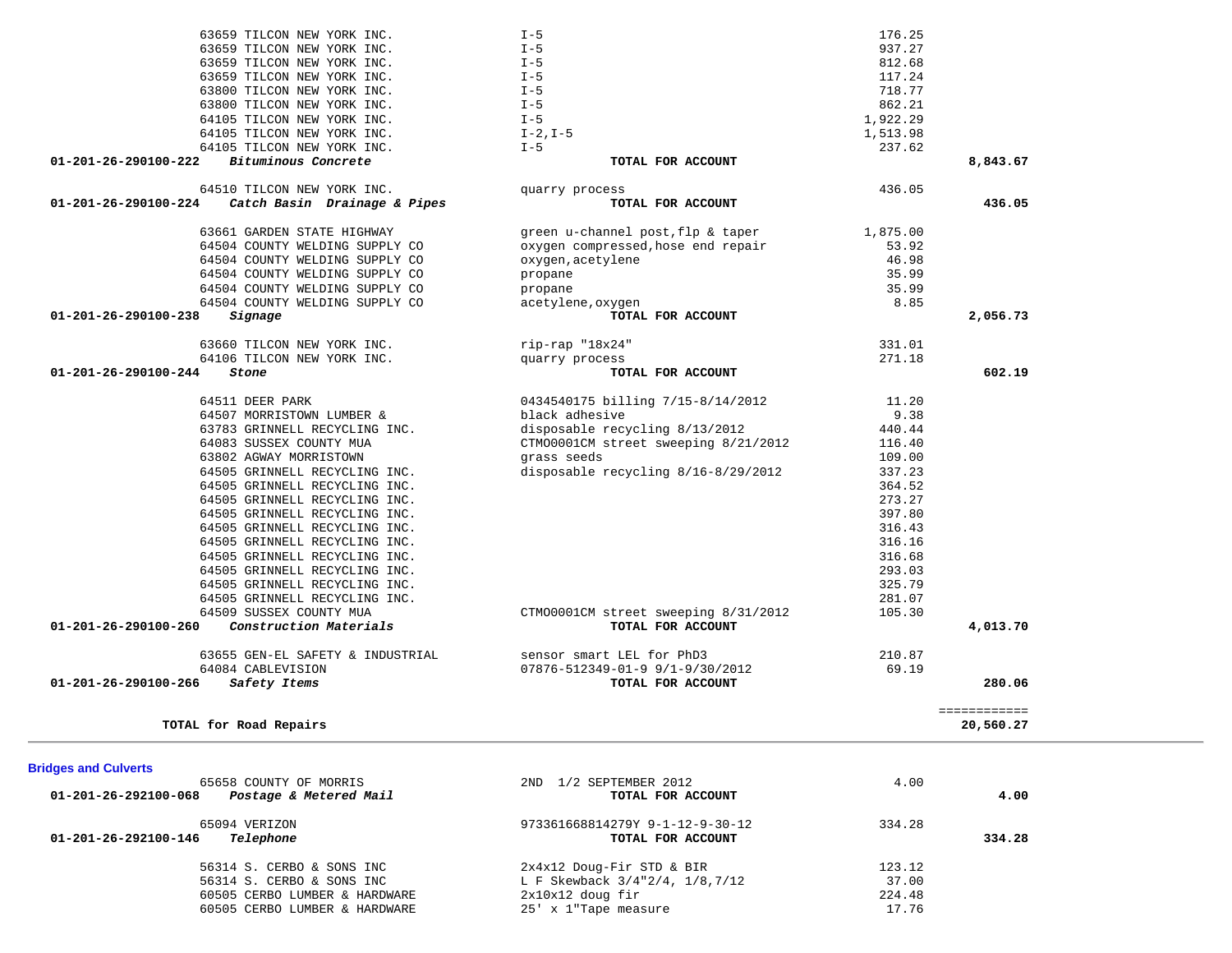| Account | Vendor | Description | Amount | Total |
|---|---|---|---|---|
| | 63659 TILCON NEW YORK INC. | I-5 | 176.25 | |
| | 63659 TILCON NEW YORK INC. | I-5 | 937.27 | |
| | 63659 TILCON NEW YORK INC. | I-5 | 812.68 | |
| | 63659 TILCON NEW YORK INC. | I-5 | 117.24 | |
| | 63800 TILCON NEW YORK INC. | I-5 | 718.77 | |
| | 63800 TILCON NEW YORK INC. | I-5 | 862.21 | |
| | 64105 TILCON NEW YORK INC. | I-5 | 1,922.29 | |
| | 64105 TILCON NEW YORK INC. | I-2,I-5 | 1,513.98 | |
| | 64105 TILCON NEW YORK INC. | I-5 | 237.62 | |
| **01-201-26-290100-222** | ***Bituminous Concrete*** | **TOTAL FOR ACCOUNT** | | **8,843.67** |
| | 64510 TILCON NEW YORK INC. | quarry process | 436.05 | |
| **01-201-26-290100-224** | ***Catch Basin Drainage & Pipes*** | **TOTAL FOR ACCOUNT** | | **436.05** |
| | 63661 GARDEN STATE HIGHWAY | green u-channel post,flp & taper | 1,875.00 | |
| | 64504 COUNTY WELDING SUPPLY CO | oxygen compressed,hose end repair | 53.92 | |
| | 64504 COUNTY WELDING SUPPLY CO | oxygen,acetylene | 46.98 | |
| | 64504 COUNTY WELDING SUPPLY CO | propane | 35.99 | |
| | 64504 COUNTY WELDING SUPPLY CO | propane | 35.99 | |
| | 64504 COUNTY WELDING SUPPLY CO | acetylene,oxygen | 8.85 | |
| **01-201-26-290100-238** | ***Signage*** | **TOTAL FOR ACCOUNT** | | **2,056.73** |
| | 63660 TILCON NEW YORK INC. | rip-rap "18x24" | 331.01 | |
| | 64106 TILCON NEW YORK INC. | quarry process | 271.18 | |
| **01-201-26-290100-244** | ***Stone*** | **TOTAL FOR ACCOUNT** | | **602.19** |
| | 64511 DEER PARK | 0434540175 billing 7/15-8/14/2012 | 11.20 | |
| | 64507 MORRISTOWN LUMBER & | black adhesive | 9.38 | |
| | 63783 GRINNELL RECYCLING INC. | disposable recycling 8/13/2012 | 440.44 | |
| | 64083 SUSSEX COUNTY MUA | CTMO0001CM street sweeping 8/21/2012 | 116.40 | |
| | 63802 AGWAY MORRISTOWN | grass seeds | 109.00 | |
| | 64505 GRINNELL RECYCLING INC. | disposable recycling 8/16-8/29/2012 | 337.23 | |
| | 64505 GRINNELL RECYCLING INC. | | 364.52 | |
| | 64505 GRINNELL RECYCLING INC. | | 273.27 | |
| | 64505 GRINNELL RECYCLING INC. | | 397.80 | |
| | 64505 GRINNELL RECYCLING INC. | | 316.43 | |
| | 64505 GRINNELL RECYCLING INC. | | 316.16 | |
| | 64505 GRINNELL RECYCLING INC. | | 316.68 | |
| | 64505 GRINNELL RECYCLING INC. | | 293.03 | |
| | 64505 GRINNELL RECYCLING INC. | | 325.79 | |
| | 64505 GRINNELL RECYCLING INC. | | 281.07 | |
| | 64509 SUSSEX COUNTY MUA | CTMO0001CM street sweeping 8/31/2012 | 105.30 | |
| **01-201-26-290100-260** | ***Construction Materials*** | **TOTAL FOR ACCOUNT** | | **4,013.70** |
| | 63655 GEN-EL SAFETY & INDUSTRIAL | sensor smart LEL for PhD3 | 210.87 | |
| | 64084 CABLEVISION | 07876-512349-01-9 9/1-9/30/2012 | 69.19 | |
| **01-201-26-290100-266** | ***Safety Items*** | **TOTAL FOR ACCOUNT** | | **280.06** |
| | | | | ============ |
| **TOTAL for Road Repairs** | | | | **20,560.27** |

**Bridges and Culverts**

| Account | Vendor | Description | Amount | Total |
|---|---|---|---|---|
| | 65658 COUNTY OF MORRIS | 2ND 1/2 SEPTEMBER 2012 | 4.00 | |
| **01-201-26-292100-068** | ***Postage & Metered Mail*** | **TOTAL FOR ACCOUNT** | | **4.00** |
| | 65094 VERIZON | 973361668814279Y 9-1-12-9-30-12 | 334.28 | |
| **01-201-26-292100-146** | ***Telephone*** | **TOTAL FOR ACCOUNT** | | **334.28** |
| | 56314 S. CERBO & SONS INC | 2x4x12 Doug-Fir STD & BIR | 123.12 | |
| | 56314 S. CERBO & SONS INC | L F Skewback 3/4"2/4, 1/8,7/12 | 37.00 | |
| | 60505 CERBO LUMBER & HARDWARE | 2x10x12 doug fir | 224.48 | |
| | 60505 CERBO LUMBER & HARDWARE | 25' x 1"Tape measure | 17.76 | |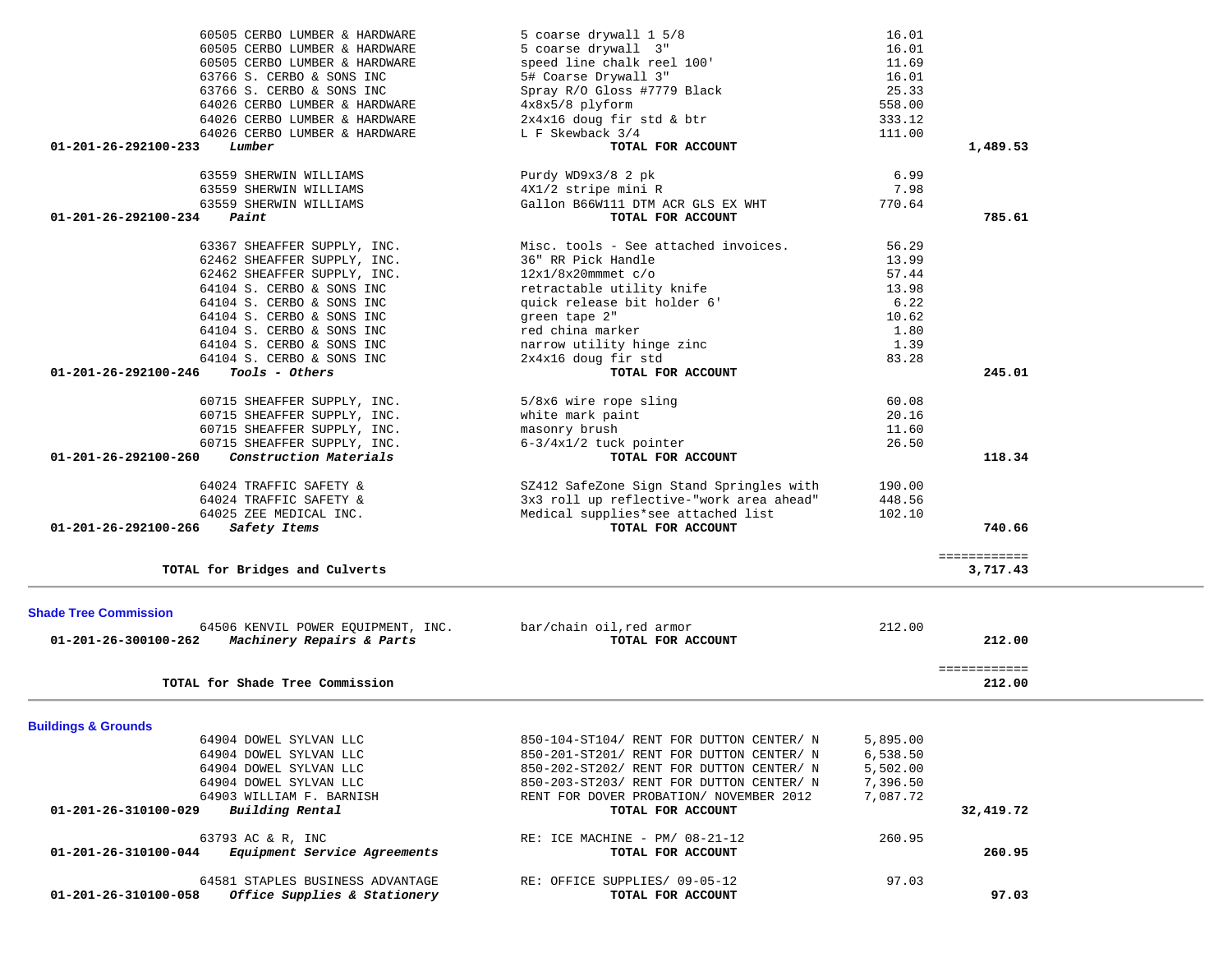| Account | Vendor | Description | Amount | Total |
|---|---|---|---|---|
| | 60505 CERBO LUMBER & HARDWARE | 5 coarse drywall 1 5/8 | 16.01 | |
| | 60505 CERBO LUMBER & HARDWARE | 5 coarse drywall 3" | 16.01 | |
| | 60505 CERBO LUMBER & HARDWARE | speed line chalk reel 100' | 11.69 | |
| | 63766 S. CERBO & SONS INC | 5# Coarse Drywall 3" | 16.01 | |
| | 63766 S. CERBO & SONS INC | Spray R/O Gloss #7779 Black | 25.33 | |
| | 64026 CERBO LUMBER & HARDWARE | 4x8x5/8 plyform | 558.00 | |
| | 64026 CERBO LUMBER & HARDWARE | 2x4x16 doug fir std & btr | 333.12 | |
| | 64026 CERBO LUMBER & HARDWARE | L F Skewback 3/4 | 111.00 | |
| **01-201-26-292100-233** | ***Lumber*** | **TOTAL FOR ACCOUNT** | | **1,489.53** |
| | 63559 SHERWIN WILLIAMS | Purdy WD9x3/8 2 pk | 6.99 | |
| | 63559 SHERWIN WILLIAMS | 4X1/2 stripe mini R | 7.98 | |
| | 63559 SHERWIN WILLIAMS | Gallon B66W111 DTM ACR GLS EX WHT | 770.64 | |
| **01-201-26-292100-234** | ***Paint*** | **TOTAL FOR ACCOUNT** | | **785.61** |
| | 63367 SHEAFFER SUPPLY, INC. | Misc. tools - See attached invoices. | 56.29 | |
| | 62462 SHEAFFER SUPPLY, INC. | 36" RR Pick Handle | 13.99 | |
| | 62462 SHEAFFER SUPPLY, INC. | 12x1/8x20mmmet c/o | 57.44 | |
| | 64104 S. CERBO & SONS INC | retractable utility knife | 13.98 | |
| | 64104 S. CERBO & SONS INC | quick release bit holder 6' | 6.22 | |
| | 64104 S. CERBO & SONS INC | green tape 2" | 10.62 | |
| | 64104 S. CERBO & SONS INC | red china marker | 1.80 | |
| | 64104 S. CERBO & SONS INC | narrow utility hinge zinc | 1.39 | |
| | 64104 S. CERBO & SONS INC | 2x4x16 doug fir std | 83.28 | |
| **01-201-26-292100-246** | ***Tools - Others*** | **TOTAL FOR ACCOUNT** | | **245.01** |
| | 60715 SHEAFFER SUPPLY, INC. | 5/8x6 wire rope sling | 60.08 | |
| | 60715 SHEAFFER SUPPLY, INC. | white mark paint | 20.16 | |
| | 60715 SHEAFFER SUPPLY, INC. | masonry brush | 11.60 | |
| | 60715 SHEAFFER SUPPLY, INC. | 6-3/4x1/2 tuck pointer | 26.50 | |
| **01-201-26-292100-260** | ***Construction Materials*** | **TOTAL FOR ACCOUNT** | | **118.34** |
| | 64024 TRAFFIC SAFETY & | SZ412 SafeZone Sign Stand Springles with | 190.00 | |
| | 64024 TRAFFIC SAFETY & | 3x3 roll up reflective-"work area ahead" | 448.56 | |
| | 64025 ZEE MEDICAL INC. | Medical supplies*see attached list | 102.10 | |
| **01-201-26-292100-266** | ***Safety Items*** | **TOTAL FOR ACCOUNT** | | **740.66** |
| | **TOTAL for Bridges and Culverts** | | | **3,717.43** |

## Shade Tree Commission

| Account | Vendor | Description | Amount | Total |
|---|---|---|---|---|
| | 64506 KENVIL POWER EQUIPMENT, INC. | bar/chain oil,red armor | 212.00 | |
| **01-201-26-300100-262** | ***Machinery Repairs & Parts*** | **TOTAL FOR ACCOUNT** | | **212.00** |
| | **TOTAL for Shade Tree Commission** | | | **212.00** |

## Buildings & Grounds

| Account | Vendor | Description | Amount | Total |
|---|---|---|---|---|
| | 64904 DOWEL SYLVAN LLC | 850-104-ST104/ RENT FOR DUTTON CENTER/ N | 5,895.00 | |
| | 64904 DOWEL SYLVAN LLC | 850-201-ST201/ RENT FOR DUTTON CENTER/ N | 6,538.50 | |
| | 64904 DOWEL SYLVAN LLC | 850-202-ST202/ RENT FOR DUTTON CENTER/ N | 5,502.00 | |
| | 64904 DOWEL SYLVAN LLC | 850-203-ST203/ RENT FOR DUTTON CENTER/ N | 7,396.50 | |
| | 64903 WILLIAM F. BARNISH | RENT FOR DOVER PROBATION/ NOVEMBER 2012 | 7,087.72 | |
| **01-201-26-310100-029** | ***Building Rental*** | **TOTAL FOR ACCOUNT** | | **32,419.72** |
| | 63793 AC & R, INC | RE: ICE MACHINE - PM/ 08-21-12 | 260.95 | |
| **01-201-26-310100-044** | ***Equipment Service Agreements*** | **TOTAL FOR ACCOUNT** | | **260.95** |
| | 64581 STAPLES BUSINESS ADVANTAGE | RE: OFFICE SUPPLIES/ 09-05-12 | 97.03 | |
| **01-201-26-310100-058** | ***Office Supplies & Stationery*** | **TOTAL FOR ACCOUNT** | | **97.03** |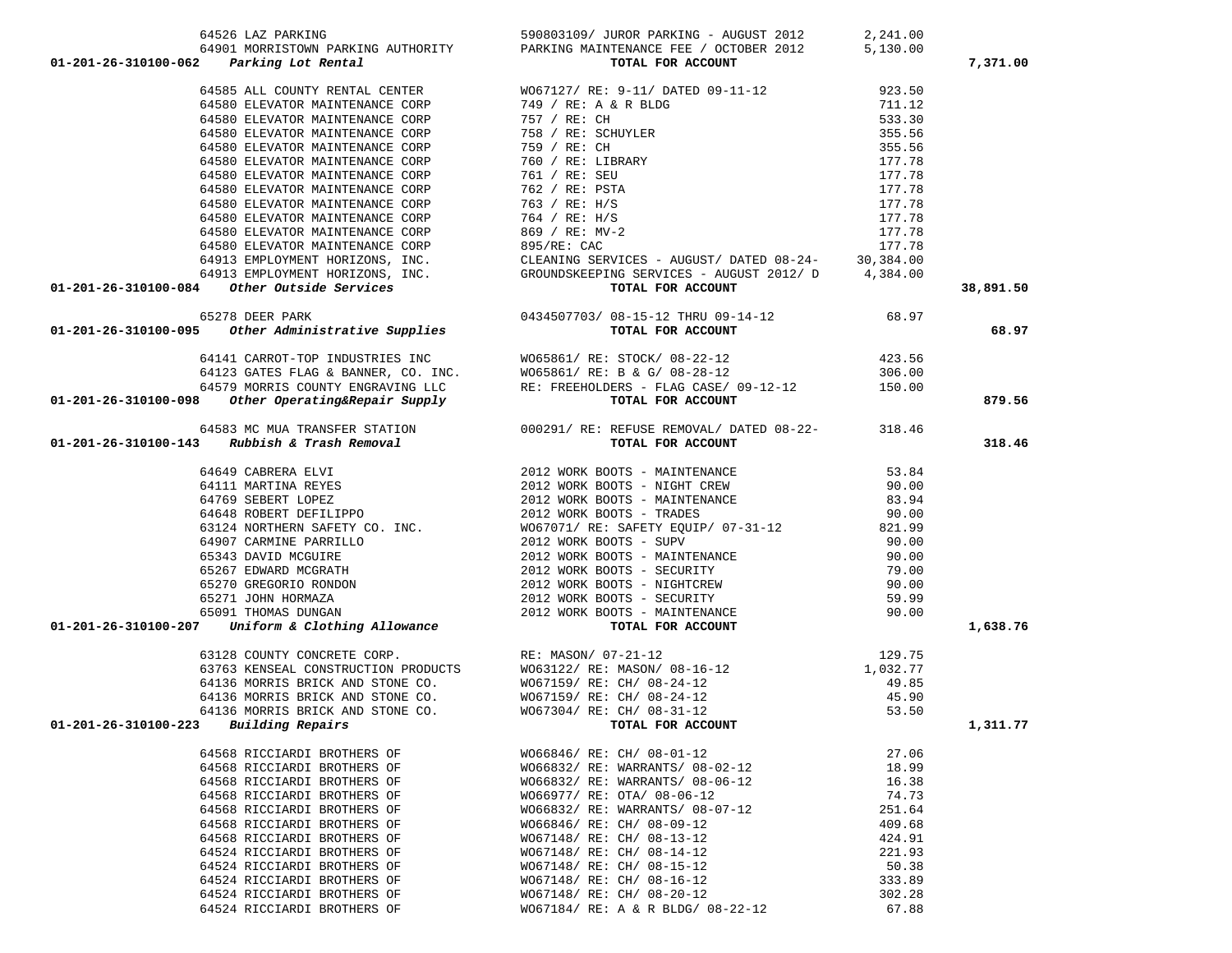| Account | Vendor | Description | Amount | Total |
|---|---|---|---|---|
| | 64526 LAZ PARKING | 590803109/ JUROR PARKING - AUGUST 2012 | 2,241.00 | |
| | 64901 MORRISTOWN PARKING AUTHORITY | PARKING MAINTENANCE FEE / OCTOBER 2012 | 5,130.00 | |
| 01-201-26-310100-062 *Parking Lot Rental* | | TOTAL FOR ACCOUNT | | 7,371.00 |
| | 64585 ALL COUNTY RENTAL CENTER | WO67127/ RE: 9-11/ DATED 09-11-12 | 923.50 | |
| | 64580 ELEVATOR MAINTENANCE CORP | 749 / RE: A & R BLDG | 711.12 | |
| | 64580 ELEVATOR MAINTENANCE CORP | 757 / RE: CH | 533.30 | |
| | 64580 ELEVATOR MAINTENANCE CORP | 758 / RE: SCHUYLER | 355.56 | |
| | 64580 ELEVATOR MAINTENANCE CORP | 759 / RE: CH | 355.56 | |
| | 64580 ELEVATOR MAINTENANCE CORP | 760 / RE: LIBRARY | 177.78 | |
| | 64580 ELEVATOR MAINTENANCE CORP | 761 / RE: SEU | 177.78 | |
| | 64580 ELEVATOR MAINTENANCE CORP | 762 / RE: PSTA | 177.78 | |
| | 64580 ELEVATOR MAINTENANCE CORP | 763 / RE: H/S | 177.78 | |
| | 64580 ELEVATOR MAINTENANCE CORP | 764 / RE: H/S | 177.78 | |
| | 64580 ELEVATOR MAINTENANCE CORP | 869 / RE: MV-2 | 177.78 | |
| | 64580 ELEVATOR MAINTENANCE CORP | 895/RE: CAC | 177.78 | |
| | 64913 EMPLOYMENT HORIZONS, INC. | CLEANING SERVICES - AUGUST/ DATED 08-24- | 30,384.00 | |
| | 64913 EMPLOYMENT HORIZONS, INC. | GROUNDSKEEPING SERVICES - AUGUST 2012/ D | 4,384.00 | |
| 01-201-26-310100-084 *Other Outside Services* | | TOTAL FOR ACCOUNT | | 38,891.50 |
| | 65278 DEER PARK | 0434507703/ 08-15-12 THRU 09-14-12 | 68.97 | |
| 01-201-26-310100-095 *Other Administrative Supplies* | | TOTAL FOR ACCOUNT | | 68.97 |
| | 64141 CARROT-TOP INDUSTRIES INC | WO65861/ RE: STOCK/ 08-22-12 | 423.56 | |
| | 64123 GATES FLAG & BANNER, CO. INC. | WO65861/ RE: B & G/ 08-28-12 | 306.00 | |
| | 64579 MORRIS COUNTY ENGRAVING LLC | RE: FREEHOLDERS - FLAG CASE/ 09-12-12 | 150.00 | |
| 01-201-26-310100-098 *Other Operating&Repair Supply* | | TOTAL FOR ACCOUNT | | 879.56 |
| | 64583 MC MUA TRANSFER STATION | 000291/ RE: REFUSE REMOVAL/ DATED 08-22- | 318.46 | |
| 01-201-26-310100-143 *Rubbish & Trash Removal* | | TOTAL FOR ACCOUNT | | 318.46 |
| | 64649 CABRERA ELVI | 2012 WORK BOOTS - MAINTENANCE | 53.84 | |
| | 64111 MARTINA REYES | 2012 WORK BOOTS - NIGHT CREW | 90.00 | |
| | 64769 SEBERT LOPEZ | 2012 WORK BOOTS - MAINTENANCE | 83.94 | |
| | 64648 ROBERT DEFILIPPO | 2012 WORK BOOTS - TRADES | 90.00 | |
| | 63124 NORTHERN SAFETY CO. INC. | WO67071/ RE: SAFETY EQUIP/ 07-31-12 | 821.99 | |
| | 64907 CARMINE PARRILLO | 2012 WORK BOOTS - SUPV | 90.00 | |
| | 65343 DAVID MCGUIRE | 2012 WORK BOOTS - MAINTENANCE | 90.00 | |
| | 65267 EDWARD MCGRATH | 2012 WORK BOOTS - SECURITY | 79.00 | |
| | 65270 GREGORIO RONDON | 2012 WORK BOOTS - NIGHTCREW | 90.00 | |
| | 65271 JOHN HORMAZA | 2012 WORK BOOTS - SECURITY | 59.99 | |
| | 65091 THOMAS DUNGAN | 2012 WORK BOOTS - MAINTENANCE | 90.00 | |
| 01-201-26-310100-207 *Uniform & Clothing Allowance* | | TOTAL FOR ACCOUNT | | 1,638.76 |
| | 63128 COUNTY CONCRETE CORP. | RE: MASON/ 07-21-12 | 129.75 | |
| | 63763 KENSEAL CONSTRUCTION PRODUCTS | WO63122/ RE: MASON/ 08-16-12 | 1,032.77 | |
| | 64136 MORRIS BRICK AND STONE CO. | WO67159/ RE: CH/ 08-24-12 | 49.85 | |
| | 64136 MORRIS BRICK AND STONE CO. | WO67159/ RE: CH/ 08-24-12 | 45.90 | |
| | 64136 MORRIS BRICK AND STONE CO. | WO67304/ RE: CH/ 08-31-12 | 53.50 | |
| 01-201-26-310100-223 *Building Repairs* | | TOTAL FOR ACCOUNT | | 1,311.77 |
| | 64568 RICCIARDI BROTHERS OF | WO66846/ RE: CH/ 08-01-12 | 27.06 | |
| | 64568 RICCIARDI BROTHERS OF | WO66832/ RE: WARRANTS/ 08-02-12 | 18.99 | |
| | 64568 RICCIARDI BROTHERS OF | WO66832/ RE: WARRANTS/ 08-06-12 | 16.38 | |
| | 64568 RICCIARDI BROTHERS OF | WO66977/ RE: OTA/ 08-06-12 | 74.73 | |
| | 64568 RICCIARDI BROTHERS OF | WO66832/ RE: WARRANTS/ 08-07-12 | 251.64 | |
| | 64568 RICCIARDI BROTHERS OF | WO66846/ RE: CH/ 08-09-12 | 409.68 | |
| | 64568 RICCIARDI BROTHERS OF | WO67148/ RE: CH/ 08-13-12 | 424.91 | |
| | 64524 RICCIARDI BROTHERS OF | WO67148/ RE: CH/ 08-14-12 | 221.93 | |
| | 64524 RICCIARDI BROTHERS OF | WO67148/ RE: CH/ 08-15-12 | 50.38 | |
| | 64524 RICCIARDI BROTHERS OF | WO67148/ RE: CH/ 08-16-12 | 333.89 | |
| | 64524 RICCIARDI BROTHERS OF | WO67148/ RE: CH/ 08-20-12 | 302.28 | |
| | 64524 RICCIARDI BROTHERS OF | WO67184/ RE: A & R BLDG/ 08-22-12 | 67.88 | |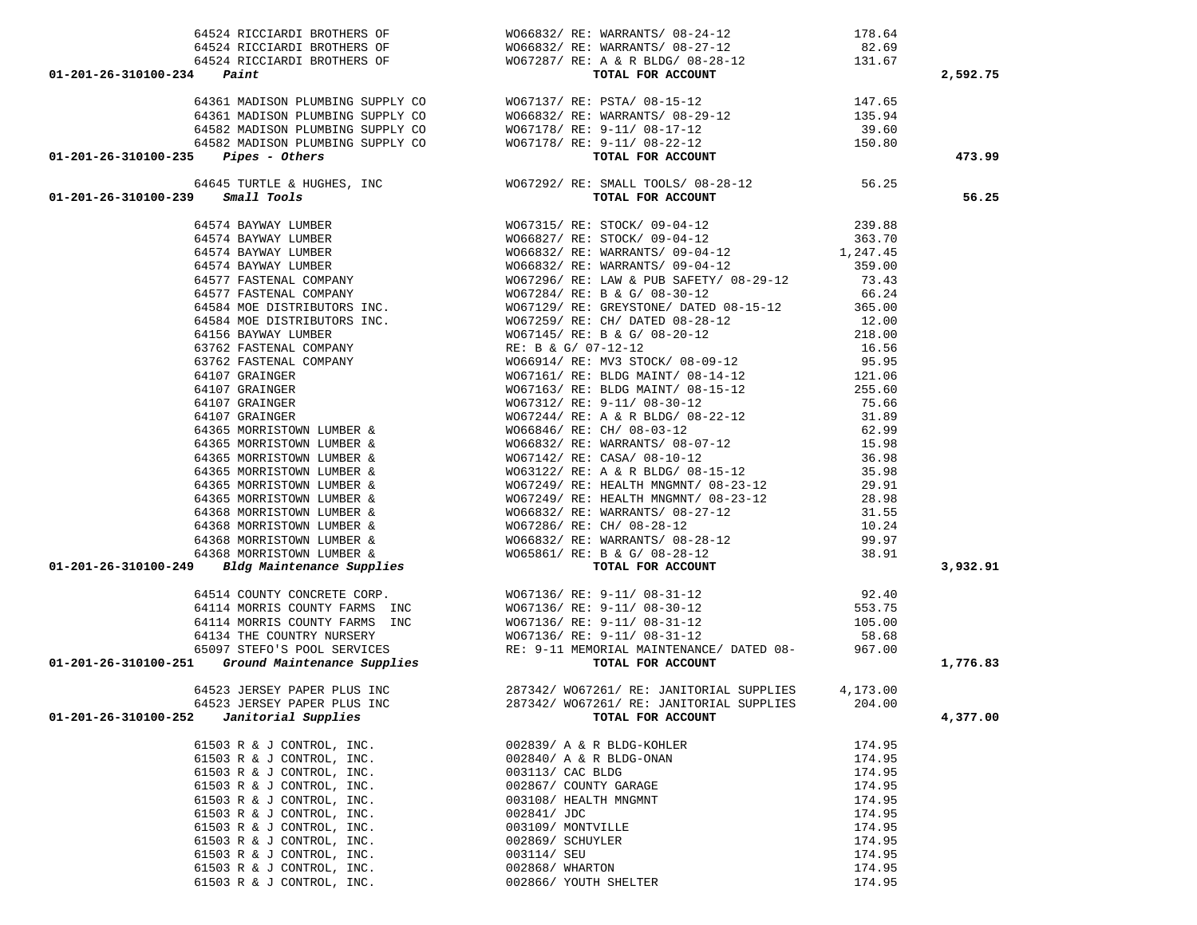| Account | Vendor | Description | Amount | Total |
|---|---|---|---|---|
| | 64524 RICCIARDI BROTHERS OF | WO66832/ RE: WARRANTS/ 08-24-12 | 178.64 | |
| | 64524 RICCIARDI BROTHERS OF | WO66832/ RE: WARRANTS/ 08-27-12 | 82.69 | |
| | 64524 RICCIARDI BROTHERS OF | WO67287/ RE: A & R BLDG/ 08-28-12 | 131.67 | |
| 01-201-26-310100-234 *Paint* | | TOTAL FOR ACCOUNT | | 2,592.75 |
| | 64361 MADISON PLUMBING SUPPLY CO | WO67137/ RE: PSTA/ 08-15-12 | 147.65 | |
| | 64361 MADISON PLUMBING SUPPLY CO | WO66832/ RE: WARRANTS/ 08-29-12 | 135.94 | |
| | 64582 MADISON PLUMBING SUPPLY CO | WO67178/ RE: 9-11/ 08-17-12 | 39.60 | |
| | 64582 MADISON PLUMBING SUPPLY CO | WO67178/ RE: 9-11/ 08-22-12 | 150.80 | |
| 01-201-26-310100-235 *Pipes - Others* | | TOTAL FOR ACCOUNT | | 473.99 |
| | 64645 TURTLE & HUGHES, INC | WO67292/ RE: SMALL TOOLS/ 08-28-12 | 56.25 | |
| 01-201-26-310100-239 *Small Tools* | | TOTAL FOR ACCOUNT | | 56.25 |
| | 64574 BAYWAY LUMBER | WO67315/ RE: STOCK/ 09-04-12 | 239.88 | |
| | 64574 BAYWAY LUMBER | WO66827/ RE: STOCK/ 09-04-12 | 363.70 | |
| | 64574 BAYWAY LUMBER | WO66832/ RE: WARRANTS/ 09-04-12 | 1,247.45 | |
| | 64574 BAYWAY LUMBER | WO66832/ RE: WARRANTS/ 09-04-12 | 359.00 | |
| | 64577 FASTENAL COMPANY | WO67296/ RE: LAW & PUB SAFETY/ 08-29-12 | 73.43 | |
| | 64577 FASTENAL COMPANY | WO67284/ RE: B & G/ 08-30-12 | 66.24 | |
| | 64584 MOE DISTRIBUTORS INC. | WO67129/ RE: GREYSTONE/ DATED 08-15-12 | 365.00 | |
| | 64584 MOE DISTRIBUTORS INC. | WO67259/ RE: CH/ DATED 08-28-12 | 12.00 | |
| | 64156 BAYWAY LUMBER | WO67145/ RE: B & G/ 08-20-12 | 218.00 | |
| | 63762 FASTENAL COMPANY | RE: B & G/ 07-12-12 | 16.56 | |
| | 63762 FASTENAL COMPANY | WO66914/ RE: MV3 STOCK/ 08-09-12 | 95.95 | |
| | 64107 GRAINGER | WO67161/ RE: BLDG MAINT/ 08-14-12 | 121.06 | |
| | 64107 GRAINGER | WO67163/ RE: BLDG MAINT/ 08-15-12 | 255.60 | |
| | 64107 GRAINGER | WO67312/ RE: 9-11/ 08-30-12 | 75.66 | |
| | 64107 GRAINGER | WO67244/ RE: A & R BLDG/ 08-22-12 | 31.89 | |
| | 64365 MORRISTOWN LUMBER & | WO66846/ RE: CH/ 08-03-12 | 62.99 | |
| | 64365 MORRISTOWN LUMBER & | WO66832/ RE: WARRANTS/ 08-07-12 | 15.98 | |
| | 64365 MORRISTOWN LUMBER & | WO67142/ RE: CASA/ 08-10-12 | 36.98 | |
| | 64365 MORRISTOWN LUMBER & | WO63122/ RE: A & R BLDG/ 08-15-12 | 35.98 | |
| | 64365 MORRISTOWN LUMBER & | WO67249/ RE: HEALTH MNGMNT/ 08-23-12 | 29.91 | |
| | 64365 MORRISTOWN LUMBER & | WO67249/ RE: HEALTH MNGMNT/ 08-23-12 | 28.98 | |
| | 64368 MORRISTOWN LUMBER & | WO66832/ RE: WARRANTS/ 08-27-12 | 31.55 | |
| | 64368 MORRISTOWN LUMBER & | WO67286/ RE: CH/ 08-28-12 | 10.24 | |
| | 64368 MORRISTOWN LUMBER & | WO66832/ RE: WARRANTS/ 08-28-12 | 99.97 | |
| | 64368 MORRISTOWN LUMBER & | WO65861/ RE: B & G/ 08-28-12 | 38.91 | |
| 01-201-26-310100-249 *Bldg Maintenance Supplies* | | TOTAL FOR ACCOUNT | | 3,932.91 |
| | 64514 COUNTY CONCRETE CORP. | WO67136/ RE: 9-11/ 08-31-12 | 92.40 | |
| | 64114 MORRIS COUNTY FARMS INC | WO67136/ RE: 9-11/ 08-30-12 | 553.75 | |
| | 64114 MORRIS COUNTY FARMS INC | WO67136/ RE: 9-11/ 08-31-12 | 105.00 | |
| | 64134 THE COUNTRY NURSERY | WO67136/ RE: 9-11/ 08-31-12 | 58.68 | |
| | 65097 STEFO'S POOL SERVICES | RE: 9-11 MEMORIAL MAINTENANCE/ DATED 08- | 967.00 | |
| 01-201-26-310100-251 *Ground Maintenance Supplies* | | TOTAL FOR ACCOUNT | | 1,776.83 |
| | 64523 JERSEY PAPER PLUS INC | 287342/ WO67261/ RE: JANITORIAL SUPPLIES | 4,173.00 | |
| | 64523 JERSEY PAPER PLUS INC | 287342/ WO67261/ RE: JANITORIAL SUPPLIES | 204.00 | |
| 01-201-26-310100-252 *Janitorial Supplies* | | TOTAL FOR ACCOUNT | | 4,377.00 |
| | 61503 R & J CONTROL, INC. | 002839/ A & R BLDG-KOHLER | 174.95 | |
| | 61503 R & J CONTROL, INC. | 002840/ A & R BLDG-ONAN | 174.95 | |
| | 61503 R & J CONTROL, INC. | 003113/ CAC BLDG | 174.95 | |
| | 61503 R & J CONTROL, INC. | 002867/ COUNTY GARAGE | 174.95 | |
| | 61503 R & J CONTROL, INC. | 003108/ HEALTH MNGMNT | 174.95 | |
| | 61503 R & J CONTROL, INC. | 002841/ JDC | 174.95 | |
| | 61503 R & J CONTROL, INC. | 003109/ MONTVILLE | 174.95 | |
| | 61503 R & J CONTROL, INC. | 002869/ SCHUYLER | 174.95 | |
| | 61503 R & J CONTROL, INC. | 003114/ SEU | 174.95 | |
| | 61503 R & J CONTROL, INC. | 002868/ WHARTON | 174.95 | |
| | 61503 R & J CONTROL, INC. | 002866/ YOUTH SHELTER | 174.95 | |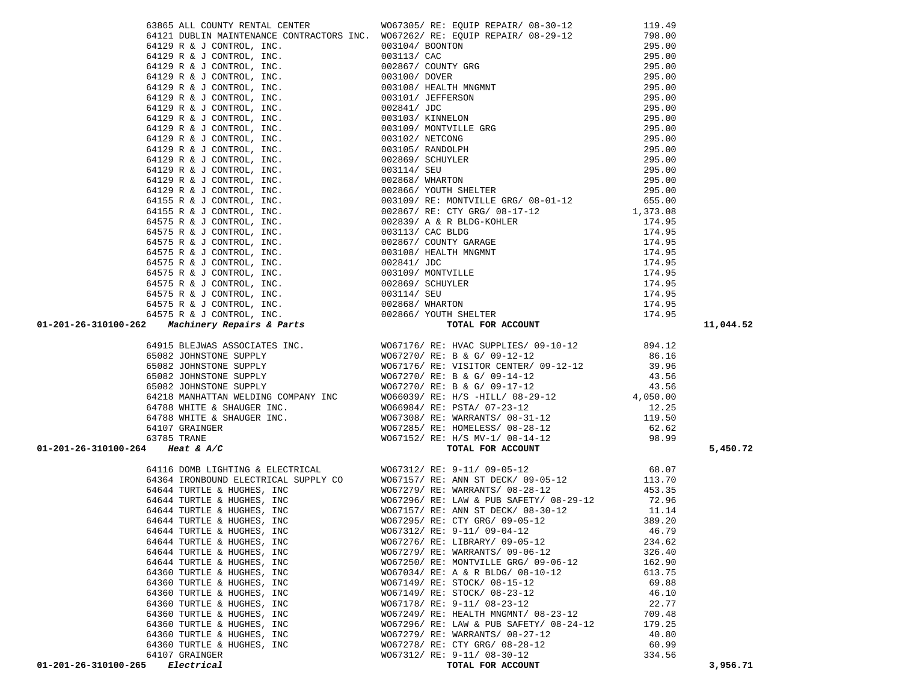| Account | Vendor | Description | Amount | Total |
|---|---|---|---|---|
| | 63865 ALL COUNTY RENTAL CENTER | WO67305/ RE: EQUIP REPAIR/ 08-30-12 | 119.49 | |
| | 64121 DUBLIN MAINTENANCE CONTRACTORS INC. | WO67262/ RE: EQUIP REPAIR/ 08-29-12 | 798.00 | |
| | 64129 R & J CONTROL, INC. | 003104/ BOONTON | 295.00 | |
| | 64129 R & J CONTROL, INC. | 003113/ CAC | 295.00 | |
| | 64129 R & J CONTROL, INC. | 002867/ COUNTY GRG | 295.00 | |
| | 64129 R & J CONTROL, INC. | 003100/ DOVER | 295.00 | |
| | 64129 R & J CONTROL, INC. | 003108/ HEALTH MNGMNT | 295.00 | |
| | 64129 R & J CONTROL, INC. | 003101/ JEFFERSON | 295.00 | |
| | 64129 R & J CONTROL, INC. | 002841/ JDC | 295.00 | |
| | 64129 R & J CONTROL, INC. | 003103/ KINNELON | 295.00 | |
| | 64129 R & J CONTROL, INC. | 003109/ MONTVILLE GRG | 295.00 | |
| | 64129 R & J CONTROL, INC. | 003102/ NETCONG | 295.00 | |
| | 64129 R & J CONTROL, INC. | 003105/ RANDOLPH | 295.00 | |
| | 64129 R & J CONTROL, INC. | 002869/ SCHUYLER | 295.00 | |
| | 64129 R & J CONTROL, INC. | 003114/ SEU | 295.00 | |
| | 64129 R & J CONTROL, INC. | 002868/ WHARTON | 295.00 | |
| | 64129 R & J CONTROL, INC. | 002866/ YOUTH SHELTER | 295.00 | |
| | 64155 R & J CONTROL, INC. | 003109/ RE: MONTVILLE GRG/ 08-01-12 | 655.00 | |
| | 64155 R & J CONTROL, INC. | 002867/ RE: CTY GRG/ 08-17-12 | 1,373.08 | |
| | 64575 R & J CONTROL, INC. | 002839/ A & R BLDG-KOHLER | 174.95 | |
| | 64575 R & J CONTROL, INC. | 003113/ CAC BLDG | 174.95 | |
| | 64575 R & J CONTROL, INC. | 002867/ COUNTY GARAGE | 174.95 | |
| | 64575 R & J CONTROL, INC. | 003108/ HEALTH MNGMNT | 174.95 | |
| | 64575 R & J CONTROL, INC. | 002841/ JDC | 174.95 | |
| | 64575 R & J CONTROL, INC. | 003109/ MONTVILLE | 174.95 | |
| | 64575 R & J CONTROL, INC. | 002869/ SCHUYLER | 174.95 | |
| | 64575 R & J CONTROL, INC. | 003114/ SEU | 174.95 | |
| | 64575 R & J CONTROL, INC. | 002868/ WHARTON | 174.95 | |
| | 64575 R & J CONTROL, INC. | 002866/ YOUTH SHELTER | 174.95 | |
| **01-201-26-310100-262** | ***Machinery Repairs & Parts*** | **TOTAL FOR ACCOUNT** | | **11,044.52** |
| | 64915 BLEJWAS ASSOCIATES INC. | WO67176/ RE: HVAC SUPPLIES/ 09-10-12 | 894.12 | |
| | 65082 JOHNSTONE SUPPLY | WO67270/ RE: B & G/ 09-12-12 | 86.16 | |
| | 65082 JOHNSTONE SUPPLY | WO67176/ RE: VISITOR CENTER/ 09-12-12 | 39.96 | |
| | 65082 JOHNSTONE SUPPLY | WO67270/ RE: B & G/ 09-14-12 | 43.56 | |
| | 65082 JOHNSTONE SUPPLY | WO67270/ RE: B & G/ 09-17-12 | 43.56 | |
| | 64218 MANHATTAN WELDING COMPANY INC | WO66039/ RE: H/S -HILL/ 08-29-12 | 4,050.00 | |
| | 64788 WHITE & SHAUGER INC. | WO66984/ RE: PSTA/ 07-23-12 | 12.25 | |
| | 64788 WHITE & SHAUGER INC. | WO67308/ RE: WARRANTS/ 08-31-12 | 119.50 | |
| | 64107 GRAINGER | WO67285/ RE: HOMELESS/ 08-28-12 | 62.62 | |
| | 63785 TRANE | WO67152/ RE: H/S MV-1/ 08-14-12 | 98.99 | |
| **01-201-26-310100-264** | ***Heat & A/C*** | **TOTAL FOR ACCOUNT** | | **5,450.72** |
| | 64116 DOMB LIGHTING & ELECTRICAL | WO67312/ RE: 9-11/ 09-05-12 | 68.07 | |
| | 64364 IRONBOUND ELECTRICAL SUPPLY CO | WO67157/ RE: ANN ST DECK/ 09-05-12 | 113.70 | |
| | 64644 TURTLE & HUGHES, INC | WO67279/ RE: WARRANTS/ 08-28-12 | 453.35 | |
| | 64644 TURTLE & HUGHES, INC | WO67296/ RE: LAW & PUB SAFETY/ 08-29-12 | 72.96 | |
| | 64644 TURTLE & HUGHES, INC | WO67157/ RE: ANN ST DECK/ 08-30-12 | 11.14 | |
| | 64644 TURTLE & HUGHES, INC | WO67295/ RE: CTY GRG/ 09-05-12 | 389.20 | |
| | 64644 TURTLE & HUGHES, INC | WO67312/ RE: 9-11/ 09-04-12 | 46.79 | |
| | 64644 TURTLE & HUGHES, INC | WO67276/ RE: LIBRARY/ 09-05-12 | 234.62 | |
| | 64644 TURTLE & HUGHES, INC | WO67279/ RE: WARRANTS/ 09-06-12 | 326.40 | |
| | 64644 TURTLE & HUGHES, INC | WO67250/ RE: MONTVILLE GRG/ 09-06-12 | 162.90 | |
| | 64360 TURTLE & HUGHES, INC | WO67034/ RE: A & R BLDG/ 08-10-12 | 613.75 | |
| | 64360 TURTLE & HUGHES, INC | WO67149/ RE: STOCK/ 08-15-12 | 69.88 | |
| | 64360 TURTLE & HUGHES, INC | WO67149/ RE: STOCK/ 08-23-12 | 46.10 | |
| | 64360 TURTLE & HUGHES, INC | WO67178/ RE: 9-11/ 08-23-12 | 22.77 | |
| | 64360 TURTLE & HUGHES, INC | WO67249/ RE: HEALTH MNGMNT/ 08-23-12 | 709.48 | |
| | 64360 TURTLE & HUGHES, INC | WO67296/ RE: LAW & PUB SAFETY/ 08-24-12 | 179.25 | |
| | 64360 TURTLE & HUGHES, INC | WO67279/ RE: WARRANTS/ 08-27-12 | 40.80 | |
| | 64360 TURTLE & HUGHES, INC | WO67278/ RE: CTY GRG/ 08-28-12 | 60.99 | |
| | 64107 GRAINGER | WO67312/ RE: 9-11/ 08-30-12 | 334.56 | |
| **01-201-26-310100-265** | ***Electrical*** | **TOTAL FOR ACCOUNT** | | **3,956.71** |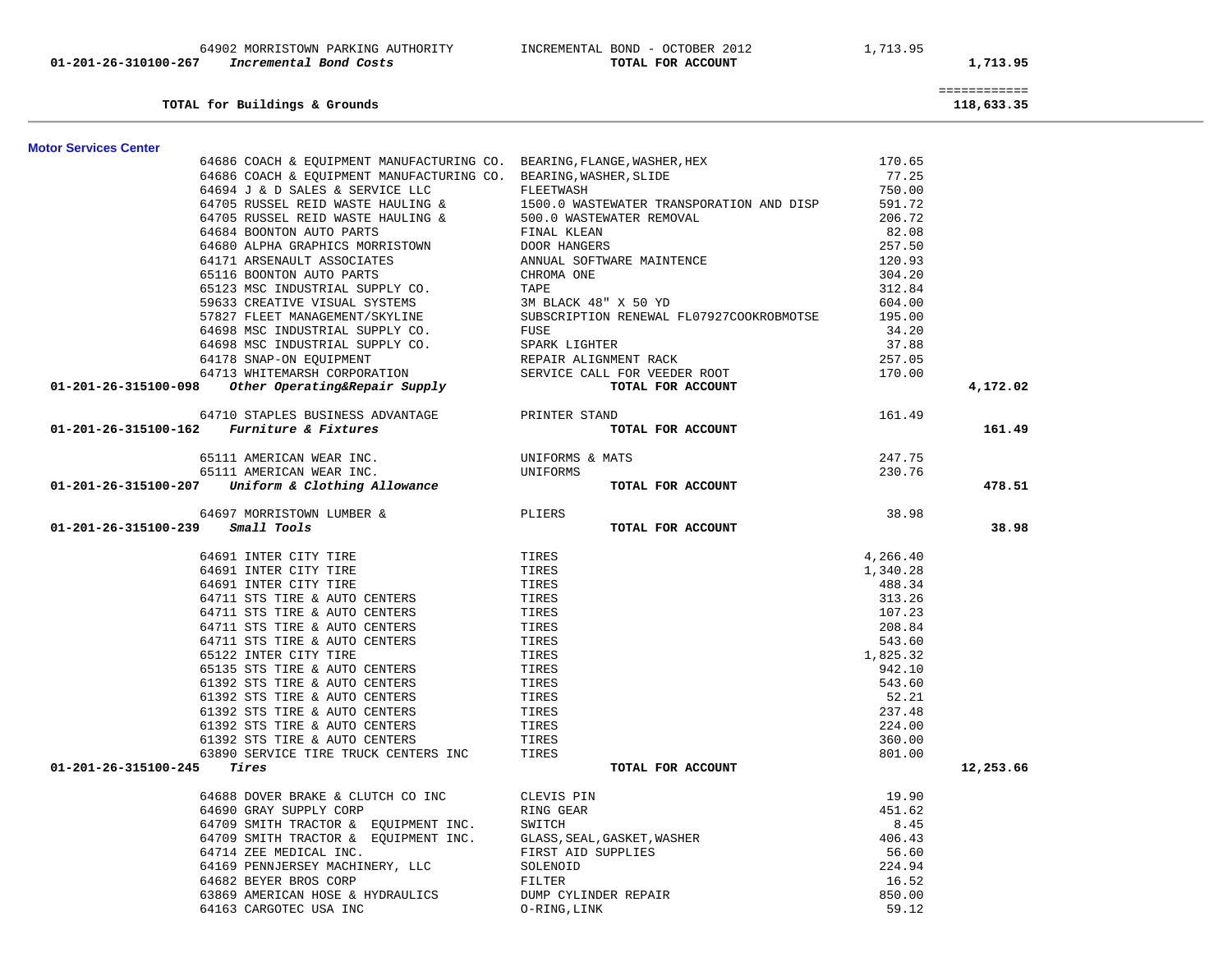| Account | Vendor | Description | Amount | Total |
|---|---|---|---|---|
| | 64902 MORRISTOWN PARKING AUTHORITY | INCREMENTAL BOND - OCTOBER 2012 | 1,713.95 | |
| **01-201-26-310100-267** | ***Incremental Bond Costs*** | **TOTAL FOR ACCOUNT** | | **1,713.95** |
| | | | | ============ |
| | **TOTAL for Buildings & Grounds** | | | **118,633.35** |

**Motor Services Center**

| Account | Vendor | Description | Amount | Total |
|---|---|---|---|---|
| | 64686 COACH & EQUIPMENT MANUFACTURING CO. | BEARING,FLANGE,WASHER,HEX | 170.65 | |
| | 64686 COACH & EQUIPMENT MANUFACTURING CO. | BEARING,WASHER,SLIDE | 77.25 | |
| | 64694 J & D SALES & SERVICE LLC | FLEETWASH | 750.00 | |
| | 64705 RUSSEL REID WASTE HAULING & | 1500.0 WASTEWATER TRANSPORATION AND DISP | 591.72 | |
| | 64705 RUSSEL REID WASTE HAULING & | 500.0 WASTEWATER REMOVAL | 206.72 | |
| | 64684 BOONTON AUTO PARTS | FINAL KLEAN | 82.08 | |
| | 64680 ALPHA GRAPHICS MORRISTOWN | DOOR HANGERS | 257.50 | |
| | 64171 ARSENAULT ASSOCIATES | ANNUAL SOFTWARE MAINTENCE | 120.93 | |
| | 65116 BOONTON AUTO PARTS | CHROMA ONE | 304.20 | |
| | 65123 MSC INDUSTRIAL SUPPLY CO. | TAPE | 312.84 | |
| | 59633 CREATIVE VISUAL SYSTEMS | 3M BLACK 48" X 50 YD | 604.00 | |
| | 57827 FLEET MANAGEMENT/SKYLINE | SUBSCRIPTION RENEWAL FL07927COOKROBMOTSE | 195.00 | |
| | 64698 MSC INDUSTRIAL SUPPLY CO. | FUSE | 34.20 | |
| | 64698 MSC INDUSTRIAL SUPPLY CO. | SPARK LIGHTER | 37.88 | |
| | 64178 SNAP-ON EQUIPMENT | REPAIR ALIGNMENT RACK | 257.05 | |
| | 64713 WHITEMARSH CORPORATION | SERVICE CALL FOR VEEDER ROOT | 170.00 | |
| **01-201-26-315100-098** | ***Other Operating&Repair Supply*** | **TOTAL FOR ACCOUNT** | | **4,172.02** |
| | 64710 STAPLES BUSINESS ADVANTAGE | PRINTER STAND | 161.49 | |
| **01-201-26-315100-162** | ***Furniture & Fixtures*** | **TOTAL FOR ACCOUNT** | | **161.49** |
| | 65111 AMERICAN WEAR INC. | UNIFORMS & MATS | 247.75 | |
| | 65111 AMERICAN WEAR INC. | UNIFORMS | 230.76 | |
| **01-201-26-315100-207** | ***Uniform & Clothing Allowance*** | **TOTAL FOR ACCOUNT** | | **478.51** |
| | 64697 MORRISTOWN LUMBER & | PLIERS | 38.98 | |
| **01-201-26-315100-239** | ***Small Tools*** | **TOTAL FOR ACCOUNT** | | **38.98** |
| | 64691 INTER CITY TIRE | TIRES | 4,266.40 | |
| | 64691 INTER CITY TIRE | TIRES | 1,340.28 | |
| | 64691 INTER CITY TIRE | TIRES | 488.34 | |
| | 64711 STS TIRE & AUTO CENTERS | TIRES | 313.26 | |
| | 64711 STS TIRE & AUTO CENTERS | TIRES | 107.23 | |
| | 64711 STS TIRE & AUTO CENTERS | TIRES | 208.84 | |
| | 64711 STS TIRE & AUTO CENTERS | TIRES | 543.60 | |
| | 65122 INTER CITY TIRE | TIRES | 1,825.32 | |
| | 65135 STS TIRE & AUTO CENTERS | TIRES | 942.10 | |
| | 61392 STS TIRE & AUTO CENTERS | TIRES | 543.60 | |
| | 61392 STS TIRE & AUTO CENTERS | TIRES | 52.21 | |
| | 61392 STS TIRE & AUTO CENTERS | TIRES | 237.48 | |
| | 61392 STS TIRE & AUTO CENTERS | TIRES | 224.00 | |
| | 61392 STS TIRE & AUTO CENTERS | TIRES | 360.00 | |
| | 63890 SERVICE TIRE TRUCK CENTERS INC | TIRES | 801.00 | |
| **01-201-26-315100-245** | ***Tires*** | **TOTAL FOR ACCOUNT** | | **12,253.66** |
| | 64688 DOVER BRAKE & CLUTCH CO INC | CLEVIS PIN | 19.90 | |
| | 64690 GRAY SUPPLY CORP | RING GEAR | 451.62 | |
| | 64709 SMITH TRACTOR & EQUIPMENT INC. | SWITCH | 8.45 | |
| | 64709 SMITH TRACTOR & EQUIPMENT INC. | GLASS,SEAL,GASKET,WASHER | 406.43 | |
| | 64714 ZEE MEDICAL INC. | FIRST AID SUPPLIES | 56.60 | |
| | 64169 PENNJERSEY MACHINERY, LLC | SOLENOID | 224.94 | |
| | 64682 BEYER BROS CORP | FILTER | 16.52 | |
| | 63869 AMERICAN HOSE & HYDRAULICS | DUMP CYLINDER REPAIR | 850.00 | |
| | 64163 CARGOTEC USA INC | O-RING,LINK | 59.12 | |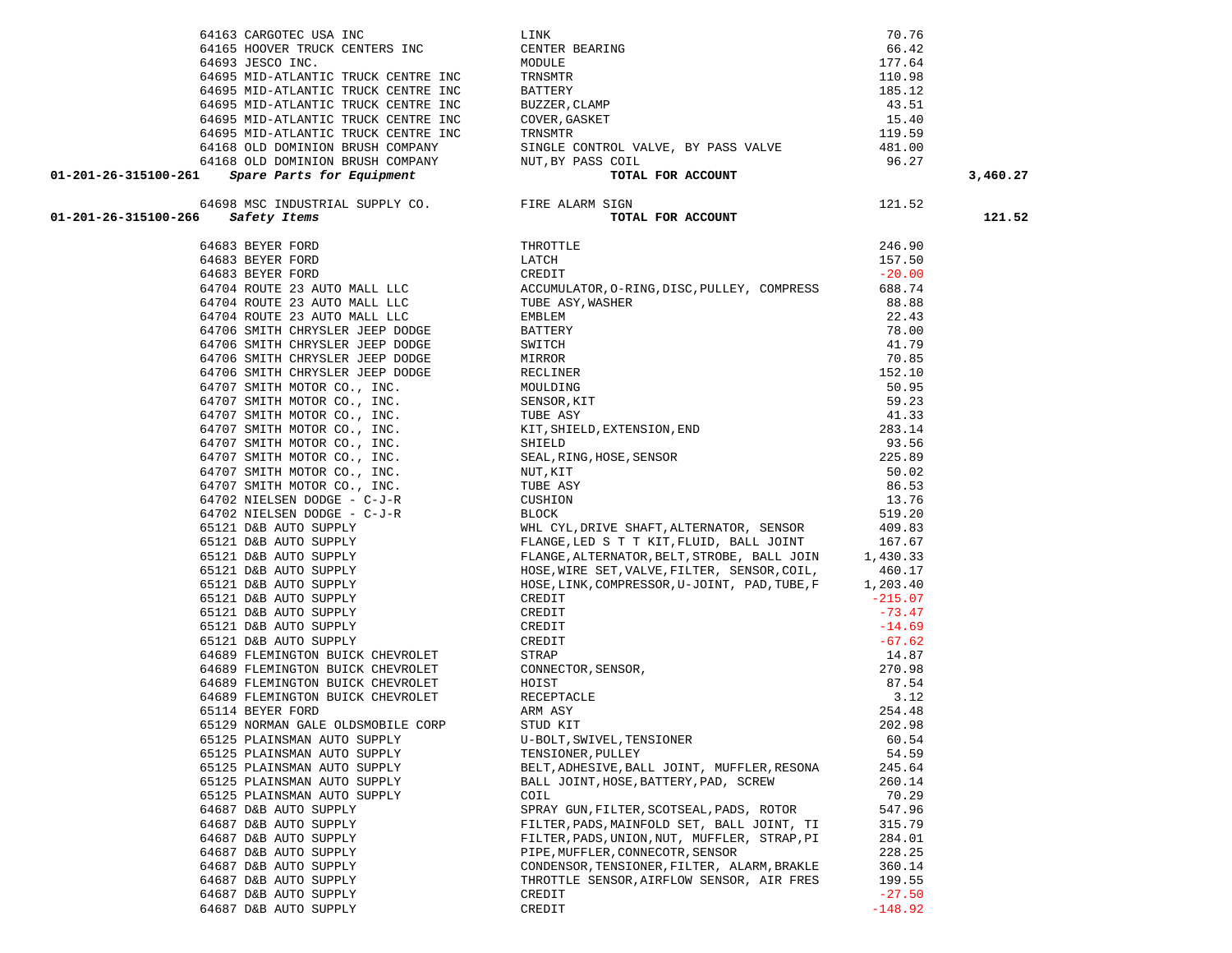| Account | Vendor | Description | Amount | Total |
|---|---|---|---|---|
| | 64163 CARGOTEC USA INC | LINK | 70.76 | |
| | 64165 HOOVER TRUCK CENTERS INC | CENTER BEARING | 66.42 | |
| | 64693 JESCO INC. | MODULE | 177.64 | |
| | 64695 MID-ATLANTIC TRUCK CENTRE INC | TRNSMTR | 110.98 | |
| | 64695 MID-ATLANTIC TRUCK CENTRE INC | BATTERY | 185.12 | |
| | 64695 MID-ATLANTIC TRUCK CENTRE INC | BUZZER,CLAMP | 43.51 | |
| | 64695 MID-ATLANTIC TRUCK CENTRE INC | COVER,GASKET | 15.40 | |
| | 64695 MID-ATLANTIC TRUCK CENTRE INC | TRNSMTR | 119.59 | |
| | 64168 OLD DOMINION BRUSH COMPANY | SINGLE CONTROL VALVE, BY PASS VALVE | 481.00 | |
| | 64168 OLD DOMINION BRUSH COMPANY | NUT,BY PASS COIL | 96.27 | |
| **01-201-26-315100-261** | ***Spare Parts for Equipment*** | **TOTAL FOR ACCOUNT** | | **3,460.27** |
| | 64698 MSC INDUSTRIAL SUPPLY CO. | FIRE ALARM SIGN | 121.52 | |
| **01-201-26-315100-266** | ***Safety Items*** | **TOTAL FOR ACCOUNT** | | **121.52** |
| | 64683 BEYER FORD | THROTTLE | 246.90 | |
| | 64683 BEYER FORD | LATCH | 157.50 | |
| | 64683 BEYER FORD | CREDIT | -20.00 | |
| | 64704 ROUTE 23 AUTO MALL LLC | ACCUMULATOR,O-RING,DISC,PULLEY, COMPRESS | 688.74 | |
| | 64704 ROUTE 23 AUTO MALL LLC | TUBE ASY,WASHER | 88.88 | |
| | 64704 ROUTE 23 AUTO MALL LLC | EMBLEM | 22.43 | |
| | 64706 SMITH CHRYSLER JEEP DODGE | BATTERY | 78.00 | |
| | 64706 SMITH CHRYSLER JEEP DODGE | SWITCH | 41.79 | |
| | 64706 SMITH CHRYSLER JEEP DODGE | MIRROR | 70.85 | |
| | 64706 SMITH CHRYSLER JEEP DODGE | RECLINER | 152.10 | |
| | 64707 SMITH MOTOR CO., INC. | MOULDING | 50.95 | |
| | 64707 SMITH MOTOR CO., INC. | SENSOR,KIT | 59.23 | |
| | 64707 SMITH MOTOR CO., INC. | TUBE ASY | 41.33 | |
| | 64707 SMITH MOTOR CO., INC. | KIT,SHIELD,EXTENSION,END | 283.14 | |
| | 64707 SMITH MOTOR CO., INC. | SHIELD | 93.56 | |
| | 64707 SMITH MOTOR CO., INC. | SEAL,RING,HOSE,SENSOR | 225.89 | |
| | 64707 SMITH MOTOR CO., INC. | NUT,KIT | 50.02 | |
| | 64707 SMITH MOTOR CO., INC. | TUBE ASY | 86.53 | |
| | 64702 NIELSEN DODGE - C-J-R | CUSHION | 13.76 | |
| | 64702 NIELSEN DODGE - C-J-R | BLOCK | 519.20 | |
| | 65121 D&B AUTO SUPPLY | WHL CYL,DRIVE SHAFT,ALTERNATOR, SENSOR | 409.83 | |
| | 65121 D&B AUTO SUPPLY | FLANGE,LED S T T KIT,FLUID, BALL JOINT | 167.67 | |
| | 65121 D&B AUTO SUPPLY | FLANGE,ALTERNATOR,BELT,STROBE, BALL JOIN | 1,430.33 | |
| | 65121 D&B AUTO SUPPLY | HOSE,WIRE SET,VALVE,FILTER, SENSOR,COIL, | 460.17 | |
| | 65121 D&B AUTO SUPPLY | HOSE,LINK,COMPRESSOR,U-JOINT, PAD,TUBE,F | 1,203.40 | |
| | 65121 D&B AUTO SUPPLY | CREDIT | -215.07 | |
| | 65121 D&B AUTO SUPPLY | CREDIT | -73.47 | |
| | 65121 D&B AUTO SUPPLY | CREDIT | -14.69 | |
| | 65121 D&B AUTO SUPPLY | CREDIT | -67.62 | |
| | 64689 FLEMINGTON BUICK CHEVROLET | STRAP | 14.87 | |
| | 64689 FLEMINGTON BUICK CHEVROLET | CONNECTOR,SENSOR, | 270.98 | |
| | 64689 FLEMINGTON BUICK CHEVROLET | HOIST | 87.54 | |
| | 64689 FLEMINGTON BUICK CHEVROLET | RECEPTACLE | 3.12 | |
| | 65114 BEYER FORD | ARM ASY | 254.48 | |
| | 65129 NORMAN GALE OLDSMOBILE CORP | STUD KIT | 202.98 | |
| | 65125 PLAINSMAN AUTO SUPPLY | U-BOLT,SWIVEL,TENSIONER | 60.54 | |
| | 65125 PLAINSMAN AUTO SUPPLY | TENSIONER,PULLEY | 54.59 | |
| | 65125 PLAINSMAN AUTO SUPPLY | BELT,ADHESIVE,BALL JOINT, MUFFLER,RESONA | 245.64 | |
| | 65125 PLAINSMAN AUTO SUPPLY | BALL JOINT,HOSE,BATTERY,PAD, SCREW | 260.14 | |
| | 65125 PLAINSMAN AUTO SUPPLY | COIL | 70.29 | |
| | 64687 D&B AUTO SUPPLY | SPRAY GUN,FILTER,SCOTSEAL,PADS, ROTOR | 547.96 | |
| | 64687 D&B AUTO SUPPLY | FILTER,PADS,MAINFOLD SET, BALL JOINT, TI | 315.79 | |
| | 64687 D&B AUTO SUPPLY | FILTER,PADS,UNION,NUT, MUFFLER, STRAP,PI | 284.01 | |
| | 64687 D&B AUTO SUPPLY | PIPE,MUFFLER,CONNECOTR,SENSOR | 228.25 | |
| | 64687 D&B AUTO SUPPLY | CONDENSOR,TENSIONER,FILTER, ALARM,BRAKLE | 360.14 | |
| | 64687 D&B AUTO SUPPLY | THROTTLE SENSOR,AIRFLOW SENSOR, AIR FRES | 199.55 | |
| | 64687 D&B AUTO SUPPLY | CREDIT | -27.50 | |
| | 64687 D&B AUTO SUPPLY | CREDIT | -148.92 | |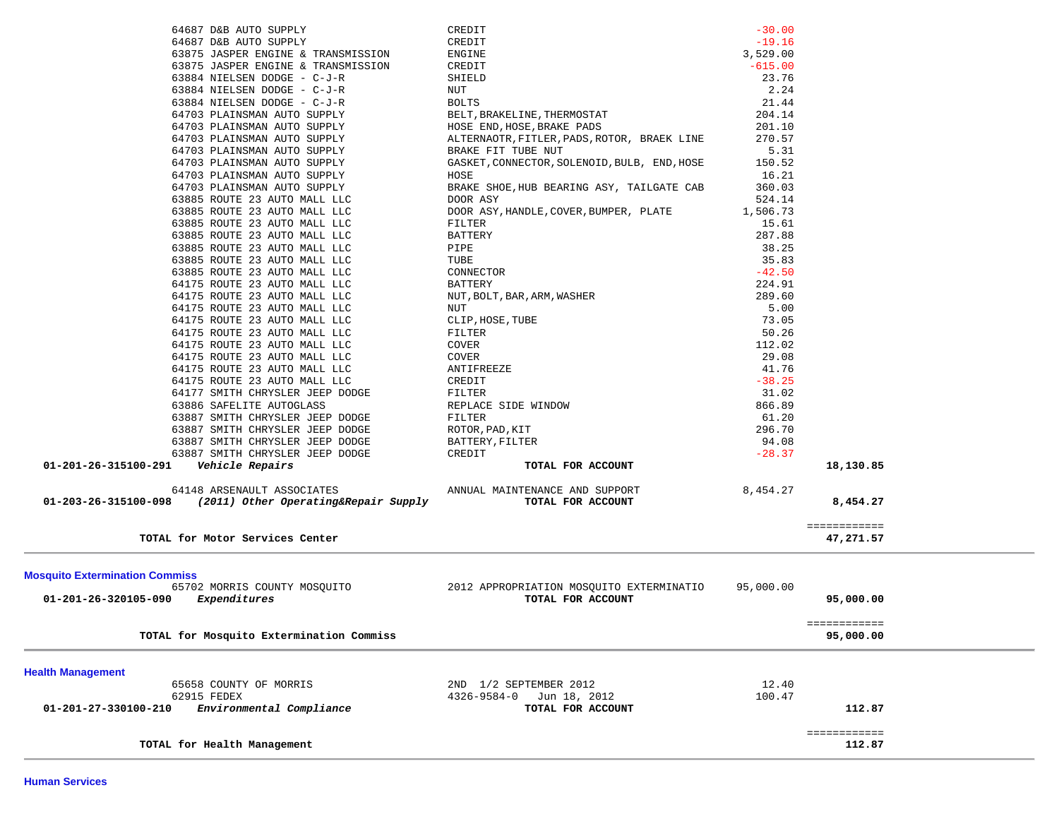| Account | Vendor | Description | Amount | Total |
|---|---|---|---|---|
| | 64687 D&B AUTO SUPPLY | CREDIT | -30.00 | |
| | 64687 D&B AUTO SUPPLY | CREDIT | -19.16 | |
| | 63875 JASPER ENGINE & TRANSMISSION | ENGINE | 3,529.00 | |
| | 63875 JASPER ENGINE & TRANSMISSION | CREDIT | -615.00 | |
| | 63884 NIELSEN DODGE - C-J-R | SHIELD | 23.76 | |
| | 63884 NIELSEN DODGE - C-J-R | NUT | 2.24 | |
| | 63884 NIELSEN DODGE - C-J-R | BOLTS | 21.44 | |
| | 64703 PLAINSMAN AUTO SUPPLY | BELT,BRAKELINE,THERMOSTAT | 204.14 | |
| | 64703 PLAINSMAN AUTO SUPPLY | HOSE END,HOSE,BRAKE PADS | 201.10 | |
| | 64703 PLAINSMAN AUTO SUPPLY | ALTERNAOTR,FITLER,PADS,ROTOR, BRAEK LINE | 270.57 | |
| | 64703 PLAINSMAN AUTO SUPPLY | BRAKE FIT TUBE NUT | 5.31 | |
| | 64703 PLAINSMAN AUTO SUPPLY | GASKET,CONNECTOR,SOLENOID,BULB, END,HOSE | 150.52 | |
| | 64703 PLAINSMAN AUTO SUPPLY | HOSE | 16.21 | |
| | 64703 PLAINSMAN AUTO SUPPLY | BRAKE SHOE,HUB BEARING ASY, TAILGATE CAB | 360.03 | |
| | 63885 ROUTE 23 AUTO MALL LLC | DOOR ASY | 524.14 | |
| | 63885 ROUTE 23 AUTO MALL LLC | DOOR ASY,HANDLE,COVER,BUMPER, PLATE | 1,506.73 | |
| | 63885 ROUTE 23 AUTO MALL LLC | FILTER | 15.61 | |
| | 63885 ROUTE 23 AUTO MALL LLC | BATTERY | 287.88 | |
| | 63885 ROUTE 23 AUTO MALL LLC | PIPE | 38.25 | |
| | 63885 ROUTE 23 AUTO MALL LLC | TUBE | 35.83 | |
| | 63885 ROUTE 23 AUTO MALL LLC | CONNECTOR | -42.50 | |
| | 64175 ROUTE 23 AUTO MALL LLC | BATTERY | 224.91 | |
| | 64175 ROUTE 23 AUTO MALL LLC | NUT,BOLT,BAR,ARM,WASHER | 289.60 | |
| | 64175 ROUTE 23 AUTO MALL LLC | NUT | 5.00 | |
| | 64175 ROUTE 23 AUTO MALL LLC | CLIP,HOSE,TUBE | 73.05 | |
| | 64175 ROUTE 23 AUTO MALL LLC | FILTER | 50.26 | |
| | 64175 ROUTE 23 AUTO MALL LLC | COVER | 112.02 | |
| | 64175 ROUTE 23 AUTO MALL LLC | COVER | 29.08 | |
| | 64175 ROUTE 23 AUTO MALL LLC | ANTIFREEZE | 41.76 | |
| | 64175 ROUTE 23 AUTO MALL LLC | CREDIT | -38.25 | |
| | 64177 SMITH CHRYSLER JEEP DODGE | FILTER | 31.02 | |
| | 63886 SAFELITE AUTOGLASS | REPLACE SIDE WINDOW | 866.89 | |
| | 63887 SMITH CHRYSLER JEEP DODGE | FILTER | 61.20 | |
| | 63887 SMITH CHRYSLER JEEP DODGE | ROTOR,PAD,KIT | 296.70 | |
| | 63887 SMITH CHRYSLER JEEP DODGE | BATTERY,FILTER | 94.08 | |
| | 63887 SMITH CHRYSLER JEEP DODGE | CREDIT | -28.37 | |
| **01-201-26-315100-291** | ***Vehicle Repairs*** | **TOTAL FOR ACCOUNT** | | **18,130.85** |
| | 64148 ARSENAULT ASSOCIATES | ANNUAL MAINTENANCE AND SUPPORT | 8,454.27 | |
| **01-203-26-315100-098** | ***(2011) Other Operating&Repair Supply*** | **TOTAL FOR ACCOUNT** | | **8,454.27** |
| | **TOTAL for Motor Services Center** | | | **47,271.57** |

## Mosquito Extermination Commiss

| Account | Vendor | Description | Amount | Total |
|---|---|---|---|---|
| | 65702 MORRIS COUNTY MOSQUITO | 2012 APPROPRIATION MOSQUITO EXTERMINATIO | 95,000.00 | |
| **01-201-26-320105-090** | ***Expenditures*** | **TOTAL FOR ACCOUNT** | | **95,000.00** |
| | **TOTAL for Mosquito Extermination Commiss** | | | **95,000.00** |

## Health Management

| Account | Vendor | Description | Amount | Total |
|---|---|---|---|---|
| | 65658 COUNTY OF MORRIS | 2ND 1/2 SEPTEMBER 2012 | 12.40 | |
| | 62915 FEDEX | 4326-9584-0 Jun 18, 2012 | 100.47 | |
| **01-201-27-330100-210** | ***Environmental Compliance*** | **TOTAL FOR ACCOUNT** | | **112.87** |
| | **TOTAL for Health Management** | | | **112.87** |

## Human Services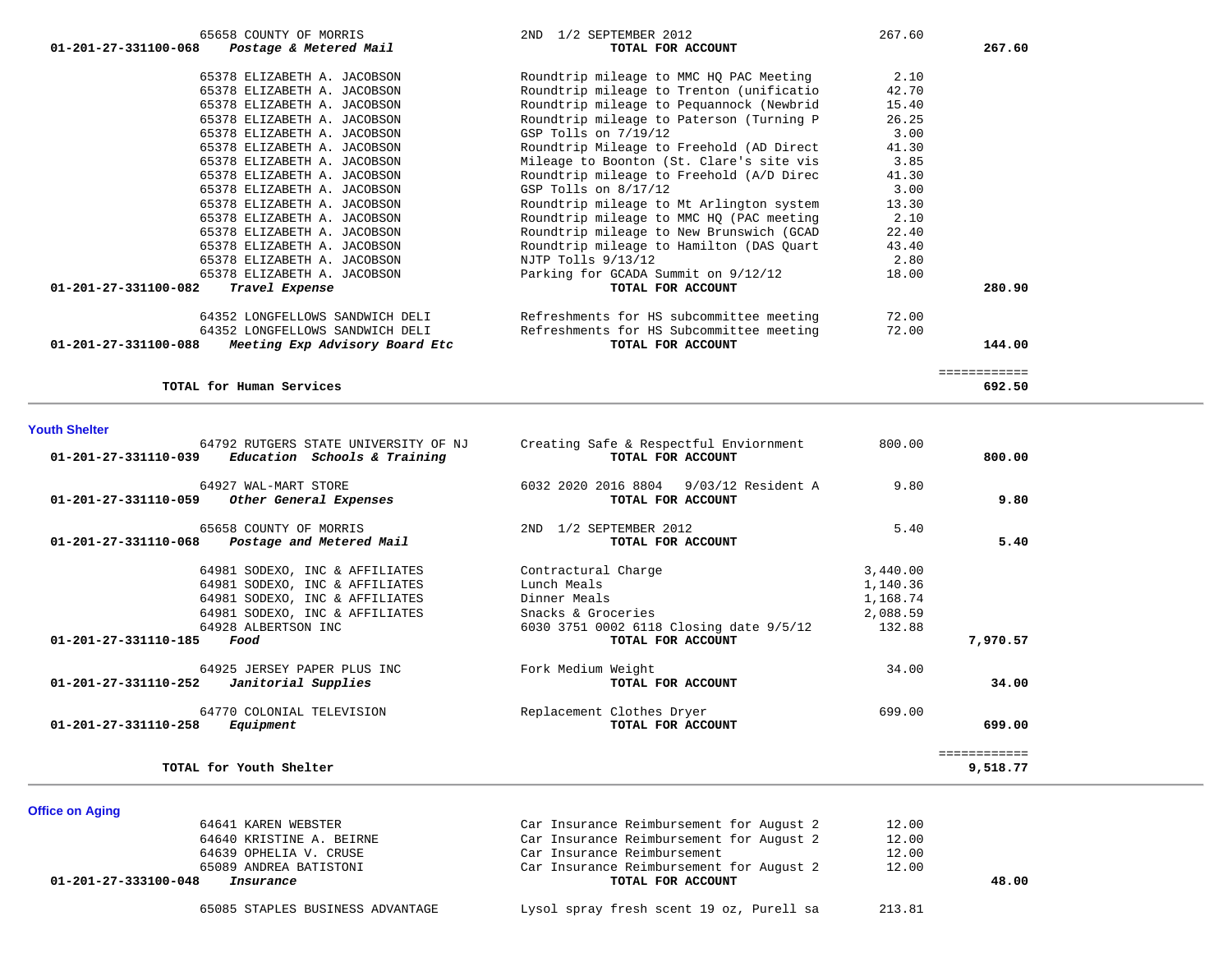| Account | Vendor | Description | Amount | Total |
|---|---|---|---|---|
| | 65658 COUNTY OF MORRIS | 2ND 1/2 SEPTEMBER 2012 | 267.60 | |
| 01-201-27-331100-068 | *Postage & Metered Mail* | **TOTAL FOR ACCOUNT** | | **267.60** |
| | 65378 ELIZABETH A. JACOBSON | Roundtrip mileage to MMC HQ PAC Meeting | 2.10 | |
| | 65378 ELIZABETH A. JACOBSON | Roundtrip mileage to Trenton (unificatio | 42.70 | |
| | 65378 ELIZABETH A. JACOBSON | Roundtrip mileage to Pequannock (Newbrid | 15.40 | |
| | 65378 ELIZABETH A. JACOBSON | Roundtrip mileage to Paterson (Turning P | 26.25 | |
| | 65378 ELIZABETH A. JACOBSON | GSP Tolls on 7/19/12 | 3.00 | |
| | 65378 ELIZABETH A. JACOBSON | Roundtrip Mileage to Freehold (AD Direct | 41.30 | |
| | 65378 ELIZABETH A. JACOBSON | Mileage to Boonton (St. Clare's site vis | 3.85 | |
| | 65378 ELIZABETH A. JACOBSON | Roundtrip mileage to Freehold (A/D Direc | 41.30 | |
| | 65378 ELIZABETH A. JACOBSON | GSP Tolls on 8/17/12 | 3.00 | |
| | 65378 ELIZABETH A. JACOBSON | Roundtrip mileage to Mt Arlington system | 13.30 | |
| | 65378 ELIZABETH A. JACOBSON | Roundtrip mileage to MMC HQ (PAC meeting | 2.10 | |
| | 65378 ELIZABETH A. JACOBSON | Roundtrip mileage to New Brunswich (GCAD | 22.40 | |
| | 65378 ELIZABETH A. JACOBSON | Roundtrip mileage to Hamilton (DAS Quart | 43.40 | |
| | 65378 ELIZABETH A. JACOBSON | NJTP Tolls 9/13/12 | 2.80 | |
| | 65378 ELIZABETH A. JACOBSON | Parking for GCADA Summit on 9/12/12 | 18.00 | |
| 01-201-27-331100-082 | *Travel Expense* | **TOTAL FOR ACCOUNT** | | **280.90** |
| | 64352 LONGFELLOWS SANDWICH DELI | Refreshments for HS subcommittee meeting | 72.00 | |
| | 64352 LONGFELLOWS SANDWICH DELI | Refreshments for HS Subcommittee meeting | 72.00 | |
| 01-201-27-331100-088 | *Meeting Exp Advisory Board Etc* | **TOTAL FOR ACCOUNT** | | **144.00** |
| | | | | ============ |
| | **TOTAL for Human Services** | | | **692.50** |

## Youth Shelter

| Account | Vendor | Description | Amount | Total |
|---|---|---|---|---|
| | 64792 RUTGERS STATE UNIVERSITY OF NJ | Creating Safe & Respectful Enviornment | 800.00 | |
| 01-201-27-331110-039 | *Education Schools & Training* | **TOTAL FOR ACCOUNT** | | **800.00** |
| | 64927 WAL-MART STORE | 6032 2020 2016 8804 9/03/12 Resident A | 9.80 | |
| 01-201-27-331110-059 | *Other General Expenses* | **TOTAL FOR ACCOUNT** | | **9.80** |
| | 65658 COUNTY OF MORRIS | 2ND 1/2 SEPTEMBER 2012 | 5.40 | |
| 01-201-27-331110-068 | *Postage and Metered Mail* | **TOTAL FOR ACCOUNT** | | **5.40** |
| | 64981 SODEXO, INC & AFFILIATES | Contractural Charge | 3,440.00 | |
| | 64981 SODEXO, INC & AFFILIATES | Lunch Meals | 1,140.36 | |
| | 64981 SODEXO, INC & AFFILIATES | Dinner Meals | 1,168.74 | |
| | 64981 SODEXO, INC & AFFILIATES | Snacks & Groceries | 2,088.59 | |
| | 64928 ALBERTSON INC | 6030 3751 0002 6118 Closing date 9/5/12 | 132.88 | |
| 01-201-27-331110-185 | *Food* | **TOTAL FOR ACCOUNT** | | **7,970.57** |
| | 64925 JERSEY PAPER PLUS INC | Fork Medium Weight | 34.00 | |
| 01-201-27-331110-252 | *Janitorial Supplies* | **TOTAL FOR ACCOUNT** | | **34.00** |
| | 64770 COLONIAL TELEVISION | Replacement Clothes Dryer | 699.00 | |
| 01-201-27-331110-258 | *Equipment* | **TOTAL FOR ACCOUNT** | | **699.00** |
| | | | | ============ |
| | **TOTAL for Youth Shelter** | | | **9,518.77** |

## Office on Aging

| Account | Vendor | Description | Amount | Total |
|---|---|---|---|---|
| | 64641 KAREN WEBSTER | Car Insurance Reimbursement for August 2 | 12.00 | |
| | 64640 KRISTINE A. BEIRNE | Car Insurance Reimbursement for August 2 | 12.00 | |
| | 64639 OPHELIA V. CRUSE | Car Insurance Reimbursement | 12.00 | |
| | 65089 ANDREA BATISTONI | Car Insurance Reimbursement for August 2 | 12.00 | |
| 01-201-27-333100-048 | *Insurance* | **TOTAL FOR ACCOUNT** | | **48.00** |
| | 65085 STAPLES BUSINESS ADVANTAGE | Lysol spray fresh scent 19 oz, Purell sa | 213.81 | |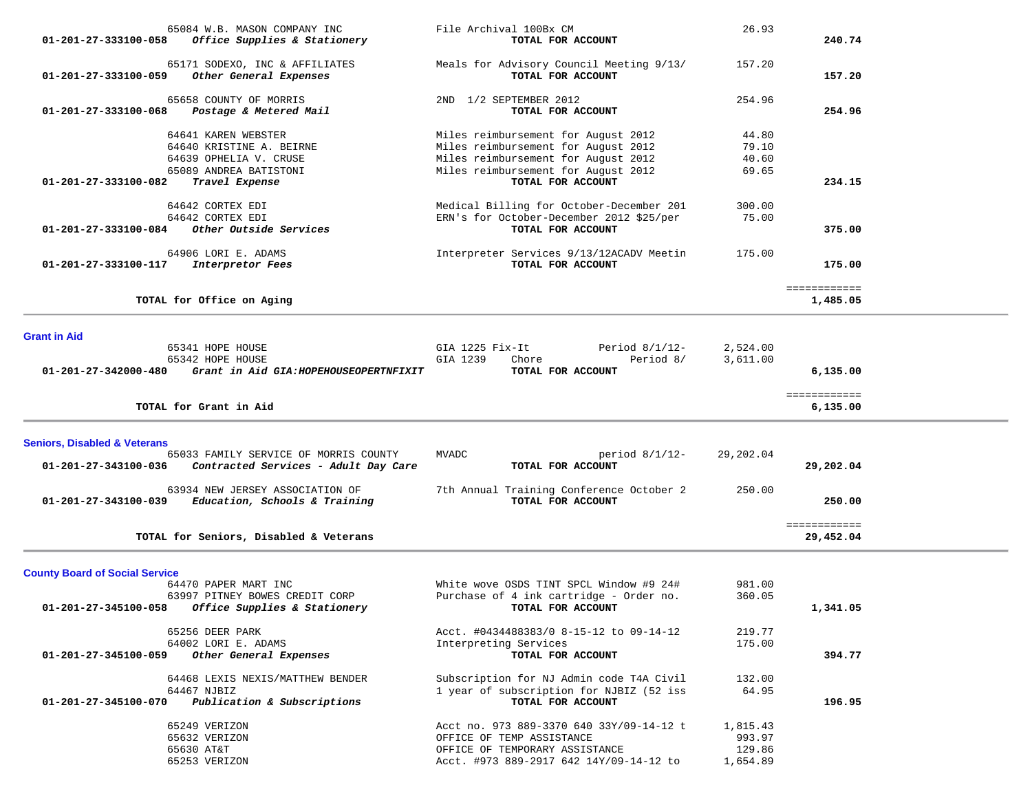| Account | Vendor / Account Description | Description | Amount | Total |
|---|---|---|---|---|
| | 65084 W.B. MASON COMPANY INC | File Archival 100Bx CM | 26.93 | |
| 01-201-27-333100-058 | *Office Supplies & Stationery* | **TOTAL FOR ACCOUNT** | | **240.74** |
| | 65171 SODEXO, INC & AFFILIATES | Meals for Advisory Council Meeting 9/13/ | 157.20 | |
| 01-201-27-333100-059 | *Other General Expenses* | **TOTAL FOR ACCOUNT** | | **157.20** |
| | 65658 COUNTY OF MORRIS | 2ND 1/2 SEPTEMBER 2012 | 254.96 | |
| 01-201-27-333100-068 | *Postage & Metered Mail* | **TOTAL FOR ACCOUNT** | | **254.96** |
| | 64641 KAREN WEBSTER | Miles reimbursement for August 2012 | 44.80 | |
| | 64640 KRISTINE A. BEIRNE | Miles reimbursement for August 2012 | 79.10 | |
| | 64639 OPHELIA V. CRUSE | Miles reimbursement for August 2012 | 40.60 | |
| | 65089 ANDREA BATISTONI | Miles reimbursement for August 2012 | 69.65 | |
| 01-201-27-333100-082 | *Travel Expense* | **TOTAL FOR ACCOUNT** | | **234.15** |
| | 64642 CORTEX EDI | Medical Billing for October-December 201 | 300.00 | |
| | 64642 CORTEX EDI | ERN's for October-December 2012 $25/per | 75.00 | |
| 01-201-27-333100-084 | *Other Outside Services* | **TOTAL FOR ACCOUNT** | | **375.00** |
| | 64906 LORI E. ADAMS | Interpreter Services 9/13/12ACADV Meetin | 175.00 | |
| 01-201-27-333100-117 | *Interpretor Fees* | **TOTAL FOR ACCOUNT** | | **175.00** |
| | | | | ============ |
| | **TOTAL for Office on Aging** | | | **1,485.05** |

## Grant in Aid

| Account | Vendor / Account Description | Description | Amount | Total |
|---|---|---|---|---|
| | 65341 HOPE HOUSE | GIA 1225 Fix-It Period 8/1/12- | 2,524.00 | |
| | 65342 HOPE HOUSE | GIA 1239 Chore Period 8/ | 3,611.00 | |
| 01-201-27-342000-480 | *Grant in Aid GIA:HOPEHOUSEOPERTNFIXIT* | **TOTAL FOR ACCOUNT** | | **6,135.00** |
| | | | | ============ |
| | **TOTAL for Grant in Aid** | | | **6,135.00** |

## Seniors, Disabled & Veterans

| Account | Vendor / Account Description | Description | Amount | Total |
|---|---|---|---|---|
| | 65033 FAMILY SERVICE OF MORRIS COUNTY | MVADC period 8/1/12- | 29,202.04 | |
| 01-201-27-343100-036 | *Contracted Services - Adult Day Care* | **TOTAL FOR ACCOUNT** | | **29,202.04** |
| | 63934 NEW JERSEY ASSOCIATION OF | 7th Annual Training Conference October 2 | 250.00 | |
| 01-201-27-343100-039 | *Education, Schools & Training* | **TOTAL FOR ACCOUNT** | | **250.00** |
| | | | | ============ |
| | **TOTAL for Seniors, Disabled & Veterans** | | | **29,452.04** |

## County Board of Social Service

| Account | Vendor / Account Description | Description | Amount | Total |
|---|---|---|---|---|
| | 64470 PAPER MART INC | White wove OSDS TINT SPCL Window #9 24# | 981.00 | |
| | 63997 PITNEY BOWES CREDIT CORP | Purchase of 4 ink cartridge - Order no. | 360.05 | |
| 01-201-27-345100-058 | *Office Supplies & Stationery* | **TOTAL FOR ACCOUNT** | | **1,341.05** |
| | 65256 DEER PARK | Acct. #0434488383/0 8-15-12 to 09-14-12 | 219.77 | |
| | 64002 LORI E. ADAMS | Interpreting Services | 175.00 | |
| 01-201-27-345100-059 | *Other General Expenses* | **TOTAL FOR ACCOUNT** | | **394.77** |
| | 64468 LEXIS NEXIS/MATTHEW BENDER | Subscription for NJ Admin code T4A Civil | 132.00 | |
| | 64467 NJBIZ | 1 year of subscription for NJBIZ (52 iss | 64.95 | |
| 01-201-27-345100-070 | *Publication & Subscriptions* | **TOTAL FOR ACCOUNT** | | **196.95** |
| | 65249 VERIZON | Acct no. 973 889-3370 640 33Y/09-14-12 t | 1,815.43 | |
| | 65632 VERIZON | OFFICE OF TEMP ASSISTANCE | 993.97 | |
| | 65630 AT&T | OFFICE OF TEMPORARY ASSISTANCE | 129.86 | |
| | 65253 VERIZON | Acct. #973 889-2917 642 14Y/09-14-12 to | 1,654.89 | |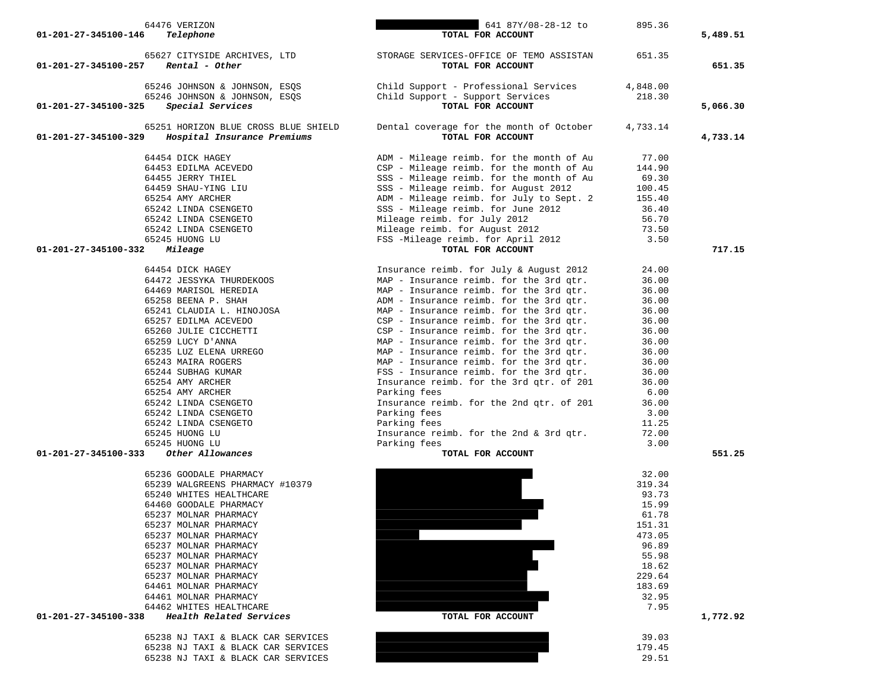| Account | Vendor | Description | Amount | Total |
|---|---|---|---|---|
| | 64476 VERIZON | 641 87Y/08-28-12 to | 895.36 | |
| 01-201-27-345100-146 *Telephone* | | TOTAL FOR ACCOUNT | | 5,489.51 |
| | 65627 CITYSIDE ARCHIVES, LTD | STORAGE SERVICES-OFFICE OF TEMO ASSISTAN | 651.35 | |
| 01-201-27-345100-257 *Rental - Other* | | TOTAL FOR ACCOUNT | | 651.35 |
| | 65246 JOHNSON & JOHNSON, ESQS | Child Support - Professional Services | 4,848.00 | |
| | 65246 JOHNSON & JOHNSON, ESQS | Child Support - Support Services | 218.30 | |
| 01-201-27-345100-325 *Special Services* | | TOTAL FOR ACCOUNT | | 5,066.30 |
| | 65251 HORIZON BLUE CROSS BLUE SHIELD | Dental coverage for the month of October | 4,733.14 | |
| 01-201-27-345100-329 *Hospital Insurance Premiums* | | TOTAL FOR ACCOUNT | | 4,733.14 |
| | 64454 DICK HAGEY | ADM - Mileage reimb. for the month of Au | 77.00 | |
| | 64453 EDILMA ACEVEDO | CSP - Mileage reimb. for the month of Au | 144.90 | |
| | 64455 JERRY THIEL | SSS - Mileage reimb. for the month of Au | 69.30 | |
| | 64459 SHAU-YING LIU | SSS - Mileage reimb. for August 2012 | 100.45 | |
| | 65254 AMY ARCHER | ADM - Mileage reimb. for July to Sept. 2 | 155.40 | |
| | 65242 LINDA CSENGETO | SSS - Mileage reimb. for June 2012 | 36.40 | |
| | 65242 LINDA CSENGETO | Mileage reimb. for July 2012 | 56.70 | |
| | 65242 LINDA CSENGETO | Mileage reimb. for August 2012 | 73.50 | |
| | 65245 HUONG LU | FSS -Mileage reimb. for April 2012 | 3.50 | |
| 01-201-27-345100-332 *Mileage* | | TOTAL FOR ACCOUNT | | 717.15 |
| | 64454 DICK HAGEY | Insurance reimb. for July & August 2012 | 24.00 | |
| | 64472 JESSYKA THURDEKOOS | MAP - Insurance reimb. for the 3rd qtr. | 36.00 | |
| | 64469 MARISOL HEREDIA | MAP - Insurance reimb. for the 3rd qtr. | 36.00 | |
| | 65258 BEENA P. SHAH | ADM - Insurance reimb. for the 3rd qtr. | 36.00 | |
| | 65241 CLAUDIA L. HINOJOSA | MAP - Insurance reimb. for the 3rd qtr. | 36.00 | |
| | 65257 EDILMA ACEVEDO | CSP - Insurance reimb. for the 3rd qtr. | 36.00 | |
| | 65260 JULIE CICCHETTI | CSP - Insurance reimb. for the 3rd qtr. | 36.00 | |
| | 65259 LUCY D'ANNA | MAP - Insurance reimb. for the 3rd qtr. | 36.00 | |
| | 65235 LUZ ELENA URREGO | MAP - Insurance reimb. for the 3rd qtr. | 36.00 | |
| | 65243 MAIRA ROGERS | MAP - Insurance reimb. for the 3rd qtr. | 36.00 | |
| | 65244 SUBHAG KUMAR | FSS - Insurance reimb. for the 3rd qtr. | 36.00 | |
| | 65254 AMY ARCHER | Insurance reimb. for the 3rd qtr. of 201 | 36.00 | |
| | 65254 AMY ARCHER | Parking fees | 6.00 | |
| | 65242 LINDA CSENGETO | Insurance reimb. for the 2nd qtr. of 201 | 36.00 | |
| | 65242 LINDA CSENGETO | Parking fees | 3.00 | |
| | 65242 LINDA CSENGETO | Parking fees | 11.25 | |
| | 65245 HUONG LU | Insurance reimb. for the 2nd & 3rd qtr. | 72.00 | |
| | 65245 HUONG LU | Parking fees | 3.00 | |
| 01-201-27-345100-333 *Other Allowances* | | TOTAL FOR ACCOUNT | | 551.25 |
| | 65236 GOODALE PHARMACY | | 32.00 | |
| | 65239 WALGREENS PHARMACY #10379 | | 319.34 | |
| | 65240 WHITES HEALTHCARE | | 93.73 | |
| | 64460 GOODALE PHARMACY | | 15.99 | |
| | 65237 MOLNAR PHARMACY | | 61.78 | |
| | 65237 MOLNAR PHARMACY | | 151.31 | |
| | 65237 MOLNAR PHARMACY | | 473.05 | |
| | 65237 MOLNAR PHARMACY | | 96.89 | |
| | 65237 MOLNAR PHARMACY | | 55.98 | |
| | 65237 MOLNAR PHARMACY | | 18.62 | |
| | 65237 MOLNAR PHARMACY | | 229.64 | |
| | 64461 MOLNAR PHARMACY | | 183.69 | |
| | 64461 MOLNAR PHARMACY | | 32.95 | |
| | 64462 WHITES HEALTHCARE | | 7.95 | |
| 01-201-27-345100-338 *Health Related Services* | | TOTAL FOR ACCOUNT | | 1,772.92 |
| | 65238 NJ TAXI & BLACK CAR SERVICES | | 39.03 | |
| | 65238 NJ TAXI & BLACK CAR SERVICES | | 179.45 | |
| | 65238 NJ TAXI & BLACK CAR SERVICES | | 29.51 | |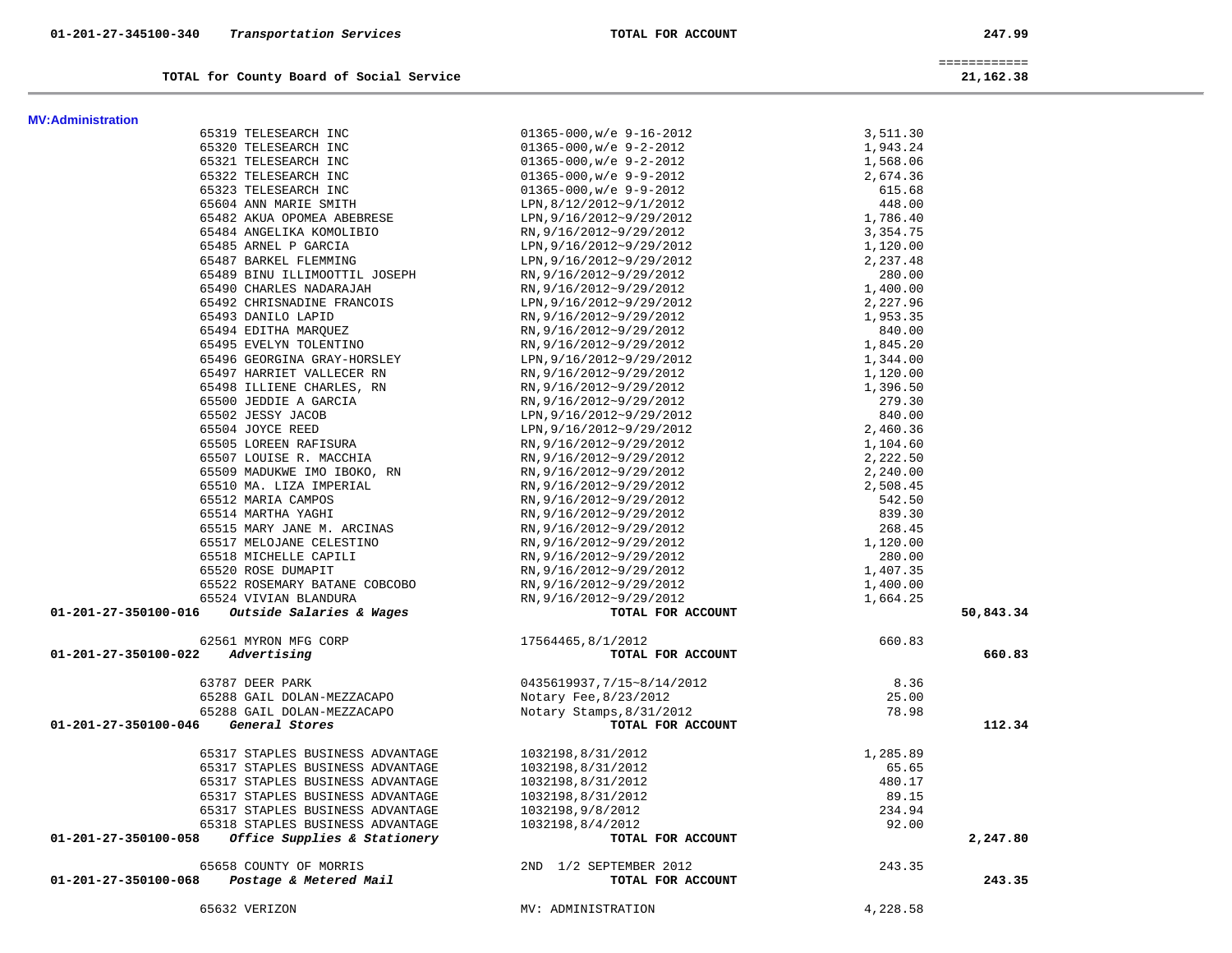| Account | Description | Vendor / Reference | Amount | Total |
|---|---|---|---|---|
| 01-201-27-345100-340 | *Transportation Services* | **TOTAL FOR ACCOUNT** | | **247.99** |

| | | | | ============ |
|---|---|---|---|---|
| **TOTAL for County Board of Social Service** | | | | **21,162.38** |

**MV:Administration**

| Account | Vendor | Description | Amount | Total |
|---|---|---|---|---|
| | 65319 TELESEARCH INC | 01365-000,w/e 9-16-2012 | 3,511.30 | |
| | 65320 TELESEARCH INC | 01365-000,w/e 9-2-2012 | 1,943.24 | |
| | 65321 TELESEARCH INC | 01365-000,w/e 9-2-2012 | 1,568.06 | |
| | 65322 TELESEARCH INC | 01365-000,w/e 9-9-2012 | 2,674.36 | |
| | 65323 TELESEARCH INC | 01365-000,w/e 9-9-2012 | 615.68 | |
| | 65604 ANN MARIE SMITH | LPN,8/12/2012~9/1/2012 | 448.00 | |
| | 65482 AKUA OPOMEA ABEBRESE | LPN,9/16/2012~9/29/2012 | 1,786.40 | |
| | 65484 ANGELIKA KOMOLIBIO | RN,9/16/2012~9/29/2012 | 3,354.75 | |
| | 65485 ARNEL P GARCIA | LPN,9/16/2012~9/29/2012 | 1,120.00 | |
| | 65487 BARKEL FLEMMING | LPN,9/16/2012~9/29/2012 | 2,237.48 | |
| | 65489 BINU ILLIMOOTTIL JOSEPH | RN,9/16/2012~9/29/2012 | 280.00 | |
| | 65490 CHARLES NADARAJAH | RN,9/16/2012~9/29/2012 | 1,400.00 | |
| | 65492 CHRISNADINE FRANCOIS | LPN,9/16/2012~9/29/2012 | 2,227.96 | |
| | 65493 DANILO LAPID | RN,9/16/2012~9/29/2012 | 1,953.35 | |
| | 65494 EDITHA MARQUEZ | RN,9/16/2012~9/29/2012 | 840.00 | |
| | 65495 EVELYN TOLENTINO | RN,9/16/2012~9/29/2012 | 1,845.20 | |
| | 65496 GEORGINA GRAY-HORSLEY | LPN,9/16/2012~9/29/2012 | 1,344.00 | |
| | 65497 HARRIET VALLECER RN | RN,9/16/2012~9/29/2012 | 1,120.00 | |
| | 65498 ILLIENE CHARLES, RN | RN,9/16/2012~9/29/2012 | 1,396.50 | |
| | 65500 JEDDIE A GARCIA | RN,9/16/2012~9/29/2012 | 279.30 | |
| | 65502 JESSY JACOB | LPN,9/16/2012~9/29/2012 | 840.00 | |
| | 65504 JOYCE REED | LPN,9/16/2012~9/29/2012 | 2,460.36 | |
| | 65505 LOREEN RAFISURA | RN,9/16/2012~9/29/2012 | 1,104.60 | |
| | 65507 LOUISE R. MACCHIA | RN,9/16/2012~9/29/2012 | 2,222.50 | |
| | 65509 MADUKWE IMO IBOKO, RN | RN,9/16/2012~9/29/2012 | 2,240.00 | |
| | 65510 MA. LIZA IMPERIAL | RN,9/16/2012~9/29/2012 | 2,508.45 | |
| | 65512 MARIA CAMPOS | RN,9/16/2012~9/29/2012 | 542.50 | |
| | 65514 MARTHA YAGHI | RN,9/16/2012~9/29/2012 | 839.30 | |
| | 65515 MARY JANE M. ARCINAS | RN,9/16/2012~9/29/2012 | 268.45 | |
| | 65517 MELOJANE CELESTINO | RN,9/16/2012~9/29/2012 | 1,120.00 | |
| | 65518 MICHELLE CAPILI | RN,9/16/2012~9/29/2012 | 280.00 | |
| | 65520 ROSE DUMAPIT | RN,9/16/2012~9/29/2012 | 1,407.35 | |
| | 65522 ROSEMARY BATANE COBCOBO | RN,9/16/2012~9/29/2012 | 1,400.00 | |
| | 65524 VIVIAN BLANDURA | RN,9/16/2012~9/29/2012 | 1,664.25 | |
| **01-201-27-350100-016** | ***Outside Salaries & Wages*** | **TOTAL FOR ACCOUNT** | | **50,843.34** |
| | 62561 MYRON MFG CORP | 17564465,8/1/2012 | 660.83 | |
| **01-201-27-350100-022** | ***Advertising*** | **TOTAL FOR ACCOUNT** | | **660.83** |
| | 63787 DEER PARK | 0435619937,7/15~8/14/2012 | 8.36 | |
| | 65288 GAIL DOLAN-MEZZACAPO | Notary Fee,8/23/2012 | 25.00 | |
| | 65288 GAIL DOLAN-MEZZACAPO | Notary Stamps,8/31/2012 | 78.98 | |
| **01-201-27-350100-046** | ***General Stores*** | **TOTAL FOR ACCOUNT** | | **112.34** |
| | 65317 STAPLES BUSINESS ADVANTAGE | 1032198,8/31/2012 | 1,285.89 | |
| | 65317 STAPLES BUSINESS ADVANTAGE | 1032198,8/31/2012 | 65.65 | |
| | 65317 STAPLES BUSINESS ADVANTAGE | 1032198,8/31/2012 | 480.17 | |
| | 65317 STAPLES BUSINESS ADVANTAGE | 1032198,8/31/2012 | 89.15 | |
| | 65317 STAPLES BUSINESS ADVANTAGE | 1032198,9/8/2012 | 234.94 | |
| | 65318 STAPLES BUSINESS ADVANTAGE | 1032198,8/4/2012 | 92.00 | |
| **01-201-27-350100-058** | ***Office Supplies & Stationery*** | **TOTAL FOR ACCOUNT** | | **2,247.80** |
| | 65658 COUNTY OF MORRIS | 2ND 1/2 SEPTEMBER 2012 | 243.35 | |
| **01-201-27-350100-068** | ***Postage & Metered Mail*** | **TOTAL FOR ACCOUNT** | | **243.35** |
| | 65632 VERIZON | MV: ADMINISTRATION | 4,228.58 | |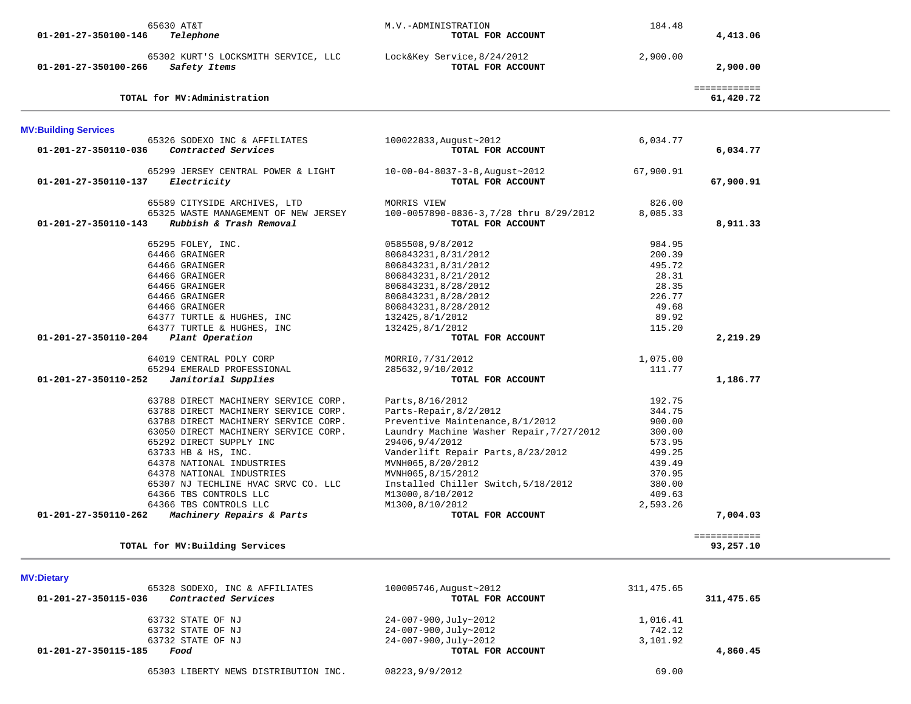| Account | Vendor | Description | Amount | Total |
|---|---|---|---|---|
| | 65630 AT&T | M.V.-ADMINISTRATION | 184.48 | |
| 01-201-27-350100-146 | *Telephone* | **TOTAL FOR ACCOUNT** | | **4,413.06** |
| | 65302 KURT'S LOCKSMITH SERVICE, LLC | Lock&Key Service,8/24/2012 | 2,900.00 | |
| 01-201-27-350100-266 | *Safety Items* | **TOTAL FOR ACCOUNT** | | **2,900.00** |
| | **TOTAL for MV:Administration** | | | ============ **61,420.72** |

**MV:Building Services**

| Account | Vendor | Description | Amount | Total |
|---|---|---|---|---|
| | 65326 SODEXO INC & AFFILIATES | 100022833,August~2012 | 6,034.77 | |
| 01-201-27-350110-036 | *Contracted Services* | **TOTAL FOR ACCOUNT** | | **6,034.77** |
| | 65299 JERSEY CENTRAL POWER & LIGHT | 10-00-04-8037-3-8,August~2012 | 67,900.91 | |
| 01-201-27-350110-137 | *Electricity* | **TOTAL FOR ACCOUNT** | | **67,900.91** |
| | 65589 CITYSIDE ARCHIVES, LTD | MORRIS VIEW | 826.00 | |
| | 65325 WASTE MANAGEMENT OF NEW JERSEY | 100-0057890-0836-3,7/28 thru 8/29/2012 | 8,085.33 | |
| 01-201-27-350110-143 | *Rubbish & Trash Removal* | **TOTAL FOR ACCOUNT** | | **8,911.33** |
| | 65295 FOLEY, INC. | 0585508,9/8/2012 | 984.95 | |
| | 64466 GRAINGER | 806843231,8/31/2012 | 200.39 | |
| | 64466 GRAINGER | 806843231,8/31/2012 | 495.72 | |
| | 64466 GRAINGER | 806843231,8/21/2012 | 28.31 | |
| | 64466 GRAINGER | 806843231,8/28/2012 | 28.35 | |
| | 64466 GRAINGER | 806843231,8/28/2012 | 226.77 | |
| | 64466 GRAINGER | 806843231,8/28/2012 | 49.68 | |
| | 64377 TURTLE & HUGHES, INC | 132425,8/1/2012 | 89.92 | |
| | 64377 TURTLE & HUGHES, INC | 132425,8/1/2012 | 115.20 | |
| 01-201-27-350110-204 | *Plant Operation* | **TOTAL FOR ACCOUNT** | | **2,219.29** |
| | 64019 CENTRAL POLY CORP | MORRI0,7/31/2012 | 1,075.00 | |
| | 65294 EMERALD PROFESSIONAL | 285632,9/10/2012 | 111.77 | |
| 01-201-27-350110-252 | *Janitorial Supplies* | **TOTAL FOR ACCOUNT** | | **1,186.77** |
| | 63788 DIRECT MACHINERY SERVICE CORP. | Parts,8/16/2012 | 192.75 | |
| | 63788 DIRECT MACHINERY SERVICE CORP. | Parts-Repair,8/2/2012 | 344.75 | |
| | 63788 DIRECT MACHINERY SERVICE CORP. | Preventive Maintenance,8/1/2012 | 900.00 | |
| | 63050 DIRECT MACHINERY SERVICE CORP. | Laundry Machine Washer Repair,7/27/2012 | 300.00 | |
| | 65292 DIRECT SUPPLY INC | 29406,9/4/2012 | 573.95 | |
| | 63733 HB & HS, INC. | Vanderlift Repair Parts,8/23/2012 | 499.25 | |
| | 64378 NATIONAL INDUSTRIES | MVNH065,8/20/2012 | 439.49 | |
| | 64378 NATIONAL INDUSTRIES | MVNH065,8/15/2012 | 370.95 | |
| | 65307 NJ TECHLINE HVAC SRVC CO. LLC | Installed Chiller Switch,5/18/2012 | 380.00 | |
| | 64366 TBS CONTROLS LLC | M13000,8/10/2012 | 409.63 | |
| | 64366 TBS CONTROLS LLC | M1300,8/10/2012 | 2,593.26 | |
| 01-201-27-350110-262 | *Machinery Repairs & Parts* | **TOTAL FOR ACCOUNT** | | **7,004.03** |
| | **TOTAL for MV:Building Services** | | | ============ **93,257.10** |

**MV:Dietary**

| Account | Vendor | Description | Amount | Total |
|---|---|---|---|---|
| | 65328 SODEXO, INC & AFFILIATES | 100005746,August~2012 | 311,475.65 | |
| 01-201-27-350115-036 | *Contracted Services* | **TOTAL FOR ACCOUNT** | | **311,475.65** |
| | 63732 STATE OF NJ | 24-007-900,July~2012 | 1,016.41 | |
| | 63732 STATE OF NJ | 24-007-900,July~2012 | 742.12 | |
| | 63732 STATE OF NJ | 24-007-900,July~2012 | 3,101.92 | |
| 01-201-27-350115-185 | *Food* | **TOTAL FOR ACCOUNT** | | **4,860.45** |
| | 65303 LIBERTY NEWS DISTRIBUTION INC. | 08223,9/9/2012 | 69.00 | |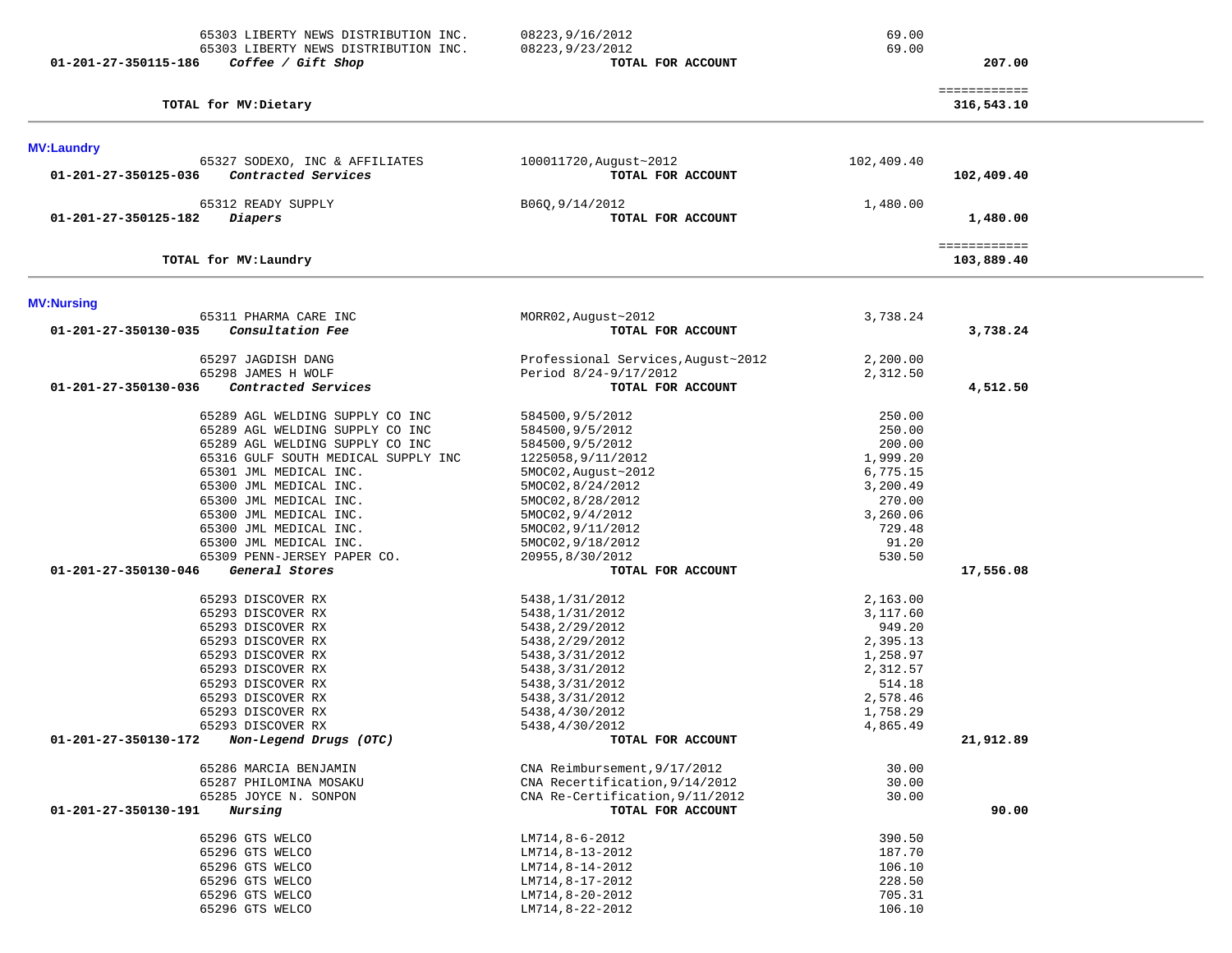| Account | Vendor | Invoice | Amount | Total |
|---|---|---|---|---|
| | 65303 LIBERTY NEWS DISTRIBUTION INC. | 08223,9/16/2012 | 69.00 | |
| | 65303 LIBERTY NEWS DISTRIBUTION INC. | 08223,9/23/2012 | 69.00 | |
| **01-201-27-350115-186** | ***Coffee / Gift Shop*** | **TOTAL FOR ACCOUNT** | | **207.00** |
| | | | | ============ |
| | **TOTAL for MV:Dietary** | | | **316,543.10** |

**MV:Laundry**

| Account | Vendor | Invoice | Amount | Total |
|---|---|---|---|---|
| | 65327 SODEXO, INC & AFFILIATES | 100011720,August~2012 | 102,409.40 | |
| **01-201-27-350125-036** | ***Contracted Services*** | **TOTAL FOR ACCOUNT** | | **102,409.40** |
| | 65312 READY SUPPLY | B06Q,9/14/2012 | 1,480.00 | |
| **01-201-27-350125-182** | ***Diapers*** | **TOTAL FOR ACCOUNT** | | **1,480.00** |
| | | | | ============ |
| | **TOTAL for MV:Laundry** | | | **103,889.40** |

**MV:Nursing**

| Account | Vendor | Invoice | Amount | Total |
|---|---|---|---|---|
| | 65311 PHARMA CARE INC | MORR02,August~2012 | 3,738.24 | |
| **01-201-27-350130-035** | ***Consultation Fee*** | **TOTAL FOR ACCOUNT** | | **3,738.24** |
| | 65297 JAGDISH DANG | Professional Services,August~2012 | 2,200.00 | |
| | 65298 JAMES H WOLF | Period 8/24-9/17/2012 | 2,312.50 | |
| **01-201-27-350130-036** | ***Contracted Services*** | **TOTAL FOR ACCOUNT** | | **4,512.50** |
| | 65289 AGL WELDING SUPPLY CO INC | 584500,9/5/2012 | 250.00 | |
| | 65289 AGL WELDING SUPPLY CO INC | 584500,9/5/2012 | 250.00 | |
| | 65289 AGL WELDING SUPPLY CO INC | 584500,9/5/2012 | 200.00 | |
| | 65316 GULF SOUTH MEDICAL SUPPLY INC | 1225058,9/11/2012 | 1,999.20 | |
| | 65301 JML MEDICAL INC. | 5MOC02,August~2012 | 6,775.15 | |
| | 65300 JML MEDICAL INC. | 5MOC02,8/24/2012 | 3,200.49 | |
| | 65300 JML MEDICAL INC. | 5MOC02,8/28/2012 | 270.00 | |
| | 65300 JML MEDICAL INC. | 5MOC02,9/4/2012 | 3,260.06 | |
| | 65300 JML MEDICAL INC. | 5MOC02,9/11/2012 | 729.48 | |
| | 65300 JML MEDICAL INC. | 5MOC02,9/18/2012 | 91.20 | |
| | 65309 PENN-JERSEY PAPER CO. | 20955,8/30/2012 | 530.50 | |
| **01-201-27-350130-046** | ***General Stores*** | **TOTAL FOR ACCOUNT** | | **17,556.08** |
| | 65293 DISCOVER RX | 5438,1/31/2012 | 2,163.00 | |
| | 65293 DISCOVER RX | 5438,1/31/2012 | 3,117.60 | |
| | 65293 DISCOVER RX | 5438,2/29/2012 | 949.20 | |
| | 65293 DISCOVER RX | 5438,2/29/2012 | 2,395.13 | |
| | 65293 DISCOVER RX | 5438,3/31/2012 | 1,258.97 | |
| | 65293 DISCOVER RX | 5438,3/31/2012 | 2,312.57 | |
| | 65293 DISCOVER RX | 5438,3/31/2012 | 514.18 | |
| | 65293 DISCOVER RX | 5438,3/31/2012 | 2,578.46 | |
| | 65293 DISCOVER RX | 5438,4/30/2012 | 1,758.29 | |
| | 65293 DISCOVER RX | 5438,4/30/2012 | 4,865.49 | |
| **01-201-27-350130-172** | ***Non-Legend Drugs (OTC)*** | **TOTAL FOR ACCOUNT** | | **21,912.89** |
| | 65286 MARCIA BENJAMIN | CNA Reimbursement,9/17/2012 | 30.00 | |
| | 65287 PHILOMINA MOSAKU | CNA Recertification,9/14/2012 | 30.00 | |
| | 65285 JOYCE N. SONPON | CNA Re-Certification,9/11/2012 | 30.00 | |
| **01-201-27-350130-191** | ***Nursing*** | **TOTAL FOR ACCOUNT** | | **90.00** |
| | 65296 GTS WELCO | LM714,8-6-2012 | 390.50 | |
| | 65296 GTS WELCO | LM714,8-13-2012 | 187.70 | |
| | 65296 GTS WELCO | LM714,8-14-2012 | 106.10 | |
| | 65296 GTS WELCO | LM714,8-17-2012 | 228.50 | |
| | 65296 GTS WELCO | LM714,8-20-2012 | 705.31 | |
| | 65296 GTS WELCO | LM714,8-22-2012 | 106.10 | |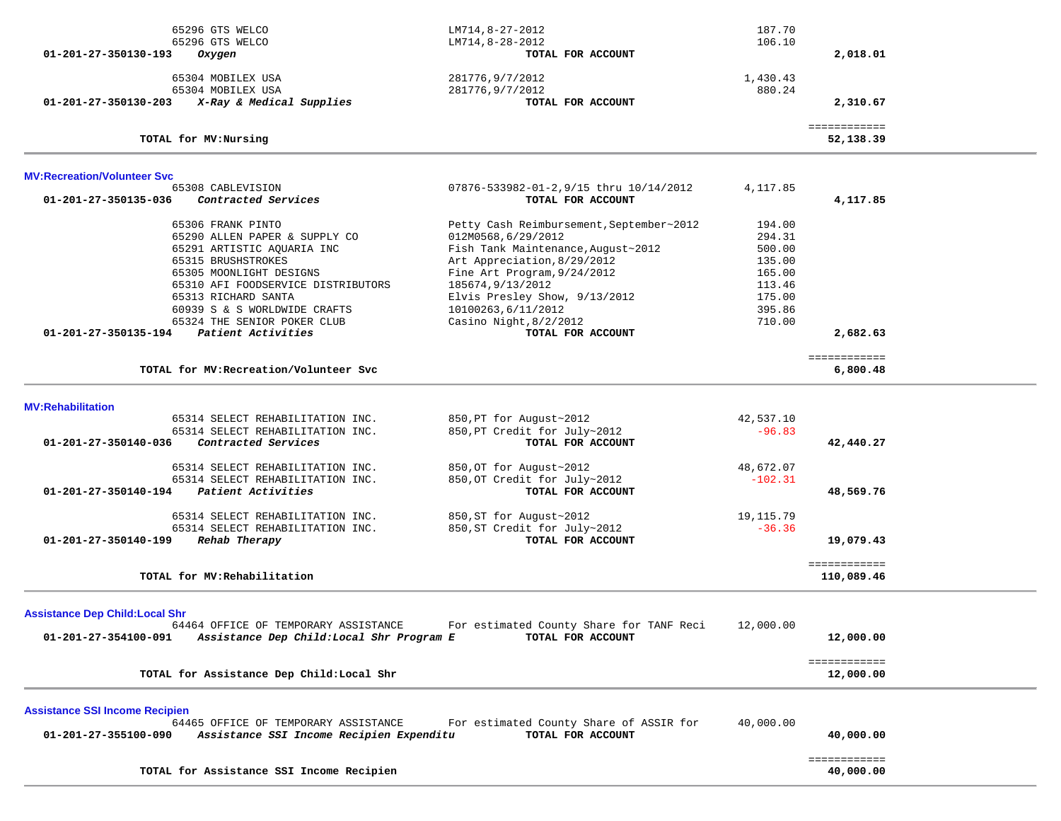| Account | Vendor / Description | Reference | Amount | Total |
|---|---|---|---|---|
| | 65296 GTS WELCO | LM714,8-27-2012 | 187.70 | |
| | 65296 GTS WELCO | LM714,8-28-2012 | 106.10 | |
| **01-201-27-350130-193** | ***Oxygen*** | **TOTAL FOR ACCOUNT** | | **2,018.01** |
| | 65304 MOBILEX USA | 281776,9/7/2012 | 1,430.43 | |
| | 65304 MOBILEX USA | 281776,9/7/2012 | 880.24 | |
| **01-201-27-350130-203** | ***X-Ray & Medical Supplies*** | **TOTAL FOR ACCOUNT** | | **2,310.67** |
| | **TOTAL for MV:Nursing** | | | ============ **52,138.39** |

## MV:Recreation/Volunteer Svc

| Account | Vendor / Description | Reference | Amount | Total |
|---|---|---|---|---|
| | 65308 CABLEVISION | 07876-533982-01-2,9/15 thru 10/14/2012 | 4,117.85 | |
| **01-201-27-350135-036** | ***Contracted Services*** | **TOTAL FOR ACCOUNT** | | **4,117.85** |
| | 65306 FRANK PINTO | Petty Cash Reimbursement,September~2012 | 194.00 | |
| | 65290 ALLEN PAPER & SUPPLY CO | 012M0568,6/29/2012 | 294.31 | |
| | 65291 ARTISTIC AQUARIA INC | Fish Tank Maintenance,August~2012 | 500.00 | |
| | 65315 BRUSHSTROKES | Art Appreciation,8/29/2012 | 135.00 | |
| | 65305 MOONLIGHT DESIGNS | Fine Art Program,9/24/2012 | 165.00 | |
| | 65310 AFI FOODSERVICE DISTRIBUTORS | 185674,9/13/2012 | 113.46 | |
| | 65313 RICHARD SANTA | Elvis Presley Show, 9/13/2012 | 175.00 | |
| | 60939 S & S WORLDWIDE CRAFTS | 10100263,6/11/2012 | 395.86 | |
| | 65324 THE SENIOR POKER CLUB | Casino Night,8/2/2012 | 710.00 | |
| **01-201-27-350135-194** | ***Patient Activities*** | **TOTAL FOR ACCOUNT** | | **2,682.63** |
| | **TOTAL for MV:Recreation/Volunteer Svc** | | | ============ **6,800.48** |

## MV:Rehabilitation

| Account | Vendor / Description | Reference | Amount | Total |
|---|---|---|---|---|
| | 65314 SELECT REHABILITATION INC. | 850,PT for August~2012 | 42,537.10 | |
| | 65314 SELECT REHABILITATION INC. | 850,PT Credit for July~2012 | -96.83 | |
| **01-201-27-350140-036** | ***Contracted Services*** | **TOTAL FOR ACCOUNT** | | **42,440.27** |
| | 65314 SELECT REHABILITATION INC. | 850,OT for August~2012 | 48,672.07 | |
| | 65314 SELECT REHABILITATION INC. | 850,OT Credit for July~2012 | -102.31 | |
| **01-201-27-350140-194** | ***Patient Activities*** | **TOTAL FOR ACCOUNT** | | **48,569.76** |
| | 65314 SELECT REHABILITATION INC. | 850,ST for August~2012 | 19,115.79 | |
| | 65314 SELECT REHABILITATION INC. | 850,ST Credit for July~2012 | -36.36 | |
| **01-201-27-350140-199** | ***Rehab Therapy*** | **TOTAL FOR ACCOUNT** | | **19,079.43** |
| | **TOTAL for MV:Rehabilitation** | | | ============ **110,089.46** |

## Assistance Dep Child:Local Shr

| Account | Vendor / Description | Reference | Amount | Total |
|---|---|---|---|---|
| | 64464 OFFICE OF TEMPORARY ASSISTANCE | For estimated County Share for TANF Reci | 12,000.00 | |
| **01-201-27-354100-091** | ***Assistance Dep Child:Local Shr Program E*** | **TOTAL FOR ACCOUNT** | | **12,000.00** |
| | **TOTAL for Assistance Dep Child:Local Shr** | | | ============ **12,000.00** |

## Assistance SSI Income Recipien

| Account | Vendor / Description | Reference | Amount | Total |
|---|---|---|---|---|
| | 64465 OFFICE OF TEMPORARY ASSISTANCE | For estimated County Share of ASSIR for | 40,000.00 | |
| **01-201-27-355100-090** | ***Assistance SSI Income Recipien Expenditu*** | **TOTAL FOR ACCOUNT** | | **40,000.00** |
| | **TOTAL for Assistance SSI Income Recipien** | | | ============ **40,000.00** |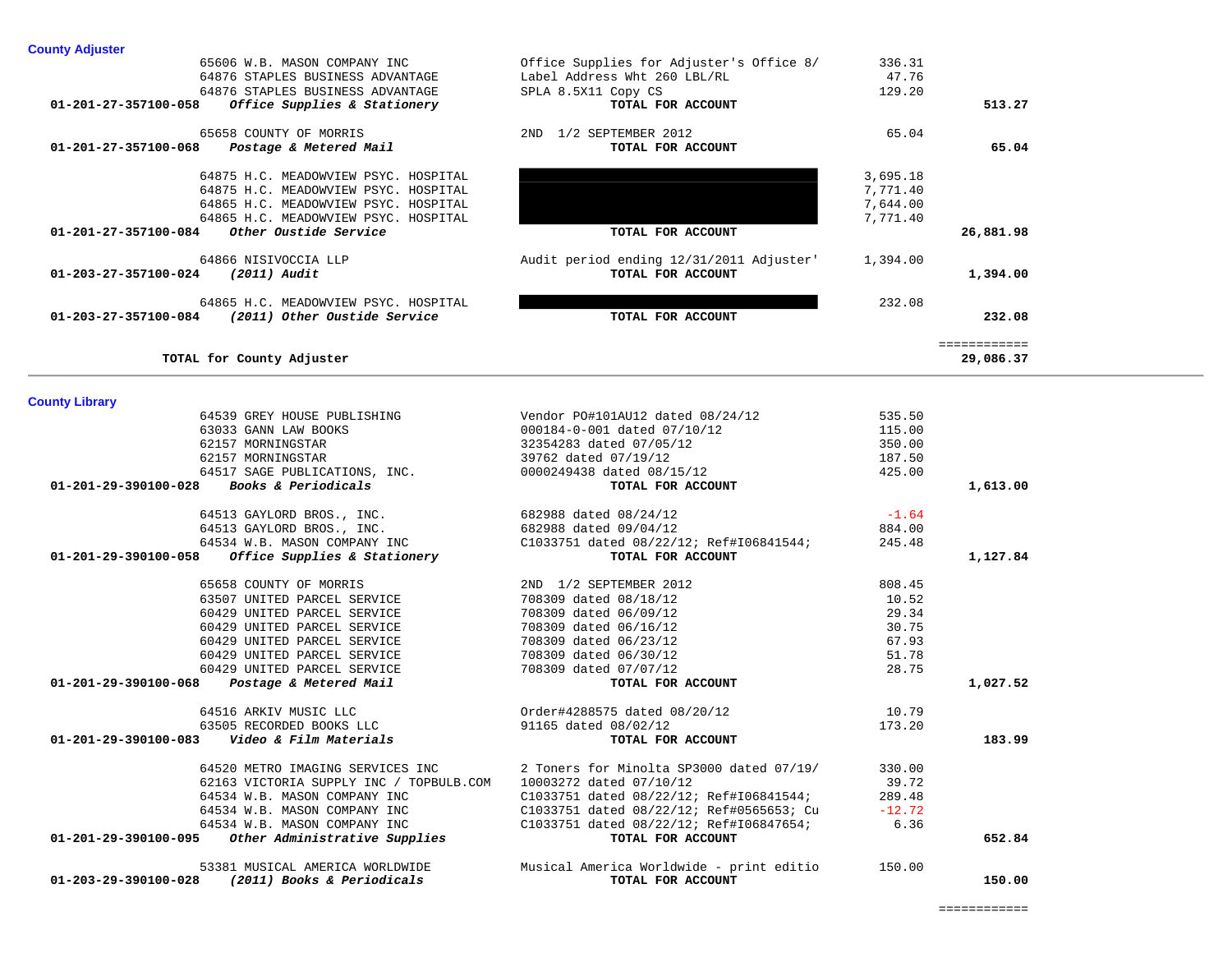## County Adjuster

| Account | Vendor | Description | Amount | Total |
|---|---|---|---|---|
| | 65606 W.B. MASON COMPANY INC | Office Supplies for Adjuster's Office 8/ | 336.31 | |
| | 64876 STAPLES BUSINESS ADVANTAGE | Label Address Wht 260 LBL/RL | 47.76 | |
| | 64876 STAPLES BUSINESS ADVANTAGE | SPLA 8.5X11 Copy CS | 129.20 | |
| **01-201-27-357100-058** | ***Office Supplies & Stationery*** | **TOTAL FOR ACCOUNT** | | **513.27** |
| | 65658 COUNTY OF MORRIS | 2ND 1/2 SEPTEMBER 2012 | 65.04 | |
| **01-201-27-357100-068** | ***Postage & Metered Mail*** | **TOTAL FOR ACCOUNT** | | **65.04** |
| | 64875 H.C. MEADOWVIEW PSYC. HOSPITAL | | 3,695.18 | |
| | 64875 H.C. MEADOWVIEW PSYC. HOSPITAL | | 7,771.40 | |
| | 64865 H.C. MEADOWVIEW PSYC. HOSPITAL | | 7,644.00 | |
| | 64865 H.C. MEADOWVIEW PSYC. HOSPITAL | | 7,771.40 | |
| **01-201-27-357100-084** | ***Other Oustide Service*** | **TOTAL FOR ACCOUNT** | | **26,881.98** |
| | 64866 NISIVOCCIA LLP | Audit period ending 12/31/2011 Adjuster' | 1,394.00 | |
| **01-203-27-357100-024** | ***(2011) Audit*** | **TOTAL FOR ACCOUNT** | | **1,394.00** |
| | 64865 H.C. MEADOWVIEW PSYC. HOSPITAL | | 232.08 | |
| **01-203-27-357100-084** | ***(2011) Other Oustide Service*** | **TOTAL FOR ACCOUNT** | | **232.08** |
| | | | | ============ |
| | **TOTAL for County Adjuster** | | | **29,086.37** |

## County Library

| Account | Vendor | Description | Amount | Total |
|---|---|---|---|---|
| | 64539 GREY HOUSE PUBLISHING | Vendor PO#101AU12 dated 08/24/12 | 535.50 | |
| | 63033 GANN LAW BOOKS | 000184-0-001 dated 07/10/12 | 115.00 | |
| | 62157 MORNINGSTAR | 32354283 dated 07/05/12 | 350.00 | |
| | 62157 MORNINGSTAR | 39762 dated 07/19/12 | 187.50 | |
| | 64517 SAGE PUBLICATIONS, INC. | 0000249438 dated 08/15/12 | 425.00 | |
| **01-201-29-390100-028** | ***Books & Periodicals*** | **TOTAL FOR ACCOUNT** | | **1,613.00** |
| | 64513 GAYLORD BROS., INC. | 682988 dated 08/24/12 | -1.64 | |
| | 64513 GAYLORD BROS., INC. | 682988 dated 09/04/12 | 884.00 | |
| | 64534 W.B. MASON COMPANY INC | C1033751 dated 08/22/12; Ref#I06841544; | 245.48 | |
| **01-201-29-390100-058** | ***Office Supplies & Stationery*** | **TOTAL FOR ACCOUNT** | | **1,127.84** |
| | 65658 COUNTY OF MORRIS | 2ND 1/2 SEPTEMBER 2012 | 808.45 | |
| | 63507 UNITED PARCEL SERVICE | 708309 dated 08/18/12 | 10.52 | |
| | 60429 UNITED PARCEL SERVICE | 708309 dated 06/09/12 | 29.34 | |
| | 60429 UNITED PARCEL SERVICE | 708309 dated 06/16/12 | 30.75 | |
| | 60429 UNITED PARCEL SERVICE | 708309 dated 06/23/12 | 67.93 | |
| | 60429 UNITED PARCEL SERVICE | 708309 dated 06/30/12 | 51.78 | |
| | 60429 UNITED PARCEL SERVICE | 708309 dated 07/07/12 | 28.75 | |
| **01-201-29-390100-068** | ***Postage & Metered Mail*** | **TOTAL FOR ACCOUNT** | | **1,027.52** |
| | 64516 ARKIV MUSIC LLC | Order#4288575 dated 08/20/12 | 10.79 | |
| | 63505 RECORDED BOOKS LLC | 91165 dated 08/02/12 | 173.20 | |
| **01-201-29-390100-083** | ***Video & Film Materials*** | **TOTAL FOR ACCOUNT** | | **183.99** |
| | 64520 METRO IMAGING SERVICES INC | 2 Toners for Minolta SP3000 dated 07/19/ | 330.00 | |
| | 62163 VICTORIA SUPPLY INC / TOPBULB.COM | 10003272 dated 07/10/12 | 39.72 | |
| | 64534 W.B. MASON COMPANY INC | C1033751 dated 08/22/12; Ref#I06841544; | 289.48 | |
| | 64534 W.B. MASON COMPANY INC | C1033751 dated 08/22/12; Ref#0565653; Cu | -12.72 | |
| | 64534 W.B. MASON COMPANY INC | C1033751 dated 08/22/12; Ref#I06847654; | 6.36 | |
| **01-201-29-390100-095** | ***Other Administrative Supplies*** | **TOTAL FOR ACCOUNT** | | **652.84** |
| | 53381 MUSICAL AMERICA WORLDWIDE | Musical America Worldwide - print editio | 150.00 | |
| **01-203-29-390100-028** | ***(2011) Books & Periodicals*** | **TOTAL FOR ACCOUNT** | | **150.00** |
| | | | | ============ |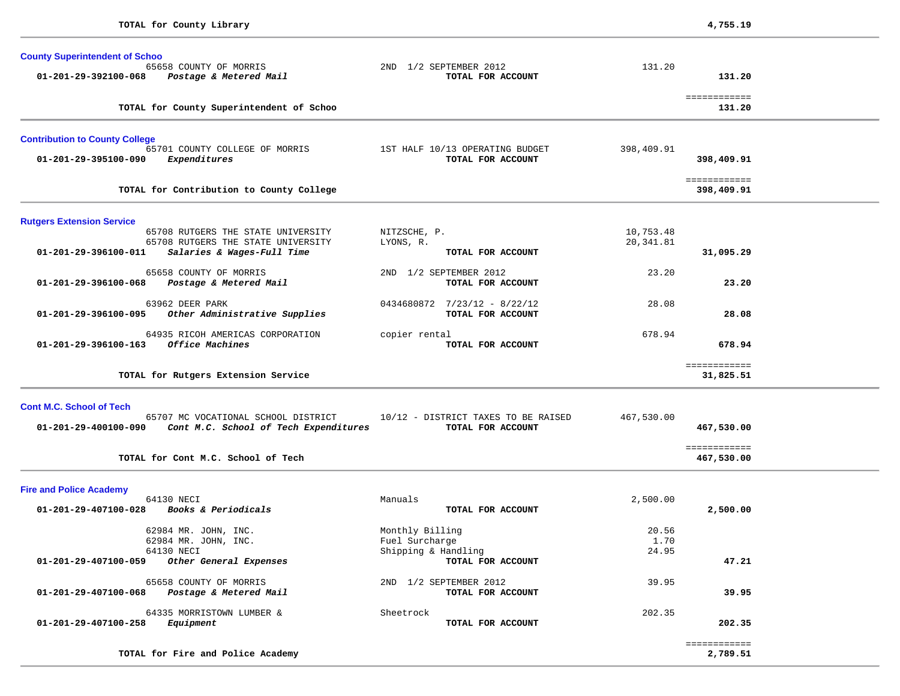**TOTAL for County Library** **4,755.19**

---

### County Superintendent of Schoo

| Account | Vendor / Description | Detail | Amount | Total |
|---|---|---|---|---|
| | 65658 COUNTY OF MORRIS | 2ND 1/2 SEPTEMBER 2012 | 131.20 | |
| **01-201-29-392100-068** | ***Postage & Metered Mail*** | **TOTAL FOR ACCOUNT** | | **131.20** |

**TOTAL for County Superintendent of Schoo** **131.20**

---

### Contribution to County College

| Account | Vendor / Description | Detail | Amount | Total |
|---|---|---|---|---|
| | 65701 COUNTY COLLEGE OF MORRIS | 1ST HALF 10/13 OPERATING BUDGET | 398,409.91 | |
| **01-201-29-395100-090** | ***Expenditures*** | **TOTAL FOR ACCOUNT** | | **398,409.91** |

**TOTAL for Contribution to County College** **398,409.91**

---

### Rutgers Extension Service

| Account | Vendor / Description | Detail | Amount | Total |
|---|---|---|---|---|
| | 65708 RUTGERS THE STATE UNIVERSITY | NITZSCHE, P. | 10,753.48 | |
| | 65708 RUTGERS THE STATE UNIVERSITY | LYONS, R. | 20,341.81 | |
| **01-201-29-396100-011** | ***Salaries & Wages-Full Time*** | **TOTAL FOR ACCOUNT** | | **31,095.29** |
| | 65658 COUNTY OF MORRIS | 2ND 1/2 SEPTEMBER 2012 | 23.20 | |
| **01-201-29-396100-068** | ***Postage & Metered Mail*** | **TOTAL FOR ACCOUNT** | | **23.20** |
| | 63962 DEER PARK | 0434680872 7/23/12 - 8/22/12 | 28.08 | |
| **01-201-29-396100-095** | ***Other Administrative Supplies*** | **TOTAL FOR ACCOUNT** | | **28.08** |
| | 64935 RICOH AMERICAS CORPORATION | copier rental | 678.94 | |
| **01-201-29-396100-163** | ***Office Machines*** | **TOTAL FOR ACCOUNT** | | **678.94** |

**TOTAL for Rutgers Extension Service** **31,825.51**

---

### Cont M.C. School of Tech

| Account | Vendor / Description | Detail | Amount | Total |
|---|---|---|---|---|
| | 65707 MC VOCATIONAL SCHOOL DISTRICT | 10/12 - DISTRICT TAXES TO BE RAISED | 467,530.00 | |
| **01-201-29-400100-090** | ***Cont M.C. School of Tech Expenditures*** | **TOTAL FOR ACCOUNT** | | **467,530.00** |

**TOTAL for Cont M.C. School of Tech** **467,530.00**

---

### Fire and Police Academy

| Account | Vendor / Description | Detail | Amount | Total |
|---|---|---|---|---|
| | 64130 NECI | Manuals | 2,500.00 | |
| **01-201-29-407100-028** | ***Books & Periodicals*** | **TOTAL FOR ACCOUNT** | | **2,500.00** |
| | 62984 MR. JOHN, INC. | Monthly Billing | 20.56 | |
| | 62984 MR. JOHN, INC. | Fuel Surcharge | 1.70 | |
| | 64130 NECI | Shipping & Handling | 24.95 | |
| **01-201-29-407100-059** | ***Other General Expenses*** | **TOTAL FOR ACCOUNT** | | **47.21** |
| | 65658 COUNTY OF MORRIS | 2ND 1/2 SEPTEMBER 2012 | 39.95 | |
| **01-201-29-407100-068** | ***Postage & Metered Mail*** | **TOTAL FOR ACCOUNT** | | **39.95** |
| | 64335 MORRISTOWN LUMBER & | Sheetrock | 202.35 | |
| **01-201-29-407100-258** | ***Equipment*** | **TOTAL FOR ACCOUNT** | | **202.35** |

**TOTAL for Fire and Police Academy** **2,789.51**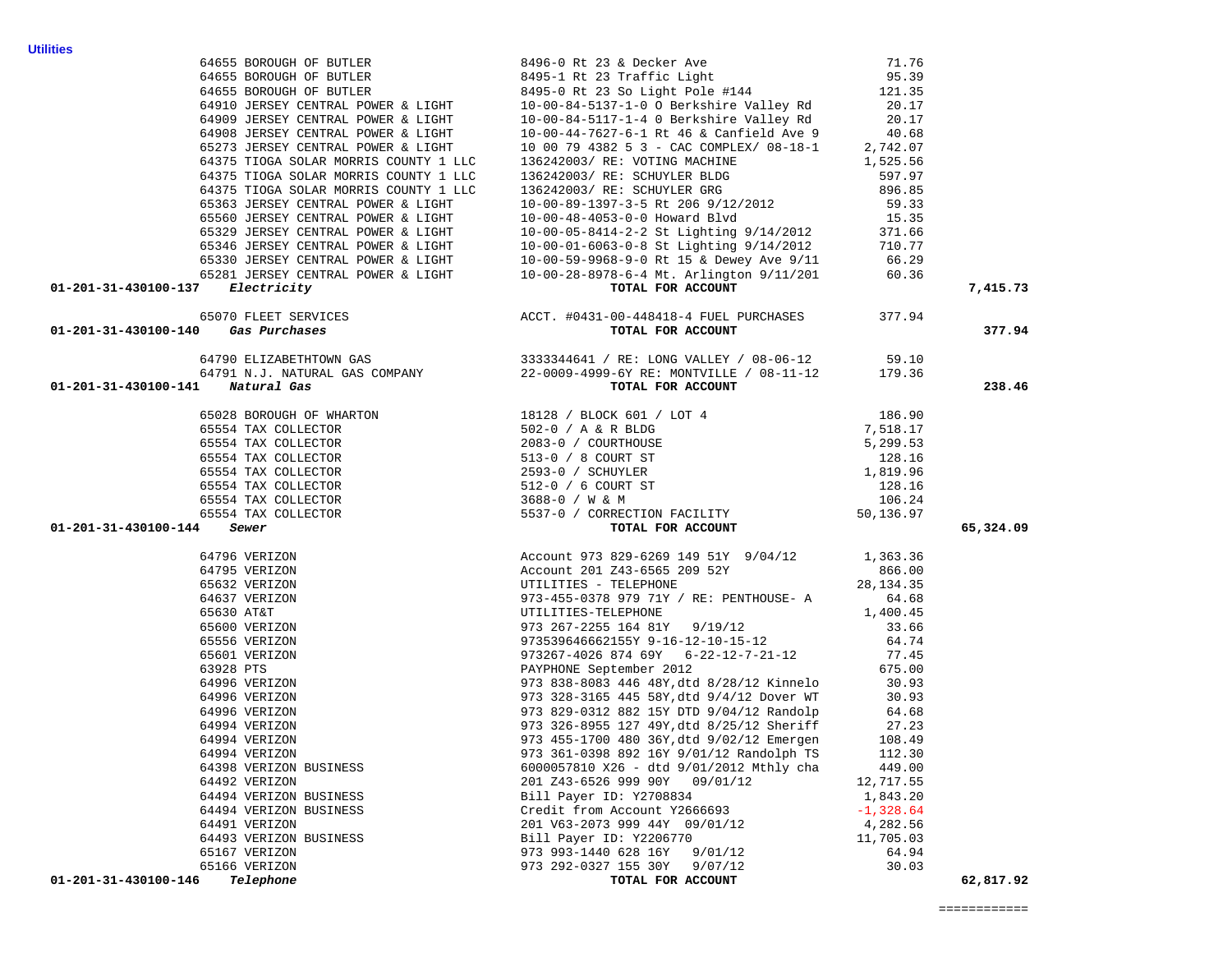**Utilities**

| Account | Vendor | Description | Amount | Total |
|---|---|---|---|---|
| | 64655 BOROUGH OF BUTLER | 8496-0 Rt 23 & Decker Ave | 71.76 | |
| | 64655 BOROUGH OF BUTLER | 8495-1 Rt 23 Traffic Light | 95.39 | |
| | 64655 BOROUGH OF BUTLER | 8495-0 Rt 23 So Light Pole #144 | 121.35 | |
| | 64910 JERSEY CENTRAL POWER & LIGHT | 10-00-84-5137-1-0 O Berkshire Valley Rd | 20.17 | |
| | 64909 JERSEY CENTRAL POWER & LIGHT | 10-00-84-5117-1-4 0 Berkshire Valley Rd | 20.17 | |
| | 64908 JERSEY CENTRAL POWER & LIGHT | 10-00-44-7627-6-1 Rt 46 & Canfield Ave 9 | 40.68 | |
| | 65273 JERSEY CENTRAL POWER & LIGHT | 10 00 79 4382 5 3 - CAC COMPLEX/ 08-18-1 | 2,742.07 | |
| | 64375 TIOGA SOLAR MORRIS COUNTY 1 LLC | 136242003/ RE: VOTING MACHINE | 1,525.56 | |
| | 64375 TIOGA SOLAR MORRIS COUNTY 1 LLC | 136242003/ RE: SCHUYLER BLDG | 597.97 | |
| | 64375 TIOGA SOLAR MORRIS COUNTY 1 LLC | 136242003/ RE: SCHUYLER GRG | 896.85 | |
| | 65363 JERSEY CENTRAL POWER & LIGHT | 10-00-89-1397-3-5 Rt 206 9/12/2012 | 59.33 | |
| | 65560 JERSEY CENTRAL POWER & LIGHT | 10-00-48-4053-0-0 Howard Blvd | 15.35 | |
| | 65329 JERSEY CENTRAL POWER & LIGHT | 10-00-05-8414-2-2 St Lighting 9/14/2012 | 371.66 | |
| | 65346 JERSEY CENTRAL POWER & LIGHT | 10-00-01-6063-0-8 St Lighting 9/14/2012 | 710.77 | |
| | 65330 JERSEY CENTRAL POWER & LIGHT | 10-00-59-9968-9-0 Rt 15 & Dewey Ave 9/11 | 66.29 | |
| | 65281 JERSEY CENTRAL POWER & LIGHT | 10-00-28-8978-6-4 Mt. Arlington 9/11/201 | 60.36 | |
| **01-201-31-430100-137** | ***Electricity*** | **TOTAL FOR ACCOUNT** | | **7,415.73** |
| | 65070 FLEET SERVICES | ACCT. #0431-00-448418-4 FUEL PURCHASES | 377.94 | |
| **01-201-31-430100-140** | ***Gas Purchases*** | **TOTAL FOR ACCOUNT** | | **377.94** |
| | 64790 ELIZABETHTOWN GAS | 3333344641 / RE: LONG VALLEY / 08-06-12 | 59.10 | |
| | 64791 N.J. NATURAL GAS COMPANY | 22-0009-4999-6Y RE: MONTVILLE / 08-11-12 | 179.36 | |
| **01-201-31-430100-141** | ***Natural Gas*** | **TOTAL FOR ACCOUNT** | | **238.46** |
| | 65028 BOROUGH OF WHARTON | 18128 / BLOCK 601 / LOT 4 | 186.90 | |
| | 65554 TAX COLLECTOR | 502-0 / A & R BLDG | 7,518.17 | |
| | 65554 TAX COLLECTOR | 2083-0 / COURTHOUSE | 5,299.53 | |
| | 65554 TAX COLLECTOR | 513-0 / 8 COURT ST | 128.16 | |
| | 65554 TAX COLLECTOR | 2593-0 / SCHUYLER | 1,819.96 | |
| | 65554 TAX COLLECTOR | 512-0 / 6 COURT ST | 128.16 | |
| | 65554 TAX COLLECTOR | 3688-0 / W & M | 106.24 | |
| | 65554 TAX COLLECTOR | 5537-0 / CORRECTION FACILITY | 50,136.97 | |
| **01-201-31-430100-144** | ***Sewer*** | **TOTAL FOR ACCOUNT** | | **65,324.09** |
| | 64796 VERIZON | Account 973 829-6269 149 51Y 9/04/12 | 1,363.36 | |
| | 64795 VERIZON | Account 201 Z43-6565 209 52Y | 866.00 | |
| | 65632 VERIZON | UTILITIES - TELEPHONE | 28,134.35 | |
| | 64637 VERIZON | 973-455-0378 979 71Y / RE: PENTHOUSE- A | 64.68 | |
| | 65630 AT&T | UTILITIES-TELEPHONE | 1,400.45 | |
| | 65600 VERIZON | 973 267-2255 164 81Y 9/19/12 | 33.66 | |
| | 65556 VERIZON | 973539646662155Y 9-16-12-10-15-12 | 64.74 | |
| | 65601 VERIZON | 973267-4026 874 69Y 6-22-12-7-21-12 | 77.45 | |
| | 63928 PTS | PAYPHONE September 2012 | 675.00 | |
| | 64996 VERIZON | 973 838-8083 446 48Y,dtd 8/28/12 Kinnelo | 30.93 | |
| | 64996 VERIZON | 973 328-3165 445 58Y,dtd 9/4/12 Dover WT | 30.93 | |
| | 64996 VERIZON | 973 829-0312 882 15Y DTD 9/04/12 Randolp | 64.68 | |
| | 64994 VERIZON | 973 326-8955 127 49Y,dtd 8/25/12 Sheriff | 27.23 | |
| | 64994 VERIZON | 973 455-1700 480 36Y,dtd 9/02/12 Emergen | 108.49 | |
| | 64994 VERIZON | 973 361-0398 892 16Y 9/01/12 Randolph TS | 112.30 | |
| | 64398 VERIZON BUSINESS | 6000057810 X26 - dtd 9/01/2012 Mthly cha | 449.00 | |
| | 64492 VERIZON | 201 Z43-6526 999 90Y 09/01/12 | 12,717.55 | |
| | 64494 VERIZON BUSINESS | Bill Payer ID: Y2708834 | 1,843.20 | |
| | 64494 VERIZON BUSINESS | Credit from Account Y2666693 | -1,328.64 | |
| | 64491 VERIZON | 201 V63-2073 999 44Y 09/01/12 | 4,282.56 | |
| | 64493 VERIZON BUSINESS | Bill Payer ID: Y2206770 | 11,705.03 | |
| | 65167 VERIZON | 973 993-1440 628 16Y 9/01/12 | 64.94 | |
| | 65166 VERIZON | 973 292-0327 155 30Y 9/07/12 | 30.03 | |
| **01-201-31-430100-146** | ***Telephone*** | **TOTAL FOR ACCOUNT** | | **62,817.92** |
| | | | | ============ |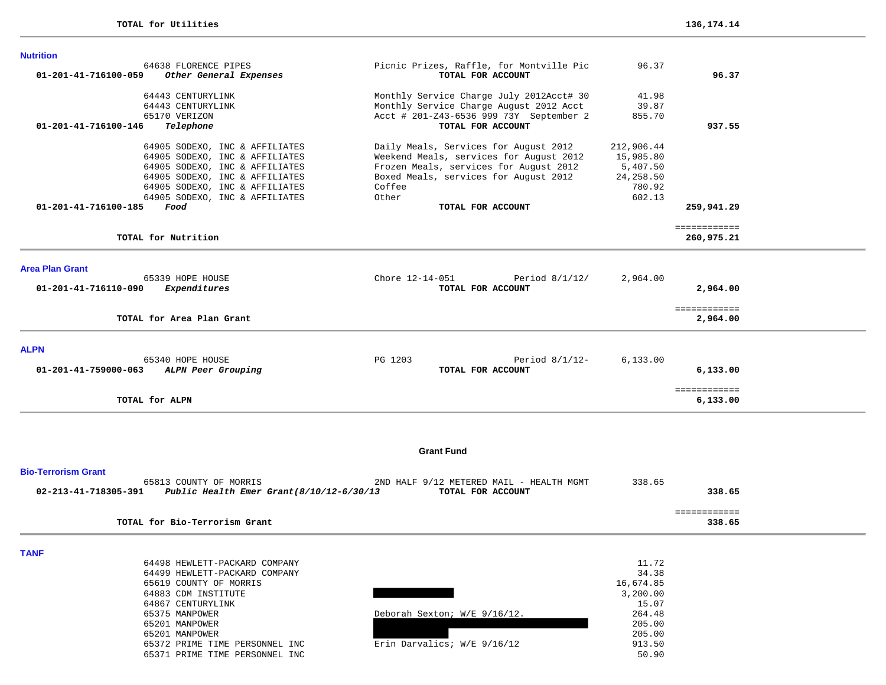**TOTAL for Utilities** 136,174.14

## Nutrition

| Account | Vendor | Description | Amount | Total |
|---|---|---|---|---|
| | 64638 FLORENCE PIPES | Picnic Prizes, Raffle, for Montville Pic | 96.37 | |
| 01-201-41-716100-059 *Other General Expenses* | | **TOTAL FOR ACCOUNT** | | **96.37** |
| | 64443 CENTURYLINK | Monthly Service Charge July 2012Acct# 30 | 41.98 | |
| | 64443 CENTURYLINK | Monthly Service Charge August 2012 Acct | 39.87 | |
| | 65170 VERIZON | Acct # 201-Z43-6536 999 73Y September 2 | 855.70 | |
| 01-201-41-716100-146 *Telephone* | | **TOTAL FOR ACCOUNT** | | **937.55** |
| | 64905 SODEXO, INC & AFFILIATES | Daily Meals, Services for August 2012 | 212,906.44 | |
| | 64905 SODEXO, INC & AFFILIATES | Weekend Meals, services for August 2012 | 15,985.80 | |
| | 64905 SODEXO, INC & AFFILIATES | Frozen Meals, services for August 2012 | 5,407.50 | |
| | 64905 SODEXO, INC & AFFILIATES | Boxed Meals, services for August 2012 | 24,258.50 | |
| | 64905 SODEXO, INC & AFFILIATES | Coffee | 780.92 | |
| | 64905 SODEXO, INC & AFFILIATES | Other | 602.13 | |
| 01-201-41-716100-185 *Food* | | **TOTAL FOR ACCOUNT** | | **259,941.29** |

**TOTAL for Nutrition** **260,975.21**

## Area Plan Grant

| Account | Vendor | Description | Amount | Total |
|---|---|---|---|---|
| | 65339 HOPE HOUSE | Chore 12-14-051 Period 8/1/12/ | 2,964.00 | |
| 01-201-41-716110-090 *Expenditures* | | **TOTAL FOR ACCOUNT** | | **2,964.00** |

**TOTAL for Area Plan Grant** **2,964.00**

## ALPN

| Account | Vendor | Description | Amount | Total |
|---|---|---|---|---|
| | 65340 HOPE HOUSE | PG 1203 Period 8/1/12- | 6,133.00 | |
| 01-201-41-759000-063 *ALPN Peer Grouping* | | **TOTAL FOR ACCOUNT** | | **6,133.00** |

**TOTAL for ALPN** **6,133.00**

# Grant Fund

## Bio-Terrorism Grant

| Account | Vendor | Description | Amount | Total |
|---|---|---|---|---|
| | 65813 COUNTY OF MORRIS | 2ND HALF 9/12 METERED MAIL - HEALTH MGMT | 338.65 | |
| 02-213-41-718305-391 *Public Health Emer Grant(8/10/12-6/30/13* | | **TOTAL FOR ACCOUNT** | | **338.65** |

**TOTAL for Bio-Terrorism Grant** **338.65**

## TANF

| Account | Vendor | Description | Amount | Total |
|---|---|---|---|---|
| | 64498 HEWLETT-PACKARD COMPANY | | 11.72 | |
| | 64499 HEWLETT-PACKARD COMPANY | | 34.38 | |
| | 65619 COUNTY OF MORRIS | | 16,674.85 | |
| | 64883 CDM INSTITUTE | [REDACTED] | 3,200.00 | |
| | 64867 CENTURYLINK | | 15.07 | |
| | 65375 MANPOWER | Deborah Sexton; W/E 9/16/12. | 264.48 | |
| | 65201 MANPOWER | [REDACTED] | 205.00 | |
| | 65201 MANPOWER | [REDACTED] | 205.00 | |
| | 65372 PRIME TIME PERSONNEL INC | Erin Darvalics; W/E 9/16/12 | 913.50 | |
| | 65371 PRIME TIME PERSONNEL INC | | 50.90 | |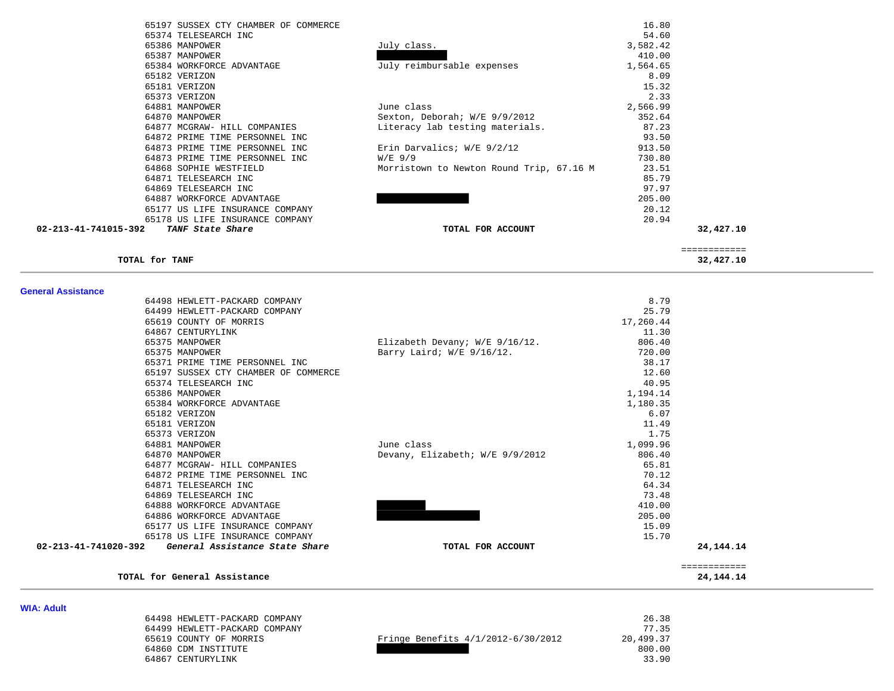| Vendor | Description | Amount | Total |
|---|---|---|---|
| 65197 SUSSEX CTY CHAMBER OF COMMERCE | | 16.80 | |
| 65374 TELESEARCH INC | | 54.60 | |
| 65386 MANPOWER | July class. | 3,582.42 | |
| 65387 MANPOWER | ██████ | 410.00 | |
| 65384 WORKFORCE ADVANTAGE | July reimbursable expenses | 1,564.65 | |
| 65182 VERIZON | | 8.09 | |
| 65181 VERIZON | | 15.32 | |
| 65373 VERIZON | | 2.33 | |
| 64881 MANPOWER | June class | 2,566.99 | |
| 64870 MANPOWER | Sexton, Deborah; W/E 9/9/2012 | 352.64 | |
| 64877 MCGRAW- HILL COMPANIES | Literacy lab testing materials. | 87.23 | |
| 64872 PRIME TIME PERSONNEL INC | | 93.50 | |
| 64873 PRIME TIME PERSONNEL INC | Erin Darvalics; W/E 9/2/12 | 913.50 | |
| 64873 PRIME TIME PERSONNEL INC | W/E 9/9 | 730.80 | |
| 64868 SOPHIE WESTFIELD | Morristown to Newton Round Trip, 67.16 M | 23.51 | |
| 64871 TELESEARCH INC | | 85.79 | |
| 64869 TELESEARCH INC | | 97.97 | |
| 64887 WORKFORCE ADVANTAGE | ████████ | 205.00 | |
| 65177 US LIFE INSURANCE COMPANY | | 20.12 | |
| 65178 US LIFE INSURANCE COMPANY | | 20.94 | |
| **02-213-41-741015-392** ***TANF State Share*** | **TOTAL FOR ACCOUNT** | | **32,427.10** |

| | | | ============ |
|---|---|---|---|
| **TOTAL for TANF** | | | **32,427.10** |

**General Assistance**

| Vendor | Description | Amount | Total |
|---|---|---|---|
| 64498 HEWLETT-PACKARD COMPANY | | 8.79 | |
| 64499 HEWLETT-PACKARD COMPANY | | 25.79 | |
| 65619 COUNTY OF MORRIS | | 17,260.44 | |
| 64867 CENTURYLINK | | 11.30 | |
| 65375 MANPOWER | Elizabeth Devany; W/E 9/16/12. | 806.40 | |
| 65375 MANPOWER | Barry Laird; W/E 9/16/12. | 720.00 | |
| 65371 PRIME TIME PERSONNEL INC | | 38.17 | |
| 65197 SUSSEX CTY CHAMBER OF COMMERCE | | 12.60 | |
| 65374 TELESEARCH INC | | 40.95 | |
| 65386 MANPOWER | | 1,194.14 | |
| 65384 WORKFORCE ADVANTAGE | | 1,180.35 | |
| 65182 VERIZON | | 6.07 | |
| 65181 VERIZON | | 11.49 | |
| 65373 VERIZON | | 1.75 | |
| 64881 MANPOWER | June class | 1,099.96 | |
| 64870 MANPOWER | Devany, Elizabeth; W/E 9/9/2012 | 806.40 | |
| 64877 MCGRAW- HILL COMPANIES | | 65.81 | |
| 64872 PRIME TIME PERSONNEL INC | | 70.12 | |
| 64871 TELESEARCH INC | | 64.34 | |
| 64869 TELESEARCH INC | | 73.48 | |
| 64888 WORKFORCE ADVANTAGE | █████ | 410.00 | |
| 64886 WORKFORCE ADVANTAGE | █████████ | 205.00 | |
| 65177 US LIFE INSURANCE COMPANY | | 15.09 | |
| 65178 US LIFE INSURANCE COMPANY | | 15.70 | |
| **02-213-41-741020-392** ***General Assistance State Share*** | **TOTAL FOR ACCOUNT** | | **24,144.14** |

| | | | ============ |
|---|---|---|---|
| **TOTAL for General Assistance** | | | **24,144.14** |

**WIA: Adult**

| Vendor | Description | Amount | Total |
|---|---|---|---|
| 64498 HEWLETT-PACKARD COMPANY | | 26.38 | |
| 64499 HEWLETT-PACKARD COMPANY | | 77.35 | |
| 65619 COUNTY OF MORRIS | Fringe Benefits 4/1/2012-6/30/2012 | 20,499.37 | |
| 64860 CDM INSTITUTE | ████████ | 800.00 | |
| 64867 CENTURYLINK | | 33.90 | |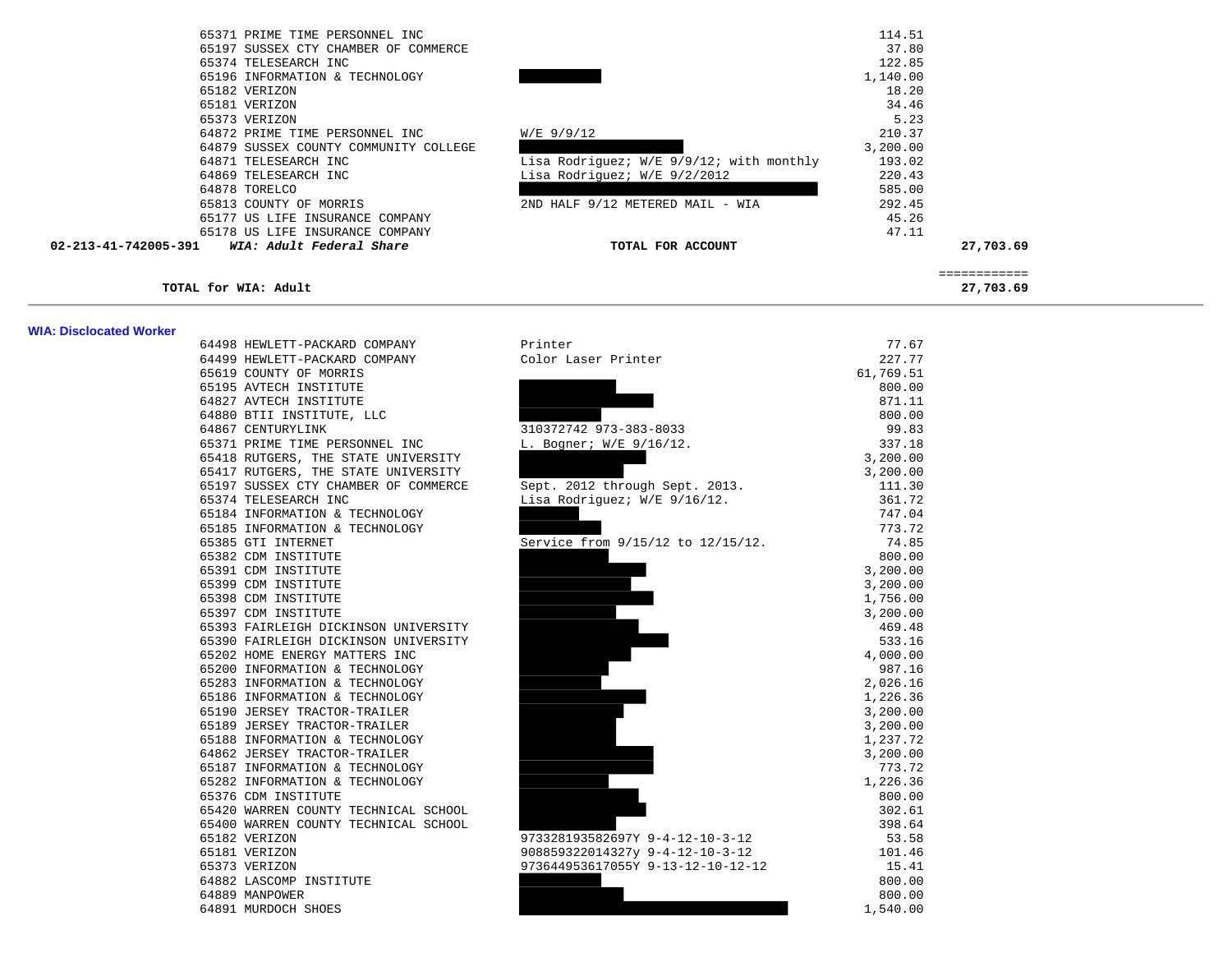| | | | | |
|---|---|---|---|---|
| | 65371 PRIME TIME PERSONNEL INC | | 114.51 | |
| | 65197 SUSSEX CTY CHAMBER OF COMMERCE | | 37.80 | |
| | 65374 TELESEARCH INC | | 122.85 | |
| | 65196 INFORMATION & TECHNOLOGY | | 1,140.00 | |
| | 65182 VERIZON | | 18.20 | |
| | 65181 VERIZON | | 34.46 | |
| | 65373 VERIZON | | 5.23 | |
| | 64872 PRIME TIME PERSONNEL INC | W/E 9/9/12 | 210.37 | |
| | 64879 SUSSEX COUNTY COMMUNITY COLLEGE | | 3,200.00 | |
| | 64871 TELESEARCH INC | Lisa Rodriguez; W/E 9/9/12; with monthly | 193.02 | |
| | 64869 TELESEARCH INC | Lisa Rodriguez; W/E 9/2/2012 | 220.43 | |
| | 64878 TORELCO | | 585.00 | |
| | 65813 COUNTY OF MORRIS | 2ND HALF 9/12 METERED MAIL - WIA | 292.45 | |
| | 65177 US LIFE INSURANCE COMPANY | | 45.26 | |
| | 65178 US LIFE INSURANCE COMPANY | | 47.11 | |
| **02-213-41-742005-391** | ***WIA: Adult Federal Share*** | **TOTAL FOR ACCOUNT** | | **27,703.69** |

============

**TOTAL for WIA: Adult** **27,703.69**

---

**WIA: Disclocated Worker**

| | | |
|---|---|---|
| 64498 HEWLETT-PACKARD COMPANY | Printer | 77.67 |
| 64499 HEWLETT-PACKARD COMPANY | Color Laser Printer | 227.77 |
| 65619 COUNTY OF MORRIS | | 61,769.51 |
| 65195 AVTECH INSTITUTE | | 800.00 |
| 64827 AVTECH INSTITUTE | | 871.11 |
| 64880 BTII INSTITUTE, LLC | | 800.00 |
| 64867 CENTURYLINK | 310372742 973-383-8033 | 99.83 |
| 65371 PRIME TIME PERSONNEL INC | L. Bogner; W/E 9/16/12. | 337.18 |
| 65418 RUTGERS, THE STATE UNIVERSITY | | 3,200.00 |
| 65417 RUTGERS, THE STATE UNIVERSITY | | 3,200.00 |
| 65197 SUSSEX CTY CHAMBER OF COMMERCE | Sept. 2012 through Sept. 2013. | 111.30 |
| 65374 TELESEARCH INC | Lisa Rodriguez; W/E 9/16/12. | 361.72 |
| 65184 INFORMATION & TECHNOLOGY | | 747.04 |
| 65185 INFORMATION & TECHNOLOGY | | 773.72 |
| 65385 GTI INTERNET | Service from 9/15/12 to 12/15/12. | 74.85 |
| 65382 CDM INSTITUTE | | 800.00 |
| 65391 CDM INSTITUTE | | 3,200.00 |
| 65399 CDM INSTITUTE | | 3,200.00 |
| 65398 CDM INSTITUTE | | 1,756.00 |
| 65397 CDM INSTITUTE | | 3,200.00 |
| 65393 FAIRLEIGH DICKINSON UNIVERSITY | | 469.48 |
| 65390 FAIRLEIGH DICKINSON UNIVERSITY | | 533.16 |
| 65202 HOME ENERGY MATTERS INC | | 4,000.00 |
| 65200 INFORMATION & TECHNOLOGY | | 987.16 |
| 65283 INFORMATION & TECHNOLOGY | | 2,026.16 |
| 65186 INFORMATION & TECHNOLOGY | | 1,226.36 |
| 65190 JERSEY TRACTOR-TRAILER | | 3,200.00 |
| 65189 JERSEY TRACTOR-TRAILER | | 3,200.00 |
| 65188 INFORMATION & TECHNOLOGY | | 1,237.72 |
| 64862 JERSEY TRACTOR-TRAILER | | 3,200.00 |
| 65187 INFORMATION & TECHNOLOGY | | 773.72 |
| 65282 INFORMATION & TECHNOLOGY | | 1,226.36 |
| 65376 CDM INSTITUTE | | 800.00 |
| 65420 WARREN COUNTY TECHNICAL SCHOOL | | 302.61 |
| 65400 WARREN COUNTY TECHNICAL SCHOOL | | 398.64 |
| 65182 VERIZON | 973328193582697Y 9-4-12-10-3-12 | 53.58 |
| 65181 VERIZON | 908859322014327y 9-4-12-10-3-12 | 101.46 |
| 65373 VERIZON | 973644953617055Y 9-13-12-10-12-12 | 15.41 |
| 64882 LASCOMP INSTITUTE | | 800.00 |
| 64889 MANPOWER | | 800.00 |
| 64891 MURDOCH SHOES | | 1,540.00 |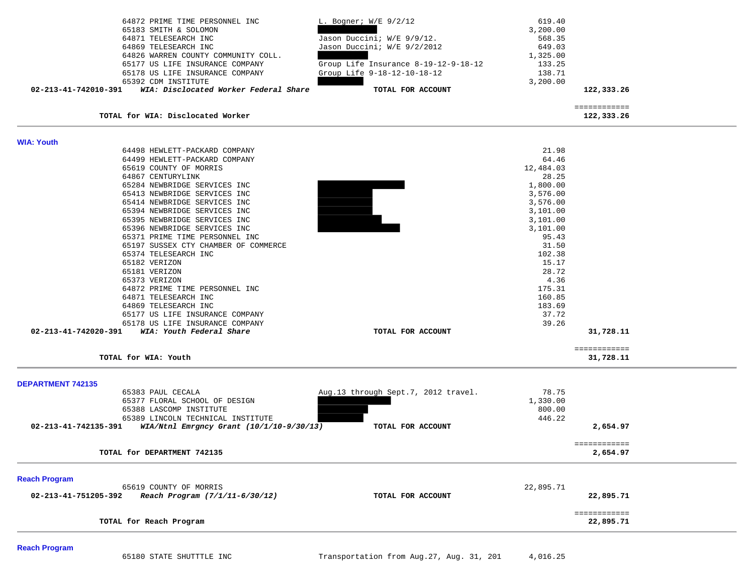| Account | Vendor | Description | Amount | Total |
|---|---|---|---|---|
| | 64872 PRIME TIME PERSONNEL INC | L. Bogner; W/E 9/2/12 | 619.40 | |
| | 65183 SMITH & SOLOMON | | 3,200.00 | |
| | 64871 TELESEARCH INC | Jason Duccini; W/E 9/9/12. | 568.35 | |
| | 64869 TELESEARCH INC | Jason Duccini; W/E 9/2/2012 | 649.03 | |
| | 64826 WARREN COUNTY COMMUNITY COLL. | | 1,325.00 | |
| | 65177 US LIFE INSURANCE COMPANY | Group Life Insurance 8-19-12-9-18-12 | 133.25 | |
| | 65178 US LIFE INSURANCE COMPANY | Group Life 9-18-12-10-18-12 | 138.71 | |
| | 65392 CDM INSTITUTE | | 3,200.00 | |
| **02-213-41-742010-391** | ***WIA: Disclocated Worker Federal Share*** | **TOTAL FOR ACCOUNT** | | **122,333.26** |
| | | | | ============ |
| | **TOTAL for WIA: Disclocated Worker** | | | **122,333.26** |

## WIA: Youth

| Account | Vendor | Description | Amount | Total |
|---|---|---|---|---|
| | 64498 HEWLETT-PACKARD COMPANY | | 21.98 | |
| | 64499 HEWLETT-PACKARD COMPANY | | 64.46 | |
| | 65619 COUNTY OF MORRIS | | 12,484.03 | |
| | 64867 CENTURYLINK | | 28.25 | |
| | 65284 NEWBRIDGE SERVICES INC | | 1,800.00 | |
| | 65413 NEWBRIDGE SERVICES INC | | 3,576.00 | |
| | 65414 NEWBRIDGE SERVICES INC | | 3,576.00 | |
| | 65394 NEWBRIDGE SERVICES INC | | 3,101.00 | |
| | 65395 NEWBRIDGE SERVICES INC | | 3,101.00 | |
| | 65396 NEWBRIDGE SERVICES INC | | 3,101.00 | |
| | 65371 PRIME TIME PERSONNEL INC | | 95.43 | |
| | 65197 SUSSEX CTY CHAMBER OF COMMERCE | | 31.50 | |
| | 65374 TELESEARCH INC | | 102.38 | |
| | 65182 VERIZON | | 15.17 | |
| | 65181 VERIZON | | 28.72 | |
| | 65373 VERIZON | | 4.36 | |
| | 64872 PRIME TIME PERSONNEL INC | | 175.31 | |
| | 64871 TELESEARCH INC | | 160.85 | |
| | 64869 TELESEARCH INC | | 183.69 | |
| | 65177 US LIFE INSURANCE COMPANY | | 37.72 | |
| | 65178 US LIFE INSURANCE COMPANY | | 39.26 | |
| **02-213-41-742020-391** | ***WIA: Youth Federal Share*** | **TOTAL FOR ACCOUNT** | | **31,728.11** |
| | | | | ============ |
| | **TOTAL for WIA: Youth** | | | **31,728.11** |

## DEPARTMENT 742135

| Account | Vendor | Description | Amount | Total |
|---|---|---|---|---|
| | 65383 PAUL CECALA | Aug.13 through Sept.7, 2012 travel. | 78.75 | |
| | 65377 FLORAL SCHOOL OF DESIGN | | 1,330.00 | |
| | 65388 LASCOMP INSTITUTE | | 800.00 | |
| | 65389 LINCOLN TECHNICAL INSTITUTE | | 446.22 | |
| **02-213-41-742135-391** | ***WIA/Ntnl Emrgncy Grant (10/1/10-9/30/13)*** | **TOTAL FOR ACCOUNT** | | **2,654.97** |
| | | | | ============ |
| | **TOTAL for DEPARTMENT 742135** | | | **2,654.97** |

## Reach Program

| Account | Vendor | Description | Amount | Total |
|---|---|---|---|---|
| | 65619 COUNTY OF MORRIS | | 22,895.71 | |
| **02-213-41-751205-392** | ***Reach Program (7/1/11-6/30/12)*** | **TOTAL FOR ACCOUNT** | | **22,895.71** |
| | | | | ============ |
| | **TOTAL for Reach Program** | | | **22,895.71** |

## Reach Program

| Account | Vendor | Description | Amount | Total |
|---|---|---|---|---|
| | 65180 STATE SHUTTTLE INC | Transportation from Aug.27, Aug. 31, 201 | 4,016.25 | |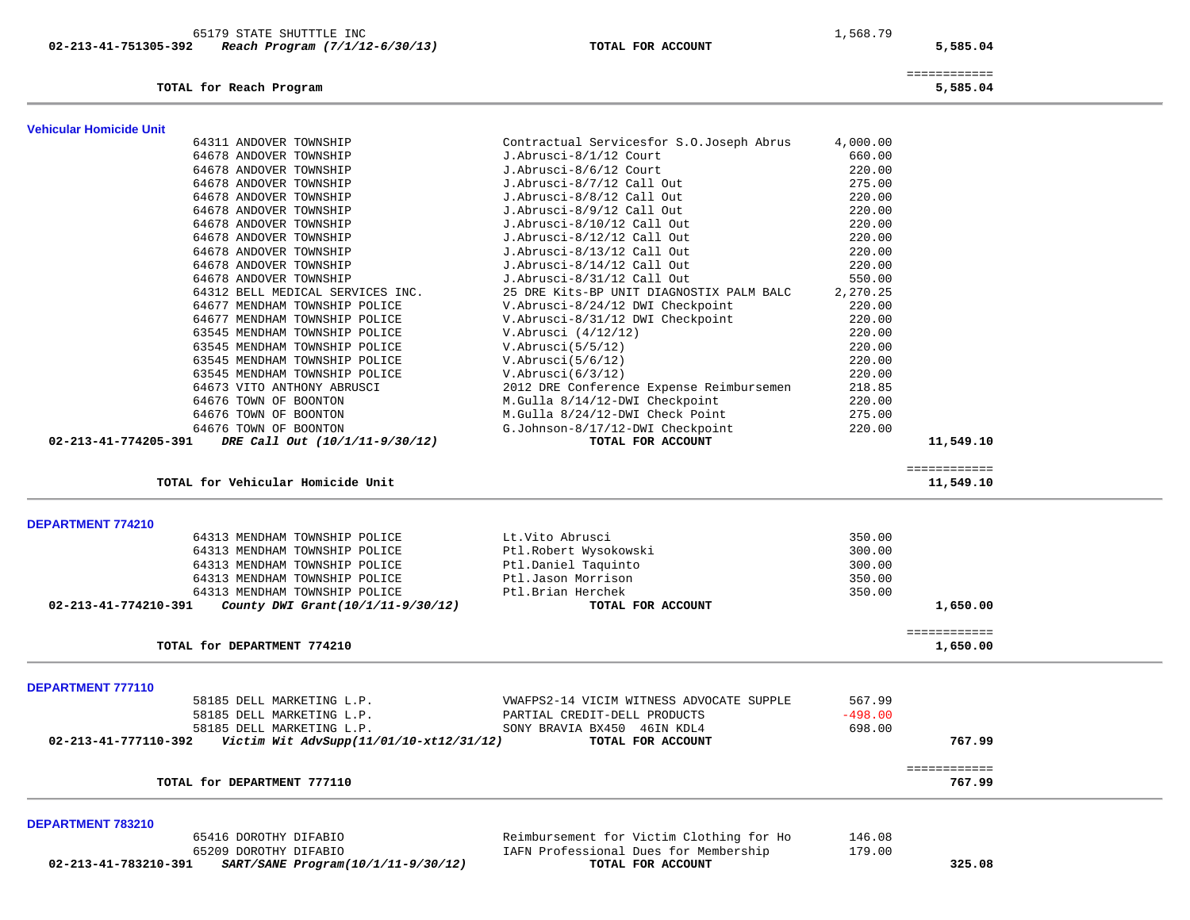| | | | |
|---|---|---|---|
| 65179 STATE SHUTTTLE INC | | 1,568.79 | |
| **02-213-41-751305-392** ***Reach Program (7/1/12-6/30/13)*** | **TOTAL FOR ACCOUNT** | | **5,585.04** |

| | |
|---|---|
| **TOTAL for Reach Program** | ============ **5,585.04** |

## Vehicular Homicide Unit

| Vendor | Description | Amount | Total |
|---|---|---|---|
| 64311 ANDOVER TOWNSHIP | Contractual Servicesfor S.O.Joseph Abrus | 4,000.00 | |
| 64678 ANDOVER TOWNSHIP | J.Abrusci-8/1/12 Court | 660.00 | |
| 64678 ANDOVER TOWNSHIP | J.Abrusci-8/6/12 Court | 220.00 | |
| 64678 ANDOVER TOWNSHIP | J.Abrusci-8/7/12 Call Out | 275.00 | |
| 64678 ANDOVER TOWNSHIP | J.Abrusci-8/8/12 Call Out | 220.00 | |
| 64678 ANDOVER TOWNSHIP | J.Abrusci-8/9/12 Call Out | 220.00 | |
| 64678 ANDOVER TOWNSHIP | J.Abrusci-8/10/12 Call Out | 220.00 | |
| 64678 ANDOVER TOWNSHIP | J.Abrusci-8/12/12 Call Out | 220.00 | |
| 64678 ANDOVER TOWNSHIP | J.Abrusci-8/13/12 Call Out | 220.00 | |
| 64678 ANDOVER TOWNSHIP | J.Abrusci-8/14/12 Call Out | 220.00 | |
| 64678 ANDOVER TOWNSHIP | J.Abrusci-8/31/12 Call Out | 550.00 | |
| 64312 BELL MEDICAL SERVICES INC. | 25 DRE Kits-BP UNIT DIAGNOSTIX PALM BALC | 2,270.25 | |
| 64677 MENDHAM TOWNSHIP POLICE | V.Abrusci-8/24/12 DWI Checkpoint | 220.00 | |
| 64677 MENDHAM TOWNSHIP POLICE | V.Abrusci-8/31/12 DWI Checkpoint | 220.00 | |
| 63545 MENDHAM TOWNSHIP POLICE | V.Abrusci (4/12/12) | 220.00 | |
| 63545 MENDHAM TOWNSHIP POLICE | V.Abrusci(5/5/12) | 220.00 | |
| 63545 MENDHAM TOWNSHIP POLICE | V.Abrusci(5/6/12) | 220.00 | |
| 63545 MENDHAM TOWNSHIP POLICE | V.Abrusci(6/3/12) | 220.00 | |
| 64673 VITO ANTHONY ABRUSCI | 2012 DRE Conference Expense Reimbursemen | 218.85 | |
| 64676 TOWN OF BOONTON | M.Gulla 8/14/12-DWI Checkpoint | 220.00 | |
| 64676 TOWN OF BOONTON | M.Gulla 8/24/12-DWI Check Point | 275.00 | |
| 64676 TOWN OF BOONTON | G.Johnson-8/17/12-DWI Checkpoint | 220.00 | |
| **02-213-41-774205-391** ***DRE Call Out (10/1/11-9/30/12)*** | **TOTAL FOR ACCOUNT** | | **11,549.10** |

| | |
|---|---|
| **TOTAL for Vehicular Homicide Unit** | ============ **11,549.10** |

## DEPARTMENT 774210

| Vendor | Description | Amount | Total |
|---|---|---|---|
| 64313 MENDHAM TOWNSHIP POLICE | Lt.Vito Abrusci | 350.00 | |
| 64313 MENDHAM TOWNSHIP POLICE | Ptl.Robert Wysokowski | 300.00 | |
| 64313 MENDHAM TOWNSHIP POLICE | Ptl.Daniel Taquinto | 300.00 | |
| 64313 MENDHAM TOWNSHIP POLICE | Ptl.Jason Morrison | 350.00 | |
| 64313 MENDHAM TOWNSHIP POLICE | Ptl.Brian Herchek | 350.00 | |
| **02-213-41-774210-391** ***County DWI Grant(10/1/11-9/30/12)*** | **TOTAL FOR ACCOUNT** | | **1,650.00** |

| | |
|---|---|
| **TOTAL for DEPARTMENT 774210** | ============ **1,650.00** |

## DEPARTMENT 777110

| Vendor | Description | Amount | Total |
|---|---|---|---|
| 58185 DELL MARKETING L.P. | VWAFPS2-14 VICIM WITNESS ADVOCATE SUPPLE | 567.99 | |
| 58185 DELL MARKETING L.P. | PARTIAL CREDIT-DELL PRODUCTS | -498.00 | |
| 58185 DELL MARKETING L.P. | SONY BRAVIA BX450 46IN KDL4 | 698.00 | |
| **02-213-41-777110-392** ***Victim Wit AdvSupp(11/01/10-xt12/31/12)*** | **TOTAL FOR ACCOUNT** | | **767.99** |

| | |
|---|---|
| **TOTAL for DEPARTMENT 777110** | ============ **767.99** |

## DEPARTMENT 783210

| Vendor | Description | Amount | Total |
|---|---|---|---|
| 65416 DOROTHY DIFABIO | Reimbursement for Victim Clothing for Ho | 146.08 | |
| 65209 DOROTHY DIFABIO | IAFN Professional Dues for Membership | 179.00 | |
| **02-213-41-783210-391** ***SART/SANE Program(10/1/11-9/30/12)*** | **TOTAL FOR ACCOUNT** | | **325.08** |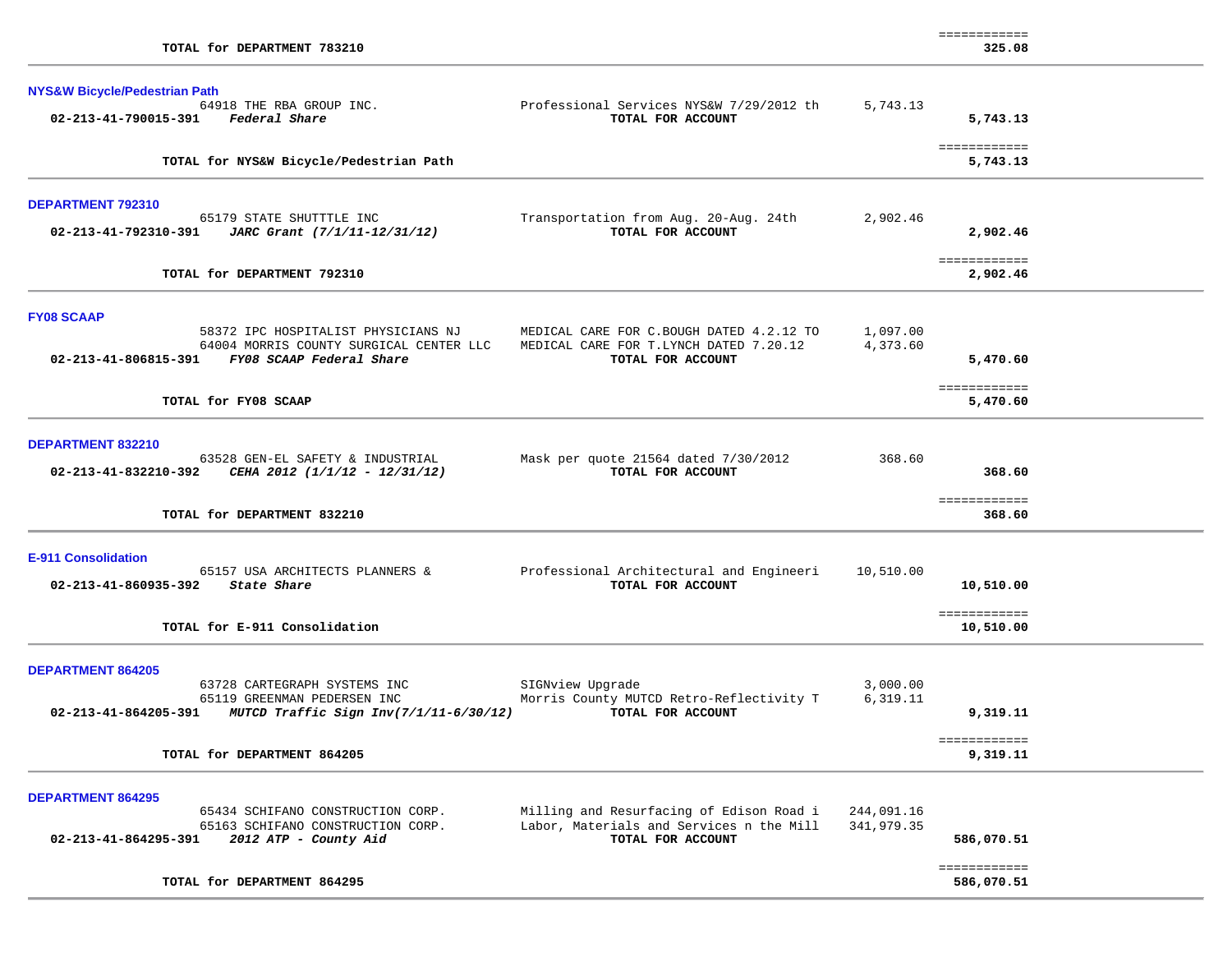| | | | | |
|---|---|---|---|---|
| | **TOTAL for DEPARTMENT 783210** | | | ============ **325.08** |

**NYS&W Bicycle/Pedestrian Path**

| | | | | |
|---|---|---|---|---|
| | 64918 THE RBA GROUP INC. | Professional Services NYS&W 7/29/2012 th | 5,743.13 | |
| **02-213-41-790015-391** | ***Federal Share*** | **TOTAL FOR ACCOUNT** | | **5,743.13** |
| | **TOTAL for NYS&W Bicycle/Pedestrian Path** | | | ============ **5,743.13** |

**DEPARTMENT 792310**

| | | | | |
|---|---|---|---|---|
| | 65179 STATE SHUTTTLE INC | Transportation from Aug. 20-Aug. 24th | 2,902.46 | |
| **02-213-41-792310-391** | ***JARC Grant (7/1/11-12/31/12)*** | **TOTAL FOR ACCOUNT** | | **2,902.46** |
| | **TOTAL for DEPARTMENT 792310** | | | ============ **2,902.46** |

**FY08 SCAAP**

| | | | | |
|---|---|---|---|---|
| | 58372 IPC HOSPITALIST PHYSICIANS NJ | MEDICAL CARE FOR C.BOUGH DATED 4.2.12 TO | 1,097.00 | |
| | 64004 MORRIS COUNTY SURGICAL CENTER LLC | MEDICAL CARE FOR T.LYNCH DATED 7.20.12 | 4,373.60 | |
| **02-213-41-806815-391** | ***FY08 SCAAP Federal Share*** | **TOTAL FOR ACCOUNT** | | **5,470.60** |
| | **TOTAL for FY08 SCAAP** | | | ============ **5,470.60** |

**DEPARTMENT 832210**

| | | | | |
|---|---|---|---|---|
| | 63528 GEN-EL SAFETY & INDUSTRIAL | Mask per quote 21564 dated 7/30/2012 | 368.60 | |
| **02-213-41-832210-392** | ***CEHA 2012 (1/1/12 - 12/31/12)*** | **TOTAL FOR ACCOUNT** | | **368.60** |
| | **TOTAL for DEPARTMENT 832210** | | | ============ **368.60** |

**E-911 Consolidation**

| | | | | |
|---|---|---|---|---|
| | 65157 USA ARCHITECTS PLANNERS & | Professional Architectural and Engineeri | 10,510.00 | |
| **02-213-41-860935-392** | ***State Share*** | **TOTAL FOR ACCOUNT** | | **10,510.00** |
| | **TOTAL for E-911 Consolidation** | | | ============ **10,510.00** |

**DEPARTMENT 864205**

| | | | | |
|---|---|---|---|---|
| | 63728 CARTEGRAPH SYSTEMS INC | SIGNview Upgrade | 3,000.00 | |
| | 65119 GREENMAN PEDERSEN INC | Morris County MUTCD Retro-Reflectivity T | 6,319.11 | |
| **02-213-41-864205-391** | ***MUTCD Traffic Sign Inv(7/1/11-6/30/12)*** | **TOTAL FOR ACCOUNT** | | **9,319.11** |
| | **TOTAL for DEPARTMENT 864205** | | | ============ **9,319.11** |

**DEPARTMENT 864295**

| | | | | |
|---|---|---|---|---|
| | 65434 SCHIFANO CONSTRUCTION CORP. | Milling and Resurfacing of Edison Road i | 244,091.16 | |
| | 65163 SCHIFANO CONSTRUCTION CORP. | Labor, Materials and Services n the Mill | 341,979.35 | |
| **02-213-41-864295-391** | ***2012 ATP - County Aid*** | **TOTAL FOR ACCOUNT** | | **586,070.51** |
| | **TOTAL for DEPARTMENT 864295** | | | ============ **586,070.51** |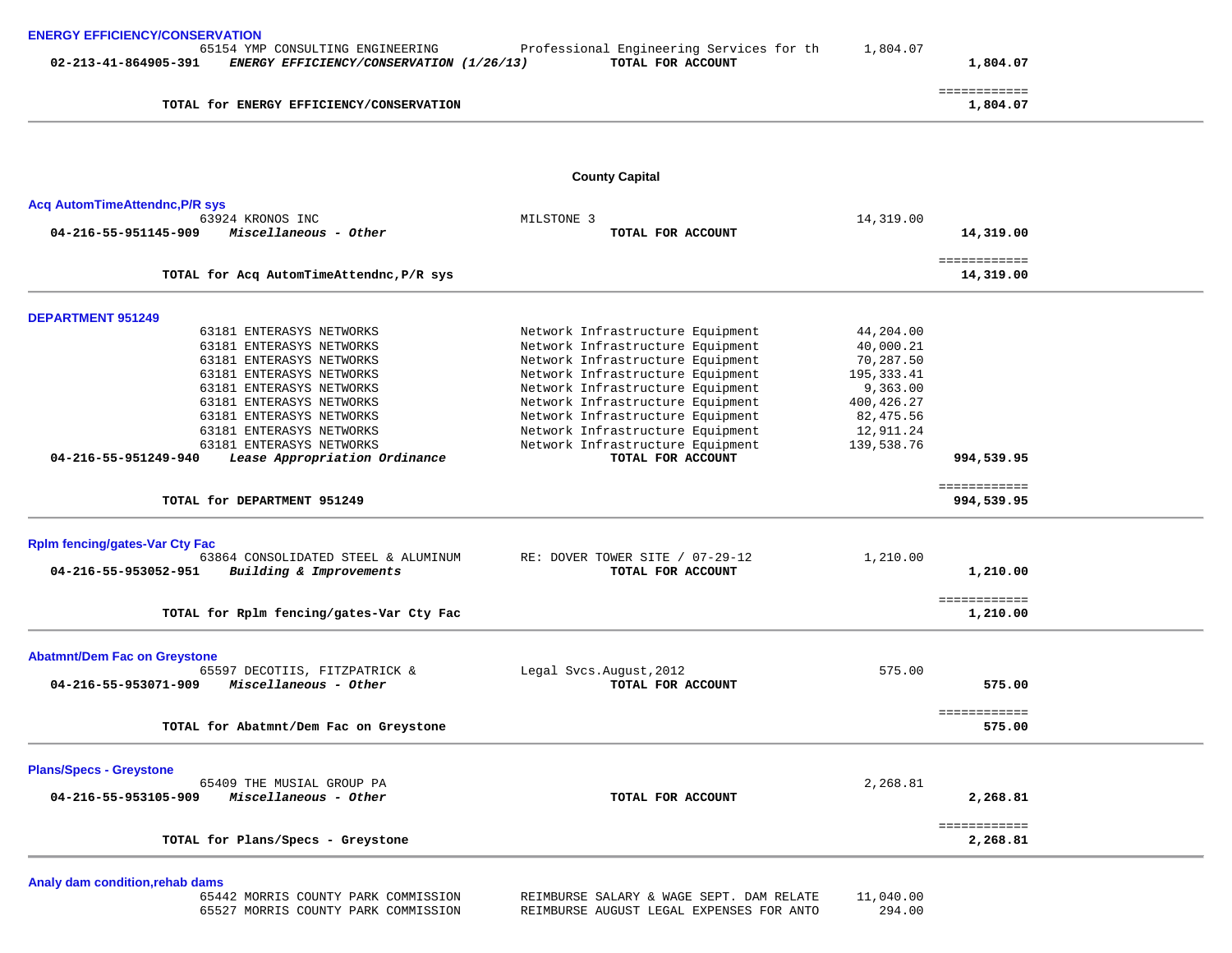**ENERGY EFFICIENCY/CONSERVATION**

| | | | | |
|---|---|---|---|---|
| | 65154 YMP CONSULTING ENGINEERING | Professional Engineering Services for th | 1,804.07 | |
| 02-213-41-864905-391 | *ENERGY EFFICIENCY/CONSERVATION (1/26/13)* | TOTAL FOR ACCOUNT | | 1,804.07 |

**TOTAL for ENERGY EFFICIENCY/CONSERVATION** ============ **1,804.07**

## County Capital

**Acq AutomTimeAttendnc,P/R sys**

| | | | | |
|---|---|---|---|---|
| | 63924 KRONOS INC | MILSTONE 3 | 14,319.00 | |
| 04-216-55-951145-909 | *Miscellaneous - Other* | TOTAL FOR ACCOUNT | | 14,319.00 |

**TOTAL for Acq AutomTimeAttendnc,P/R sys** ============ **14,319.00**

**DEPARTMENT 951249**

| | | | | |
|---|---|---|---|---|
| | 63181 ENTERASYS NETWORKS | Network Infrastructure Equipment | 44,204.00 | |
| | 63181 ENTERASYS NETWORKS | Network Infrastructure Equipment | 40,000.21 | |
| | 63181 ENTERASYS NETWORKS | Network Infrastructure Equipment | 70,287.50 | |
| | 63181 ENTERASYS NETWORKS | Network Infrastructure Equipment | 195,333.41 | |
| | 63181 ENTERASYS NETWORKS | Network Infrastructure Equipment | 9,363.00 | |
| | 63181 ENTERASYS NETWORKS | Network Infrastructure Equipment | 400,426.27 | |
| | 63181 ENTERASYS NETWORKS | Network Infrastructure Equipment | 82,475.56 | |
| | 63181 ENTERASYS NETWORKS | Network Infrastructure Equipment | 12,911.24 | |
| | 63181 ENTERASYS NETWORKS | Network Infrastructure Equipment | 139,538.76 | |
| 04-216-55-951249-940 | *Lease Appropriation Ordinance* | TOTAL FOR ACCOUNT | | 994,539.95 |

**TOTAL for DEPARTMENT 951249** ============ **994,539.95**

**Rplm fencing/gates-Var Cty Fac**

| | | | | |
|---|---|---|---|---|
| | 63864 CONSOLIDATED STEEL & ALUMINUM | RE: DOVER TOWER SITE / 07-29-12 | 1,210.00 | |
| 04-216-55-953052-951 | *Building & Improvements* | TOTAL FOR ACCOUNT | | 1,210.00 |

**TOTAL for Rplm fencing/gates-Var Cty Fac** ============ **1,210.00**

**Abatmnt/Dem Fac on Greystone**

| | | | | |
|---|---|---|---|---|
| | 65597 DECOTIIS, FITZPATRICK & | Legal Svcs.August,2012 | 575.00 | |
| 04-216-55-953071-909 | *Miscellaneous - Other* | TOTAL FOR ACCOUNT | | 575.00 |

**TOTAL for Abatmnt/Dem Fac on Greystone** ============ **575.00**

**Plans/Specs - Greystone**

| | | | | |
|---|---|---|---|---|
| | 65409 THE MUSIAL GROUP PA | | 2,268.81 | |
| 04-216-55-953105-909 | *Miscellaneous - Other* | TOTAL FOR ACCOUNT | | 2,268.81 |

**TOTAL for Plans/Specs - Greystone** ============ **2,268.81**

**Analy dam condition,rehab dams**

| | | | |
|---|---|---|---|
| | 65442 MORRIS COUNTY PARK COMMISSION | REIMBURSE SALARY & WAGE SEPT. DAM RELATE | 11,040.00 |
| | 65527 MORRIS COUNTY PARK COMMISSION | REIMBURSE AUGUST LEGAL EXPENSES FOR ANTO | 294.00 |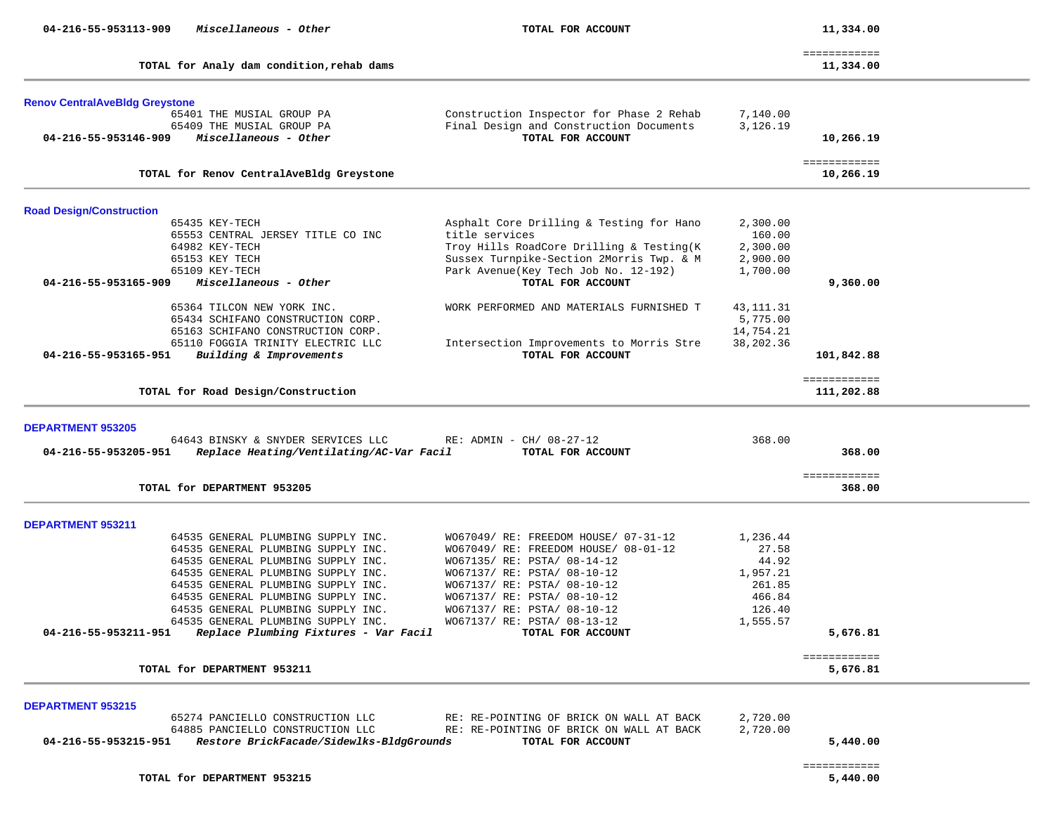| | | | | |
|---|---|---|---|---|
| **04-216-55-953113-909** | ***Miscellaneous - Other*** | **TOTAL FOR ACCOUNT** | | **11,334.00** |
| | | | | ============ |
| | **TOTAL for Analy dam condition,rehab dams** | | | **11,334.00** |

## Renov CentralAveBldg Greystone

| | | | | |
|---|---|---|---|---|
| | 65401 THE MUSIAL GROUP PA | Construction Inspector for Phase 2 Rehab | 7,140.00 | |
| | 65409 THE MUSIAL GROUP PA | Final Design and Construction Documents | 3,126.19 | |
| **04-216-55-953146-909** | ***Miscellaneous - Other*** | **TOTAL FOR ACCOUNT** | | **10,266.19** |
| | | | | ============ |
| | **TOTAL for Renov CentralAveBldg Greystone** | | | **10,266.19** |

## Road Design/Construction

| | | | | |
|---|---|---|---|---|
| | 65435 KEY-TECH | Asphalt Core Drilling & Testing for Hano | 2,300.00 | |
| | 65553 CENTRAL JERSEY TITLE CO INC | title services | 160.00 | |
| | 64982 KEY-TECH | Troy Hills RoadCore Drilling & Testing(K | 2,300.00 | |
| | 65153 KEY TECH | Sussex Turnpike-Section 2Morris Twp. & M | 2,900.00 | |
| | 65109 KEY-TECH | Park Avenue(Key Tech Job No. 12-192) | 1,700.00 | |
| **04-216-55-953165-909** | ***Miscellaneous - Other*** | **TOTAL FOR ACCOUNT** | | **9,360.00** |
| | 65364 TILCON NEW YORK INC. | WORK PERFORMED AND MATERIALS FURNISHED T | 43,111.31 | |
| | 65434 SCHIFANO CONSTRUCTION CORP. | | 5,775.00 | |
| | 65163 SCHIFANO CONSTRUCTION CORP. | | 14,754.21 | |
| | 65110 FOGGIA TRINITY ELECTRIC LLC | Intersection Improvements to Morris Stre | 38,202.36 | |
| **04-216-55-953165-951** | ***Building & Improvements*** | **TOTAL FOR ACCOUNT** | | **101,842.88** |
| | | | | ============ |
| | **TOTAL for Road Design/Construction** | | | **111,202.88** |

## DEPARTMENT 953205

| | | | | |
|---|---|---|---|---|
| | 64643 BINSKY & SNYDER SERVICES LLC | RE: ADMIN - CH/ 08-27-12 | 368.00 | |
| **04-216-55-953205-951** | ***Replace Heating/Ventilating/AC-Var Facil*** | **TOTAL FOR ACCOUNT** | | **368.00** |
| | | | | ============ |
| | **TOTAL for DEPARTMENT 953205** | | | **368.00** |

## DEPARTMENT 953211

| | | | | |
|---|---|---|---|---|
| | 64535 GENERAL PLUMBING SUPPLY INC. | WO67049/ RE: FREEDOM HOUSE/ 07-31-12 | 1,236.44 | |
| | 64535 GENERAL PLUMBING SUPPLY INC. | WO67049/ RE: FREEDOM HOUSE/ 08-01-12 | 27.58 | |
| | 64535 GENERAL PLUMBING SUPPLY INC. | WO67135/ RE: PSTA/ 08-14-12 | 44.92 | |
| | 64535 GENERAL PLUMBING SUPPLY INC. | WO67137/ RE: PSTA/ 08-10-12 | 1,957.21 | |
| | 64535 GENERAL PLUMBING SUPPLY INC. | WO67137/ RE: PSTA/ 08-10-12 | 261.85 | |
| | 64535 GENERAL PLUMBING SUPPLY INC. | WO67137/ RE: PSTA/ 08-10-12 | 466.84 | |
| | 64535 GENERAL PLUMBING SUPPLY INC. | WO67137/ RE: PSTA/ 08-10-12 | 126.40 | |
| | 64535 GENERAL PLUMBING SUPPLY INC. | WO67137/ RE: PSTA/ 08-13-12 | 1,555.57 | |
| **04-216-55-953211-951** | ***Replace Plumbing Fixtures - Var Facil*** | **TOTAL FOR ACCOUNT** | | **5,676.81** |
| | | | | ============ |
| | **TOTAL for DEPARTMENT 953211** | | | **5,676.81** |

## DEPARTMENT 953215

| | | | | |
|---|---|---|---|---|
| | 65274 PANCIELLO CONSTRUCTION LLC | RE: RE-POINTING OF BRICK ON WALL AT BACK | 2,720.00 | |
| | 64885 PANCIELLO CONSTRUCTION LLC | RE: RE-POINTING OF BRICK ON WALL AT BACK | 2,720.00 | |
| **04-216-55-953215-951** | ***Restore BrickFacade/Sidewlks-BldgGrounds*** | **TOTAL FOR ACCOUNT** | | **5,440.00** |
| | | | | ============ |
| | **TOTAL for DEPARTMENT 953215** | | | **5,440.00** |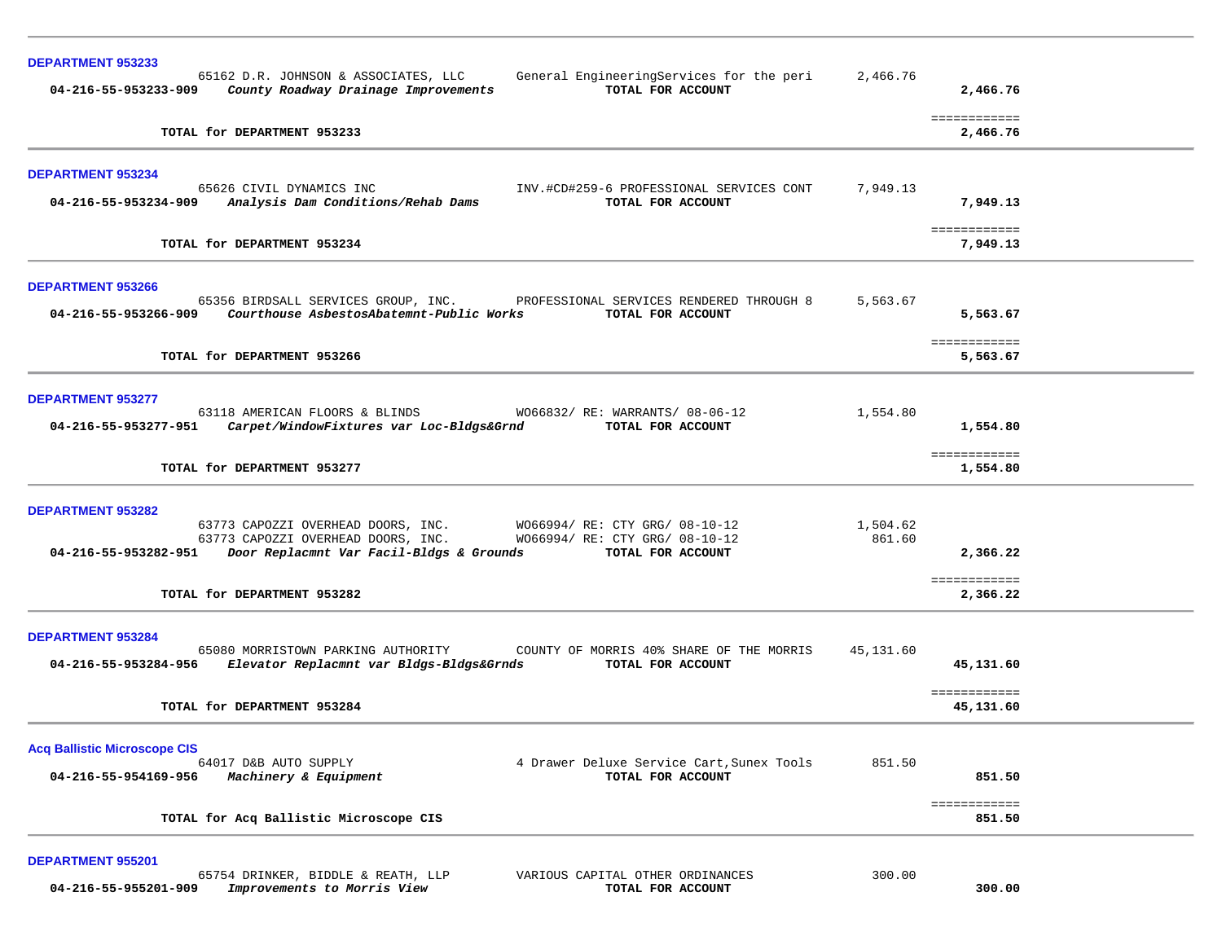**DEPARTMENT 953233**

| Account | Vendor / Description | Detail | Amount | Total |
|---|---|---|---|---|
| | 65162 D.R. JOHNSON & ASSOCIATES, LLC | General EngineeringServices for the peri | 2,466.76 | |
| **04-216-55-953233-909** | ***County Roadway Drainage Improvements*** | **TOTAL FOR ACCOUNT** | | **2,466.76** |

============

**TOTAL for DEPARTMENT 953233** **2,466.76**

**DEPARTMENT 953234**

| Account | Vendor / Description | Detail | Amount | Total |
|---|---|---|---|---|
| | 65626 CIVIL DYNAMICS INC | INV.#CD#259-6 PROFESSIONAL SERVICES CONT | 7,949.13 | |
| **04-216-55-953234-909** | ***Analysis Dam Conditions/Rehab Dams*** | **TOTAL FOR ACCOUNT** | | **7,949.13** |

============

**TOTAL for DEPARTMENT 953234** **7,949.13**

**DEPARTMENT 953266**

| Account | Vendor / Description | Detail | Amount | Total |
|---|---|---|---|---|
| | 65356 BIRDSALL SERVICES GROUP, INC. | PROFESSIONAL SERVICES RENDERED THROUGH 8 | 5,563.67 | |
| **04-216-55-953266-909** | ***Courthouse AsbestosAbatemnt-Public Works*** | **TOTAL FOR ACCOUNT** | | **5,563.67** |

============

**TOTAL for DEPARTMENT 953266** **5,563.67**

**DEPARTMENT 953277**

| Account | Vendor / Description | Detail | Amount | Total |
|---|---|---|---|---|
| | 63118 AMERICAN FLOORS & BLINDS | WO66832/ RE: WARRANTS/ 08-06-12 | 1,554.80 | |
| **04-216-55-953277-951** | ***Carpet/WindowFixtures var Loc-Bldgs&Grnd*** | **TOTAL FOR ACCOUNT** | | **1,554.80** |

============

**TOTAL for DEPARTMENT 953277** **1,554.80**

**DEPARTMENT 953282**

| Account | Vendor / Description | Detail | Amount | Total |
|---|---|---|---|---|
| | 63773 CAPOZZI OVERHEAD DOORS, INC. | WO66994/ RE: CTY GRG/ 08-10-12 | 1,504.62 | |
| | 63773 CAPOZZI OVERHEAD DOORS, INC. | WO66994/ RE: CTY GRG/ 08-10-12 | 861.60 | |
| **04-216-55-953282-951** | ***Door Replacmnt Var Facil-Bldgs & Grounds*** | **TOTAL FOR ACCOUNT** | | **2,366.22** |

============

**TOTAL for DEPARTMENT 953282** **2,366.22**

**DEPARTMENT 953284**

| Account | Vendor / Description | Detail | Amount | Total |
|---|---|---|---|---|
| | 65080 MORRISTOWN PARKING AUTHORITY | COUNTY OF MORRIS 40% SHARE OF THE MORRIS | 45,131.60 | |
| **04-216-55-953284-956** | ***Elevator Replacmnt var Bldgs-Bldgs&Grnds*** | **TOTAL FOR ACCOUNT** | | **45,131.60** |

============

**TOTAL for DEPARTMENT 953284** **45,131.60**

**Acq Ballistic Microscope CIS**

| Account | Vendor / Description | Detail | Amount | Total |
|---|---|---|---|---|
| | 64017 D&B AUTO SUPPLY | 4 Drawer Deluxe Service Cart,Sunex Tools | 851.50 | |
| **04-216-55-954169-956** | ***Machinery & Equipment*** | **TOTAL FOR ACCOUNT** | | **851.50** |

============

**TOTAL for Acq Ballistic Microscope CIS** **851.50**

**DEPARTMENT 955201**

| Account | Vendor / Description | Detail | Amount | Total |
|---|---|---|---|---|
| | 65754 DRINKER, BIDDLE & REATH, LLP | VARIOUS CAPITAL OTHER ORDINANCES | 300.00 | |
| **04-216-55-955201-909** | ***Improvements to Morris View*** | **TOTAL FOR ACCOUNT** | | **300.00** |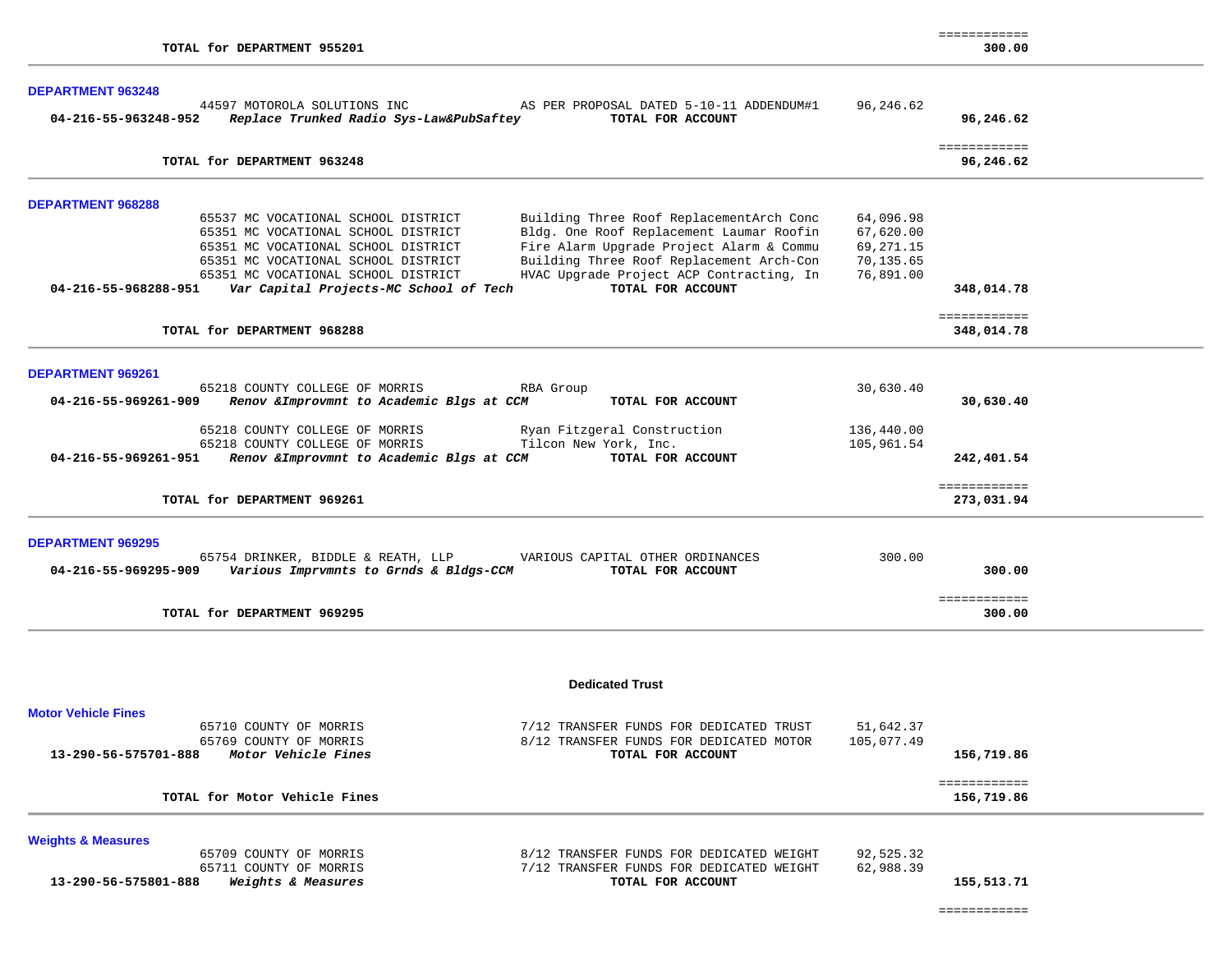| | | | |
|---|---|---|---|
| **TOTAL for DEPARTMENT 955201** | | | ============ **300.00** |

**DEPARTMENT 963248**

| Account / Vendor | Description | Amount | Total |
|---|---|---|---|
| 44597 MOTOROLA SOLUTIONS INC | AS PER PROPOSAL DATED 5-10-11 ADDENDUM#1 | 96,246.62 | |
| **04-216-55-963248-952** ***Replace Trunked Radio Sys-Law&PubSaftey*** | **TOTAL FOR ACCOUNT** | | **96,246.62** |
| **TOTAL for DEPARTMENT 963248** | | | ============ **96,246.62** |

**DEPARTMENT 968288**

| Account / Vendor | Description | Amount | Total |
|---|---|---|---|
| 65537 MC VOCATIONAL SCHOOL DISTRICT | Building Three Roof ReplacementArch Conc | 64,096.98 | |
| 65351 MC VOCATIONAL SCHOOL DISTRICT | Bldg. One Roof Replacement Laumar Roofin | 67,620.00 | |
| 65351 MC VOCATIONAL SCHOOL DISTRICT | Fire Alarm Upgrade Project Alarm & Commu | 69,271.15 | |
| 65351 MC VOCATIONAL SCHOOL DISTRICT | Building Three Roof Replacement Arch-Con | 70,135.65 | |
| 65351 MC VOCATIONAL SCHOOL DISTRICT | HVAC Upgrade Project ACP Contracting, In | 76,891.00 | |
| **04-216-55-968288-951** ***Var Capital Projects-MC School of Tech*** | **TOTAL FOR ACCOUNT** | | **348,014.78** |
| **TOTAL for DEPARTMENT 968288** | | | ============ **348,014.78** |

**DEPARTMENT 969261**

| Account / Vendor | Description | Amount | Total |
|---|---|---|---|
| 65218 COUNTY COLLEGE OF MORRIS | RBA Group | 30,630.40 | |
| **04-216-55-969261-909** ***Renov &Improvmnt to Academic Blgs at CCM*** | **TOTAL FOR ACCOUNT** | | **30,630.40** |
| 65218 COUNTY COLLEGE OF MORRIS | Ryan Fitzgeral Construction | 136,440.00 | |
| 65218 COUNTY COLLEGE OF MORRIS | Tilcon New York, Inc. | 105,961.54 | |
| **04-216-55-969261-951** ***Renov &Improvmnt to Academic Blgs at CCM*** | **TOTAL FOR ACCOUNT** | | **242,401.54** |
| **TOTAL for DEPARTMENT 969261** | | | ============ **273,031.94** |

**DEPARTMENT 969295**

| Account / Vendor | Description | Amount | Total |
|---|---|---|---|
| 65754 DRINKER, BIDDLE & REATH, LLP | VARIOUS CAPITAL OTHER ORDINANCES | 300.00 | |
| **04-216-55-969295-909** ***Various Imprvmnts to Grnds & Bldgs-CCM*** | **TOTAL FOR ACCOUNT** | | **300.00** |
| **TOTAL for DEPARTMENT 969295** | | | ============ **300.00** |

## Dedicated Trust

**Motor Vehicle Fines**

| Account / Vendor | Description | Amount | Total |
|---|---|---|---|
| 65710 COUNTY OF MORRIS | 7/12 TRANSFER FUNDS FOR DEDICATED TRUST | 51,642.37 | |
| 65769 COUNTY OF MORRIS | 8/12 TRANSFER FUNDS FOR DEDICATED MOTOR | 105,077.49 | |
| **13-290-56-575701-888** ***Motor Vehicle Fines*** | **TOTAL FOR ACCOUNT** | | **156,719.86** |
| **TOTAL for Motor Vehicle Fines** | | | ============ **156,719.86** |

**Weights & Measures**

| Account / Vendor | Description | Amount | Total |
|---|---|---|---|
| 65709 COUNTY OF MORRIS | 8/12 TRANSFER FUNDS FOR DEDICATED WEIGHT | 92,525.32 | |
| 65711 COUNTY OF MORRIS | 7/12 TRANSFER FUNDS FOR DEDICATED WEIGHT | 62,988.39 | |
| **13-290-56-575801-888** ***Weights & Measures*** | **TOTAL FOR ACCOUNT** | | **155,513.71** |
| | | | ============ |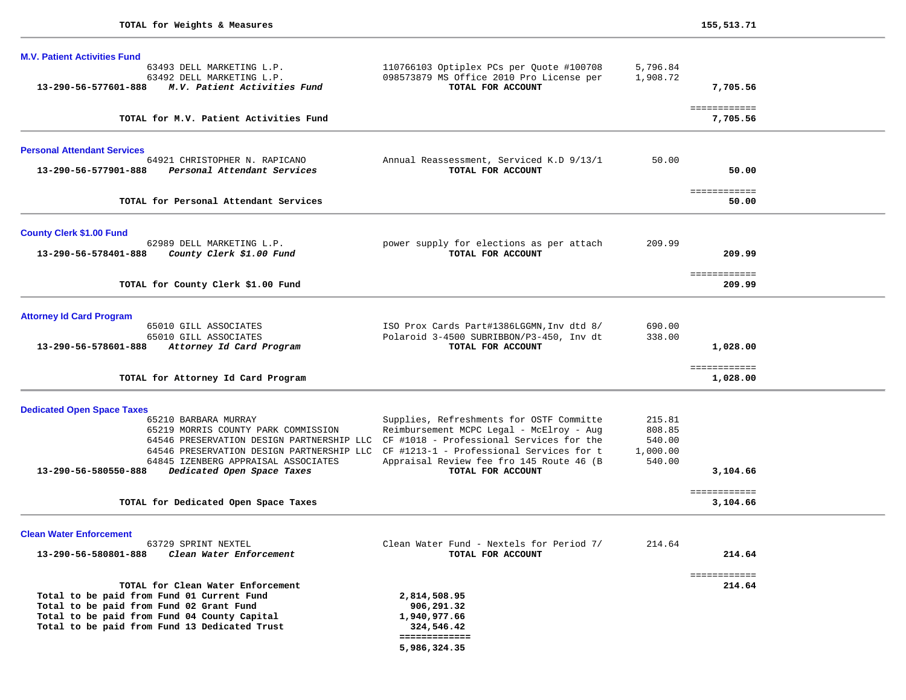**TOTAL for Weights & Measures** **155,513.71**

### M.V. Patient Activities Fund

| | | | | |
|---|---|---|---|---|
| | 63493 DELL MARKETING L.P. | 110766103 Optiplex PCs per Quote #100708 | 5,796.84 | |
| | 63492 DELL MARKETING L.P. | 098573879 MS Office 2010 Pro License per | 1,908.72 | |
| **13-290-56-577601-888** | ***M.V. Patient Activities Fund*** | **TOTAL FOR ACCOUNT** | | **7,705.56** |

**TOTAL for M.V. Patient Activities Fund** ============ **7,705.56**

### Personal Attendant Services

| | | | | |
|---|---|---|---|---|
| | 64921 CHRISTOPHER N. RAPICANO | Annual Reassessment, Serviced K.D 9/13/1 | 50.00 | |
| **13-290-56-577901-888** | ***Personal Attendant Services*** | **TOTAL FOR ACCOUNT** | | **50.00** |

**TOTAL for Personal Attendant Services** ============ **50.00**

### County Clerk $1.00 Fund

| | | | | |
|---|---|---|---|---|
| | 62989 DELL MARKETING L.P. | power supply for elections as per attach | 209.99 | |
| **13-290-56-578401-888** | ***County Clerk $1.00 Fund*** | **TOTAL FOR ACCOUNT** | | **209.99** |

**TOTAL for County Clerk $1.00 Fund** ============ **209.99**

### Attorney Id Card Program

| | | | | |
|---|---|---|---|---|
| | 65010 GILL ASSOCIATES | ISO Prox Cards Part#1386LGGMN,Inv dtd 8/ | 690.00 | |
| | 65010 GILL ASSOCIATES | Polaroid 3-4500 SUBRIBBON/P3-450, Inv dt | 338.00 | |
| **13-290-56-578601-888** | ***Attorney Id Card Program*** | **TOTAL FOR ACCOUNT** | | **1,028.00** |

**TOTAL for Attorney Id Card Program** ============ **1,028.00**

### Dedicated Open Space Taxes

| | | | | |
|---|---|---|---|---|
| | 65210 BARBARA MURRAY | Supplies, Refreshments for OSTF Committe | 215.81 | |
| | 65219 MORRIS COUNTY PARK COMMISSION | Reimbursement MCPC Legal - McElroy - Aug | 808.85 | |
| | 64546 PRESERVATION DESIGN PARTNERSHIP LLC | CF #1018 - Professional Services for the | 540.00 | |
| | 64546 PRESERVATION DESIGN PARTNERSHIP LLC | CF #1213-1 - Professional Services for t | 1,000.00 | |
| | 64845 IZENBERG APPRAISAL ASSOCIATES | Appraisal Review fee fro 145 Route 46 (B | 540.00 | |
| **13-290-56-580550-888** | ***Dedicated Open Space Taxes*** | **TOTAL FOR ACCOUNT** | | **3,104.66** |

**TOTAL for Dedicated Open Space Taxes** ============ **3,104.66**

### Clean Water Enforcement

| | | | | |
|---|---|---|---|---|
| | 63729 SPRINT NEXTEL | Clean Water Fund - Nextels for Period 7/ | 214.64 | |
| **13-290-56-580801-888** | ***Clean Water Enforcement*** | **TOTAL FOR ACCOUNT** | | **214.64** |

**TOTAL for Clean Water Enforcement** ============ **214.64**

| | |
|---|---|
| **Total to be paid from Fund 01 Current Fund** | **2,814,508.95** |
| **Total to be paid from Fund 02 Grant Fund** | **906,291.32** |
| **Total to be paid from Fund 04 County Capital** | **1,940,977.66** |
| **Total to be paid from Fund 13 Dedicated Trust** | **324,546.42** |
| | ============= |
| | **5,986,324.35** |